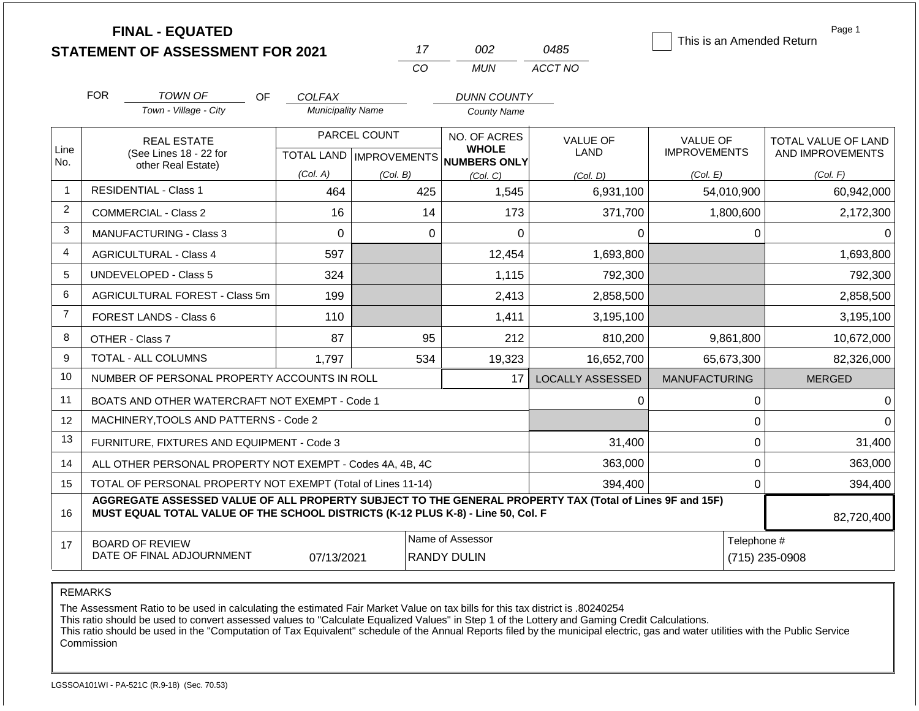# FINAL - EQUATED
## STATEMENT OF ASSESSMENT FOR 2021

17 | 002 | 0485
CO | MUN | ACCT NO

☐ This is an Amended Return

FOR TOWN OF (Town - Village - City) OF COLFAX (Municipality Name) DUNN COUNTY (County Name)

| Line No. | REAL ESTATE (See Lines 18 - 22 for other Real Estate) | PARCEL COUNT TOTAL LAND (Col. A) | PARCEL COUNT IMPROVEMENTS (Col. B) | NO. OF ACRES WHOLE NUMBERS ONLY (Col. C) | VALUE OF LAND (Col. D) | VALUE OF IMPROVEMENTS (Col. E) | TOTAL VALUE OF LAND AND IMPROVEMENTS (Col. F) |
|---|---|---|---|---|---|---|---|
| 1 | RESIDENTIAL - Class 1 | 464 | 425 | 1,545 | 6,931,100 | 54,010,900 | 60,942,000 |
| 2 | COMMERCIAL - Class 2 | 16 | 14 | 173 | 371,700 | 1,800,600 | 2,172,300 |
| 3 | MANUFACTURING - Class 3 | 0 | 0 | 0 | 0 | 0 | 0 |
| 4 | AGRICULTURAL - Class 4 | 597 | | 12,454 | 1,693,800 | | 1,693,800 |
| 5 | UNDEVELOPED - Class 5 | 324 | | 1,115 | 792,300 | | 792,300 |
| 6 | AGRICULTURAL FOREST - Class 5m | 199 | | 2,413 | 2,858,500 | | 2,858,500 |
| 7 | FOREST LANDS - Class 6 | 110 | | 1,411 | 3,195,100 | | 3,195,100 |
| 8 | OTHER - Class 7 | 87 | 95 | 212 | 810,200 | 9,861,800 | 10,672,000 |
| 9 | TOTAL - ALL COLUMNS | 1,797 | 534 | 19,323 | 16,652,700 | 65,673,300 | 82,326,000 |
| 10 | NUMBER OF PERSONAL PROPERTY ACCOUNTS IN ROLL | | | 17 | LOCALLY ASSESSED | MANUFACTURING | MERGED |
| 11 | BOATS AND OTHER WATERCRAFT NOT EXEMPT - Code 1 | | | | 0 | 0 | 0 |
| 12 | MACHINERY,TOOLS AND PATTERNS - Code 2 | | | | | 0 | 0 |
| 13 | FURNITURE, FIXTURES AND EQUIPMENT - Code 3 | | | | 31,400 | 0 | 31,400 |
| 14 | ALL OTHER PERSONAL PROPERTY NOT EXEMPT - Codes 4A, 4B, 4C | | | | 363,000 | 0 | 363,000 |
| 15 | TOTAL OF PERSONAL PROPERTY NOT EXEMPT (Total of Lines 11-14) | | | | 394,400 | 0 | 394,400 |
| 16 | **AGGREGATE ASSESSED VALUE OF ALL PROPERTY SUBJECT TO THE GENERAL PROPERTY TAX (Total of Lines 9F and 15F) MUST EQUAL TOTAL VALUE OF THE SCHOOL DISTRICTS (K-12 PLUS K-8) - Line 50, Col. F** | | | | | | 82,720,400 |
| 17 | BOARD OF REVIEW DATE OF FINAL ADJOURNMENT | 07/13/2021 | Name of Assessor: RANDY DULIN | | | Telephone #: (715) 235-0908 | |

REMARKS

The Assessment Ratio to be used in calculating the estimated Fair Market Value on tax bills for this tax district is .80240254
This ratio should be used to convert assessed values to "Calculate Equalized Values" in Step 1 of the Lottery and Gaming Credit Calculations.
This ratio should be used in the "Computation of Tax Equivalent" schedule of the Annual Reports filed by the municipal electric, gas and water utilities with the Public Service Commission

LGSSOA101WI - PA-521C (R.9-18) (Sec. 70.53)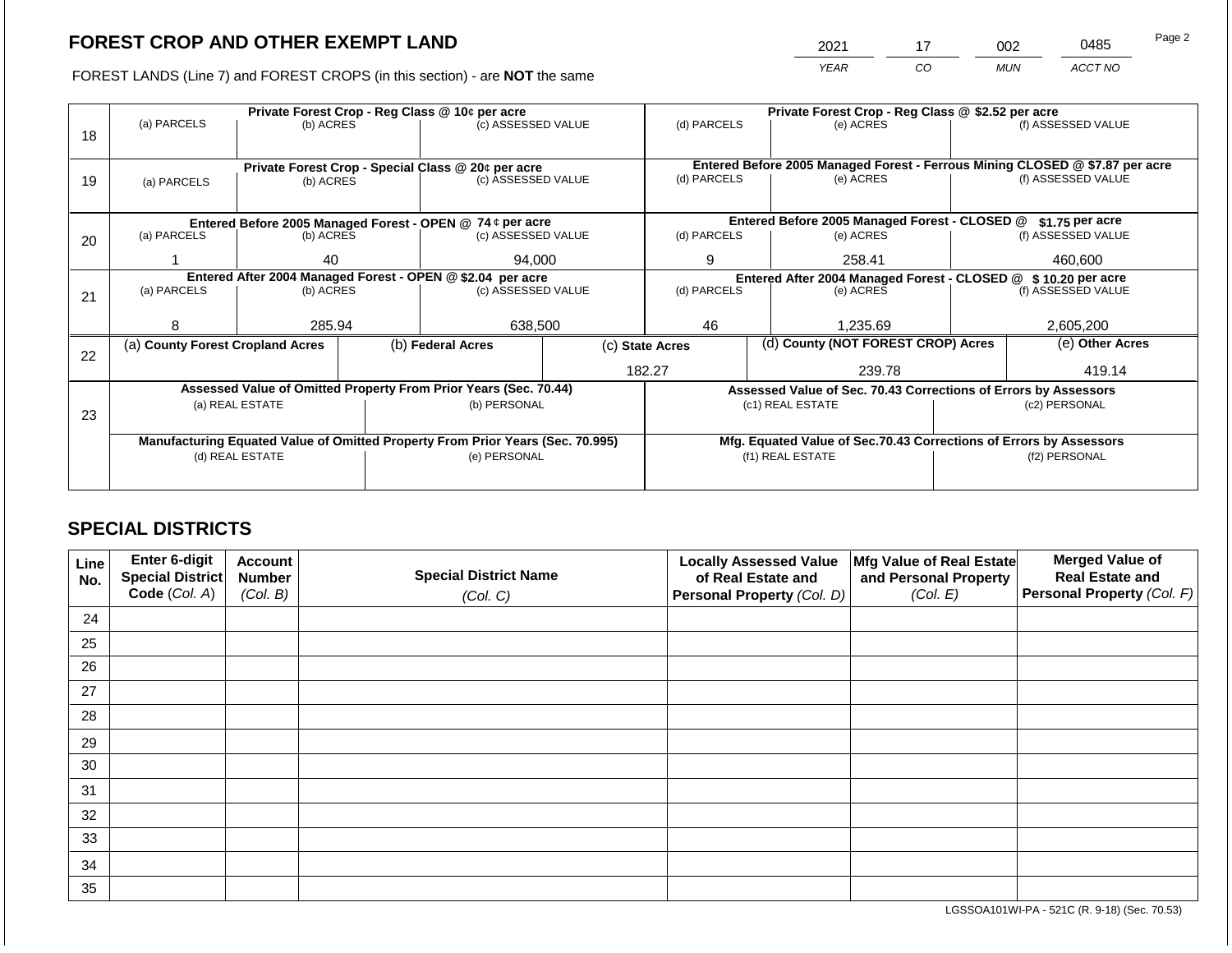# FOREST CROP AND OTHER EXEMPT LAND

FOREST LANDS (Line 7) and FOREST CROPS (in this section) - are **NOT** the same

| 2021 | 17 | 002 | 0485 |
|---|---|---|---|
| YEAR | CO | MUN | ACCT NO |

| | | | | | | |
|---|---|---|---|---|---|---|
| 18 | **Private Forest Crop - Reg Class @ 10¢ per acre** | | | **Private Forest Crop - Reg Class @ $2.52 per acre** | | |
| | (a) PARCELS | (b) ACRES | (c) ASSESSED VALUE | (d) PARCELS | (e) ACRES | (f) ASSESSED VALUE |
| | | | | | | |
| 19 | **Private Forest Crop - Special Class @ 20¢ per acre** | | | **Entered Before 2005 Managed Forest - Ferrous Mining CLOSED @ $7.87 per acre** | | |
| | (a) PARCELS | (b) ACRES | (c) ASSESSED VALUE | (d) PARCELS | (e) ACRES | (f) ASSESSED VALUE |
| | | | | | | |
| 20 | **Entered Before 2005 Managed Forest - OPEN @ 74 ¢ per acre** | | | **Entered Before 2005 Managed Forest - CLOSED @ $1.75 per acre** | | |
| | (a) PARCELS | (b) ACRES | (c) ASSESSED VALUE | (d) PARCELS | (e) ACRES | (f) ASSESSED VALUE |
| | 1 | 40 | 94,000 | 9 | 258.41 | 460,600 |
| 21 | **Entered After 2004 Managed Forest - OPEN @ $2.04 per acre** | | | **Entered After 2004 Managed Forest - CLOSED @ $ 10.20 per acre** | | |
| | (a) PARCELS | (b) ACRES | (c) ASSESSED VALUE | (d) PARCELS | (e) ACRES | (f) ASSESSED VALUE |
| | 8 | 285.94 | 638,500 | 46 | 1,235.69 | 2,605,200 |

| | | | | | |
|---|---|---|---|---|---|
| 22 | (a) **County Forest Cropland Acres** | (b) **Federal Acres** | (c) **State Acres** | (d) **County (NOT FOREST CROP) Acres** | (e) **Other Acres** |
| | | | 182.27 | 239.78 | 419.14 |

| | | | | |
|---|---|---|---|---|
| 23 | **Assessed Value of Omitted Property From Prior Years (Sec. 70.44)** | | **Assessed Value of Sec. 70.43 Corrections of Errors by Assessors** | |
| | (a) REAL ESTATE | (b) PERSONAL | (c1) REAL ESTATE | (c2) PERSONAL |
| | | | | |
| | **Manufacturing Equated Value of Omitted Property From Prior Years (Sec. 70.995)** | | **Mfg. Equated Value of Sec.70.43 Corrections of Errors by Assessors** | |
| | (d) REAL ESTATE | (e) PERSONAL | (f1) REAL ESTATE | (f2) PERSONAL |
| | | | | |

## SPECIAL DISTRICTS

| Line No. | Enter 6-digit Special District Code (Col. A) | Account Number (Col. B) | Special District Name (Col. C) | Locally Assessed Value of Real Estate and Personal Property (Col. D) | Mfg Value of Real Estate and Personal Property (Col. E) | Merged Value of Real Estate and Personal Property (Col. F) |
|---|---|---|---|---|---|---|
| 24 | | | | | | |
| 25 | | | | | | |
| 26 | | | | | | |
| 27 | | | | | | |
| 28 | | | | | | |
| 29 | | | | | | |
| 30 | | | | | | |
| 31 | | | | | | |
| 32 | | | | | | |
| 33 | | | | | | |
| 34 | | | | | | |
| 35 | | | | | | |

LGSSOA101WI-PA - 521C (R. 9-18) (Sec. 70.53)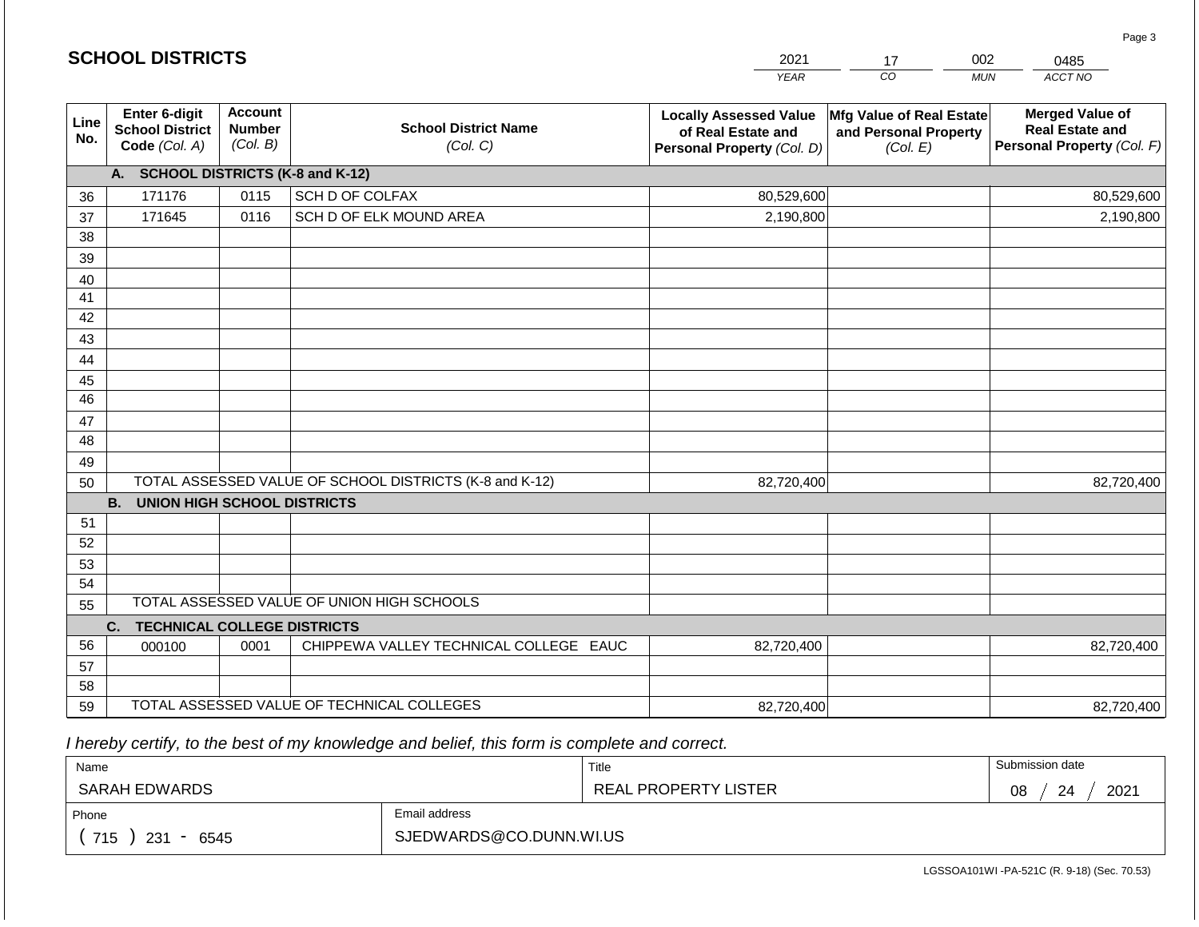## SCHOOL DISTRICTS

| 2021 | 17 | 002 | 0485 |
|---|---|---|---|
| *YEAR* | *CO* | *MUN* | *ACCT NO* |

| Line No. | Enter 6-digit School District Code *(Col. A)* | Account Number *(Col. B)* | School District Name *(Col. C)* | Locally Assessed Value of Real Estate and Personal Property *(Col. D)* | Mfg Value of Real Estate and Personal Property *(Col. E)* | Merged Value of Real Estate and Personal Property *(Col. F)* |
|---|---|---|---|---|---|---|
| | **A. SCHOOL DISTRICTS (K-8 and K-12)** | | | | | |
| 36 | 171176 | 0115 | SCH D OF COLFAX | 80,529,600 | | 80,529,600 |
| 37 | 171645 | 0116 | SCH D OF ELK MOUND AREA | 2,190,800 | | 2,190,800 |
| 38 | | | | | | |
| 39 | | | | | | |
| 40 | | | | | | |
| 41 | | | | | | |
| 42 | | | | | | |
| 43 | | | | | | |
| 44 | | | | | | |
| 45 | | | | | | |
| 46 | | | | | | |
| 47 | | | | | | |
| 48 | | | | | | |
| 49 | | | | | | |
| 50 | TOTAL ASSESSED VALUE OF SCHOOL DISTRICTS (K-8 and K-12) | | | 82,720,400 | | 82,720,400 |
| | **B. UNION HIGH SCHOOL DISTRICTS** | | | | | |
| 51 | | | | | | |
| 52 | | | | | | |
| 53 | | | | | | |
| 54 | | | | | | |
| 55 | TOTAL ASSESSED VALUE OF UNION HIGH SCHOOLS | | | | | |
| | **C. TECHNICAL COLLEGE DISTRICTS** | | | | | |
| 56 | 000100 | 0001 | CHIPPEWA VALLEY TECHNICAL COLLEGE EAUC | 82,720,400 | | 82,720,400 |
| 57 | | | | | | |
| 58 | | | | | | |
| 59 | TOTAL ASSESSED VALUE OF TECHNICAL COLLEGES | | | 82,720,400 | | 82,720,400 |

*I hereby certify, to the best of my knowledge and belief, this form is complete and correct.*

| Name | Title | Submission date |
|---|---|---|
| SARAH EDWARDS | REAL PROPERTY LISTER | 08 / 24 / 2021 |
| **Phone** | **Email address** | |
| ( 715 ) 231 - 6545 | SJEDWARDS@CO.DUNN.WI.US | |

LGSSOA101WI -PA-521C (R. 9-18) (Sec. 70.53)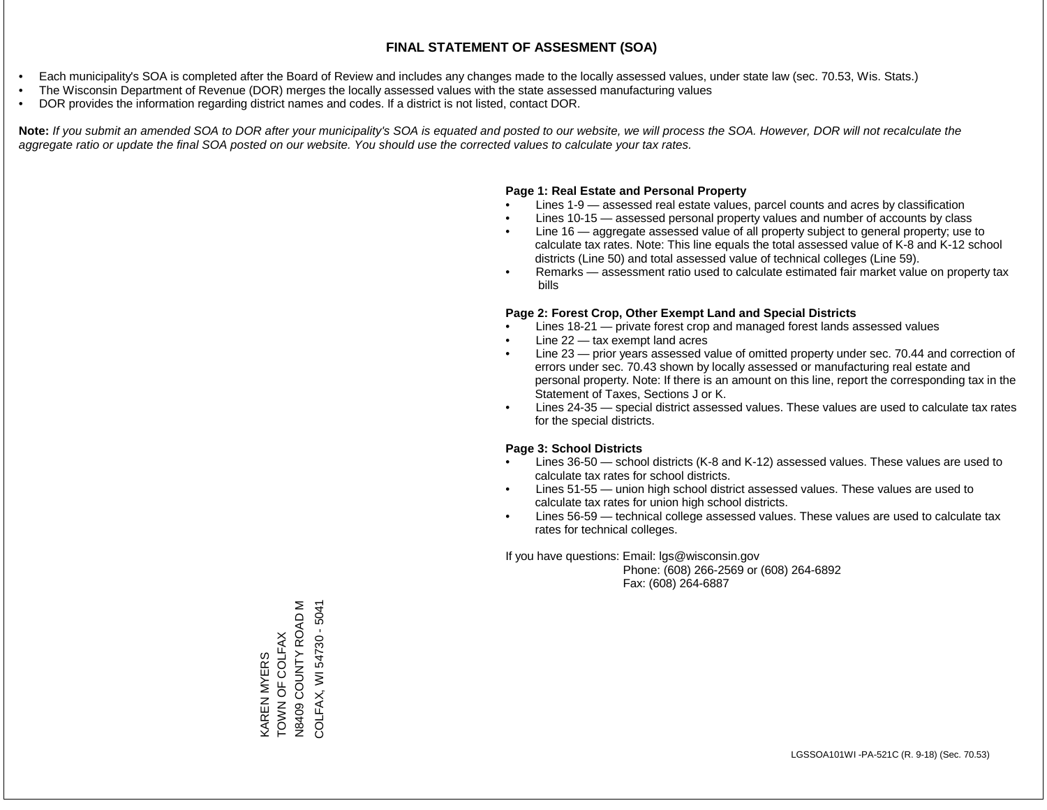# FINAL STATEMENT OF ASSESMENT (SOA)

- Each municipality's SOA is completed after the Board of Review and includes any changes made to the locally assessed values, under state law (sec. 70.53, Wis. Stats.)
- The Wisconsin Department of Revenue (DOR) merges the locally assessed values with the state assessed manufacturing values
- DOR provides the information regarding district names and codes. If a district is not listed, contact DOR.

**Note:** *If you submit an amended SOA to DOR after your municipality's SOA is equated and posted to our website, we will process the SOA. However, DOR will not recalculate the aggregate ratio or update the final SOA posted on our website. You should use the corrected values to calculate your tax rates.*

**Page 1: Real Estate and Personal Property**

- Lines 1-9 — assessed real estate values, parcel counts and acres by classification
- Lines 10-15 — assessed personal property values and number of accounts by class
- Line 16 — aggregate assessed value of all property subject to general property; use to calculate tax rates. Note: This line equals the total assessed value of K-8 and K-12 school districts (Line 50) and total assessed value of technical colleges (Line 59).
- Remarks — assessment ratio used to calculate estimated fair market value on property tax bills

**Page 2: Forest Crop, Other Exempt Land and Special Districts**

- Lines 18-21 — private forest crop and managed forest lands assessed values
- Line 22 — tax exempt land acres
- Line 23 — prior years assessed value of omitted property under sec. 70.44 and correction of errors under sec. 70.43 shown by locally assessed or manufacturing real estate and personal property. Note: If there is an amount on this line, report the corresponding tax in the Statement of Taxes, Sections J or K.
- Lines 24-35 — special district assessed values. These values are used to calculate tax rates for the special districts.

**Page 3: School Districts**

- Lines 36-50 — school districts (K-8 and K-12) assessed values. These values are used to calculate tax rates for school districts.
- Lines 51-55 — union high school district assessed values. These values are used to calculate tax rates for union high school districts.
- Lines 56-59 — technical college assessed values. These values are used to calculate tax rates for technical colleges.

If you have questions: Email: lgs@wisconsin.gov
Phone: (608) 266-2569 or (608) 264-6892
Fax: (608) 264-6887

KAREN MYERS
TOWN OF COLFAX
N8409 COUNTY ROAD M
COLFAX, WI 54730 - 5041

LGSSOA101WI -PA-521C (R. 9-18) (Sec. 70.53)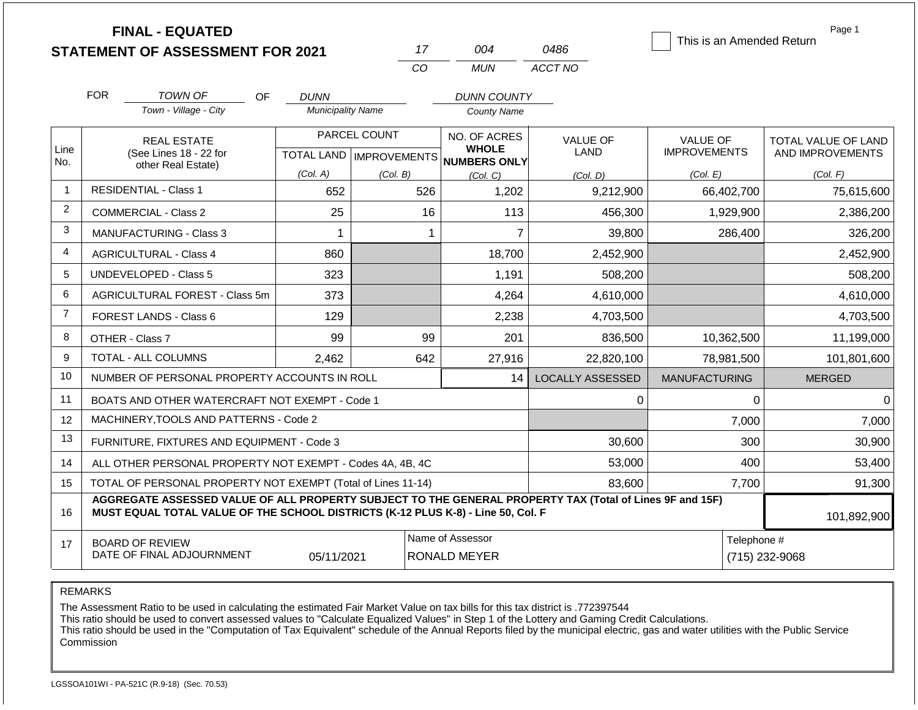# FINAL - EQUATED
## STATEMENT OF ASSESSMENT FOR 2021

| 17 | 004 | 0486 |
|---|---|---|
| CO | MUN | ACCT NO |

This is an Amended Return

FOR TOWN OF (Town - Village - City) OF DUNN (Municipality Name) DUNN COUNTY (County Name)

| Line No. | REAL ESTATE (See Lines 18 - 22 for other Real Estate) | PARCEL COUNT TOTAL LAND (Col. A) | PARCEL COUNT IMPROVEMENTS (Col. B) | NO. OF ACRES WHOLE NUMBERS ONLY (Col. C) | VALUE OF LAND (Col. D) | VALUE OF IMPROVEMENTS (Col. E) | TOTAL VALUE OF LAND AND IMPROVEMENTS (Col. F) |
|---|---|---|---|---|---|---|---|
| 1 | RESIDENTIAL - Class 1 | 652 | 526 | 1,202 | 9,212,900 | 66,402,700 | 75,615,600 |
| 2 | COMMERCIAL - Class 2 | 25 | 16 | 113 | 456,300 | 1,929,900 | 2,386,200 |
| 3 | MANUFACTURING - Class 3 | 1 | 1 | 7 | 39,800 | 286,400 | 326,200 |
| 4 | AGRICULTURAL - Class 4 | 860 | | 18,700 | 2,452,900 | | 2,452,900 |
| 5 | UNDEVELOPED - Class 5 | 323 | | 1,191 | 508,200 | | 508,200 |
| 6 | AGRICULTURAL FOREST - Class 5m | 373 | | 4,264 | 4,610,000 | | 4,610,000 |
| 7 | FOREST LANDS - Class 6 | 129 | | 2,238 | 4,703,500 | | 4,703,500 |
| 8 | OTHER - Class 7 | 99 | 99 | 201 | 836,500 | 10,362,500 | 11,199,000 |
| 9 | TOTAL - ALL COLUMNS | 2,462 | 642 | 27,916 | 22,820,100 | 78,981,500 | 101,801,600 |
| 10 | NUMBER OF PERSONAL PROPERTY ACCOUNTS IN ROLL | | | 14 | LOCALLY ASSESSED | MANUFACTURING | MERGED |
| 11 | BOATS AND OTHER WATERCRAFT NOT EXEMPT - Code 1 | | | | 0 | 0 | 0 |
| 12 | MACHINERY,TOOLS AND PATTERNS - Code 2 | | | | | 7,000 | 7,000 |
| 13 | FURNITURE, FIXTURES AND EQUIPMENT - Code 3 | | | | 30,600 | 300 | 30,900 |
| 14 | ALL OTHER PERSONAL PROPERTY NOT EXEMPT - Codes 4A, 4B, 4C | | | | 53,000 | 400 | 53,400 |
| 15 | TOTAL OF PERSONAL PROPERTY NOT EXEMPT (Total of Lines 11-14) | | | | 83,600 | 7,700 | 91,300 |
| 16 | **AGGREGATE ASSESSED VALUE OF ALL PROPERTY SUBJECT TO THE GENERAL PROPERTY TAX (Total of Lines 9F and 15F) MUST EQUAL TOTAL VALUE OF THE SCHOOL DISTRICTS (K-12 PLUS K-8) - Line 50, Col. F** | | | | | | 101,892,900 |
| 17 | BOARD OF REVIEW DATE OF FINAL ADJOURNMENT | 05/11/2021 | | Name of Assessor: RONALD MEYER | | | Telephone #: (715) 232-9068 |

REMARKS

The Assessment Ratio to be used in calculating the estimated Fair Market Value on tax bills for this tax district is .772397544
This ratio should be used to convert assessed values to "Calculate Equalized Values" in Step 1 of the Lottery and Gaming Credit Calculations.
This ratio should be used in the "Computation of Tax Equivalent" schedule of the Annual Reports filed by the municipal electric, gas and water utilities with the Public Service Commission

LGSSOA101WI - PA-521C (R.9-18) (Sec. 70.53)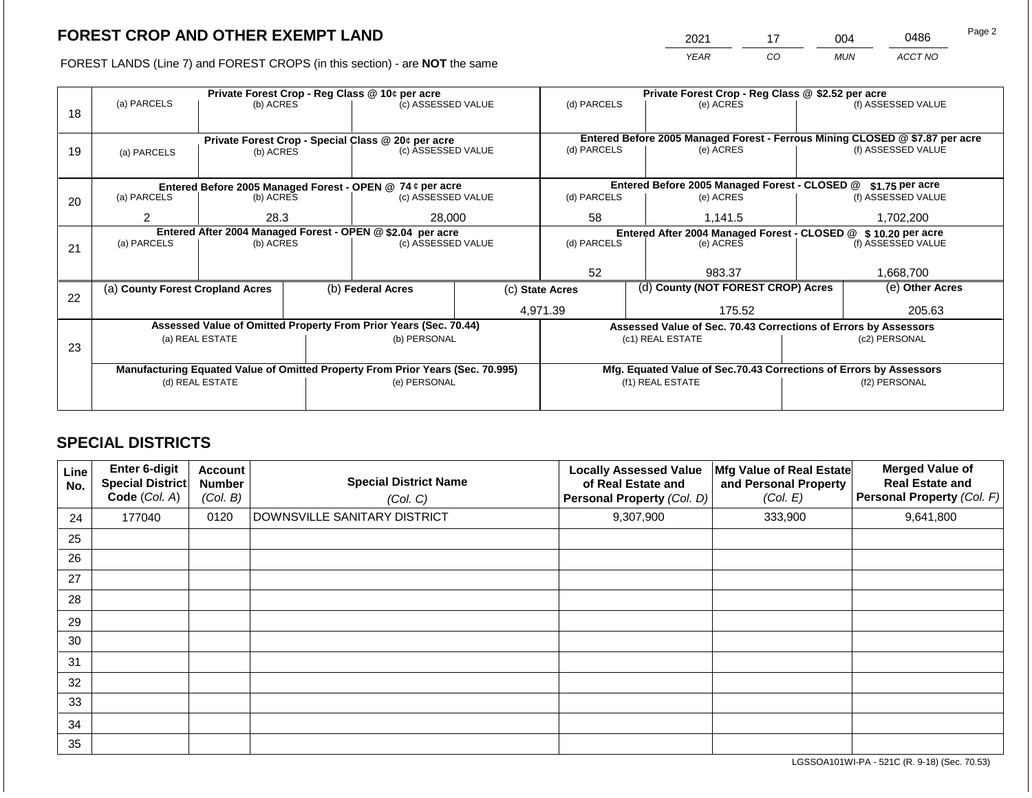# FOREST CROP AND OTHER EXEMPT LAND

| 2021 | 17 | 004 | 0486 |
|---|---|---|---|
| YEAR | CO | MUN | ACCT NO |

FOREST LANDS (Line 7) and FOREST CROPS (in this section) - are **NOT** the same

| Line | Private Forest Crop - Reg Class @ 10¢ per acre | | | Private Forest Crop - Reg Class @ $2.52 per acre | | |
|---|---|---|---|---|---|---|
| | (a) PARCELS | (b) ACRES | (c) ASSESSED VALUE | (d) PARCELS | (e) ACRES | (f) ASSESSED VALUE |
| 18 | | | | | | |
| | **Private Forest Crop - Special Class @ 20¢ per acre** | | | **Entered Before 2005 Managed Forest - Ferrous Mining CLOSED @ $7.87 per acre** | | |
| | (a) PARCELS | (b) ACRES | (c) ASSESSED VALUE | (d) PARCELS | (e) ACRES | (f) ASSESSED VALUE |
| 19 | | | | | | |
| | **Entered Before 2005 Managed Forest - OPEN @ 74 ¢ per acre** | | | **Entered Before 2005 Managed Forest - CLOSED @ $1.75 per acre** | | |
| | (a) PARCELS | (b) ACRES | (c) ASSESSED VALUE | (d) PARCELS | (e) ACRES | (f) ASSESSED VALUE |
| 20 | 2 | 28.3 | 28,000 | 58 | 1,141.5 | 1,702,200 |
| | **Entered After 2004 Managed Forest - OPEN @ $2.04 per acre** | | | **Entered After 2004 Managed Forest - CLOSED @ $ 10.20 per acre** | | |
| | (a) PARCELS | (b) ACRES | (c) ASSESSED VALUE | (d) PARCELS | (e) ACRES | (f) ASSESSED VALUE |
| 21 | | | | 52 | 983.37 | 1,668,700 |

| Line | (a) County Forest Cropland Acres | (b) Federal Acres | (c) State Acres | (d) County (NOT FOREST CROP) Acres | (e) Other Acres |
|---|---|---|---|---|---|
| 22 | | | 4,971.39 | 175.52 | 205.63 |

| Line | Assessed Value of Omitted Property From Prior Years (Sec. 70.44) | | Assessed Value of Sec. 70.43 Corrections of Errors by Assessors | |
|---|---|---|---|---|
| | (a) REAL ESTATE | (b) PERSONAL | (c1) REAL ESTATE | (c2) PERSONAL |
| 23 | | | | |
| | **Manufacturing Equated Value of Omitted Property From Prior Years (Sec. 70.995)** | | **Mfg. Equated Value of Sec.70.43 Corrections of Errors by Assessors** | |
| | (d) REAL ESTATE | (e) PERSONAL | (f1) REAL ESTATE | (f2) PERSONAL |
| | | | | |

## SPECIAL DISTRICTS

| Line No. | Enter 6-digit Special District Code (Col. A) | Account Number (Col. B) | Special District Name (Col. C) | Locally Assessed Value of Real Estate and Personal Property (Col. D) | Mfg Value of Real Estate and Personal Property (Col. E) | Merged Value of Real Estate and Personal Property (Col. F) |
|---|---|---|---|---|---|---|
| 24 | 177040 | 0120 | DOWNSVILLE SANITARY DISTRICT | 9,307,900 | 333,900 | 9,641,800 |
| 25 | | | | | | |
| 26 | | | | | | |
| 27 | | | | | | |
| 28 | | | | | | |
| 29 | | | | | | |
| 30 | | | | | | |
| 31 | | | | | | |
| 32 | | | | | | |
| 33 | | | | | | |
| 34 | | | | | | |
| 35 | | | | | | |

LGSSOA101WI-PA - 521C (R. 9-18) (Sec. 70.53)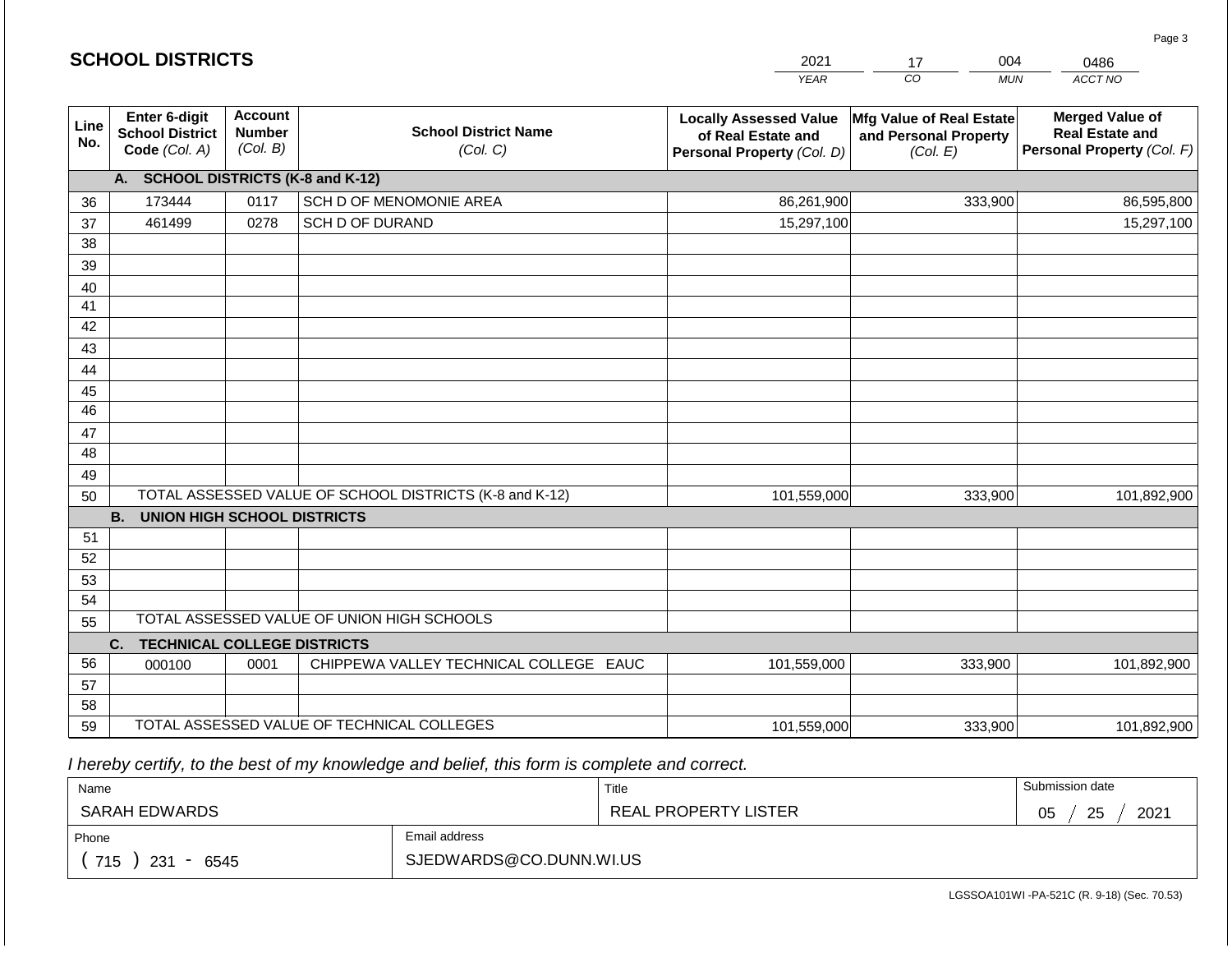## SCHOOL DISTRICTS

| 2021 | 17 | 004 | 0486 |
|---|---|---|---|
| YEAR | CO | MUN | ACCT NO |

| Line No. | Enter 6-digit School District Code (Col. A) | Account Number (Col. B) | School District Name (Col. C) | Locally Assessed Value of Real Estate and Personal Property (Col. D) | Mfg Value of Real Estate and Personal Property (Col. E) | Merged Value of Real Estate and Personal Property (Col. F) |
|---|---|---|---|---|---|---|
| | **A. SCHOOL DISTRICTS (K-8 and K-12)** | | | | | |
| 36 | 173444 | 0117 | SCH D OF MENOMONIE AREA | 86,261,900 | 333,900 | 86,595,800 |
| 37 | 461499 | 0278 | SCH D OF DURAND | 15,297,100 | | 15,297,100 |
| 38 | | | | | | |
| 39 | | | | | | |
| 40 | | | | | | |
| 41 | | | | | | |
| 42 | | | | | | |
| 43 | | | | | | |
| 44 | | | | | | |
| 45 | | | | | | |
| 46 | | | | | | |
| 47 | | | | | | |
| 48 | | | | | | |
| 49 | | | | | | |
| 50 | TOTAL ASSESSED VALUE OF SCHOOL DISTRICTS (K-8 and K-12) | | | 101,559,000 | 333,900 | 101,892,900 |
| | **B. UNION HIGH SCHOOL DISTRICTS** | | | | | |
| 51 | | | | | | |
| 52 | | | | | | |
| 53 | | | | | | |
| 54 | | | | | | |
| 55 | TOTAL ASSESSED VALUE OF UNION HIGH SCHOOLS | | | | | |
| | **C. TECHNICAL COLLEGE DISTRICTS** | | | | | |
| 56 | 000100 | 0001 | CHIPPEWA VALLEY TECHNICAL COLLEGE EAUC | 101,559,000 | 333,900 | 101,892,900 |
| 57 | | | | | | |
| 58 | | | | | | |
| 59 | TOTAL ASSESSED VALUE OF TECHNICAL COLLEGES | | | 101,559,000 | 333,900 | 101,892,900 |

*I hereby certify, to the best of my knowledge and belief, this form is complete and correct.*

| Name | Title | Submission date |
|---|---|---|
| SARAH EDWARDS | REAL PROPERTY LISTER | 05 / 25 / 2021 |

| Phone | Email address |
|---|---|
| ( 715 ) 231 - 6545 | SJEDWARDS@CO.DUNN.WI.US |

LGSSOA101WI -PA-521C (R. 9-18) (Sec. 70.53)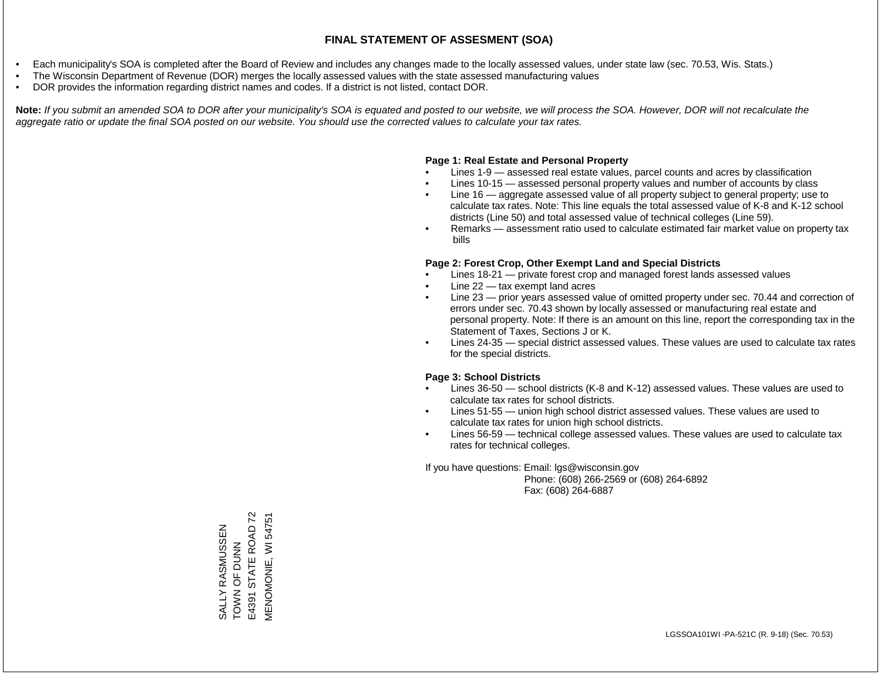# FINAL STATEMENT OF ASSESMENT (SOA)

- Each municipality's SOA is completed after the Board of Review and includes any changes made to the locally assessed values, under state law (sec. 70.53, Wis. Stats.)
- The Wisconsin Department of Revenue (DOR) merges the locally assessed values with the state assessed manufacturing values
- DOR provides the information regarding district names and codes. If a district is not listed, contact DOR.

**Note:** *If you submit an amended SOA to DOR after your municipality's SOA is equated and posted to our website, we will process the SOA. However, DOR will not recalculate the aggregate ratio or update the final SOA posted on our website. You should use the corrected values to calculate your tax rates.*

**Page 1: Real Estate and Personal Property**

- Lines 1-9 — assessed real estate values, parcel counts and acres by classification
- Lines 10-15 — assessed personal property values and number of accounts by class
- Line 16 — aggregate assessed value of all property subject to general property; use to calculate tax rates. Note: This line equals the total assessed value of K-8 and K-12 school districts (Line 50) and total assessed value of technical colleges (Line 59).
- Remarks — assessment ratio used to calculate estimated fair market value on property tax bills

**Page 2: Forest Crop, Other Exempt Land and Special Districts**

- Lines 18-21 — private forest crop and managed forest lands assessed values
- Line 22 — tax exempt land acres
- Line 23 — prior years assessed value of omitted property under sec. 70.44 and correction of errors under sec. 70.43 shown by locally assessed or manufacturing real estate and personal property. Note: If there is an amount on this line, report the corresponding tax in the Statement of Taxes, Sections J or K.
- Lines 24-35 — special district assessed values. These values are used to calculate tax rates for the special districts.

**Page 3: School Districts**

- Lines 36-50 — school districts (K-8 and K-12) assessed values. These values are used to calculate tax rates for school districts.
- Lines 51-55 — union high school district assessed values. These values are used to calculate tax rates for union high school districts.
- Lines 56-59 — technical college assessed values. These values are used to calculate tax rates for technical colleges.

If you have questions: Email: lgs@wisconsin.gov
Phone: (608) 266-2569 or (608) 264-6892
Fax: (608) 264-6887

SALLY RASMUSSEN
TOWN OF DUNN
E4391 STATE ROAD 72
MENOMONIE, WI 54751

LGSSOA101WI -PA-521C (R. 9-18) (Sec. 70.53)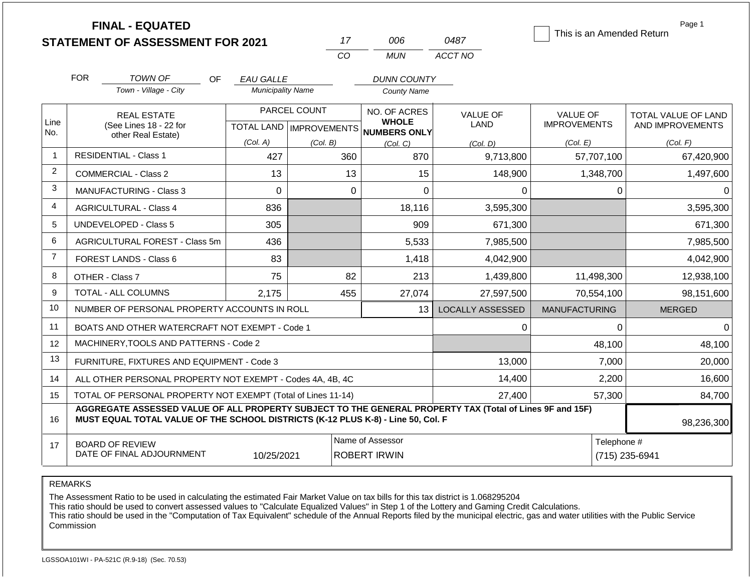# FINAL - EQUATED
# STATEMENT OF ASSESSMENT FOR 2021

| 17 | 006 | 0487 |
|---|---|---|
| CO | MUN | ACCT NO |

☐ This is an Amended Return

Page 1

FOR *TOWN OF* (Town - Village - City) OF *EAU GALLE* (Municipality Name) *DUNN COUNTY* (County Name)

| Line No. | REAL ESTATE (See Lines 18 - 22 for other Real Estate) | PARCEL COUNT TOTAL LAND (Col. A) | PARCEL COUNT IMPROVEMENTS (Col. B) | NO. OF ACRES WHOLE NUMBERS ONLY (Col. C) | VALUE OF LAND (Col. D) | VALUE OF IMPROVEMENTS (Col. E) | TOTAL VALUE OF LAND AND IMPROVEMENTS (Col. F) |
|---|---|---|---|---|---|---|---|
| 1 | RESIDENTIAL - Class 1 | 427 | 360 | 870 | 9,713,800 | 57,707,100 | 67,420,900 |
| 2 | COMMERCIAL - Class 2 | 13 | 13 | 15 | 148,900 | 1,348,700 | 1,497,600 |
| 3 | MANUFACTURING - Class 3 | 0 | 0 | 0 | 0 | 0 | 0 |
| 4 | AGRICULTURAL - Class 4 | 836 | | 18,116 | 3,595,300 | | 3,595,300 |
| 5 | UNDEVELOPED - Class 5 | 305 | | 909 | 671,300 | | 671,300 |
| 6 | AGRICULTURAL FOREST - Class 5m | 436 | | 5,533 | 7,985,500 | | 7,985,500 |
| 7 | FOREST LANDS - Class 6 | 83 | | 1,418 | 4,042,900 | | 4,042,900 |
| 8 | OTHER - Class 7 | 75 | 82 | 213 | 1,439,800 | 11,498,300 | 12,938,100 |
| 9 | TOTAL - ALL COLUMNS | 2,175 | 455 | 27,074 | 27,597,500 | 70,554,100 | 98,151,600 |
| 10 | NUMBER OF PERSONAL PROPERTY ACCOUNTS IN ROLL | | | 13 | LOCALLY ASSESSED | MANUFACTURING | MERGED |
| 11 | BOATS AND OTHER WATERCRAFT NOT EXEMPT - Code 1 | | | | 0 | 0 | 0 |
| 12 | MACHINERY,TOOLS AND PATTERNS - Code 2 | | | | | 48,100 | 48,100 |
| 13 | FURNITURE, FIXTURES AND EQUIPMENT - Code 3 | | | | 13,000 | 7,000 | 20,000 |
| 14 | ALL OTHER PERSONAL PROPERTY NOT EXEMPT - Codes 4A, 4B, 4C | | | | 14,400 | 2,200 | 16,600 |
| 15 | TOTAL OF PERSONAL PROPERTY NOT EXEMPT (Total of Lines 11-14) | | | | 27,400 | 57,300 | 84,700 |
| 16 | **AGGREGATE ASSESSED VALUE OF ALL PROPERTY SUBJECT TO THE GENERAL PROPERTY TAX (Total of Lines 9F and 15F) MUST EQUAL TOTAL VALUE OF THE SCHOOL DISTRICTS (K-12 PLUS K-8) - Line 50, Col. F** | | | | | | 98,236,300 |
| 17 | BOARD OF REVIEW DATE OF FINAL ADJOURNMENT | 10/25/2021 | | Name of Assessor: ROBERT IRWIN | | | Telephone #: (715) 235-6941 |

REMARKS

The Assessment Ratio to be used in calculating the estimated Fair Market Value on tax bills for this tax district is 1.068295204
This ratio should be used to convert assessed values to "Calculate Equalized Values" in Step 1 of the Lottery and Gaming Credit Calculations.
This ratio should be used in the "Computation of Tax Equivalent" schedule of the Annual Reports filed by the municipal electric, gas and water utilities with the Public Service Commission

LGSSOA101WI - PA-521C (R.9-18) (Sec. 70.53)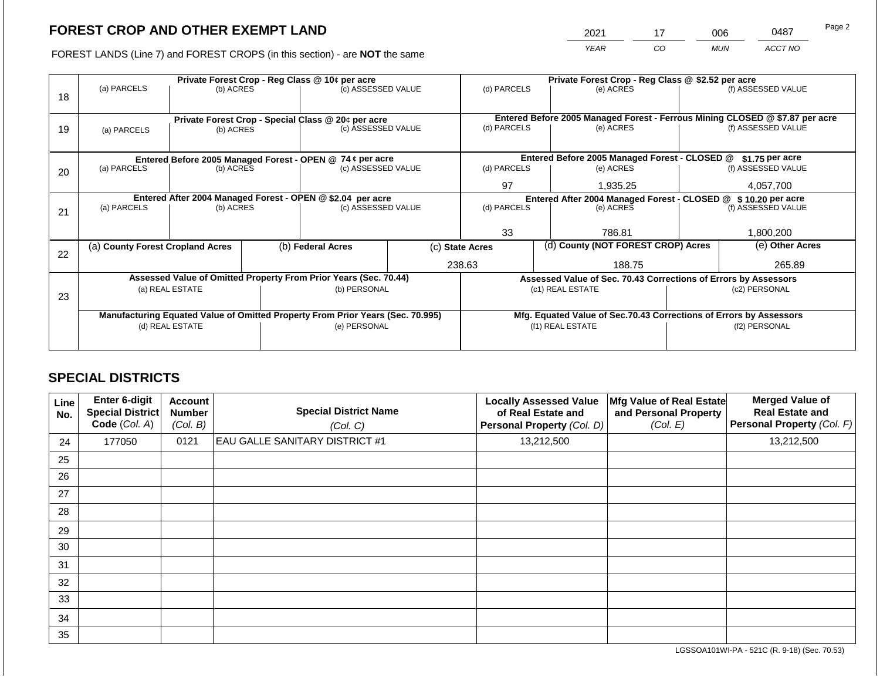# FOREST CROP AND OTHER EXEMPT LAND

FOREST LANDS (Line 7) and FOREST CROPS (in this section) - are **NOT** the same

| YEAR | CO | MUN | ACCT NO |
|---|---|---|---|
| 2021 | 17 | 006 | 0487 |

| Line | | | | | | |
|---|---|---|---|---|---|---|
| 18 | **Private Forest Crop - Reg Class @ 10¢ per acre** | | | **Private Forest Crop - Reg Class @ $2.52 per acre** | | |
| | (a) PARCELS | (b) ACRES | (c) ASSESSED VALUE | (d) PARCELS | (e) ACRES | (f) ASSESSED VALUE |
| | | | | | | |
| 19 | **Private Forest Crop - Special Class @ 20¢ per acre** | | | **Entered Before 2005 Managed Forest - Ferrous Mining CLOSED @ $7.87 per acre** | | |
| | (a) PARCELS | (b) ACRES | (c) ASSESSED VALUE | (d) PARCELS | (e) ACRES | (f) ASSESSED VALUE |
| | | | | | | |
| 20 | **Entered Before 2005 Managed Forest - OPEN @ 74 ¢ per acre** | | | **Entered Before 2005 Managed Forest - CLOSED @ $1.75 per acre** | | |
| | (a) PARCELS | (b) ACRES | (c) ASSESSED VALUE | (d) PARCELS | (e) ACRES | (f) ASSESSED VALUE |
| | | | | 97 | 1,935.25 | 4,057,700 |
| 21 | **Entered After 2004 Managed Forest - OPEN @ $2.04 per acre** | | | **Entered After 2004 Managed Forest - CLOSED @ $ 10.20 per acre** | | |
| | (a) PARCELS | (b) ACRES | (c) ASSESSED VALUE | (d) PARCELS | (e) ACRES | (f) ASSESSED VALUE |
| | | | | 33 | 786.81 | 1,800,200 |

| Line | (a) County Forest Cropland Acres | (b) Federal Acres | (c) State Acres | (d) County (NOT FOREST CROP) Acres | (e) Other Acres |
|---|---|---|---|---|---|
| 22 | | | 238.63 | 188.75 | 265.89 |

| Line | | | | |
|---|---|---|---|---|
| 23 | **Assessed Value of Omitted Property From Prior Years (Sec. 70.44)** | | **Assessed Value of Sec. 70.43 Corrections of Errors by Assessors** | |
| | (a) REAL ESTATE | (b) PERSONAL | (c1) REAL ESTATE | (c2) PERSONAL |
| | | | | |
| | **Manufacturing Equated Value of Omitted Property From Prior Years (Sec. 70.995)** | | **Mfg. Equated Value of Sec.70.43 Corrections of Errors by Assessors** | |
| | (d) REAL ESTATE | (e) PERSONAL | (f1) REAL ESTATE | (f2) PERSONAL |
| | | | | |

## SPECIAL DISTRICTS

| Line No. | Enter 6-digit Special District Code (Col. A) | Account Number (Col. B) | Special District Name (Col. C) | Locally Assessed Value of Real Estate and Personal Property (Col. D) | Mfg Value of Real Estate and Personal Property (Col. E) | Merged Value of Real Estate and Personal Property (Col. F) |
|---|---|---|---|---|---|---|
| 24 | 177050 | 0121 | EAU GALLE SANITARY DISTRICT #1 | 13,212,500 | | 13,212,500 |
| 25 | | | | | | |
| 26 | | | | | | |
| 27 | | | | | | |
| 28 | | | | | | |
| 29 | | | | | | |
| 30 | | | | | | |
| 31 | | | | | | |
| 32 | | | | | | |
| 33 | | | | | | |
| 34 | | | | | | |
| 35 | | | | | | |

LGSSOA101WI-PA - 521C (R. 9-18) (Sec. 70.53)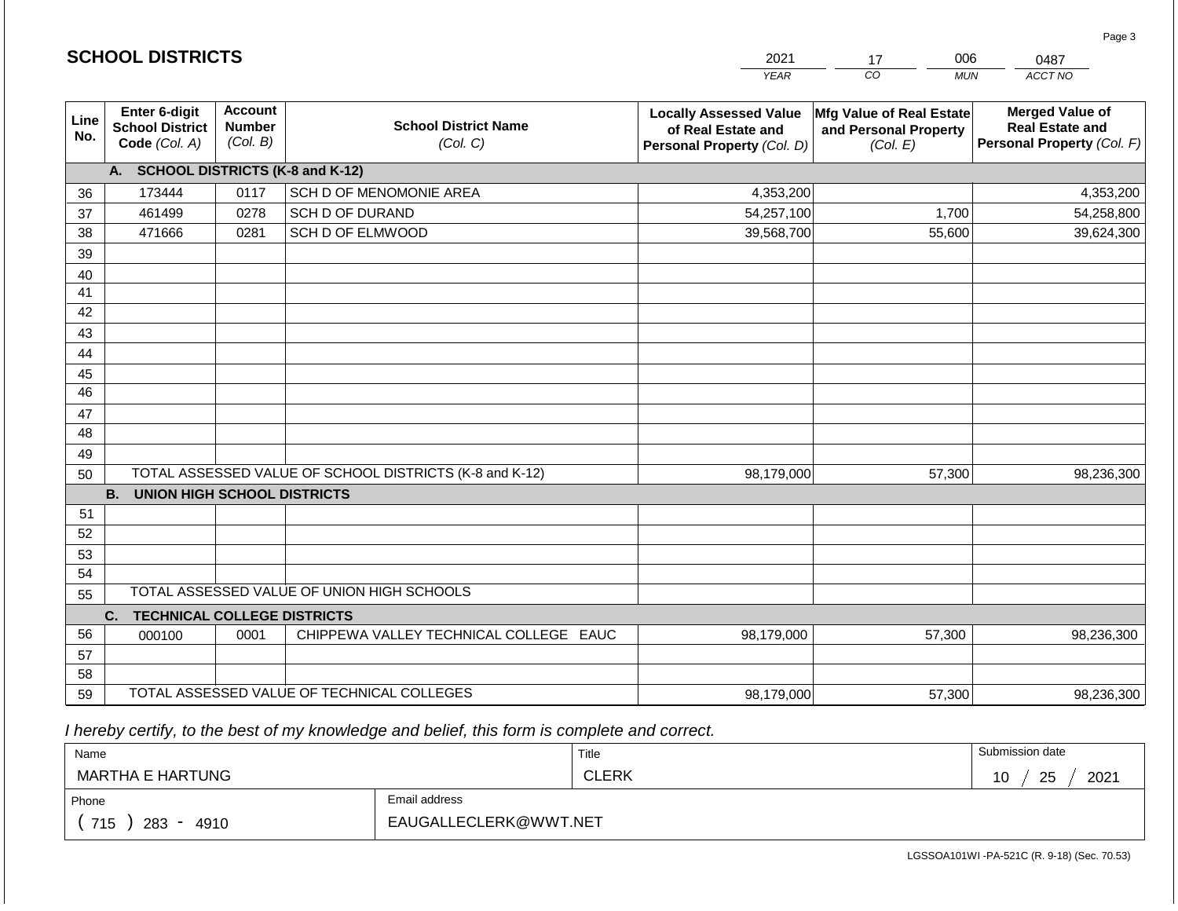## SCHOOL DISTRICTS

| 2021 | 17 | 006 | 0487 |
|---|---|---|---|
| *YEAR* | *CO* | *MUN* | *ACCT NO* |

| Line No. | Enter 6-digit School District Code *(Col. A)* | Account Number *(Col. B)* | School District Name *(Col. C)* | Locally Assessed Value of Real Estate and Personal Property *(Col. D)* | Mfg Value of Real Estate and Personal Property *(Col. E)* | Merged Value of Real Estate and Personal Property *(Col. F)* |
|---|---|---|---|---|---|---|
| | **A. SCHOOL DISTRICTS (K-8 and K-12)** | | | | | |
| 36 | 173444 | 0117 | SCH D OF MENOMONIE AREA | 4,353,200 | | 4,353,200 |
| 37 | 461499 | 0278 | SCH D OF DURAND | 54,257,100 | 1,700 | 54,258,800 |
| 38 | 471666 | 0281 | SCH D OF ELMWOOD | 39,568,700 | 55,600 | 39,624,300 |
| 39 | | | | | | |
| 40 | | | | | | |
| 41 | | | | | | |
| 42 | | | | | | |
| 43 | | | | | | |
| 44 | | | | | | |
| 45 | | | | | | |
| 46 | | | | | | |
| 47 | | | | | | |
| 48 | | | | | | |
| 49 | | | | | | |
| 50 | TOTAL ASSESSED VALUE OF SCHOOL DISTRICTS (K-8 and K-12) | | | 98,179,000 | 57,300 | 98,236,300 |
| | **B. UNION HIGH SCHOOL DISTRICTS** | | | | | |
| 51 | | | | | | |
| 52 | | | | | | |
| 53 | | | | | | |
| 54 | | | | | | |
| 55 | TOTAL ASSESSED VALUE OF UNION HIGH SCHOOLS | | | | | |
| | **C. TECHNICAL COLLEGE DISTRICTS** | | | | | |
| 56 | 000100 | 0001 | CHIPPEWA VALLEY TECHNICAL COLLEGE EAUC | 98,179,000 | 57,300 | 98,236,300 |
| 57 | | | | | | |
| 58 | | | | | | |
| 59 | TOTAL ASSESSED VALUE OF TECHNICAL COLLEGES | | | 98,179,000 | 57,300 | 98,236,300 |

*I hereby certify, to the best of my knowledge and belief, this form is complete and correct.*

| Name | Title | Submission date |
|---|---|---|
| MARTHA E HARTUNG | CLERK | 10 / 25 / 2021 |
| **Phone** | **Email address** | |
| ( 715 ) 283 - 4910 | EAUGALLECLERK@WWT.NET | |

LGSSOA101WI -PA-521C (R. 9-18) (Sec. 70.53)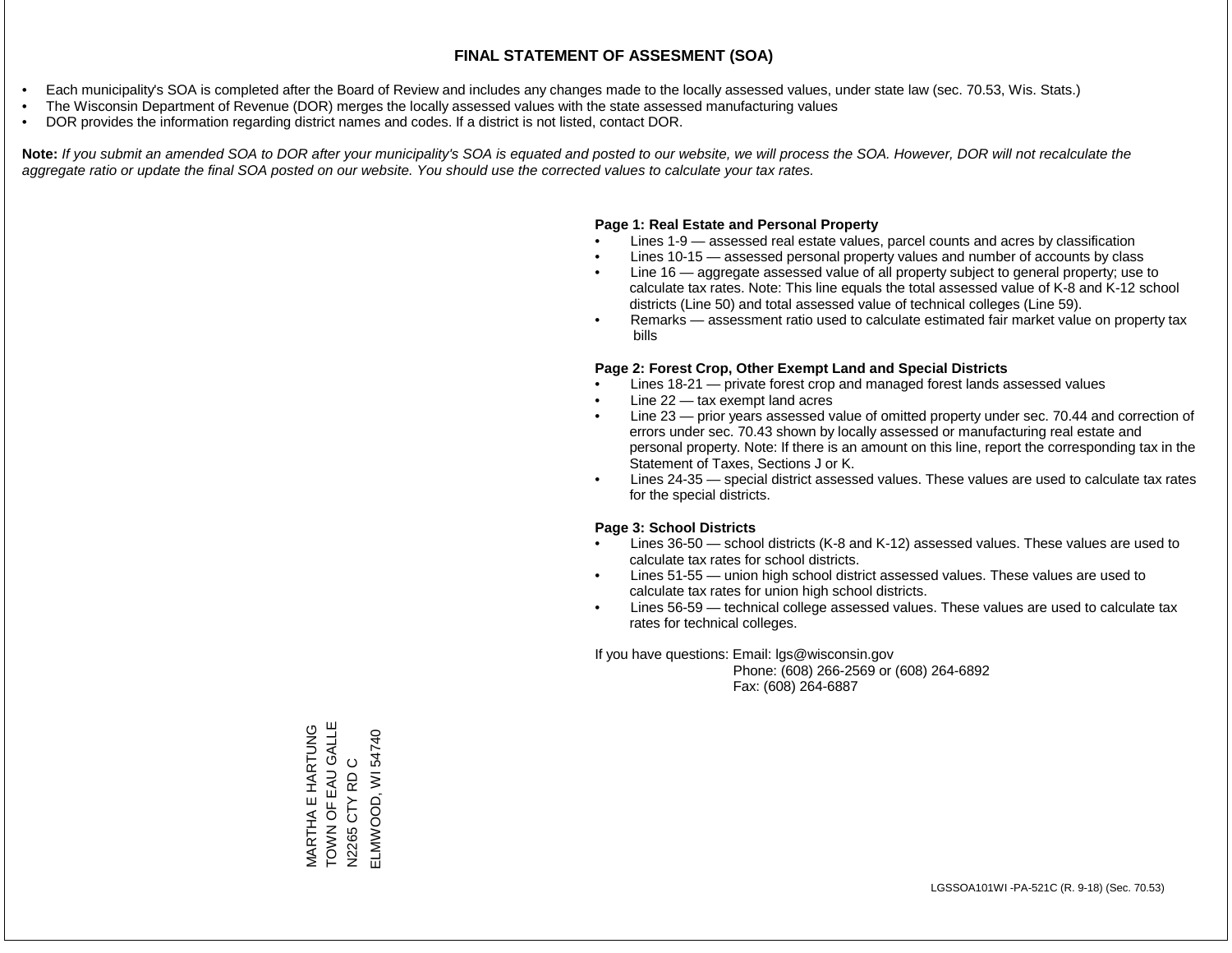# FINAL STATEMENT OF ASSESMENT (SOA)

- Each municipality's SOA is completed after the Board of Review and includes any changes made to the locally assessed values, under state law (sec. 70.53, Wis. Stats.)
- The Wisconsin Department of Revenue (DOR) merges the locally assessed values with the state assessed manufacturing values
- DOR provides the information regarding district names and codes. If a district is not listed, contact DOR.

**Note:** *If you submit an amended SOA to DOR after your municipality's SOA is equated and posted to our website, we will process the SOA. However, DOR will not recalculate the aggregate ratio or update the final SOA posted on our website. You should use the corrected values to calculate your tax rates.*

**Page 1: Real Estate and Personal Property**

- Lines 1-9 — assessed real estate values, parcel counts and acres by classification
- Lines 10-15 — assessed personal property values and number of accounts by class
- Line 16 — aggregate assessed value of all property subject to general property; use to calculate tax rates. Note: This line equals the total assessed value of K-8 and K-12 school districts (Line 50) and total assessed value of technical colleges (Line 59).
- Remarks — assessment ratio used to calculate estimated fair market value on property tax bills

**Page 2: Forest Crop, Other Exempt Land and Special Districts**

- Lines 18-21 — private forest crop and managed forest lands assessed values
- Line 22 — tax exempt land acres
- Line 23 — prior years assessed value of omitted property under sec. 70.44 and correction of errors under sec. 70.43 shown by locally assessed or manufacturing real estate and personal property. Note: If there is an amount on this line, report the corresponding tax in the Statement of Taxes, Sections J or K.
- Lines 24-35 — special district assessed values. These values are used to calculate tax rates for the special districts.

**Page 3: School Districts**

- Lines 36-50 — school districts (K-8 and K-12) assessed values. These values are used to calculate tax rates for school districts.
- Lines 51-55 — union high school district assessed values. These values are used to calculate tax rates for union high school districts.
- Lines 56-59 — technical college assessed values. These values are used to calculate tax rates for technical colleges.

If you have questions: Email: lgs@wisconsin.gov
Phone: (608) 266-2569 or (608) 264-6892
Fax: (608) 264-6887

MARTHA E HARTUNG
TOWN OF EAU GALLE
N2265 CTY RD C
ELMWOOD, WI 54740

LGSSOA101WI -PA-521C (R. 9-18) (Sec. 70.53)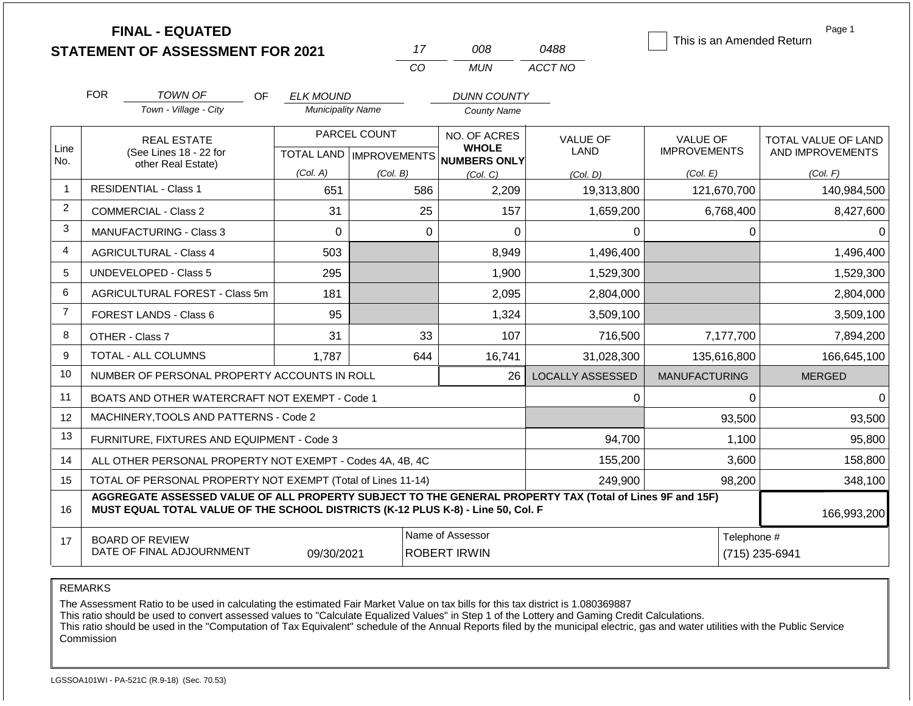# FINAL - EQUATED
## STATEMENT OF ASSESSMENT FOR 2021

| 17 | 008 | 0488 |
|---|---|---|
| CO | MUN | ACCT NO |

☐ This is an Amended Return

Page 1

FOR *TOWN OF* (Town - Village - City) OF *ELK MOUND* (Municipality Name) *DUNN COUNTY* (County Name)

| Line No. | REAL ESTATE (See Lines 18 - 22 for other Real Estate) | PARCEL COUNT TOTAL LAND (Col. A) | PARCEL COUNT IMPROVEMENTS (Col. B) | NO. OF ACRES WHOLE NUMBERS ONLY (Col. C) | VALUE OF LAND (Col. D) | VALUE OF IMPROVEMENTS (Col. E) | TOTAL VALUE OF LAND AND IMPROVEMENTS (Col. F) |
|---|---|---|---|---|---|---|---|
| 1 | RESIDENTIAL - Class 1 | 651 | 586 | 2,209 | 19,313,800 | 121,670,700 | 140,984,500 |
| 2 | COMMERCIAL - Class 2 | 31 | 25 | 157 | 1,659,200 | 6,768,400 | 8,427,600 |
| 3 | MANUFACTURING - Class 3 | 0 | 0 | 0 | 0 | 0 | 0 |
| 4 | AGRICULTURAL - Class 4 | 503 | | 8,949 | 1,496,400 | | 1,496,400 |
| 5 | UNDEVELOPED - Class 5 | 295 | | 1,900 | 1,529,300 | | 1,529,300 |
| 6 | AGRICULTURAL FOREST - Class 5m | 181 | | 2,095 | 2,804,000 | | 2,804,000 |
| 7 | FOREST LANDS - Class 6 | 95 | | 1,324 | 3,509,100 | | 3,509,100 |
| 8 | OTHER - Class 7 | 31 | 33 | 107 | 716,500 | 7,177,700 | 7,894,200 |
| 9 | TOTAL - ALL COLUMNS | 1,787 | 644 | 16,741 | 31,028,300 | 135,616,800 | 166,645,100 |
| 10 | NUMBER OF PERSONAL PROPERTY ACCOUNTS IN ROLL | | | 26 | LOCALLY ASSESSED | MANUFACTURING | MERGED |
| 11 | BOATS AND OTHER WATERCRAFT NOT EXEMPT - Code 1 | | | | 0 | 0 | 0 |
| 12 | MACHINERY,TOOLS AND PATTERNS - Code 2 | | | | | 93,500 | 93,500 |
| 13 | FURNITURE, FIXTURES AND EQUIPMENT - Code 3 | | | | 94,700 | 1,100 | 95,800 |
| 14 | ALL OTHER PERSONAL PROPERTY NOT EXEMPT - Codes 4A, 4B, 4C | | | | 155,200 | 3,600 | 158,800 |
| 15 | TOTAL OF PERSONAL PROPERTY NOT EXEMPT (Total of Lines 11-14) | | | | 249,900 | 98,200 | 348,100 |
| 16 | **AGGREGATE ASSESSED VALUE OF ALL PROPERTY SUBJECT TO THE GENERAL PROPERTY TAX (Total of Lines 9F and 15F) MUST EQUAL TOTAL VALUE OF THE SCHOOL DISTRICTS (K-12 PLUS K-8) - Line 50, Col. F** | | | | | | 166,993,200 |
| 17 | BOARD OF REVIEW DATE OF FINAL ADJOURNMENT | 09/30/2021 | | Name of Assessor: ROBERT IRWIN | | | Telephone #: (715) 235-6941 |

REMARKS

The Assessment Ratio to be used in calculating the estimated Fair Market Value on tax bills for this tax district is 1.080369887
This ratio should be used to convert assessed values to "Calculate Equalized Values" in Step 1 of the Lottery and Gaming Credit Calculations.
This ratio should be used in the "Computation of Tax Equivalent" schedule of the Annual Reports filed by the municipal electric, gas and water utilities with the Public Service Commission

LGSSOA101WI - PA-521C (R.9-18) (Sec. 70.53)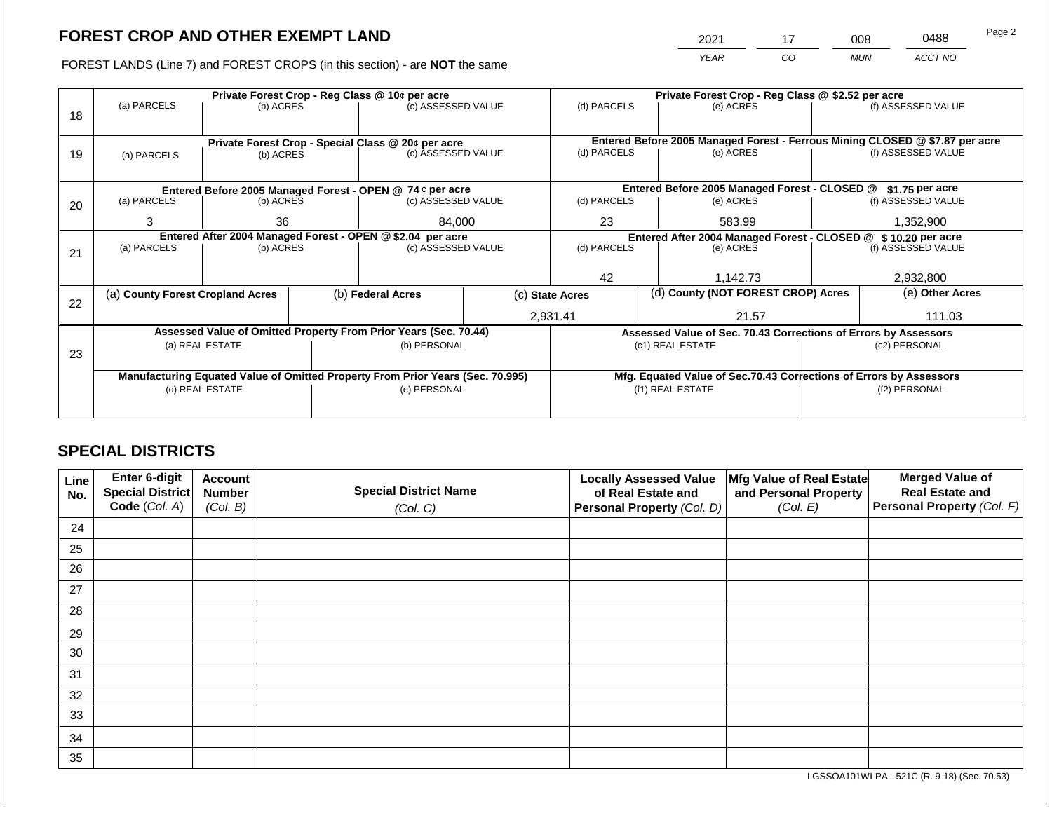## FOREST CROP AND OTHER EXEMPT LAND

FOREST LANDS (Line 7) and FOREST CROPS (in this section) - are **NOT** the same

| 2021 | 17 | 008 | 0488 |
|---|---|---|---|
| YEAR | CO | MUN | ACCT NO |

| | Private Forest Crop - Reg Class @ 10¢ per acre | | | Private Forest Crop - Reg Class @ $2.52 per acre | | |
|---|---|---|---|---|---|---|
| 18 | (a) PARCELS | (b) ACRES | (c) ASSESSED VALUE | (d) PARCELS | (e) ACRES | (f) ASSESSED VALUE |
| | | | | | | |
| | **Private Forest Crop - Special Class @ 20¢ per acre** | | | **Entered Before 2005 Managed Forest - Ferrous Mining CLOSED @ $7.87 per acre** | | |
| 19 | (a) PARCELS | (b) ACRES | (c) ASSESSED VALUE | (d) PARCELS | (e) ACRES | (f) ASSESSED VALUE |
| | | | | | | |
| | **Entered Before 2005 Managed Forest - OPEN @ 74 ¢ per acre** | | | **Entered Before 2005 Managed Forest - CLOSED @ $1.75 per acre** | | |
| 20 | (a) PARCELS | (b) ACRES | (c) ASSESSED VALUE | (d) PARCELS | (e) ACRES | (f) ASSESSED VALUE |
| | 3 | 36 | 84,000 | 23 | 583.99 | 1,352,900 |
| | **Entered After 2004 Managed Forest - OPEN @ $2.04 per acre** | | | **Entered After 2004 Managed Forest - CLOSED @ $ 10.20 per acre** | | |
| 21 | (a) PARCELS | (b) ACRES | (c) ASSESSED VALUE | (d) PARCELS | (e) ACRES | (f) ASSESSED VALUE |
| | | | | 42 | 1,142.73 | 2,932,800 |

| | (a) **County Forest Cropland Acres** | (b) **Federal Acres** | (c) **State Acres** | (d) **County (NOT FOREST CROP) Acres** | (e) **Other Acres** |
|---|---|---|---|---|---|
| 22 | | | 2,931.41 | 21.57 | 111.03 |

| | Assessed Value of Omitted Property From Prior Years (Sec. 70.44) | | Assessed Value of Sec. 70.43 Corrections of Errors by Assessors | |
|---|---|---|---|---|
| 23 | (a) REAL ESTATE | (b) PERSONAL | (c1) REAL ESTATE | (c2) PERSONAL |
| | | | | |
| | **Manufacturing Equated Value of Omitted Property From Prior Years (Sec. 70.995)** | | **Mfg. Equated Value of Sec.70.43 Corrections of Errors by Assessors** | |
| | (d) REAL ESTATE | (e) PERSONAL | (f1) REAL ESTATE | (f2) PERSONAL |
| | | | | |

## SPECIAL DISTRICTS

| Line No. | Enter 6-digit Special District Code (Col. A) | Account Number (Col. B) | Special District Name (Col. C) | Locally Assessed Value of Real Estate and Personal Property (Col. D) | Mfg Value of Real Estate and Personal Property (Col. E) | Merged Value of Real Estate and Personal Property (Col. F) |
|---|---|---|---|---|---|---|
| 24 | | | | | | |
| 25 | | | | | | |
| 26 | | | | | | |
| 27 | | | | | | |
| 28 | | | | | | |
| 29 | | | | | | |
| 30 | | | | | | |
| 31 | | | | | | |
| 32 | | | | | | |
| 33 | | | | | | |
| 34 | | | | | | |
| 35 | | | | | | |

LGSSOA101WI-PA - 521C (R. 9-18) (Sec. 70.53)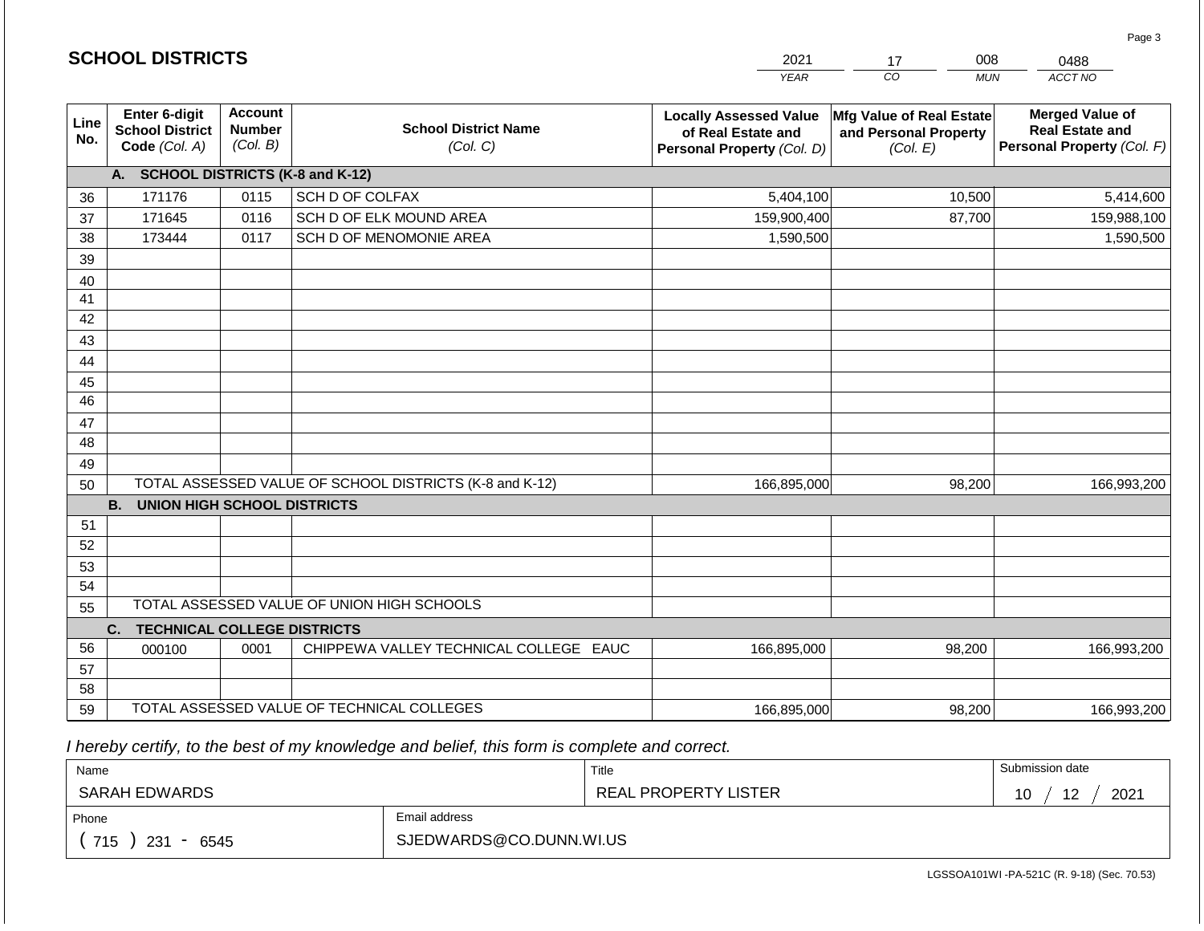## SCHOOL DISTRICTS

| 2021 | 17 | 008 | 0488 |
|---|---|---|---|
| *YEAR* | *CO* | *MUN* | *ACCT NO* |

| Line No. | Enter 6-digit School District Code *(Col. A)* | Account Number *(Col. B)* | School District Name *(Col. C)* | Locally Assessed Value of Real Estate and Personal Property *(Col. D)* | Mfg Value of Real Estate and Personal Property *(Col. E)* | Merged Value of Real Estate and Personal Property *(Col. F)* |
|---|---|---|---|---|---|---|
| | **A. SCHOOL DISTRICTS (K-8 and K-12)** | | | | | |
| 36 | 171176 | 0115 | SCH D OF COLFAX | 5,404,100 | 10,500 | 5,414,600 |
| 37 | 171645 | 0116 | SCH D OF ELK MOUND AREA | 159,900,400 | 87,700 | 159,988,100 |
| 38 | 173444 | 0117 | SCH D OF MENOMONIE AREA | 1,590,500 | | 1,590,500 |
| 39 | | | | | | |
| 40 | | | | | | |
| 41 | | | | | | |
| 42 | | | | | | |
| 43 | | | | | | |
| 44 | | | | | | |
| 45 | | | | | | |
| 46 | | | | | | |
| 47 | | | | | | |
| 48 | | | | | | |
| 49 | | | | | | |
| 50 | TOTAL ASSESSED VALUE OF SCHOOL DISTRICTS (K-8 and K-12) | | | 166,895,000 | 98,200 | 166,993,200 |
| | **B. UNION HIGH SCHOOL DISTRICTS** | | | | | |
| 51 | | | | | | |
| 52 | | | | | | |
| 53 | | | | | | |
| 54 | | | | | | |
| 55 | TOTAL ASSESSED VALUE OF UNION HIGH SCHOOLS | | | | | |
| | **C. TECHNICAL COLLEGE DISTRICTS** | | | | | |
| 56 | 000100 | 0001 | CHIPPEWA VALLEY TECHNICAL COLLEGE EAUC | 166,895,000 | 98,200 | 166,993,200 |
| 57 | | | | | | |
| 58 | | | | | | |
| 59 | TOTAL ASSESSED VALUE OF TECHNICAL COLLEGES | | | 166,895,000 | 98,200 | 166,993,200 |

*I hereby certify, to the best of my knowledge and belief, this form is complete and correct.*

| Name | Title | Submission date |
|---|---|---|
| SARAH EDWARDS | REAL PROPERTY LISTER | 10 / 12 / 2021 |
| **Phone** | **Email address** | |
| ( 715 ) 231 - 6545 | SJEDWARDS@CO.DUNN.WI.US | |

LGSSOA101WI -PA-521C (R. 9-18) (Sec. 70.53)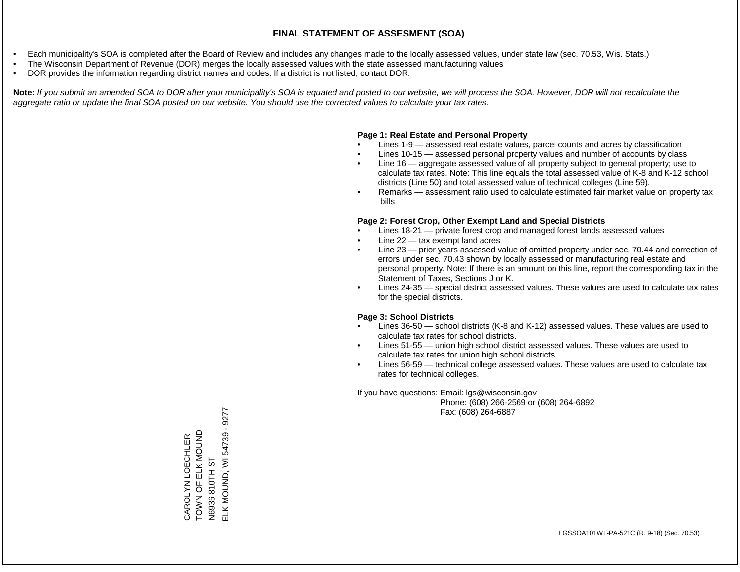# FINAL STATEMENT OF ASSESMENT (SOA)

- Each municipality's SOA is completed after the Board of Review and includes any changes made to the locally assessed values, under state law (sec. 70.53, Wis. Stats.)
- The Wisconsin Department of Revenue (DOR) merges the locally assessed values with the state assessed manufacturing values
- DOR provides the information regarding district names and codes. If a district is not listed, contact DOR.

**Note:** *If you submit an amended SOA to DOR after your municipality's SOA is equated and posted to our website, we will process the SOA. However, DOR will not recalculate the aggregate ratio or update the final SOA posted on our website. You should use the corrected values to calculate your tax rates.*

**Page 1: Real Estate and Personal Property**

- Lines 1-9 — assessed real estate values, parcel counts and acres by classification
- Lines 10-15 — assessed personal property values and number of accounts by class
- Line 16 — aggregate assessed value of all property subject to general property; use to calculate tax rates. Note: This line equals the total assessed value of K-8 and K-12 school districts (Line 50) and total assessed value of technical colleges (Line 59).
- Remarks — assessment ratio used to calculate estimated fair market value on property tax bills

**Page 2: Forest Crop, Other Exempt Land and Special Districts**

- Lines 18-21 — private forest crop and managed forest lands assessed values
- Line 22 — tax exempt land acres
- Line 23 — prior years assessed value of omitted property under sec. 70.44 and correction of errors under sec. 70.43 shown by locally assessed or manufacturing real estate and personal property. Note: If there is an amount on this line, report the corresponding tax in the Statement of Taxes, Sections J or K.
- Lines 24-35 — special district assessed values. These values are used to calculate tax rates for the special districts.

**Page 3: School Districts**

- Lines 36-50 — school districts (K-8 and K-12) assessed values. These values are used to calculate tax rates for school districts.
- Lines 51-55 — union high school district assessed values. These values are used to calculate tax rates for union high school districts.
- Lines 56-59 — technical college assessed values. These values are used to calculate tax rates for technical colleges.

If you have questions: Email: lgs@wisconsin.gov
Phone: (608) 266-2569 or (608) 264-6892
Fax: (608) 264-6887

CAROLYN LOECHLER
TOWN OF ELK MOUND
N6936 810TH ST
ELK MOUND, WI 54739 - 9277

LGSSOA101WI -PA-521C (R. 9-18) (Sec. 70.53)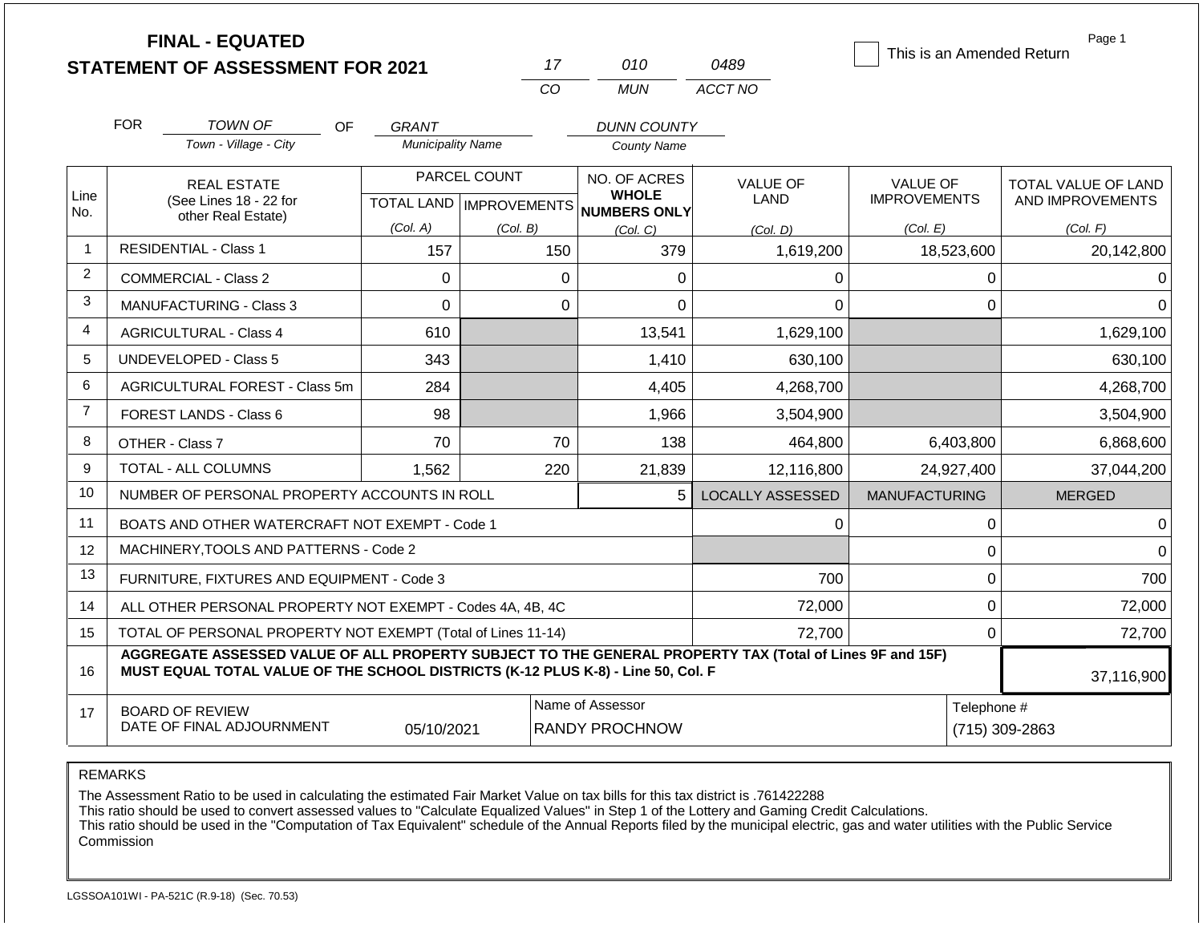**FINAL - EQUATED**
**STATEMENT OF ASSESSMENT FOR 2021**

| 17 | 010 | 0489 |
|---|---|---|
| CO | MUN | ACCT NO |

☐ This is an Amended Return

Page 1

FOR TOWN OF (Town - Village - City) OF GRANT (Municipality Name) DUNN COUNTY (County Name)

| Line No. | REAL ESTATE (See Lines 18 - 22 for other Real Estate) | PARCEL COUNT TOTAL LAND (Col. A) | PARCEL COUNT IMPROVEMENTS (Col. B) | NO. OF ACRES WHOLE NUMBERS ONLY (Col. C) | VALUE OF LAND (Col. D) | VALUE OF IMPROVEMENTS (Col. E) | TOTAL VALUE OF LAND AND IMPROVEMENTS (Col. F) |
|---|---|---|---|---|---|---|---|
| 1 | RESIDENTIAL - Class 1 | 157 | 150 | 379 | 1,619,200 | 18,523,600 | 20,142,800 |
| 2 | COMMERCIAL - Class 2 | 0 | 0 | 0 | 0 | 0 | 0 |
| 3 | MANUFACTURING - Class 3 | 0 | 0 | 0 | 0 | 0 | 0 |
| 4 | AGRICULTURAL - Class 4 | 610 | | 13,541 | 1,629,100 | | 1,629,100 |
| 5 | UNDEVELOPED - Class 5 | 343 | | 1,410 | 630,100 | | 630,100 |
| 6 | AGRICULTURAL FOREST - Class 5m | 284 | | 4,405 | 4,268,700 | | 4,268,700 |
| 7 | FOREST LANDS - Class 6 | 98 | | 1,966 | 3,504,900 | | 3,504,900 |
| 8 | OTHER - Class 7 | 70 | 70 | 138 | 464,800 | 6,403,800 | 6,868,600 |
| 9 | TOTAL - ALL COLUMNS | 1,562 | 220 | 21,839 | 12,116,800 | 24,927,400 | 37,044,200 |
| 10 | NUMBER OF PERSONAL PROPERTY ACCOUNTS IN ROLL | | | 5 | LOCALLY ASSESSED | MANUFACTURING | MERGED |
| 11 | BOATS AND OTHER WATERCRAFT NOT EXEMPT - Code 1 | | | | 0 | 0 | 0 |
| 12 | MACHINERY,TOOLS AND PATTERNS - Code 2 | | | | | 0 | 0 |
| 13 | FURNITURE, FIXTURES AND EQUIPMENT - Code 3 | | | | 700 | 0 | 700 |
| 14 | ALL OTHER PERSONAL PROPERTY NOT EXEMPT - Codes 4A, 4B, 4C | | | | 72,000 | 0 | 72,000 |
| 15 | TOTAL OF PERSONAL PROPERTY NOT EXEMPT (Total of Lines 11-14) | | | | 72,700 | 0 | 72,700 |
| 16 | **AGGREGATE ASSESSED VALUE OF ALL PROPERTY SUBJECT TO THE GENERAL PROPERTY TAX (Total of Lines 9F and 15F) MUST EQUAL TOTAL VALUE OF THE SCHOOL DISTRICTS (K-12 PLUS K-8) - Line 50, Col. F** | | | | | | 37,116,900 |
| 17 | BOARD OF REVIEW DATE OF FINAL ADJOURNMENT | 05/10/2021 | | Name of Assessor: RANDY PROCHNOW | | Telephone #: (715) 309-2863 | |

REMARKS

The Assessment Ratio to be used in calculating the estimated Fair Market Value on tax bills for this tax district is .761422288
This ratio should be used to convert assessed values to "Calculate Equalized Values" in Step 1 of the Lottery and Gaming Credit Calculations.
This ratio should be used in the "Computation of Tax Equivalent" schedule of the Annual Reports filed by the municipal electric, gas and water utilities with the Public Service Commission

LGSSOA101WI - PA-521C (R.9-18) (Sec. 70.53)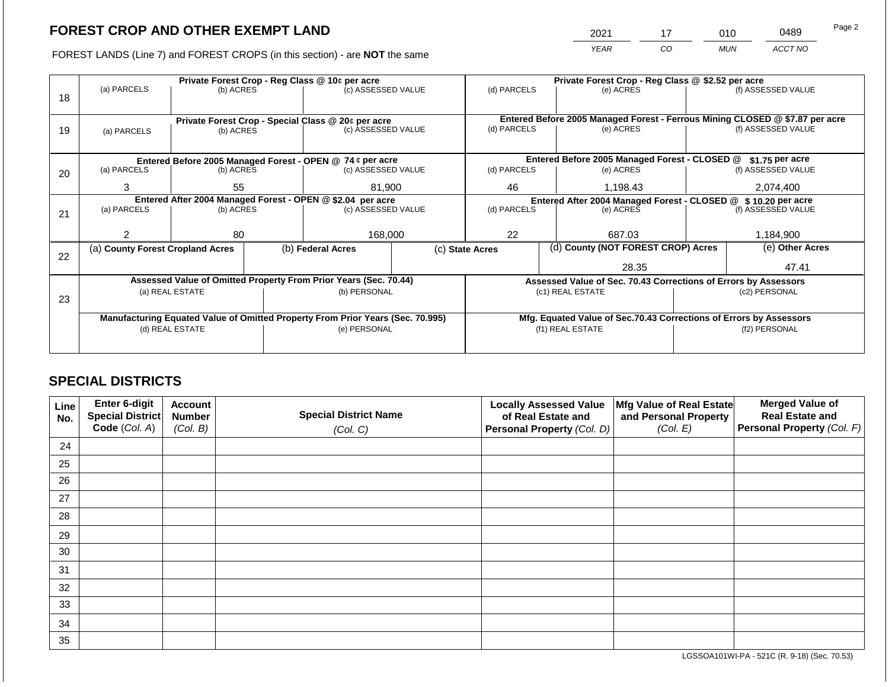## FOREST CROP AND OTHER EXEMPT LAND

| 2021 | 17 | 010 | 0489 |
|---|---|---|---|
| *YEAR* | *CO* | *MUN* | *ACCT NO* |

FOREST LANDS (Line 7) and FOREST CROPS (in this section) - are **NOT** the same

| Line | (a) PARCELS | (b) ACRES | (c) ASSESSED VALUE | (d) PARCELS | (e) ACRES | (f) ASSESSED VALUE |
|---|---|---|---|---|---|---|
| 18 | Private Forest Crop - Reg Class @ 10¢ per acre | | | Private Forest Crop - Reg Class @ $2.52 per acre | | |
| | | | | | | |
| 19 | Private Forest Crop - Special Class @ 20¢ per acre | | | Entered Before 2005 Managed Forest - Ferrous Mining CLOSED @ $7.87 per acre | | |
| | | | | | | |
| 20 | Entered Before 2005 Managed Forest - OPEN @ 74 ¢ per acre | | | Entered Before 2005 Managed Forest - CLOSED @ $1.75 per acre | | |
| | 3 | 55 | 81,900 | 46 | 1,198.43 | 2,074,400 |
| 21 | Entered After 2004 Managed Forest - OPEN @ $2.04 per acre | | | Entered After 2004 Managed Forest - CLOSED @ $ 10.20 per acre | | |
| | 2 | 80 | 168,000 | 22 | 687.03 | 1,184,900 |

| Line | (a) County Forest Cropland Acres | (b) Federal Acres | (c) State Acres | (d) County (NOT FOREST CROP) Acres | (e) Other Acres |
|---|---|---|---|---|---|
| 22 | | | | 28.35 | 47.41 |

| Line | Assessed Value of Omitted Property From Prior Years (Sec. 70.44) | | Assessed Value of Sec. 70.43 Corrections of Errors by Assessors | |
|---|---|---|---|---|
| 23 | (a) REAL ESTATE | (b) PERSONAL | (c1) REAL ESTATE | (c2) PERSONAL |
| | | | | |
| | **Manufacturing Equated Value of Omitted Property From Prior Years (Sec. 70.995)** | | **Mfg. Equated Value of Sec.70.43 Corrections of Errors by Assessors** | |
| | (d) REAL ESTATE | (e) PERSONAL | (f1) REAL ESTATE | (f2) PERSONAL |
| | | | | |

## SPECIAL DISTRICTS

| Line No. | Enter 6-digit Special District Code (*Col. A*) | Account Number (*Col. B*) | Special District Name (*Col. C*) | Locally Assessed Value of Real Estate and Personal Property (*Col. D*) | Mfg Value of Real Estate and Personal Property (*Col. E*) | Merged Value of Real Estate and Personal Property (*Col. F*) |
|---|---|---|---|---|---|---|
| 24 | | | | | | |
| 25 | | | | | | |
| 26 | | | | | | |
| 27 | | | | | | |
| 28 | | | | | | |
| 29 | | | | | | |
| 30 | | | | | | |
| 31 | | | | | | |
| 32 | | | | | | |
| 33 | | | | | | |
| 34 | | | | | | |
| 35 | | | | | | |

LGSSOA101WI-PA - 521C (R. 9-18) (Sec. 70.53)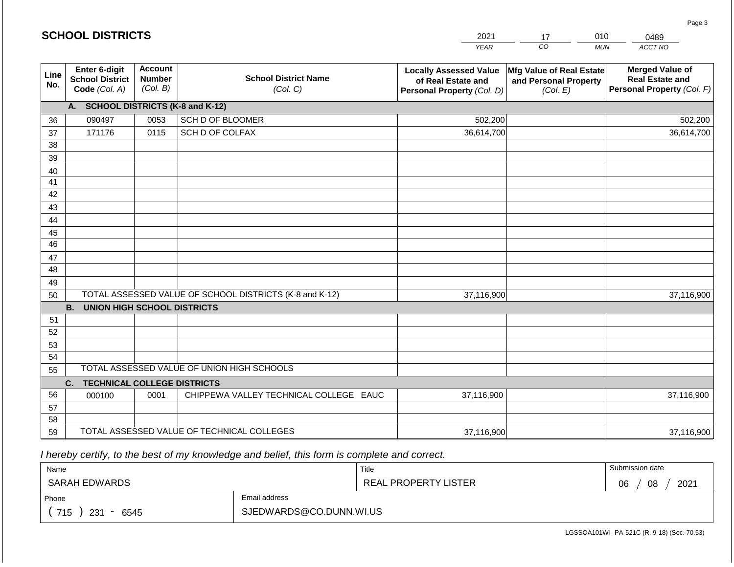## SCHOOL DISTRICTS

| 2021 | 17 | 010 | 0489 |
|---|---|---|---|
| YEAR | CO | MUN | ACCT NO |

| Line No. | Enter 6-digit School District Code *(Col. A)* | Account Number *(Col. B)* | School District Name *(Col. C)* | Locally Assessed Value of Real Estate and Personal Property *(Col. D)* | Mfg Value of Real Estate and Personal Property *(Col. E)* | Merged Value of Real Estate and Personal Property *(Col. F)* |
|---|---|---|---|---|---|---|
| | **A. SCHOOL DISTRICTS (K-8 and K-12)** | | | | | |
| 36 | 090497 | 0053 | SCH D OF BLOOMER | 502,200 | | 502,200 |
| 37 | 171176 | 0115 | SCH D OF COLFAX | 36,614,700 | | 36,614,700 |
| 38 | | | | | | |
| 39 | | | | | | |
| 40 | | | | | | |
| 41 | | | | | | |
| 42 | | | | | | |
| 43 | | | | | | |
| 44 | | | | | | |
| 45 | | | | | | |
| 46 | | | | | | |
| 47 | | | | | | |
| 48 | | | | | | |
| 49 | | | | | | |
| 50 | TOTAL ASSESSED VALUE OF SCHOOL DISTRICTS (K-8 and K-12) | | | 37,116,900 | | 37,116,900 |
| | **B. UNION HIGH SCHOOL DISTRICTS** | | | | | |
| 51 | | | | | | |
| 52 | | | | | | |
| 53 | | | | | | |
| 54 | | | | | | |
| 55 | TOTAL ASSESSED VALUE OF UNION HIGH SCHOOLS | | | | | |
| | **C. TECHNICAL COLLEGE DISTRICTS** | | | | | |
| 56 | 000100 | 0001 | CHIPPEWA VALLEY TECHNICAL COLLEGE EAUC | 37,116,900 | | 37,116,900 |
| 57 | | | | | | |
| 58 | | | | | | |
| 59 | TOTAL ASSESSED VALUE OF TECHNICAL COLLEGES | | | 37,116,900 | | 37,116,900 |

*I hereby certify, to the best of my knowledge and belief, this form is complete and correct.*

| Name | Title | Submission date |
|---|---|---|
| SARAH EDWARDS | REAL PROPERTY LISTER | 06 / 08 / 2021 |

| Phone | Email address |
|---|---|
| ( 715 ) 231 - 6545 | SJEDWARDS@CO.DUNN.WI.US |

LGSSOA101WI -PA-521C (R. 9-18) (Sec. 70.53)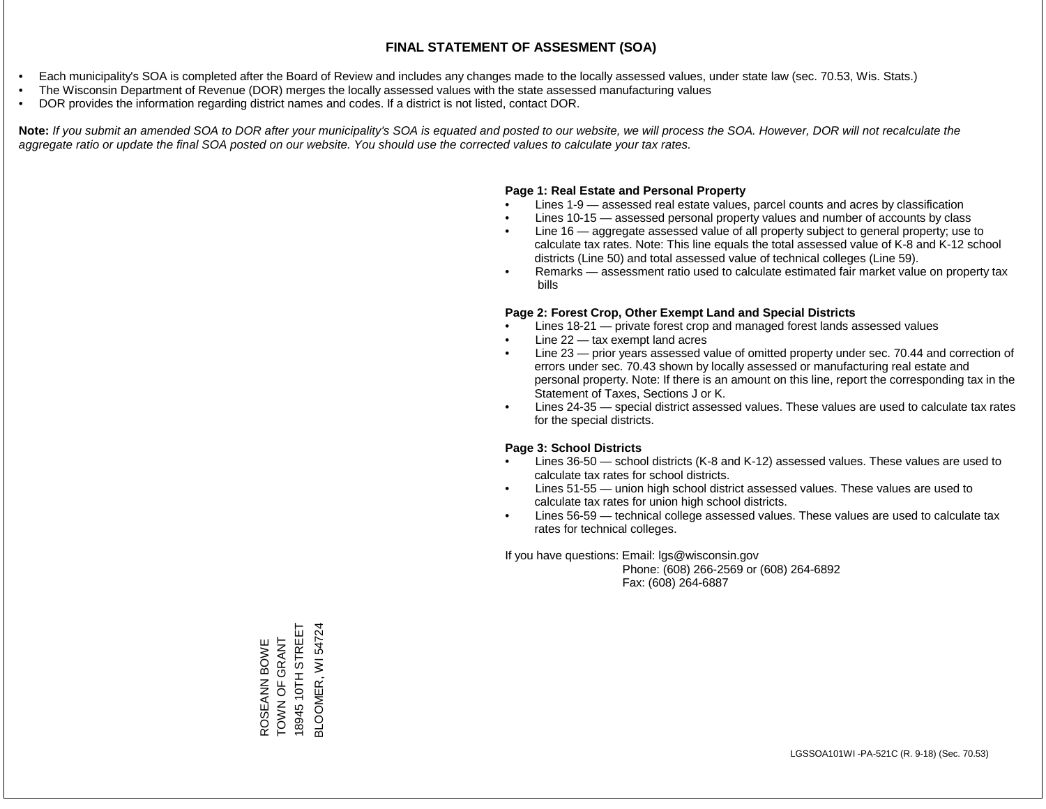# FINAL STATEMENT OF ASSESMENT (SOA)

- Each municipality's SOA is completed after the Board of Review and includes any changes made to the locally assessed values, under state law (sec. 70.53, Wis. Stats.)
- The Wisconsin Department of Revenue (DOR) merges the locally assessed values with the state assessed manufacturing values
- DOR provides the information regarding district names and codes. If a district is not listed, contact DOR.

**Note:** *If you submit an amended SOA to DOR after your municipality's SOA is equated and posted to our website, we will process the SOA. However, DOR will not recalculate the aggregate ratio or update the final SOA posted on our website. You should use the corrected values to calculate your tax rates.*

**Page 1: Real Estate and Personal Property**

- Lines 1-9 — assessed real estate values, parcel counts and acres by classification
- Lines 10-15 — assessed personal property values and number of accounts by class
- Line 16 — aggregate assessed value of all property subject to general property; use to calculate tax rates. Note: This line equals the total assessed value of K-8 and K-12 school districts (Line 50) and total assessed value of technical colleges (Line 59).
- Remarks — assessment ratio used to calculate estimated fair market value on property tax bills

**Page 2: Forest Crop, Other Exempt Land and Special Districts**

- Lines 18-21 — private forest crop and managed forest lands assessed values
- Line 22 — tax exempt land acres
- Line 23 — prior years assessed value of omitted property under sec. 70.44 and correction of errors under sec. 70.43 shown by locally assessed or manufacturing real estate and personal property. Note: If there is an amount on this line, report the corresponding tax in the Statement of Taxes, Sections J or K.
- Lines 24-35 — special district assessed values. These values are used to calculate tax rates for the special districts.

**Page 3: School Districts**

- Lines 36-50 — school districts (K-8 and K-12) assessed values. These values are used to calculate tax rates for school districts.
- Lines 51-55 — union high school district assessed values. These values are used to calculate tax rates for union high school districts.
- Lines 56-59 — technical college assessed values. These values are used to calculate tax rates for technical colleges.

If you have questions: Email: lgs@wisconsin.gov
Phone: (608) 266-2569 or (608) 264-6892
Fax: (608) 264-6887

ROSEANN BOWE
TOWN OF GRANT
18945 10TH STREET
BLOOMER, WI 54724

LGSSOA101WI -PA-521C (R. 9-18) (Sec. 70.53)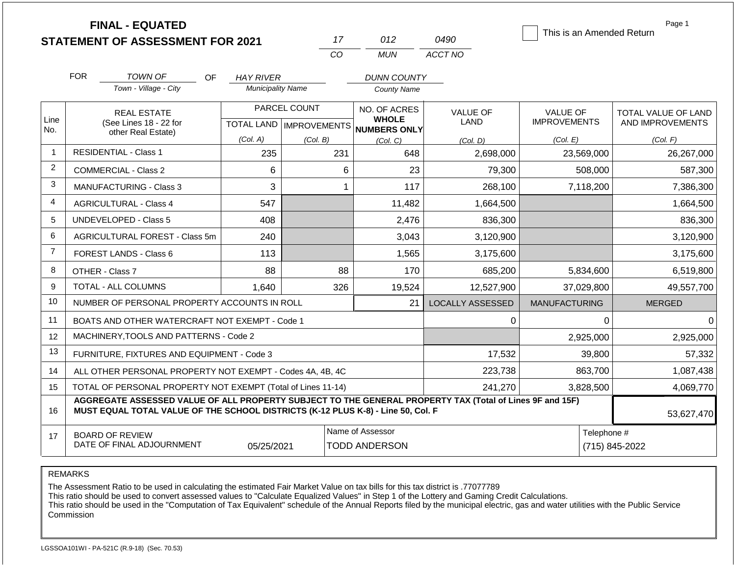# FINAL - EQUATED
## STATEMENT OF ASSESSMENT FOR 2021

| 17 | 012 | 0490 |
|---|---|---|
| CO | MUN | ACCT NO |

This is an Amended Return

FOR TOWN OF (Town - Village - City) OF HAY RIVER (Municipality Name) DUNN COUNTY (County Name)

| Line No. | REAL ESTATE (See Lines 18 - 22 for other Real Estate) | PARCEL COUNT TOTAL LAND (Col. A) | PARCEL COUNT IMPROVEMENTS (Col. B) | NO. OF ACRES WHOLE NUMBERS ONLY (Col. C) | VALUE OF LAND (Col. D) | VALUE OF IMPROVEMENTS (Col. E) | TOTAL VALUE OF LAND AND IMPROVEMENTS (Col. F) |
|---|---|---|---|---|---|---|---|
| 1 | RESIDENTIAL - Class 1 | 235 | 231 | 648 | 2,698,000 | 23,569,000 | 26,267,000 |
| 2 | COMMERCIAL - Class 2 | 6 | 6 | 23 | 79,300 | 508,000 | 587,300 |
| 3 | MANUFACTURING - Class 3 | 3 | 1 | 117 | 268,100 | 7,118,200 | 7,386,300 |
| 4 | AGRICULTURAL - Class 4 | 547 | | 11,482 | 1,664,500 | | 1,664,500 |
| 5 | UNDEVELOPED - Class 5 | 408 | | 2,476 | 836,300 | | 836,300 |
| 6 | AGRICULTURAL FOREST - Class 5m | 240 | | 3,043 | 3,120,900 | | 3,120,900 |
| 7 | FOREST LANDS - Class 6 | 113 | | 1,565 | 3,175,600 | | 3,175,600 |
| 8 | OTHER - Class 7 | 88 | 88 | 170 | 685,200 | 5,834,600 | 6,519,800 |
| 9 | TOTAL - ALL COLUMNS | 1,640 | 326 | 19,524 | 12,527,900 | 37,029,800 | 49,557,700 |
| 10 | NUMBER OF PERSONAL PROPERTY ACCOUNTS IN ROLL | | | 21 | LOCALLY ASSESSED | MANUFACTURING | MERGED |
| 11 | BOATS AND OTHER WATERCRAFT NOT EXEMPT - Code 1 | | | | 0 | 0 | 0 |
| 12 | MACHINERY,TOOLS AND PATTERNS - Code 2 | | | | | 2,925,000 | 2,925,000 |
| 13 | FURNITURE, FIXTURES AND EQUIPMENT - Code 3 | | | | 17,532 | 39,800 | 57,332 |
| 14 | ALL OTHER PERSONAL PROPERTY NOT EXEMPT - Codes 4A, 4B, 4C | | | | 223,738 | 863,700 | 1,087,438 |
| 15 | TOTAL OF PERSONAL PROPERTY NOT EXEMPT (Total of Lines 11-14) | | | | 241,270 | 3,828,500 | 4,069,770 |
| 16 | AGGREGATE ASSESSED VALUE OF ALL PROPERTY SUBJECT TO THE GENERAL PROPERTY TAX (Total of Lines 9F and 15F) MUST EQUAL TOTAL VALUE OF THE SCHOOL DISTRICTS (K-12 PLUS K-8) - Line 50, Col. F | | | | | | 53,627,470 |
| 17 | BOARD OF REVIEW DATE OF FINAL ADJOURNMENT | 05/25/2021 | | Name of Assessor: TODD ANDERSON | | Telephone #: (715) 845-2022 | |

REMARKS

The Assessment Ratio to be used in calculating the estimated Fair Market Value on tax bills for this tax district is .77077789
This ratio should be used to convert assessed values to "Calculate Equalized Values" in Step 1 of the Lottery and Gaming Credit Calculations.
This ratio should be used in the "Computation of Tax Equivalent" schedule of the Annual Reports filed by the municipal electric, gas and water utilities with the Public Service Commission

LGSSOA101WI - PA-521C (R.9-18) (Sec. 70.53)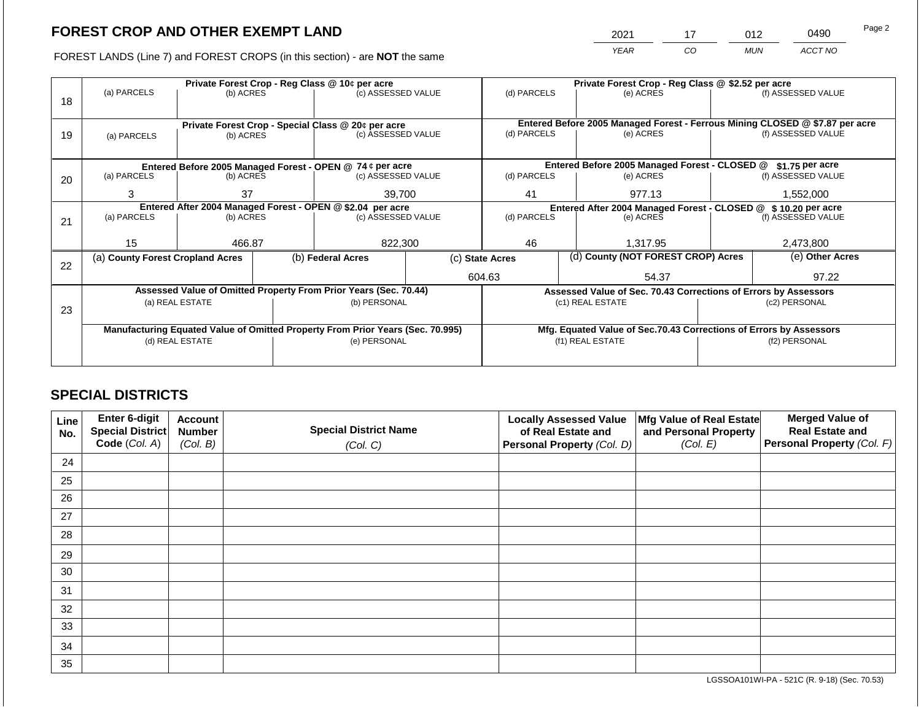# FOREST CROP AND OTHER EXEMPT LAND

FOREST LANDS (Line 7) and FOREST CROPS (in this section) - are **NOT** the same

| 2021 | 17 | 012 | 0490 |
|---|---|---|---|
| *YEAR* | *CO* | *MUN* | *ACCT NO* |

| Line | Private Forest Crop - Reg Class @ 10¢ per acre | | | Private Forest Crop - Reg Class @ $2.52 per acre | | |
|---|---|---|---|---|---|---|
| | (a) PARCELS | (b) ACRES | (c) ASSESSED VALUE | (d) PARCELS | (e) ACRES | (f) ASSESSED VALUE |
| 18 | | | | | | |
| | **Private Forest Crop - Special Class @ 20¢ per acre** | | | **Entered Before 2005 Managed Forest - Ferrous Mining CLOSED @ $7.87 per acre** | | |
| | (a) PARCELS | (b) ACRES | (c) ASSESSED VALUE | (d) PARCELS | (e) ACRES | (f) ASSESSED VALUE |
| 19 | | | | | | |
| | **Entered Before 2005 Managed Forest - OPEN @ 74 ¢ per acre** | | | **Entered Before 2005 Managed Forest - CLOSED @ $1.75 per acre** | | |
| | (a) PARCELS | (b) ACRES | (c) ASSESSED VALUE | (d) PARCELS | (e) ACRES | (f) ASSESSED VALUE |
| 20 | 3 | 37 | 39,700 | 41 | 977.13 | 1,552,000 |
| | **Entered After 2004 Managed Forest - OPEN @ $2.04 per acre** | | | **Entered After 2004 Managed Forest - CLOSED @ $ 10.20 per acre** | | |
| | (a) PARCELS | (b) ACRES | (c) ASSESSED VALUE | (d) PARCELS | (e) ACRES | (f) ASSESSED VALUE |
| 21 | 15 | 466.87 | 822,300 | 46 | 1,317.95 | 2,473,800 |

| Line | (a) County Forest Cropland Acres | (b) Federal Acres | (c) State Acres | (d) County (NOT FOREST CROP) Acres | (e) Other Acres |
|---|---|---|---|---|---|
| 22 | | | 604.63 | 54.37 | 97.22 |

| Line | Assessed Value of Omitted Property From Prior Years (Sec. 70.44) | | Assessed Value of Sec. 70.43 Corrections of Errors by Assessors | |
|---|---|---|---|---|
| | (a) REAL ESTATE | (b) PERSONAL | (c1) REAL ESTATE | (c2) PERSONAL |
| 23 | | | | |
| | **Manufacturing Equated Value of Omitted Property From Prior Years (Sec. 70.995)** | | **Mfg. Equated Value of Sec.70.43 Corrections of Errors by Assessors** | |
| | (d) REAL ESTATE | (e) PERSONAL | (f1) REAL ESTATE | (f2) PERSONAL |
| | | | | |

## SPECIAL DISTRICTS

| Line No. | Enter 6-digit Special District Code (*Col. A*) | Account Number (*Col. B*) | Special District Name (*Col. C*) | Locally Assessed Value of Real Estate and Personal Property (*Col. D*) | Mfg Value of Real Estate and Personal Property (*Col. E*) | Merged Value of Real Estate and Personal Property (*Col. F*) |
|---|---|---|---|---|---|---|
| 24 | | | | | | |
| 25 | | | | | | |
| 26 | | | | | | |
| 27 | | | | | | |
| 28 | | | | | | |
| 29 | | | | | | |
| 30 | | | | | | |
| 31 | | | | | | |
| 32 | | | | | | |
| 33 | | | | | | |
| 34 | | | | | | |
| 35 | | | | | | |

LGSSOA101WI-PA - 521C (R. 9-18) (Sec. 70.53)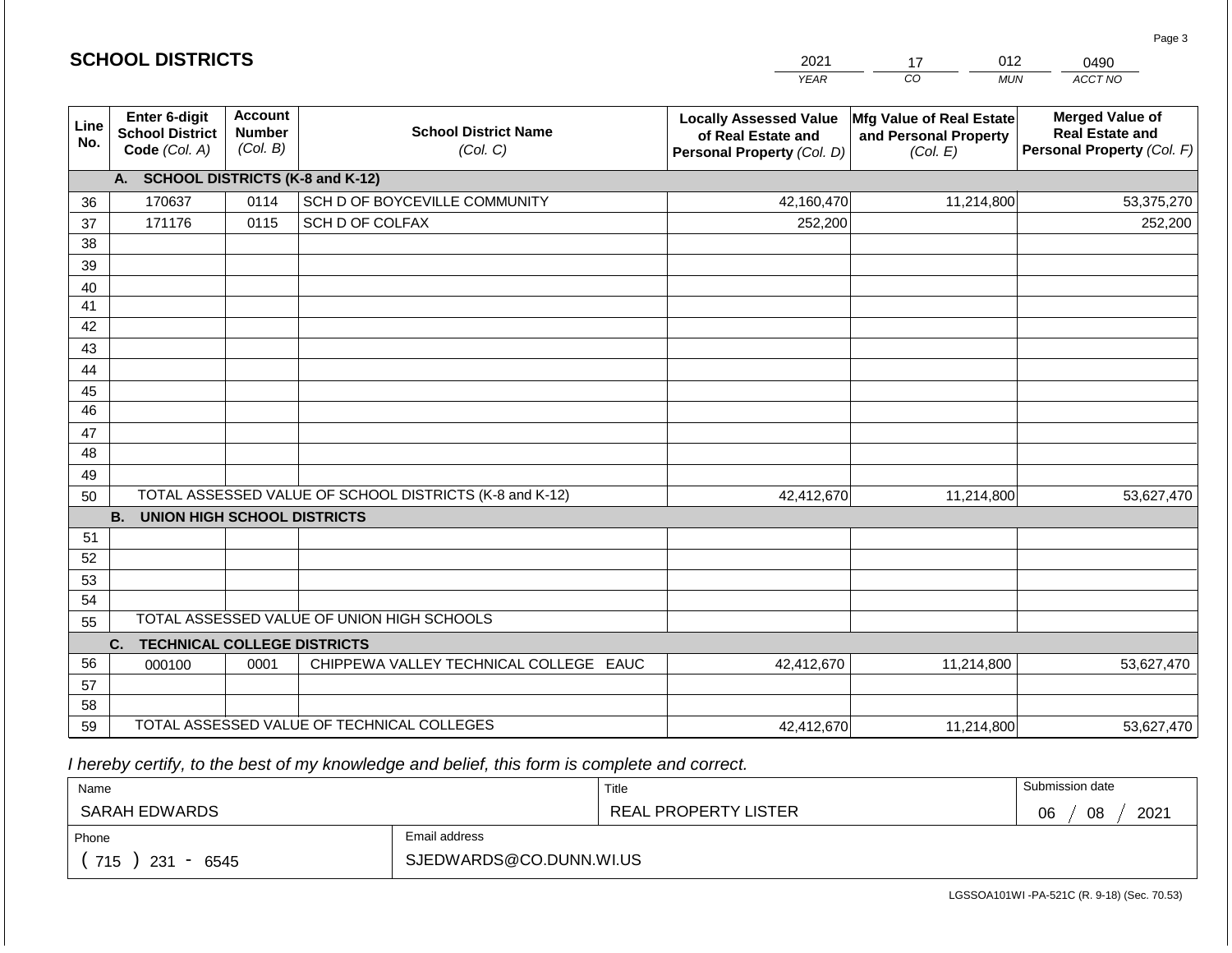## SCHOOL DISTRICTS

| 2021 | 17 | 012 | 0490 |
|---|---|---|---|
| YEAR | CO | MUN | ACCT NO |

| Line No. | Enter 6-digit School District Code (Col. A) | Account Number (Col. B) | School District Name (Col. C) | Locally Assessed Value of Real Estate and Personal Property (Col. D) | Mfg Value of Real Estate and Personal Property (Col. E) | Merged Value of Real Estate and Personal Property (Col. F) |
|---|---|---|---|---|---|---|
| | **A. SCHOOL DISTRICTS (K-8 and K-12)** | | | | | |
| 36 | 170637 | 0114 | SCH D OF BOYCEVILLE COMMUNITY | 42,160,470 | 11,214,800 | 53,375,270 |
| 37 | 171176 | 0115 | SCH D OF COLFAX | 252,200 | | 252,200 |
| 38 | | | | | | |
| 39 | | | | | | |
| 40 | | | | | | |
| 41 | | | | | | |
| 42 | | | | | | |
| 43 | | | | | | |
| 44 | | | | | | |
| 45 | | | | | | |
| 46 | | | | | | |
| 47 | | | | | | |
| 48 | | | | | | |
| 49 | | | | | | |
| 50 | TOTAL ASSESSED VALUE OF SCHOOL DISTRICTS (K-8 and K-12) | | | 42,412,670 | 11,214,800 | 53,627,470 |
| | **B. UNION HIGH SCHOOL DISTRICTS** | | | | | |
| 51 | | | | | | |
| 52 | | | | | | |
| 53 | | | | | | |
| 54 | | | | | | |
| 55 | TOTAL ASSESSED VALUE OF UNION HIGH SCHOOLS | | | | | |
| | **C. TECHNICAL COLLEGE DISTRICTS** | | | | | |
| 56 | 000100 | 0001 | CHIPPEWA VALLEY TECHNICAL COLLEGE EAUC | 42,412,670 | 11,214,800 | 53,627,470 |
| 57 | | | | | | |
| 58 | | | | | | |
| 59 | TOTAL ASSESSED VALUE OF TECHNICAL COLLEGES | | | 42,412,670 | 11,214,800 | 53,627,470 |

*I hereby certify, to the best of my knowledge and belief, this form is complete and correct.*

| Name | Title | Submission date |
|---|---|---|
| SARAH EDWARDS | REAL PROPERTY LISTER | 06 / 08 / 2021 |
| Phone: (715) 231 - 6545 | Email address: SJEDWARDS@CO.DUNN.WI.US | |

LGSSOA101WI -PA-521C (R. 9-18) (Sec. 70.53)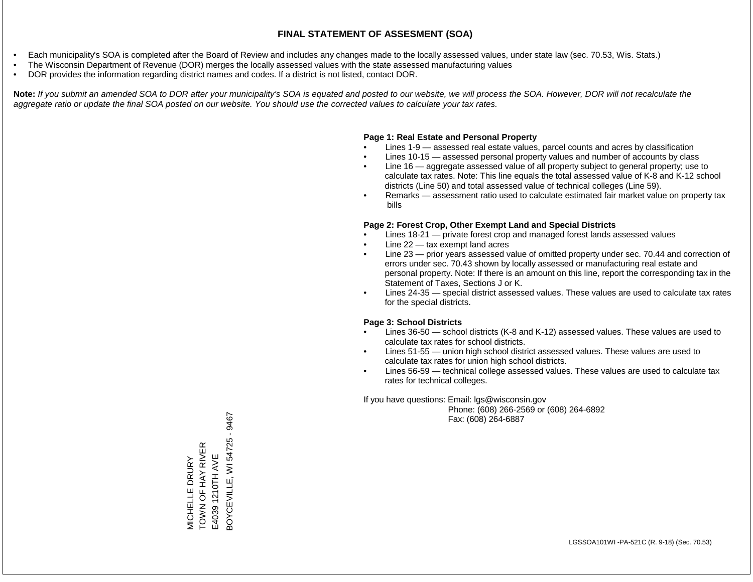# FINAL STATEMENT OF ASSESMENT (SOA)

- Each municipality's SOA is completed after the Board of Review and includes any changes made to the locally assessed values, under state law (sec. 70.53, Wis. Stats.)
- The Wisconsin Department of Revenue (DOR) merges the locally assessed values with the state assessed manufacturing values
- DOR provides the information regarding district names and codes. If a district is not listed, contact DOR.

**Note:** *If you submit an amended SOA to DOR after your municipality's SOA is equated and posted to our website, we will process the SOA. However, DOR will not recalculate the aggregate ratio or update the final SOA posted on our website. You should use the corrected values to calculate your tax rates.*

**Page 1: Real Estate and Personal Property**

- Lines 1-9 — assessed real estate values, parcel counts and acres by classification
- Lines 10-15 — assessed personal property values and number of accounts by class
- Line 16 — aggregate assessed value of all property subject to general property; use to calculate tax rates. Note: This line equals the total assessed value of K-8 and K-12 school districts (Line 50) and total assessed value of technical colleges (Line 59).
- Remarks — assessment ratio used to calculate estimated fair market value on property tax bills

**Page 2: Forest Crop, Other Exempt Land and Special Districts**

- Lines 18-21 — private forest crop and managed forest lands assessed values
- Line 22 — tax exempt land acres
- Line 23 — prior years assessed value of omitted property under sec. 70.44 and correction of errors under sec. 70.43 shown by locally assessed or manufacturing real estate and personal property. Note: If there is an amount on this line, report the corresponding tax in the Statement of Taxes, Sections J or K.
- Lines 24-35 — special district assessed values. These values are used to calculate tax rates for the special districts.

**Page 3: School Districts**

- Lines 36-50 — school districts (K-8 and K-12) assessed values. These values are used to calculate tax rates for school districts.
- Lines 51-55 — union high school district assessed values. These values are used to calculate tax rates for union high school districts.
- Lines 56-59 — technical college assessed values. These values are used to calculate tax rates for technical colleges.

If you have questions: Email: lgs@wisconsin.gov
Phone: (608) 266-2569 or (608) 264-6892
Fax: (608) 264-6887

MICHELLE DRURY
TOWN OF HAY RIVER
E4039 1210TH AVE
BOYCEVILLE, WI 54725 - 9467

LGSSOA101WI -PA-521C (R. 9-18) (Sec. 70.53)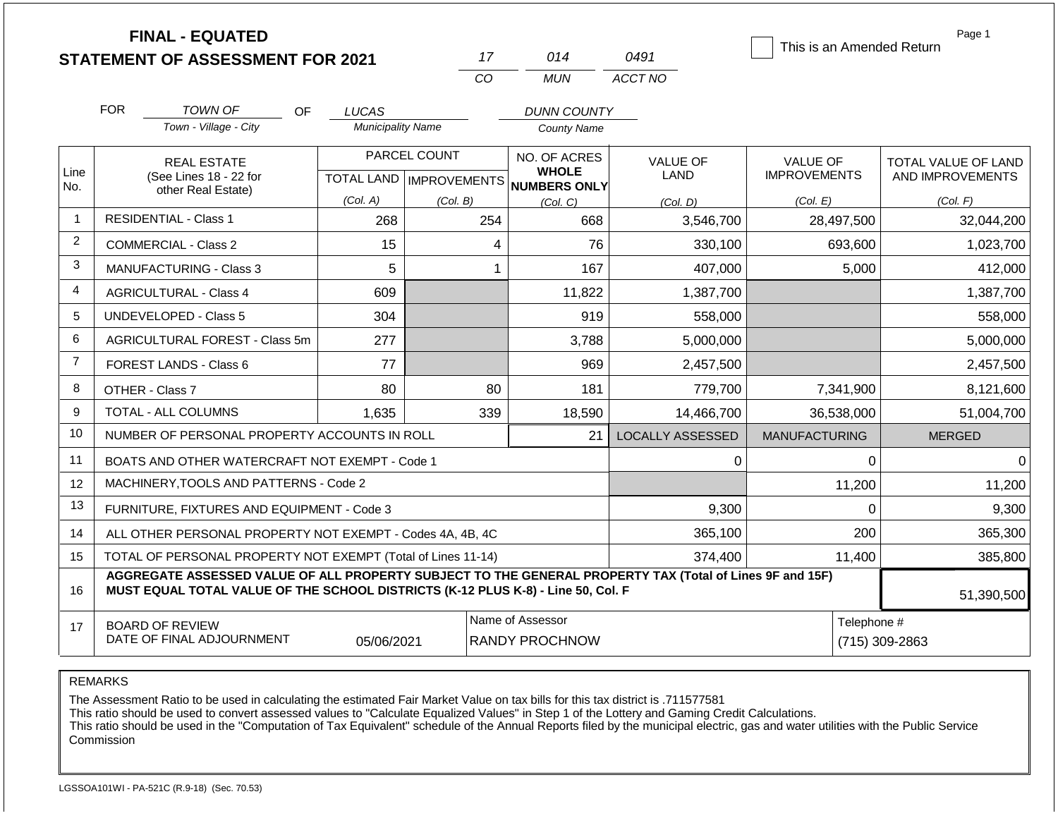# FINAL - EQUATED
## STATEMENT OF ASSESSMENT FOR 2021

| 17 | 014 | 0491 |
|---|---|---|
| CO | MUN | ACCT NO |

☐ This is an Amended Return

FOR TOWN OF (Town - Village - City) OF LUCAS (Municipality Name) DUNN COUNTY (County Name)

| Line No. | REAL ESTATE (See Lines 18 - 22 for other Real Estate) | PARCEL COUNT TOTAL LAND (Col. A) | PARCEL COUNT IMPROVEMENTS (Col. B) | NO. OF ACRES WHOLE NUMBERS ONLY (Col. C) | VALUE OF LAND (Col. D) | VALUE OF IMPROVEMENTS (Col. E) | TOTAL VALUE OF LAND AND IMPROVEMENTS (Col. F) |
|---|---|---|---|---|---|---|---|
| 1 | RESIDENTIAL - Class 1 | 268 | 254 | 668 | 3,546,700 | 28,497,500 | 32,044,200 |
| 2 | COMMERCIAL - Class 2 | 15 | 4 | 76 | 330,100 | 693,600 | 1,023,700 |
| 3 | MANUFACTURING - Class 3 | 5 | 1 | 167 | 407,000 | 5,000 | 412,000 |
| 4 | AGRICULTURAL - Class 4 | 609 | | 11,822 | 1,387,700 | | 1,387,700 |
| 5 | UNDEVELOPED - Class 5 | 304 | | 919 | 558,000 | | 558,000 |
| 6 | AGRICULTURAL FOREST - Class 5m | 277 | | 3,788 | 5,000,000 | | 5,000,000 |
| 7 | FOREST LANDS - Class 6 | 77 | | 969 | 2,457,500 | | 2,457,500 |
| 8 | OTHER - Class 7 | 80 | 80 | 181 | 779,700 | 7,341,900 | 8,121,600 |
| 9 | TOTAL - ALL COLUMNS | 1,635 | 339 | 18,590 | 14,466,700 | 36,538,000 | 51,004,700 |
| 10 | NUMBER OF PERSONAL PROPERTY ACCOUNTS IN ROLL | | | 21 | LOCALLY ASSESSED | MANUFACTURING | MERGED |
| 11 | BOATS AND OTHER WATERCRAFT NOT EXEMPT - Code 1 | | | | 0 | 0 | 0 |
| 12 | MACHINERY,TOOLS AND PATTERNS - Code 2 | | | | | 11,200 | 11,200 |
| 13 | FURNITURE, FIXTURES AND EQUIPMENT - Code 3 | | | | 9,300 | 0 | 9,300 |
| 14 | ALL OTHER PERSONAL PROPERTY NOT EXEMPT - Codes 4A, 4B, 4C | | | | 365,100 | 200 | 365,300 |
| 15 | TOTAL OF PERSONAL PROPERTY NOT EXEMPT (Total of Lines 11-14) | | | | 374,400 | 11,400 | 385,800 |
| 16 | **AGGREGATE ASSESSED VALUE OF ALL PROPERTY SUBJECT TO THE GENERAL PROPERTY TAX (Total of Lines 9F and 15F) MUST EQUAL TOTAL VALUE OF THE SCHOOL DISTRICTS (K-12 PLUS K-8) - Line 50, Col. F** | | | | | | 51,390,500 |
| 17 | BOARD OF REVIEW DATE OF FINAL ADJOURNMENT | 05/06/2021 | | Name of Assessor: RANDY PROCHNOW | | Telephone #: (715) 309-2863 | |

REMARKS

The Assessment Ratio to be used in calculating the estimated Fair Market Value on tax bills for this tax district is .711577581
This ratio should be used to convert assessed values to "Calculate Equalized Values" in Step 1 of the Lottery and Gaming Credit Calculations.
This ratio should be used in the "Computation of Tax Equivalent" schedule of the Annual Reports filed by the municipal electric, gas and water utilities with the Public Service Commission

LGSSOA101WI - PA-521C (R.9-18) (Sec. 70.53)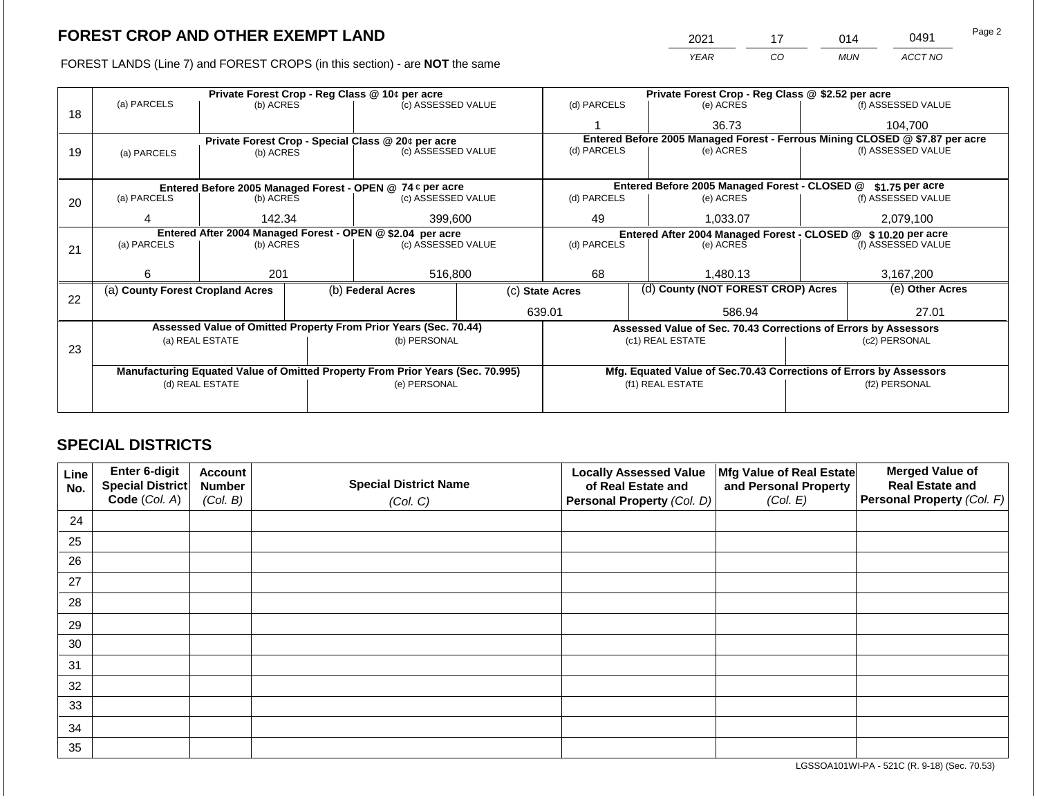## FOREST CROP AND OTHER EXEMPT LAND

| 2021 | 17 | 014 | 0491 |
|---|---|---|---|
| YEAR | CO | MUN | ACCT NO |

FOREST LANDS (Line 7) and FOREST CROPS (in this section) - are **NOT** the same

| Line | Private Forest Crop - Reg Class @ 10¢ per acre | | | Private Forest Crop - Reg Class @ $2.52 per acre | | |
|---|---|---|---|---|---|---|
| 18 | (a) PARCELS | (b) ACRES | (c) ASSESSED VALUE | (d) PARCELS | (e) ACRES | (f) ASSESSED VALUE |
| | | | | 1 | 36.73 | 104,700 |
| | **Private Forest Crop - Special Class @ 20¢ per acre** | | | **Entered Before 2005 Managed Forest - Ferrous Mining CLOSED @ $7.87 per acre** | | |
| 19 | (a) PARCELS | (b) ACRES | (c) ASSESSED VALUE | (d) PARCELS | (e) ACRES | (f) ASSESSED VALUE |
| | | | | | | |
| | **Entered Before 2005 Managed Forest - OPEN @ 74 ¢ per acre** | | | **Entered Before 2005 Managed Forest - CLOSED @ $1.75 per acre** | | |
| 20 | (a) PARCELS | (b) ACRES | (c) ASSESSED VALUE | (d) PARCELS | (e) ACRES | (f) ASSESSED VALUE |
| | 4 | 142.34 | 399,600 | 49 | 1,033.07 | 2,079,100 |
| | **Entered After 2004 Managed Forest - OPEN @ $2.04 per acre** | | | **Entered After 2004 Managed Forest - CLOSED @ $ 10.20 per acre** | | |
| 21 | (a) PARCELS | (b) ACRES | (c) ASSESSED VALUE | (d) PARCELS | (e) ACRES | (f) ASSESSED VALUE |
| | 6 | 201 | 516,800 | 68 | 1,480.13 | 3,167,200 |

| Line | (a) County Forest Cropland Acres | (b) Federal Acres | (c) State Acres | (d) County (NOT FOREST CROP) Acres | (e) Other Acres |
|---|---|---|---|---|---|
| 22 | | | 639.01 | 586.94 | 27.01 |

| Line | Assessed Value of Omitted Property From Prior Years (Sec. 70.44) | | Assessed Value of Sec. 70.43 Corrections of Errors by Assessors | |
|---|---|---|---|---|
| 23 | (a) REAL ESTATE | (b) PERSONAL | (c1) REAL ESTATE | (c2) PERSONAL |
| | | | | |
| | **Manufacturing Equated Value of Omitted Property From Prior Years (Sec. 70.995)** | | **Mfg. Equated Value of Sec.70.43 Corrections of Errors by Assessors** | |
| | (d) REAL ESTATE | (e) PERSONAL | (f1) REAL ESTATE | (f2) PERSONAL |
| | | | | |

## SPECIAL DISTRICTS

| Line No. | Enter 6-digit Special District Code (Col. A) | Account Number (Col. B) | Special District Name (Col. C) | Locally Assessed Value of Real Estate and Personal Property (Col. D) | Mfg Value of Real Estate and Personal Property (Col. E) | Merged Value of Real Estate and Personal Property (Col. F) |
|---|---|---|---|---|---|---|
| 24 | | | | | | |
| 25 | | | | | | |
| 26 | | | | | | |
| 27 | | | | | | |
| 28 | | | | | | |
| 29 | | | | | | |
| 30 | | | | | | |
| 31 | | | | | | |
| 32 | | | | | | |
| 33 | | | | | | |
| 34 | | | | | | |
| 35 | | | | | | |

LGSSOA101WI-PA - 521C (R. 9-18) (Sec. 70.53)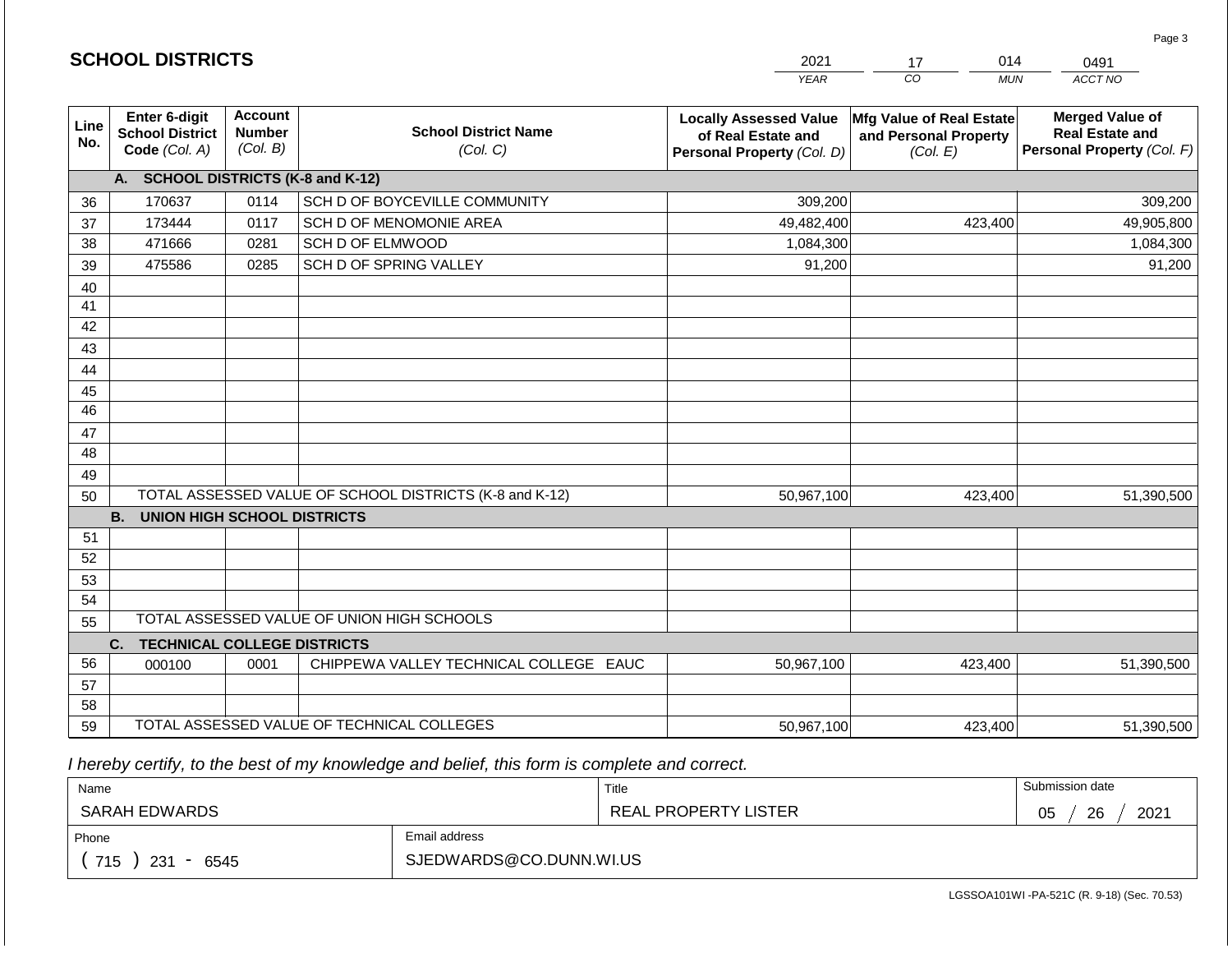## SCHOOL DISTRICTS

| 2021 | 17 | 014 | 0491 |
|---|---|---|---|
| *YEAR* | *CO* | *MUN* | *ACCT NO* |

| Line No. | Enter 6-digit School District Code *(Col. A)* | Account Number *(Col. B)* | School District Name *(Col. C)* | Locally Assessed Value of Real Estate and Personal Property *(Col. D)* | Mfg Value of Real Estate and Personal Property *(Col. E)* | Merged Value of Real Estate and Personal Property *(Col. F)* |
|---|---|---|---|---|---|---|
| | **A. SCHOOL DISTRICTS (K-8 and K-12)** | | | | | |
| 36 | 170637 | 0114 | SCH D OF BOYCEVILLE COMMUNITY | 309,200 | | 309,200 |
| 37 | 173444 | 0117 | SCH D OF MENOMONIE AREA | 49,482,400 | 423,400 | 49,905,800 |
| 38 | 471666 | 0281 | SCH D OF ELMWOOD | 1,084,300 | | 1,084,300 |
| 39 | 475586 | 0285 | SCH D OF SPRING VALLEY | 91,200 | | 91,200 |
| 40 | | | | | | |
| 41 | | | | | | |
| 42 | | | | | | |
| 43 | | | | | | |
| 44 | | | | | | |
| 45 | | | | | | |
| 46 | | | | | | |
| 47 | | | | | | |
| 48 | | | | | | |
| 49 | | | | | | |
| 50 | TOTAL ASSESSED VALUE OF SCHOOL DISTRICTS (K-8 and K-12) | | | 50,967,100 | 423,400 | 51,390,500 |
| | **B. UNION HIGH SCHOOL DISTRICTS** | | | | | |
| 51 | | | | | | |
| 52 | | | | | | |
| 53 | | | | | | |
| 54 | | | | | | |
| 55 | TOTAL ASSESSED VALUE OF UNION HIGH SCHOOLS | | | | | |
| | **C. TECHNICAL COLLEGE DISTRICTS** | | | | | |
| 56 | 000100 | 0001 | CHIPPEWA VALLEY TECHNICAL COLLEGE EAUC | 50,967,100 | 423,400 | 51,390,500 |
| 57 | | | | | | |
| 58 | | | | | | |
| 59 | TOTAL ASSESSED VALUE OF TECHNICAL COLLEGES | | | 50,967,100 | 423,400 | 51,390,500 |

*I hereby certify, to the best of my knowledge and belief, this form is complete and correct.*

| Name | Title | Submission date |
|---|---|---|
| SARAH EDWARDS | REAL PROPERTY LISTER | 05 / 26 / 2021 |
| **Phone** | **Email address** | |
| ( 715 ) 231 - 6545 | SJEDWARDS@CO.DUNN.WI.US | |

LGSSOA101WI -PA-521C (R. 9-18) (Sec. 70.53)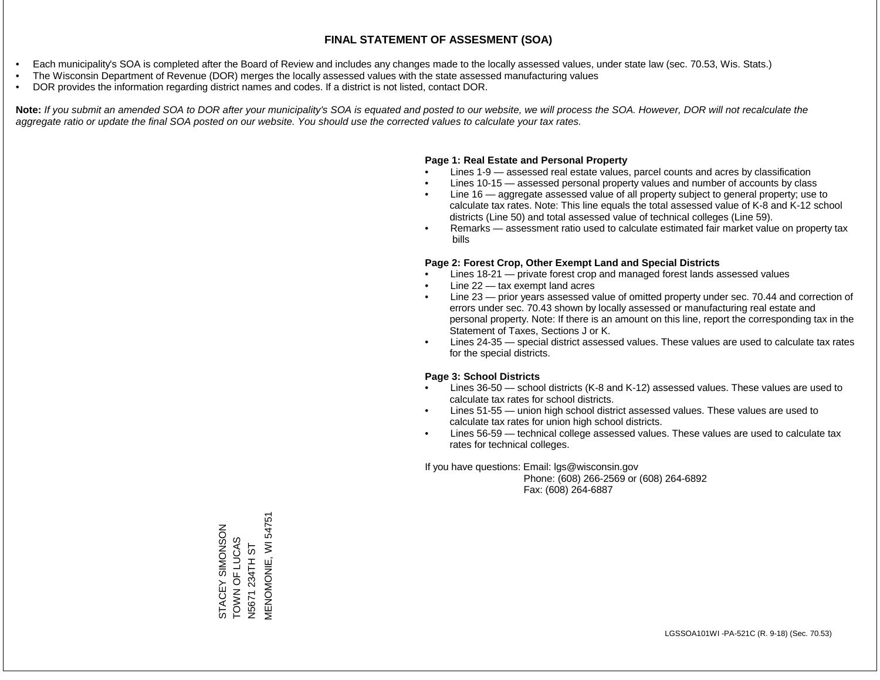# FINAL STATEMENT OF ASSESMENT (SOA)

- Each municipality's SOA is completed after the Board of Review and includes any changes made to the locally assessed values, under state law (sec. 70.53, Wis. Stats.)
- The Wisconsin Department of Revenue (DOR) merges the locally assessed values with the state assessed manufacturing values
- DOR provides the information regarding district names and codes. If a district is not listed, contact DOR.

**Note:** *If you submit an amended SOA to DOR after your municipality's SOA is equated and posted to our website, we will process the SOA. However, DOR will not recalculate the aggregate ratio or update the final SOA posted on our website. You should use the corrected values to calculate your tax rates.*

**Page 1: Real Estate and Personal Property**

- Lines 1-9 — assessed real estate values, parcel counts and acres by classification
- Lines 10-15 — assessed personal property values and number of accounts by class
- Line 16 — aggregate assessed value of all property subject to general property; use to calculate tax rates. Note: This line equals the total assessed value of K-8 and K-12 school districts (Line 50) and total assessed value of technical colleges (Line 59).
- Remarks — assessment ratio used to calculate estimated fair market value on property tax bills

**Page 2: Forest Crop, Other Exempt Land and Special Districts**

- Lines 18-21 — private forest crop and managed forest lands assessed values
- Line 22 — tax exempt land acres
- Line 23 — prior years assessed value of omitted property under sec. 70.44 and correction of errors under sec. 70.43 shown by locally assessed or manufacturing real estate and personal property. Note: If there is an amount on this line, report the corresponding tax in the Statement of Taxes, Sections J or K.
- Lines 24-35 — special district assessed values. These values are used to calculate tax rates for the special districts.

**Page 3: School Districts**

- Lines 36-50 — school districts (K-8 and K-12) assessed values. These values are used to calculate tax rates for school districts.
- Lines 51-55 — union high school district assessed values. These values are used to calculate tax rates for union high school districts.
- Lines 56-59 — technical college assessed values. These values are used to calculate tax rates for technical colleges.

If you have questions: Email: lgs@wisconsin.gov
Phone: (608) 266-2569 or (608) 264-6892
Fax: (608) 264-6887

STACEY SIMONSON
TOWN OF LUCAS
N5671 234TH ST
MENOMONIE, WI 54751

LGSSOA101WI -PA-521C (R. 9-18) (Sec. 70.53)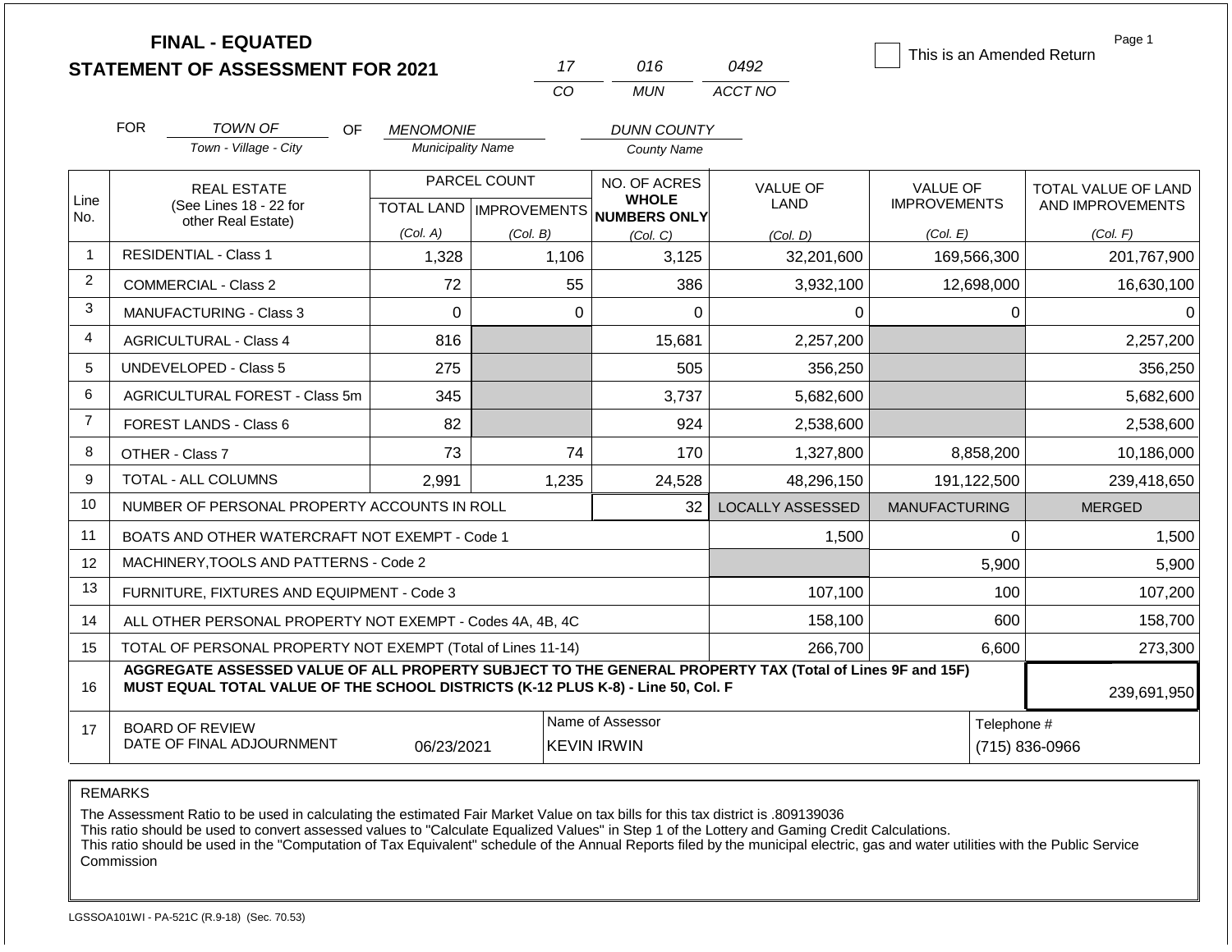# FINAL - EQUATED
# STATEMENT OF ASSESSMENT FOR 2021

| 17 | 016 | 0492 |
|---|---|---|
| CO | MUN | ACCT NO |

☐ This is an Amended Return

Page 1

FOR *TOWN OF* (Town - Village - City) OF *MENOMONIE* (Municipality Name) *DUNN COUNTY* (County Name)

| Line No. | REAL ESTATE (See Lines 18 - 22 for other Real Estate) | PARCEL COUNT TOTAL LAND (Col. A) | PARCEL COUNT IMPROVEMENTS (Col. B) | NO. OF ACRES WHOLE NUMBERS ONLY (Col. C) | VALUE OF LAND (Col. D) | VALUE OF IMPROVEMENTS (Col. E) | TOTAL VALUE OF LAND AND IMPROVEMENTS (Col. F) |
|---|---|---|---|---|---|---|---|
| 1 | RESIDENTIAL - Class 1 | 1,328 | 1,106 | 3,125 | 32,201,600 | 169,566,300 | 201,767,900 |
| 2 | COMMERCIAL - Class 2 | 72 | 55 | 386 | 3,932,100 | 12,698,000 | 16,630,100 |
| 3 | MANUFACTURING - Class 3 | 0 | 0 | 0 | 0 | 0 | 0 |
| 4 | AGRICULTURAL - Class 4 | 816 | | 15,681 | 2,257,200 | | 2,257,200 |
| 5 | UNDEVELOPED - Class 5 | 275 | | 505 | 356,250 | | 356,250 |
| 6 | AGRICULTURAL FOREST - Class 5m | 345 | | 3,737 | 5,682,600 | | 5,682,600 |
| 7 | FOREST LANDS - Class 6 | 82 | | 924 | 2,538,600 | | 2,538,600 |
| 8 | OTHER - Class 7 | 73 | 74 | 170 | 1,327,800 | 8,858,200 | 10,186,000 |
| 9 | TOTAL - ALL COLUMNS | 2,991 | 1,235 | 24,528 | 48,296,150 | 191,122,500 | 239,418,650 |

| Line No. | | | LOCALLY ASSESSED | MANUFACTURING | MERGED |
|---|---|---|---|---|---|
| 10 | NUMBER OF PERSONAL PROPERTY ACCOUNTS IN ROLL | 32 | | | |
| 11 | BOATS AND OTHER WATERCRAFT NOT EXEMPT - Code 1 | | 1,500 | 0 | 1,500 |
| 12 | MACHINERY,TOOLS AND PATTERNS - Code 2 | | | 5,900 | 5,900 |
| 13 | FURNITURE, FIXTURES AND EQUIPMENT - Code 3 | | 107,100 | 100 | 107,200 |
| 14 | ALL OTHER PERSONAL PROPERTY NOT EXEMPT - Codes 4A, 4B, 4C | | 158,100 | 600 | 158,700 |
| 15 | TOTAL OF PERSONAL PROPERTY NOT EXEMPT (Total of Lines 11-14) | | 266,700 | 6,600 | 273,300 |
| 16 | **AGGREGATE ASSESSED VALUE OF ALL PROPERTY SUBJECT TO THE GENERAL PROPERTY TAX (Total of Lines 9F and 15F) MUST EQUAL TOTAL VALUE OF THE SCHOOL DISTRICTS (K-12 PLUS K-8) - Line 50, Col. F** | | | | 239,691,950 |

| 17 | BOARD OF REVIEW DATE OF FINAL ADJOURNMENT | 06/23/2021 | Name of Assessor: KEVIN IRWIN | Telephone #: (715) 836-0966 |
|---|---|---|---|---|

REMARKS

The Assessment Ratio to be used in calculating the estimated Fair Market Value on tax bills for this tax district is .809139036
This ratio should be used to convert assessed values to "Calculate Equalized Values" in Step 1 of the Lottery and Gaming Credit Calculations.
This ratio should be used in the "Computation of Tax Equivalent" schedule of the Annual Reports filed by the municipal electric, gas and water utilities with the Public Service Commission

LGSSOA101WI - PA-521C (R.9-18) (Sec. 70.53)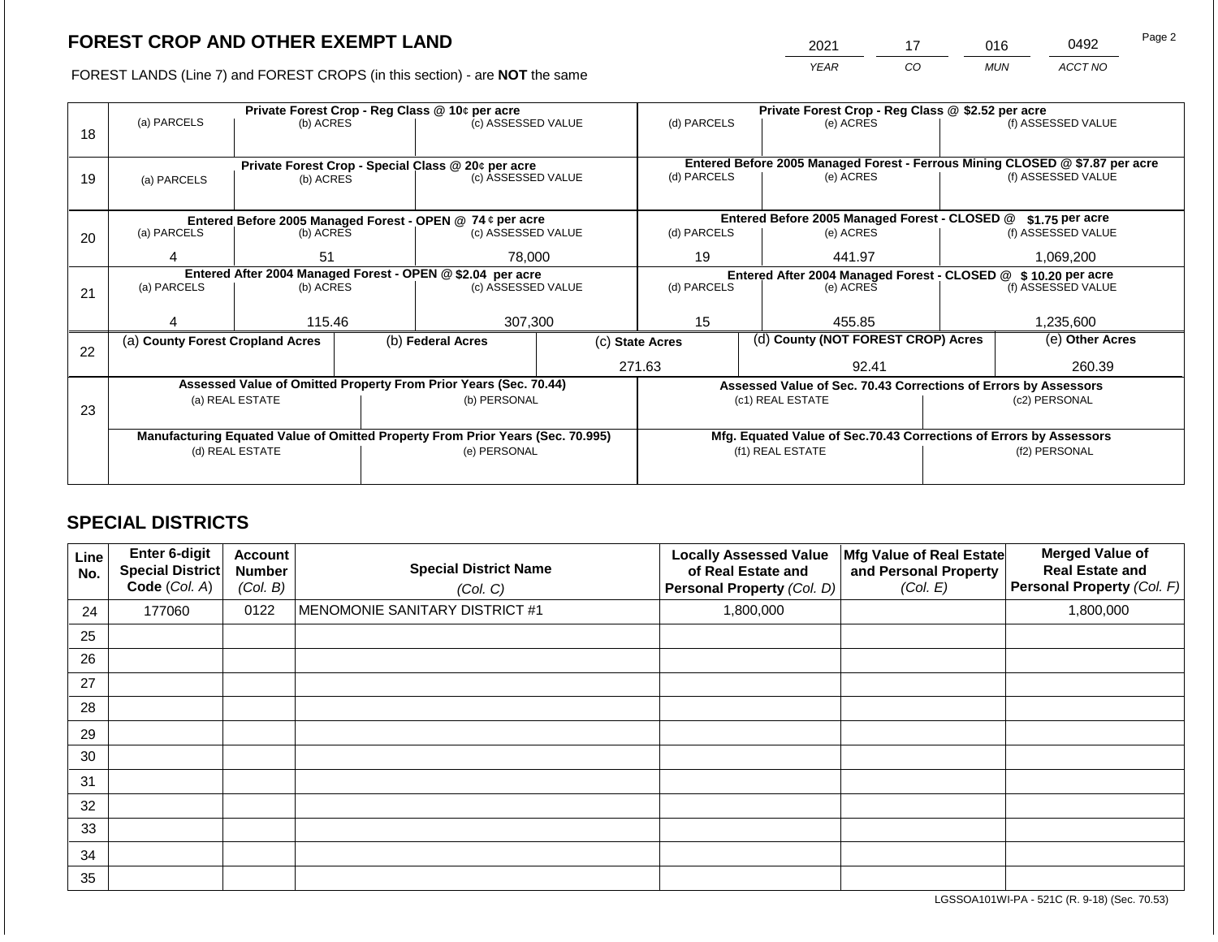# FOREST CROP AND OTHER EXEMPT LAND

| 2021 | 17 | 016 | 0492 |
|---|---|---|---|
| *YEAR* | *CO* | *MUN* | *ACCT NO* |

FOREST LANDS (Line 7) and FOREST CROPS (in this section) - are **NOT** the same

| Line | Private Forest Crop - Reg Class @ 10¢ per acre | | | Private Forest Crop - Reg Class @ $2.52 per acre | | |
|---|---|---|---|---|---|---|
| | (a) PARCELS | (b) ACRES | (c) ASSESSED VALUE | (d) PARCELS | (e) ACRES | (f) ASSESSED VALUE |
| 18 | | | | | | |
| | **Private Forest Crop - Special Class @ 20¢ per acre** | | | **Entered Before 2005 Managed Forest - Ferrous Mining CLOSED @ $7.87 per acre** | | |
| | (a) PARCELS | (b) ACRES | (c) ASSESSED VALUE | (d) PARCELS | (e) ACRES | (f) ASSESSED VALUE |
| 19 | | | | | | |
| | **Entered Before 2005 Managed Forest - OPEN @ 74 ¢ per acre** | | | **Entered Before 2005 Managed Forest - CLOSED @ $1.75 per acre** | | |
| | (a) PARCELS | (b) ACRES | (c) ASSESSED VALUE | (d) PARCELS | (e) ACRES | (f) ASSESSED VALUE |
| 20 | 4 | 51 | 78,000 | 19 | 441.97 | 1,069,200 |
| | **Entered After 2004 Managed Forest - OPEN @ $2.04 per acre** | | | **Entered After 2004 Managed Forest - CLOSED @ $ 10.20 per acre** | | |
| | (a) PARCELS | (b) ACRES | (c) ASSESSED VALUE | (d) PARCELS | (e) ACRES | (f) ASSESSED VALUE |
| 21 | 4 | 115.46 | 307,300 | 15 | 455.85 | 1,235,600 |

| Line | (a) County Forest Cropland Acres | (b) Federal Acres | (c) State Acres | (d) County (NOT FOREST CROP) Acres | (e) Other Acres |
|---|---|---|---|---|---|
| 22 | | | 271.63 | 92.41 | 260.39 |

| Line | Assessed Value of Omitted Property From Prior Years (Sec. 70.44) | | Assessed Value of Sec. 70.43 Corrections of Errors by Assessors | |
|---|---|---|---|---|
| | (a) REAL ESTATE | (b) PERSONAL | (c1) REAL ESTATE | (c2) PERSONAL |
| 23 | | | | |
| | **Manufacturing Equated Value of Omitted Property From Prior Years (Sec. 70.995)** | | **Mfg. Equated Value of Sec.70.43 Corrections of Errors by Assessors** | |
| | (d) REAL ESTATE | (e) PERSONAL | (f1) REAL ESTATE | (f2) PERSONAL |
| | | | | |

## SPECIAL DISTRICTS

| Line No. | Enter 6-digit Special District Code (*Col. A*) | Account Number (*Col. B*) | Special District Name (*Col. C*) | Locally Assessed Value of Real Estate and Personal Property (*Col. D*) | Mfg Value of Real Estate and Personal Property (*Col. E*) | Merged Value of Real Estate and Personal Property (*Col. F*) |
|---|---|---|---|---|---|---|
| 24 | 177060 | 0122 | MENOMONIE SANITARY DISTRICT #1 | 1,800,000 | | 1,800,000 |
| 25 | | | | | | |
| 26 | | | | | | |
| 27 | | | | | | |
| 28 | | | | | | |
| 29 | | | | | | |
| 30 | | | | | | |
| 31 | | | | | | |
| 32 | | | | | | |
| 33 | | | | | | |
| 34 | | | | | | |
| 35 | | | | | | |

LGSSOA101WI-PA - 521C (R. 9-18) (Sec. 70.53)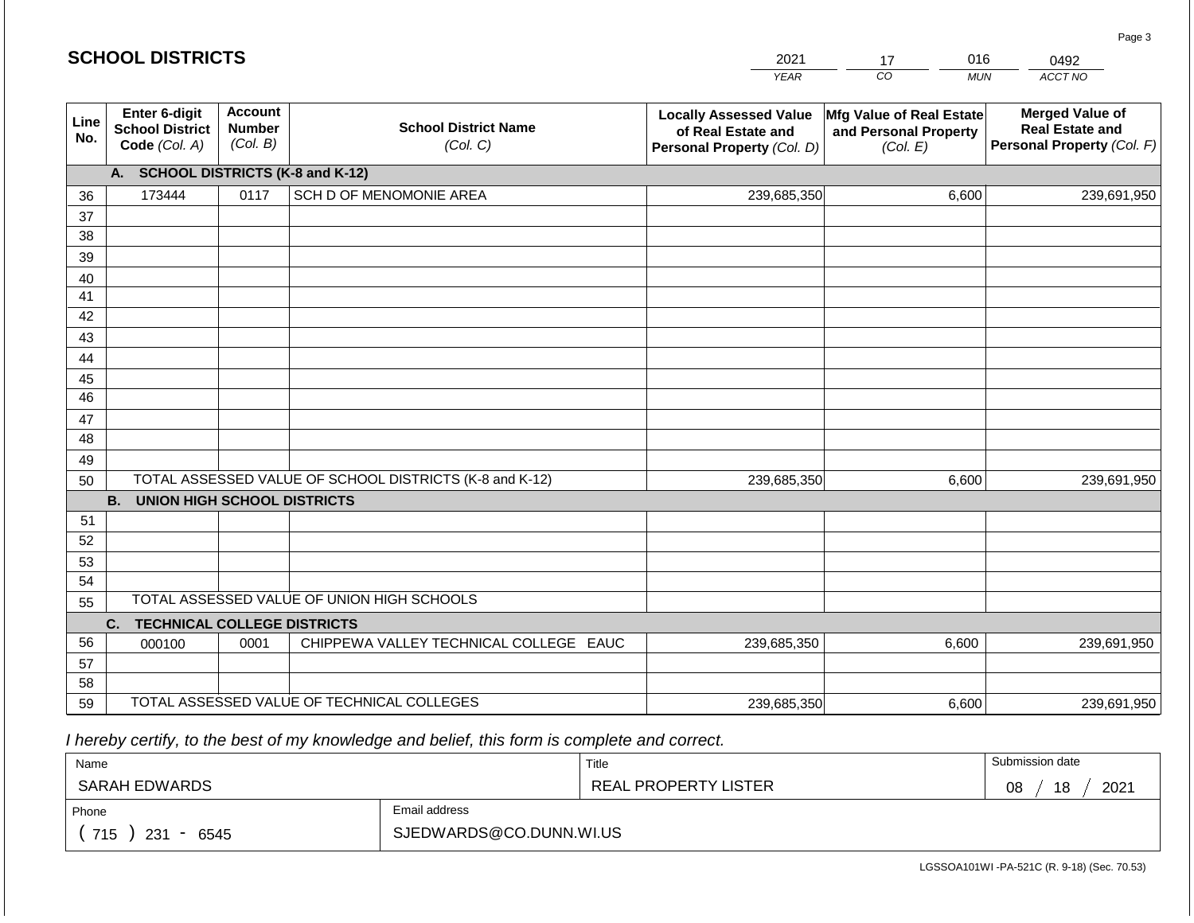## SCHOOL DISTRICTS

| 2021 | 17 | 016 | 0492 |
|---|---|---|---|
| *YEAR* | *CO* | *MUN* | *ACCT NO* |

| Line No. | Enter 6-digit School District Code *(Col. A)* | Account Number *(Col. B)* | School District Name *(Col. C)* | Locally Assessed Value of Real Estate and Personal Property *(Col. D)* | Mfg Value of Real Estate and Personal Property *(Col. E)* | Merged Value of Real Estate and Personal Property *(Col. F)* |
|---|---|---|---|---|---|---|
| | **A. SCHOOL DISTRICTS (K-8 and K-12)** | | | | | |
| 36 | 173444 | 0117 | SCH D OF MENOMONIE AREA | 239,685,350 | 6,600 | 239,691,950 |
| 37 | | | | | | |
| 38 | | | | | | |
| 39 | | | | | | |
| 40 | | | | | | |
| 41 | | | | | | |
| 42 | | | | | | |
| 43 | | | | | | |
| 44 | | | | | | |
| 45 | | | | | | |
| 46 | | | | | | |
| 47 | | | | | | |
| 48 | | | | | | |
| 49 | | | | | | |
| 50 | TOTAL ASSESSED VALUE OF SCHOOL DISTRICTS (K-8 and K-12) | | | 239,685,350 | 6,600 | 239,691,950 |
| | **B. UNION HIGH SCHOOL DISTRICTS** | | | | | |
| 51 | | | | | | |
| 52 | | | | | | |
| 53 | | | | | | |
| 54 | | | | | | |
| 55 | TOTAL ASSESSED VALUE OF UNION HIGH SCHOOLS | | | | | |
| | **C. TECHNICAL COLLEGE DISTRICTS** | | | | | |
| 56 | 000100 | 0001 | CHIPPEWA VALLEY TECHNICAL COLLEGE EAUC | 239,685,350 | 6,600 | 239,691,950 |
| 57 | | | | | | |
| 58 | | | | | | |
| 59 | TOTAL ASSESSED VALUE OF TECHNICAL COLLEGES | | | 239,685,350 | 6,600 | 239,691,950 |

*I hereby certify, to the best of my knowledge and belief, this form is complete and correct.*

| Name | Title | Submission date |
|---|---|---|
| SARAH EDWARDS | REAL PROPERTY LISTER | 08 / 18 / 2021 |
| Phone: ( 715 ) 231 - 6545 | Email address: SJEDWARDS@CO.DUNN.WI.US | |

LGSSOA101WI -PA-521C (R. 9-18) (Sec. 70.53)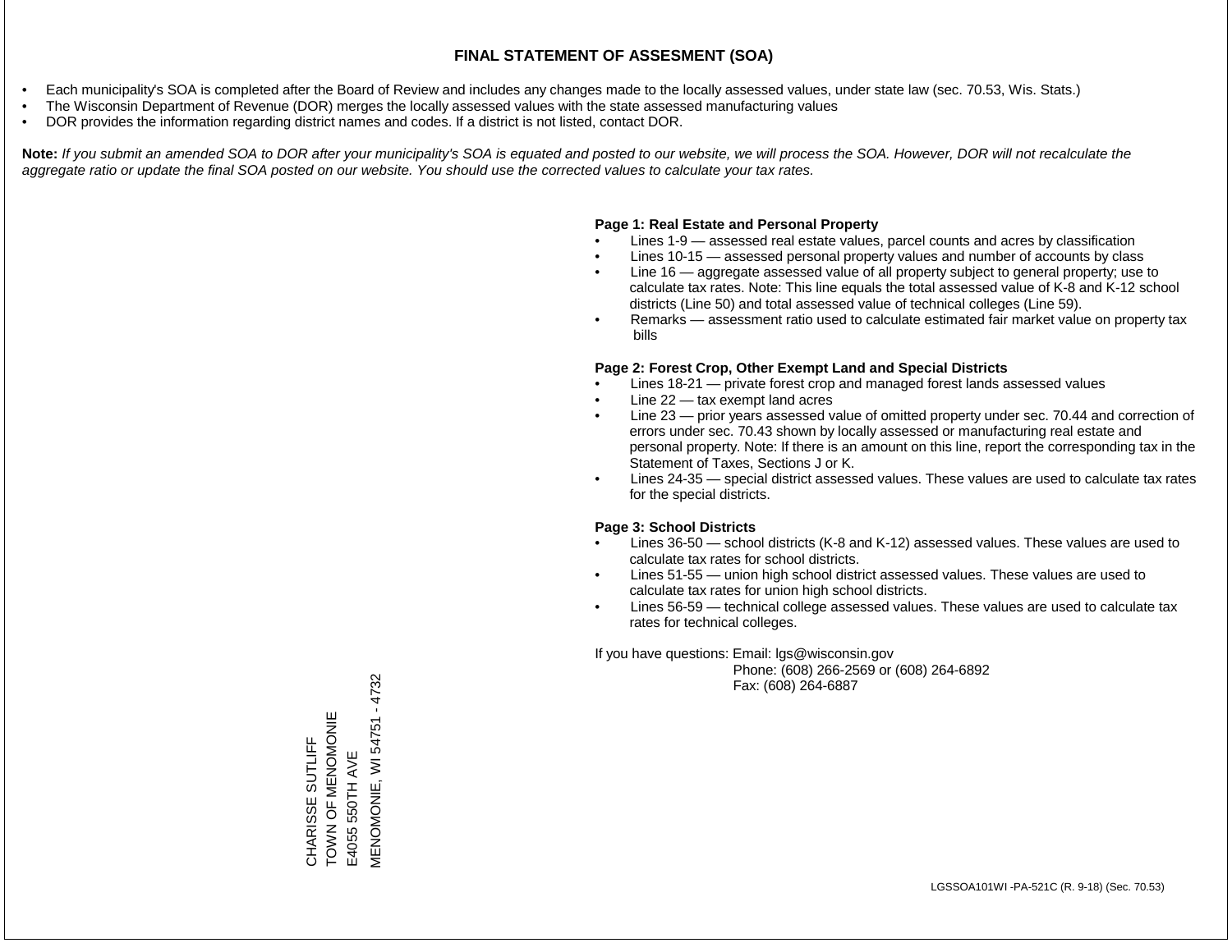# FINAL STATEMENT OF ASSESMENT (SOA)

- Each municipality's SOA is completed after the Board of Review and includes any changes made to the locally assessed values, under state law (sec. 70.53, Wis. Stats.)
- The Wisconsin Department of Revenue (DOR) merges the locally assessed values with the state assessed manufacturing values
- DOR provides the information regarding district names and codes. If a district is not listed, contact DOR.

**Note:** *If you submit an amended SOA to DOR after your municipality's SOA is equated and posted to our website, we will process the SOA. However, DOR will not recalculate the aggregate ratio or update the final SOA posted on our website. You should use the corrected values to calculate your tax rates.*

**Page 1: Real Estate and Personal Property**

- Lines 1-9 — assessed real estate values, parcel counts and acres by classification
- Lines 10-15 — assessed personal property values and number of accounts by class
- Line 16 — aggregate assessed value of all property subject to general property; use to calculate tax rates. Note: This line equals the total assessed value of K-8 and K-12 school districts (Line 50) and total assessed value of technical colleges (Line 59).
- Remarks — assessment ratio used to calculate estimated fair market value on property tax bills

**Page 2: Forest Crop, Other Exempt Land and Special Districts**

- Lines 18-21 — private forest crop and managed forest lands assessed values
- Line 22 — tax exempt land acres
- Line 23 — prior years assessed value of omitted property under sec. 70.44 and correction of errors under sec. 70.43 shown by locally assessed or manufacturing real estate and personal property. Note: If there is an amount on this line, report the corresponding tax in the Statement of Taxes, Sections J or K.
- Lines 24-35 — special district assessed values. These values are used to calculate tax rates for the special districts.

**Page 3: School Districts**

- Lines 36-50 — school districts (K-8 and K-12) assessed values. These values are used to calculate tax rates for school districts.
- Lines 51-55 — union high school district assessed values. These values are used to calculate tax rates for union high school districts.
- Lines 56-59 — technical college assessed values. These values are used to calculate tax rates for technical colleges.

If you have questions: Email: lgs@wisconsin.gov
Phone: (608) 266-2569 or (608) 264-6892
Fax: (608) 264-6887

CHARISSE SUTLIFF
TOWN OF MENOMONIE
E4055 550TH AVE
MENOMONIE, WI 54751 - 4732

LGSSOA101WI -PA-521C (R. 9-18) (Sec. 70.53)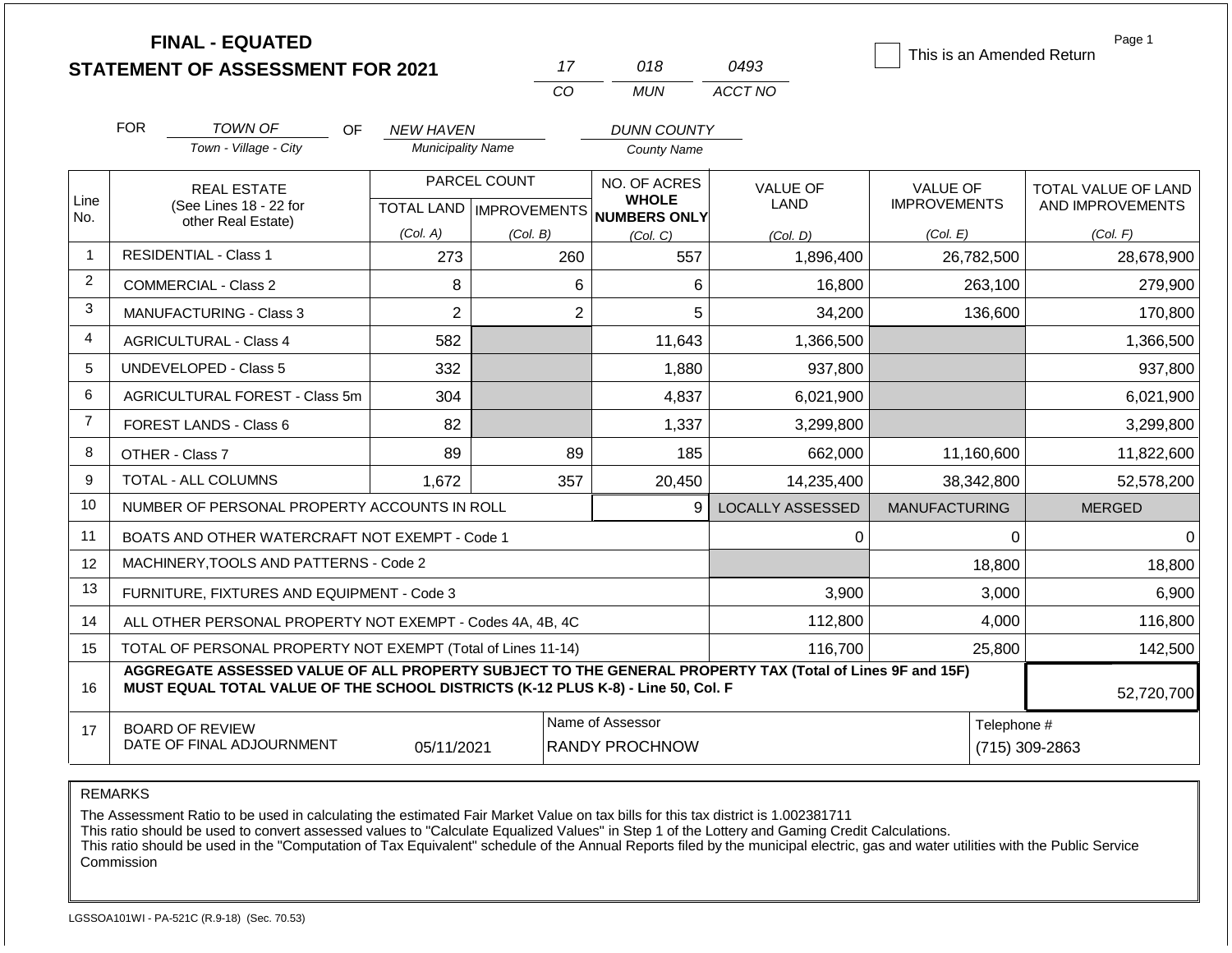# FINAL - EQUATED
## STATEMENT OF ASSESSMENT FOR 2021

| 17 | 018 | 0493 |
|---|---|---|
| CO | MUN | ACCT NO |

☐ This is an Amended Return

FOR *TOWN OF* (Town - Village - City) OF *NEW HAVEN* (Municipality Name) *DUNN COUNTY* (County Name)

| Line No. | REAL ESTATE (See Lines 18 - 22 for other Real Estate) | PARCEL COUNT TOTAL LAND (Col. A) | PARCEL COUNT IMPROVEMENTS (Col. B) | NO. OF ACRES WHOLE NUMBERS ONLY (Col. C) | VALUE OF LAND (Col. D) | VALUE OF IMPROVEMENTS (Col. E) | TOTAL VALUE OF LAND AND IMPROVEMENTS (Col. F) |
|---|---|---|---|---|---|---|---|
| 1 | RESIDENTIAL - Class 1 | 273 | 260 | 557 | 1,896,400 | 26,782,500 | 28,678,900 |
| 2 | COMMERCIAL - Class 2 | 8 | 6 | 6 | 16,800 | 263,100 | 279,900 |
| 3 | MANUFACTURING - Class 3 | 2 | 2 | 5 | 34,200 | 136,600 | 170,800 |
| 4 | AGRICULTURAL - Class 4 | 582 | | 11,643 | 1,366,500 | | 1,366,500 |
| 5 | UNDEVELOPED - Class 5 | 332 | | 1,880 | 937,800 | | 937,800 |
| 6 | AGRICULTURAL FOREST - Class 5m | 304 | | 4,837 | 6,021,900 | | 6,021,900 |
| 7 | FOREST LANDS - Class 6 | 82 | | 1,337 | 3,299,800 | | 3,299,800 |
| 8 | OTHER - Class 7 | 89 | 89 | 185 | 662,000 | 11,160,600 | 11,822,600 |
| 9 | TOTAL - ALL COLUMNS | 1,672 | 357 | 20,450 | 14,235,400 | 38,342,800 | 52,578,200 |
| 10 | NUMBER OF PERSONAL PROPERTY ACCOUNTS IN ROLL | | | 9 | LOCALLY ASSESSED | MANUFACTURING | MERGED |
| 11 | BOATS AND OTHER WATERCRAFT NOT EXEMPT - Code 1 | | | | 0 | 0 | 0 |
| 12 | MACHINERY,TOOLS AND PATTERNS - Code 2 | | | | | 18,800 | 18,800 |
| 13 | FURNITURE, FIXTURES AND EQUIPMENT - Code 3 | | | | 3,900 | 3,000 | 6,900 |
| 14 | ALL OTHER PERSONAL PROPERTY NOT EXEMPT - Codes 4A, 4B, 4C | | | | 112,800 | 4,000 | 116,800 |
| 15 | TOTAL OF PERSONAL PROPERTY NOT EXEMPT (Total of Lines 11-14) | | | | 116,700 | 25,800 | 142,500 |
| 16 | **AGGREGATE ASSESSED VALUE OF ALL PROPERTY SUBJECT TO THE GENERAL PROPERTY TAX (Total of Lines 9F and 15F) MUST EQUAL TOTAL VALUE OF THE SCHOOL DISTRICTS (K-12 PLUS K-8) - Line 50, Col. F** | | | | | | 52,720,700 |
| 17 | BOARD OF REVIEW DATE OF FINAL ADJOURNMENT | 05/11/2021 | | Name of Assessor: RANDY PROCHNOW | | | Telephone #: (715) 309-2863 |

REMARKS

The Assessment Ratio to be used in calculating the estimated Fair Market Value on tax bills for this tax district is 1.002381711
This ratio should be used to convert assessed values to "Calculate Equalized Values" in Step 1 of the Lottery and Gaming Credit Calculations.
This ratio should be used in the "Computation of Tax Equivalent" schedule of the Annual Reports filed by the municipal electric, gas and water utilities with the Public Service Commission

LGSSOA101WI - PA-521C (R.9-18) (Sec. 70.53)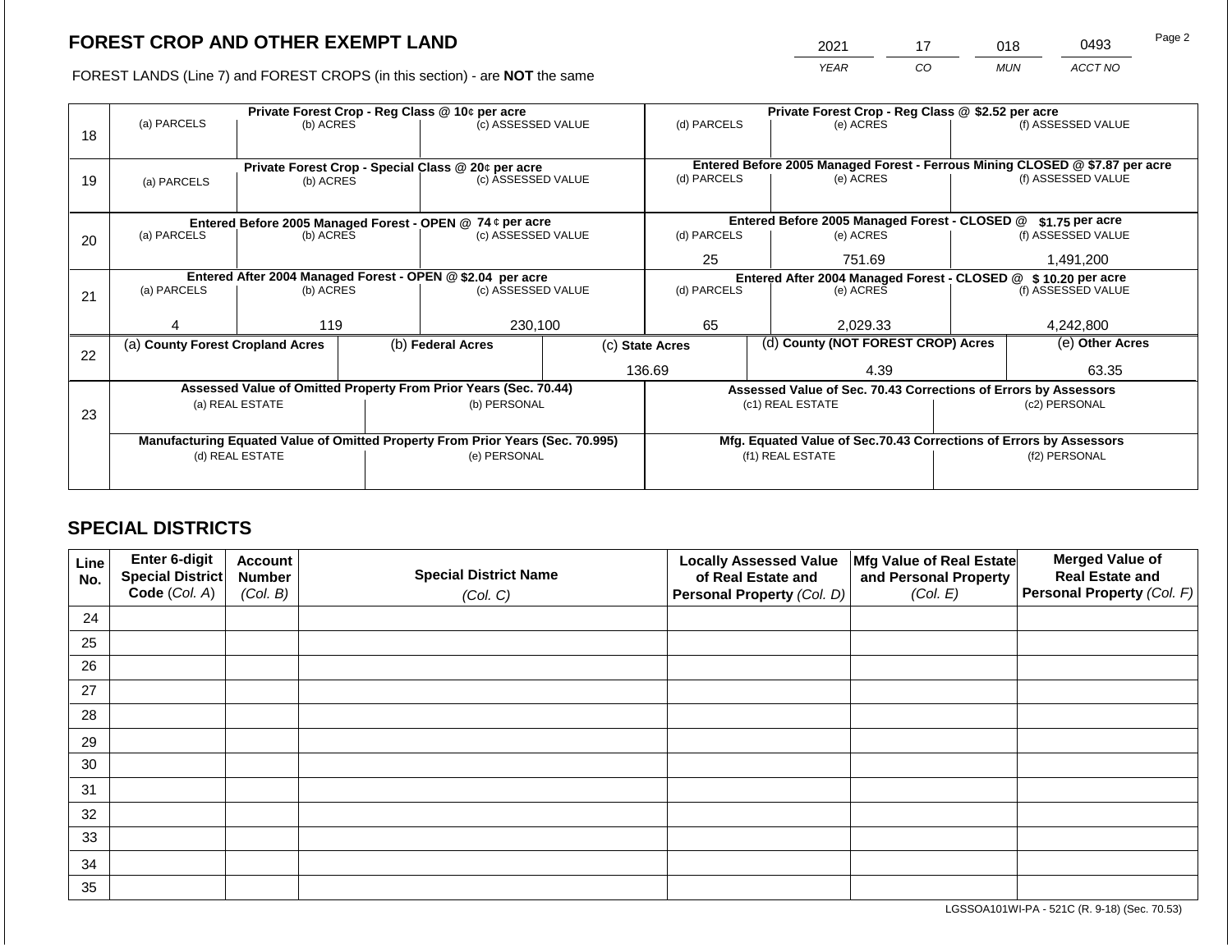## FOREST CROP AND OTHER EXEMPT LAND

| 2021 | 17 | 018 | 0493 |
|---|---|---|---|
| YEAR | CO | MUN | ACCT NO |

FOREST LANDS (Line 7) and FOREST CROPS (in this section) - are **NOT** the same

| Line | | | | | | |
|---|---|---|---|---|---|---|
| 18 | **Private Forest Crop - Reg Class @ 10¢ per acre** | | | **Private Forest Crop - Reg Class @ $2.52 per acre** | | |
| | (a) PARCELS | (b) ACRES | (c) ASSESSED VALUE | (d) PARCELS | (e) ACRES | (f) ASSESSED VALUE |
| | | | | | | |
| 19 | **Private Forest Crop - Special Class @ 20¢ per acre** | | | **Entered Before 2005 Managed Forest - Ferrous Mining CLOSED @ $7.87 per acre** | | |
| | (a) PARCELS | (b) ACRES | (c) ASSESSED VALUE | (d) PARCELS | (e) ACRES | (f) ASSESSED VALUE |
| | | | | | | |
| 20 | **Entered Before 2005 Managed Forest - OPEN @ 74 ¢ per acre** | | | **Entered Before 2005 Managed Forest - CLOSED @ $1.75 per acre** | | |
| | (a) PARCELS | (b) ACRES | (c) ASSESSED VALUE | (d) PARCELS | (e) ACRES | (f) ASSESSED VALUE |
| | | | | 25 | 751.69 | 1,491,200 |
| 21 | **Entered After 2004 Managed Forest - OPEN @ $2.04 per acre** | | | **Entered After 2004 Managed Forest - CLOSED @ $ 10.20 per acre** | | |
| | (a) PARCELS | (b) ACRES | (c) ASSESSED VALUE | (d) PARCELS | (e) ACRES | (f) ASSESSED VALUE |
| | 4 | 119 | 230,100 | 65 | 2,029.33 | 4,242,800 |

| Line | (a) County Forest Cropland Acres | (b) Federal Acres | (c) State Acres | (d) County (NOT FOREST CROP) Acres | (e) Other Acres |
|---|---|---|---|---|---|
| 22 | | | 136.69 | 4.39 | 63.35 |

| Line | | | | |
|---|---|---|---|---|
| 23 | **Assessed Value of Omitted Property From Prior Years (Sec. 70.44)** | | **Assessed Value of Sec. 70.43 Corrections of Errors by Assessors** | |
| | (a) REAL ESTATE | (b) PERSONAL | (c1) REAL ESTATE | (c2) PERSONAL |
| | | | | |
| | **Manufacturing Equated Value of Omitted Property From Prior Years (Sec. 70.995)** | | **Mfg. Equated Value of Sec.70.43 Corrections of Errors by Assessors** | |
| | (d) REAL ESTATE | (e) PERSONAL | (f1) REAL ESTATE | (f2) PERSONAL |
| | | | | |

## SPECIAL DISTRICTS

| Line No. | Enter 6-digit Special District Code (Col. A) | Account Number (Col. B) | Special District Name (Col. C) | Locally Assessed Value of Real Estate and Personal Property (Col. D) | Mfg Value of Real Estate and Personal Property (Col. E) | Merged Value of Real Estate and Personal Property (Col. F) |
|---|---|---|---|---|---|---|
| 24 | | | | | | |
| 25 | | | | | | |
| 26 | | | | | | |
| 27 | | | | | | |
| 28 | | | | | | |
| 29 | | | | | | |
| 30 | | | | | | |
| 31 | | | | | | |
| 32 | | | | | | |
| 33 | | | | | | |
| 34 | | | | | | |
| 35 | | | | | | |

LGSSOA101WI-PA - 521C (R. 9-18) (Sec. 70.53)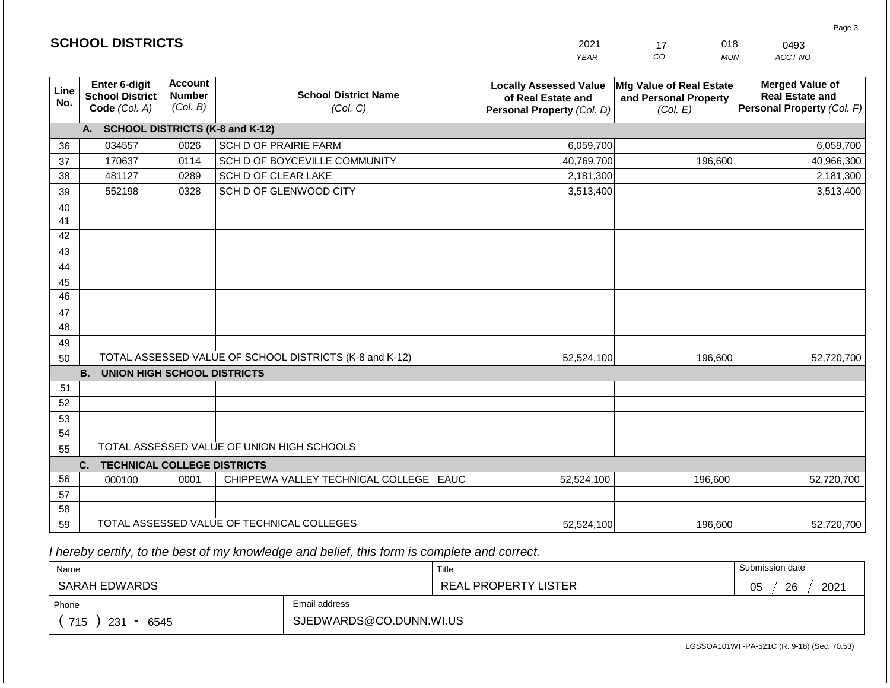## SCHOOL DISTRICTS

| 2021 | 17 | 018 | 0493 |
|---|---|---|---|
| *YEAR* | *CO* | *MUN* | *ACCT NO* |

| Line No. | Enter 6-digit School District Code *(Col. A)* | Account Number *(Col. B)* | School District Name *(Col. C)* | Locally Assessed Value of Real Estate and Personal Property *(Col. D)* | Mfg Value of Real Estate and Personal Property *(Col. E)* | Merged Value of Real Estate and Personal Property *(Col. F)* |
|---|---|---|---|---|---|---|
| | **A. SCHOOL DISTRICTS (K-8 and K-12)** | | | | | |
| 36 | 034557 | 0026 | SCH D OF PRAIRIE FARM | 6,059,700 | | 6,059,700 |
| 37 | 170637 | 0114 | SCH D OF BOYCEVILLE COMMUNITY | 40,769,700 | 196,600 | 40,966,300 |
| 38 | 481127 | 0289 | SCH D OF CLEAR LAKE | 2,181,300 | | 2,181,300 |
| 39 | 552198 | 0328 | SCH D OF GLENWOOD CITY | 3,513,400 | | 3,513,400 |
| 40 | | | | | | |
| 41 | | | | | | |
| 42 | | | | | | |
| 43 | | | | | | |
| 44 | | | | | | |
| 45 | | | | | | |
| 46 | | | | | | |
| 47 | | | | | | |
| 48 | | | | | | |
| 49 | | | | | | |
| 50 | TOTAL ASSESSED VALUE OF SCHOOL DISTRICTS (K-8 and K-12) | | | 52,524,100 | 196,600 | 52,720,700 |
| | **B. UNION HIGH SCHOOL DISTRICTS** | | | | | |
| 51 | | | | | | |
| 52 | | | | | | |
| 53 | | | | | | |
| 54 | | | | | | |
| 55 | TOTAL ASSESSED VALUE OF UNION HIGH SCHOOLS | | | | | |
| | **C. TECHNICAL COLLEGE DISTRICTS** | | | | | |
| 56 | 000100 | 0001 | CHIPPEWA VALLEY TECHNICAL COLLEGE EAUC | 52,524,100 | 196,600 | 52,720,700 |
| 57 | | | | | | |
| 58 | | | | | | |
| 59 | TOTAL ASSESSED VALUE OF TECHNICAL COLLEGES | | | 52,524,100 | 196,600 | 52,720,700 |

*I hereby certify, to the best of my knowledge and belief, this form is complete and correct.*

| Name | Title | Submission date |
|---|---|---|
| SARAH EDWARDS | REAL PROPERTY LISTER | 05 / 26 / 2021 |

| Phone | Email address |
|---|---|
| ( 715 ) 231 - 6545 | SJEDWARDS@CO.DUNN.WI.US |

LGSSOA101WI -PA-521C (R. 9-18) (Sec. 70.53)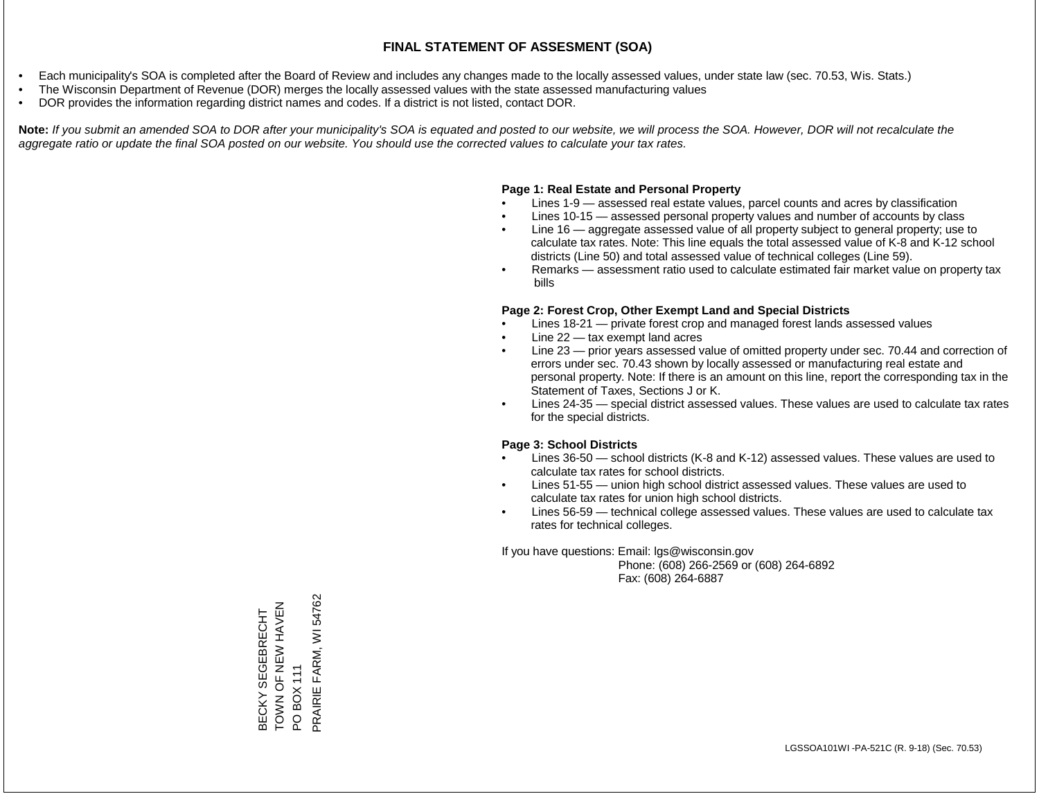# FINAL STATEMENT OF ASSESMENT (SOA)

- Each municipality's SOA is completed after the Board of Review and includes any changes made to the locally assessed values, under state law (sec. 70.53, Wis. Stats.)
- The Wisconsin Department of Revenue (DOR) merges the locally assessed values with the state assessed manufacturing values
- DOR provides the information regarding district names and codes. If a district is not listed, contact DOR.

**Note:** *If you submit an amended SOA to DOR after your municipality's SOA is equated and posted to our website, we will process the SOA. However, DOR will not recalculate the aggregate ratio or update the final SOA posted on our website. You should use the corrected values to calculate your tax rates.*

**Page 1: Real Estate and Personal Property**

- Lines 1-9 — assessed real estate values, parcel counts and acres by classification
- Lines 10-15 — assessed personal property values and number of accounts by class
- Line 16 — aggregate assessed value of all property subject to general property; use to calculate tax rates. Note: This line equals the total assessed value of K-8 and K-12 school districts (Line 50) and total assessed value of technical colleges (Line 59).
- Remarks — assessment ratio used to calculate estimated fair market value on property tax bills

**Page 2: Forest Crop, Other Exempt Land and Special Districts**

- Lines 18-21 — private forest crop and managed forest lands assessed values
- Line 22 — tax exempt land acres
- Line 23 — prior years assessed value of omitted property under sec. 70.44 and correction of errors under sec. 70.43 shown by locally assessed or manufacturing real estate and personal property. Note: If there is an amount on this line, report the corresponding tax in the Statement of Taxes, Sections J or K.
- Lines 24-35 — special district assessed values. These values are used to calculate tax rates for the special districts.

**Page 3: School Districts**

- Lines 36-50 — school districts (K-8 and K-12) assessed values. These values are used to calculate tax rates for school districts.
- Lines 51-55 — union high school district assessed values. These values are used to calculate tax rates for union high school districts.
- Lines 56-59 — technical college assessed values. These values are used to calculate tax rates for technical colleges.

If you have questions: Email: lgs@wisconsin.gov
Phone: (608) 266-2569 or (608) 264-6892
Fax: (608) 264-6887

BECKY SEGEBRECHT
TOWN OF NEW HAVEN
PO BOX 111
PRAIRIE FARM, WI 54762

LGSSOA101WI -PA-521C (R. 9-18) (Sec. 70.53)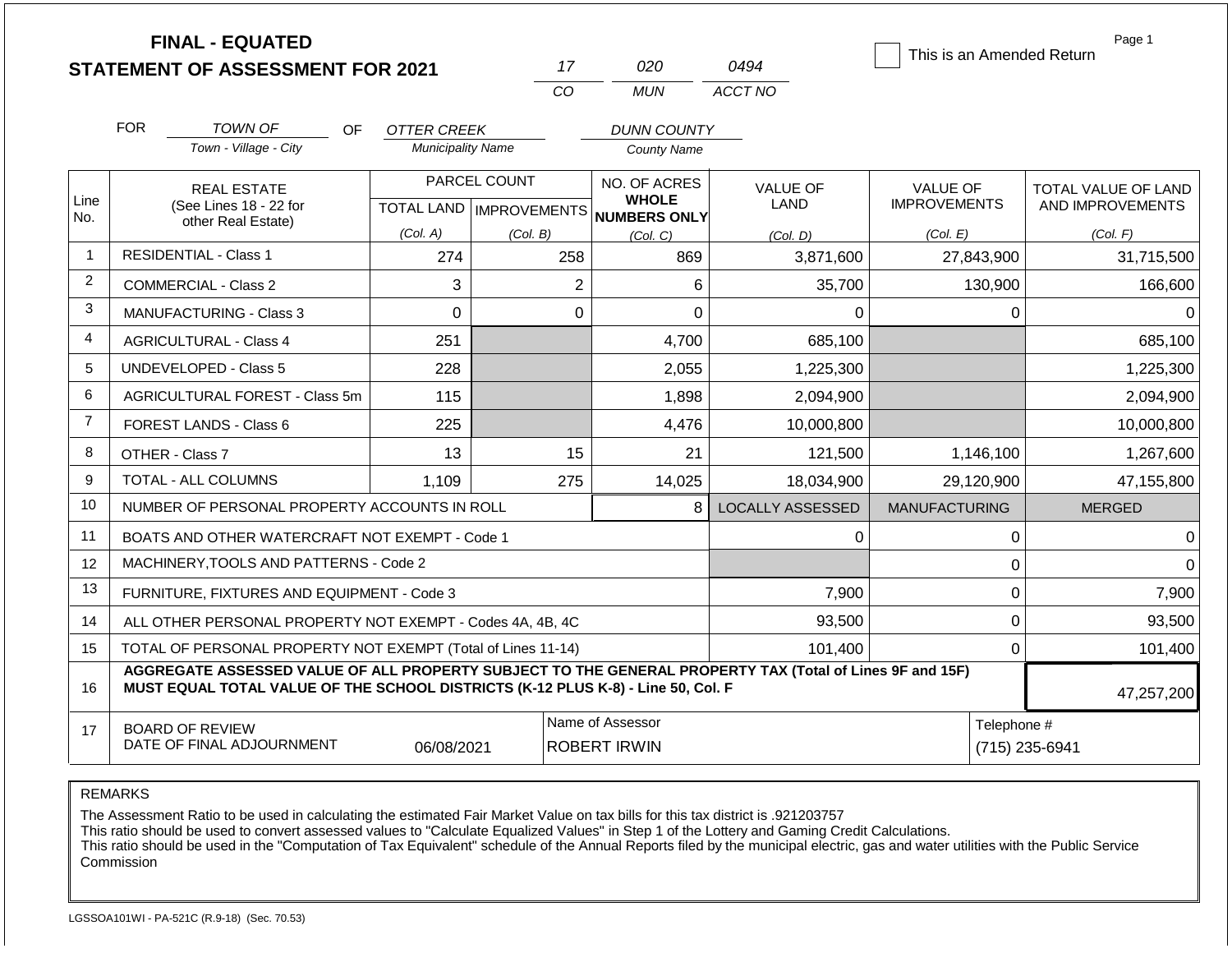**FINAL - EQUATED**
**STATEMENT OF ASSESSMENT FOR 2021**

| 17 | 020 | 0494 |
|---|---|---|
| CO | MUN | ACCT NO |

☐ This is an Amended Return

Page 1

FOR *TOWN OF* OF *OTTER CREEK* *DUNN COUNTY*
Town - Village - City / Municipality Name / County Name

| Line No. | REAL ESTATE (See Lines 18 - 22 for other Real Estate) | PARCEL COUNT TOTAL LAND (Col. A) | PARCEL COUNT IMPROVEMENTS (Col. B) | NO. OF ACRES WHOLE NUMBERS ONLY (Col. C) | VALUE OF LAND (Col. D) | VALUE OF IMPROVEMENTS (Col. E) | TOTAL VALUE OF LAND AND IMPROVEMENTS (Col. F) |
|---|---|---|---|---|---|---|---|
| 1 | RESIDENTIAL - Class 1 | 274 | 258 | 869 | 3,871,600 | 27,843,900 | 31,715,500 |
| 2 | COMMERCIAL - Class 2 | 3 | 2 | 6 | 35,700 | 130,900 | 166,600 |
| 3 | MANUFACTURING - Class 3 | 0 | 0 | 0 | 0 | 0 | 0 |
| 4 | AGRICULTURAL - Class 4 | 251 | | 4,700 | 685,100 | | 685,100 |
| 5 | UNDEVELOPED - Class 5 | 228 | | 2,055 | 1,225,300 | | 1,225,300 |
| 6 | AGRICULTURAL FOREST - Class 5m | 115 | | 1,898 | 2,094,900 | | 2,094,900 |
| 7 | FOREST LANDS - Class 6 | 225 | | 4,476 | 10,000,800 | | 10,000,800 |
| 8 | OTHER - Class 7 | 13 | 15 | 21 | 121,500 | 1,146,100 | 1,267,600 |
| 9 | TOTAL - ALL COLUMNS | 1,109 | 275 | 14,025 | 18,034,900 | 29,120,900 | 47,155,800 |
| 10 | NUMBER OF PERSONAL PROPERTY ACCOUNTS IN ROLL | | | 8 | LOCALLY ASSESSED | MANUFACTURING | MERGED |
| 11 | BOATS AND OTHER WATERCRAFT NOT EXEMPT - Code 1 | | | | 0 | 0 | 0 |
| 12 | MACHINERY,TOOLS AND PATTERNS - Code 2 | | | | | 0 | 0 |
| 13 | FURNITURE, FIXTURES AND EQUIPMENT - Code 3 | | | | 7,900 | 0 | 7,900 |
| 14 | ALL OTHER PERSONAL PROPERTY NOT EXEMPT - Codes 4A, 4B, 4C | | | | 93,500 | 0 | 93,500 |
| 15 | TOTAL OF PERSONAL PROPERTY NOT EXEMPT (Total of Lines 11-14) | | | | 101,400 | 0 | 101,400 |
| 16 | **AGGREGATE ASSESSED VALUE OF ALL PROPERTY SUBJECT TO THE GENERAL PROPERTY TAX (Total of Lines 9F and 15F) MUST EQUAL TOTAL VALUE OF THE SCHOOL DISTRICTS (K-12 PLUS K-8) - Line 50, Col. F** | | | | | | 47,257,200 |
| 17 | BOARD OF REVIEW DATE OF FINAL ADJOURNMENT | 06/08/2021 | | Name of Assessor: ROBERT IRWIN | | | Telephone #: (715) 235-6941 |

REMARKS

The Assessment Ratio to be used in calculating the estimated Fair Market Value on tax bills for this tax district is .921203757
This ratio should be used to convert assessed values to "Calculate Equalized Values" in Step 1 of the Lottery and Gaming Credit Calculations.
This ratio should be used in the "Computation of Tax Equivalent" schedule of the Annual Reports filed by the municipal electric, gas and water utilities with the Public Service Commission

LGSSOA101WI - PA-521C (R.9-18) (Sec. 70.53)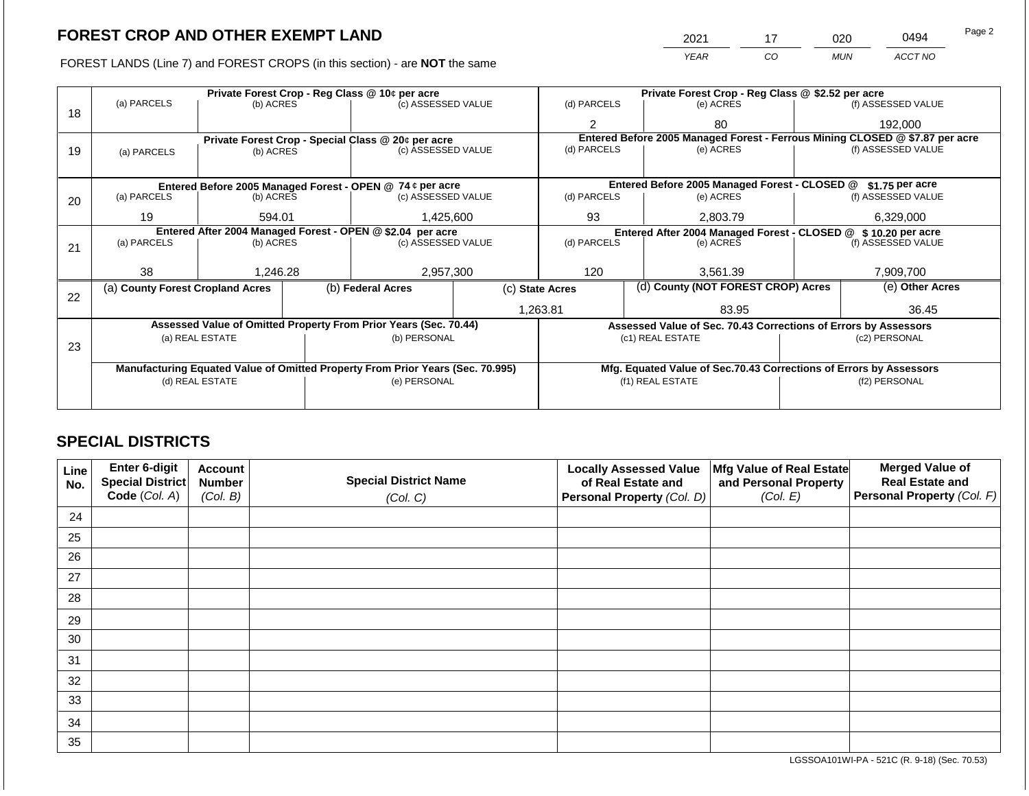## FOREST CROP AND OTHER EXEMPT LAND

FOREST LANDS (Line 7) and FOREST CROPS (in this section) - are **NOT** the same

| YEAR | CO | MUN | ACCT NO |
|---|---|---|---|
| 2021 | 17 | 020 | 0494 |

| Line | Private Forest Crop - Reg Class @ 10¢ per acre | | | Private Forest Crop - Reg Class @ $2.52 per acre | | |
|---|---|---|---|---|---|---|
| | (a) PARCELS | (b) ACRES | (c) ASSESSED VALUE | (d) PARCELS | (e) ACRES | (f) ASSESSED VALUE |
| 18 | | | | 2 | 80 | 192,000 |
| | **Private Forest Crop - Special Class @ 20¢ per acre** | | | **Entered Before 2005 Managed Forest - Ferrous Mining CLOSED @ $7.87 per acre** | | |
| | (a) PARCELS | (b) ACRES | (c) ASSESSED VALUE | (d) PARCELS | (e) ACRES | (f) ASSESSED VALUE |
| 19 | | | | | | |
| | **Entered Before 2005 Managed Forest - OPEN @ 74 ¢ per acre** | | | **Entered Before 2005 Managed Forest - CLOSED @ $1.75 per acre** | | |
| | (a) PARCELS | (b) ACRES | (c) ASSESSED VALUE | (d) PARCELS | (e) ACRES | (f) ASSESSED VALUE |
| 20 | 19 | 594.01 | 1,425,600 | 93 | 2,803.79 | 6,329,000 |
| | **Entered After 2004 Managed Forest - OPEN @ $2.04 per acre** | | | **Entered After 2004 Managed Forest - CLOSED @ $ 10.20 per acre** | | |
| | (a) PARCELS | (b) ACRES | (c) ASSESSED VALUE | (d) PARCELS | (e) ACRES | (f) ASSESSED VALUE |
| 21 | 38 | 1,246.28 | 2,957,300 | 120 | 3,561.39 | 7,909,700 |

| Line | (a) County Forest Cropland Acres | (b) Federal Acres | (c) State Acres | (d) County (NOT FOREST CROP) Acres | (e) Other Acres |
|---|---|---|---|---|---|
| 22 | | | 1,263.81 | 83.95 | 36.45 |

| Line | Assessed Value of Omitted Property From Prior Years (Sec. 70.44) | | Assessed Value of Sec. 70.43 Corrections of Errors by Assessors | |
|---|---|---|---|---|
| | (a) REAL ESTATE | (b) PERSONAL | (c1) REAL ESTATE | (c2) PERSONAL |
| 23 | | | | |
| | **Manufacturing Equated Value of Omitted Property From Prior Years (Sec. 70.995)** | | **Mfg. Equated Value of Sec.70.43 Corrections of Errors by Assessors** | |
| | (d) REAL ESTATE | (e) PERSONAL | (f1) REAL ESTATE | (f2) PERSONAL |
| | | | | |

## SPECIAL DISTRICTS

| Line No. | Enter 6-digit Special District Code (Col. A) | Account Number (Col. B) | Special District Name (Col. C) | Locally Assessed Value of Real Estate and Personal Property (Col. D) | Mfg Value of Real Estate and Personal Property (Col. E) | Merged Value of Real Estate and Personal Property (Col. F) |
|---|---|---|---|---|---|---|
| 24 | | | | | | |
| 25 | | | | | | |
| 26 | | | | | | |
| 27 | | | | | | |
| 28 | | | | | | |
| 29 | | | | | | |
| 30 | | | | | | |
| 31 | | | | | | |
| 32 | | | | | | |
| 33 | | | | | | |
| 34 | | | | | | |
| 35 | | | | | | |

LGSSOA101WI-PA - 521C (R. 9-18) (Sec. 70.53)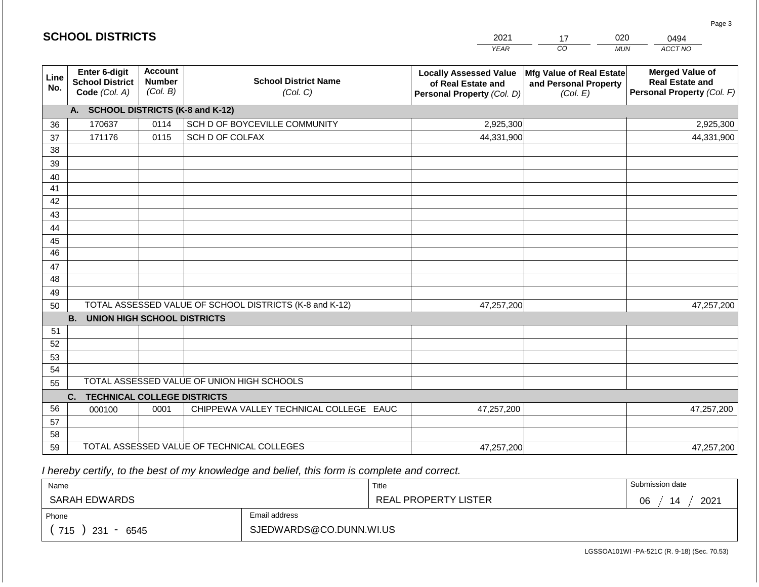## SCHOOL DISTRICTS

| 2021 | 17 | 020 | 0494 |
|---|---|---|---|
| *YEAR* | *CO* | *MUN* | *ACCT NO* |

| Line No. | Enter 6-digit School District Code *(Col. A)* | Account Number *(Col. B)* | School District Name *(Col. C)* | Locally Assessed Value of Real Estate and Personal Property *(Col. D)* | Mfg Value of Real Estate and Personal Property *(Col. E)* | Merged Value of Real Estate and Personal Property *(Col. F)* |
|---|---|---|---|---|---|---|
| | **A. SCHOOL DISTRICTS (K-8 and K-12)** | | | | | |
| 36 | 170637 | 0114 | SCH D OF BOYCEVILLE COMMUNITY | 2,925,300 | | 2,925,300 |
| 37 | 171176 | 0115 | SCH D OF COLFAX | 44,331,900 | | 44,331,900 |
| 38 | | | | | | |
| 39 | | | | | | |
| 40 | | | | | | |
| 41 | | | | | | |
| 42 | | | | | | |
| 43 | | | | | | |
| 44 | | | | | | |
| 45 | | | | | | |
| 46 | | | | | | |
| 47 | | | | | | |
| 48 | | | | | | |
| 49 | | | | | | |
| 50 | TOTAL ASSESSED VALUE OF SCHOOL DISTRICTS (K-8 and K-12) | | | 47,257,200 | | 47,257,200 |
| | **B. UNION HIGH SCHOOL DISTRICTS** | | | | | |
| 51 | | | | | | |
| 52 | | | | | | |
| 53 | | | | | | |
| 54 | | | | | | |
| 55 | TOTAL ASSESSED VALUE OF UNION HIGH SCHOOLS | | | | | |
| | **C. TECHNICAL COLLEGE DISTRICTS** | | | | | |
| 56 | 000100 | 0001 | CHIPPEWA VALLEY TECHNICAL COLLEGE EAUC | 47,257,200 | | 47,257,200 |
| 57 | | | | | | |
| 58 | | | | | | |
| 59 | TOTAL ASSESSED VALUE OF TECHNICAL COLLEGES | | | 47,257,200 | | 47,257,200 |

*I hereby certify, to the best of my knowledge and belief, this form is complete and correct.*

| Name | Title | Submission date |
|---|---|---|
| SARAH EDWARDS | REAL PROPERTY LISTER | 06 / 14 / 2021 |
| Phone | Email address | |
| ( 715 ) 231 - 6545 | SJEDWARDS@CO.DUNN.WI.US | |

LGSSOA101WI -PA-521C (R. 9-18) (Sec. 70.53)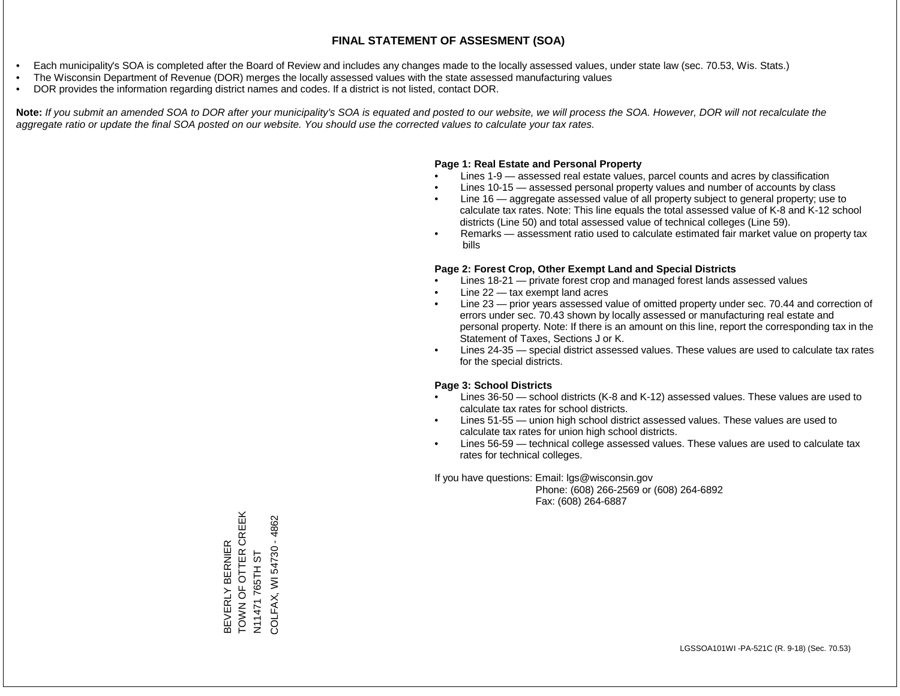# FINAL STATEMENT OF ASSESMENT (SOA)

- Each municipality's SOA is completed after the Board of Review and includes any changes made to the locally assessed values, under state law (sec. 70.53, Wis. Stats.)
- The Wisconsin Department of Revenue (DOR) merges the locally assessed values with the state assessed manufacturing values
- DOR provides the information regarding district names and codes. If a district is not listed, contact DOR.

**Note:** *If you submit an amended SOA to DOR after your municipality's SOA is equated and posted to our website, we will process the SOA. However, DOR will not recalculate the aggregate ratio or update the final SOA posted on our website. You should use the corrected values to calculate your tax rates.*

**Page 1: Real Estate and Personal Property**

- Lines 1-9 — assessed real estate values, parcel counts and acres by classification
- Lines 10-15 — assessed personal property values and number of accounts by class
- Line 16 — aggregate assessed value of all property subject to general property; use to calculate tax rates. Note: This line equals the total assessed value of K-8 and K-12 school districts (Line 50) and total assessed value of technical colleges (Line 59).
- Remarks — assessment ratio used to calculate estimated fair market value on property tax bills

**Page 2: Forest Crop, Other Exempt Land and Special Districts**

- Lines 18-21 — private forest crop and managed forest lands assessed values
- Line 22 — tax exempt land acres
- Line 23 — prior years assessed value of omitted property under sec. 70.44 and correction of errors under sec. 70.43 shown by locally assessed or manufacturing real estate and personal property. Note: If there is an amount on this line, report the corresponding tax in the Statement of Taxes, Sections J or K.
- Lines 24-35 — special district assessed values. These values are used to calculate tax rates for the special districts.

**Page 3: School Districts**

- Lines 36-50 — school districts (K-8 and K-12) assessed values. These values are used to calculate tax rates for school districts.
- Lines 51-55 — union high school district assessed values. These values are used to calculate tax rates for union high school districts.
- Lines 56-59 — technical college assessed values. These values are used to calculate tax rates for technical colleges.

If you have questions: Email: lgs@wisconsin.gov
Phone: (608) 266-2569 or (608) 264-6892
Fax: (608) 264-6887

BEVERLY BERNIER
TOWN OF OTTER CREEK
N11471 765TH ST
COLFAX, WI 54730 - 4862

LGSSOA101WI -PA-521C (R. 9-18) (Sec. 70.53)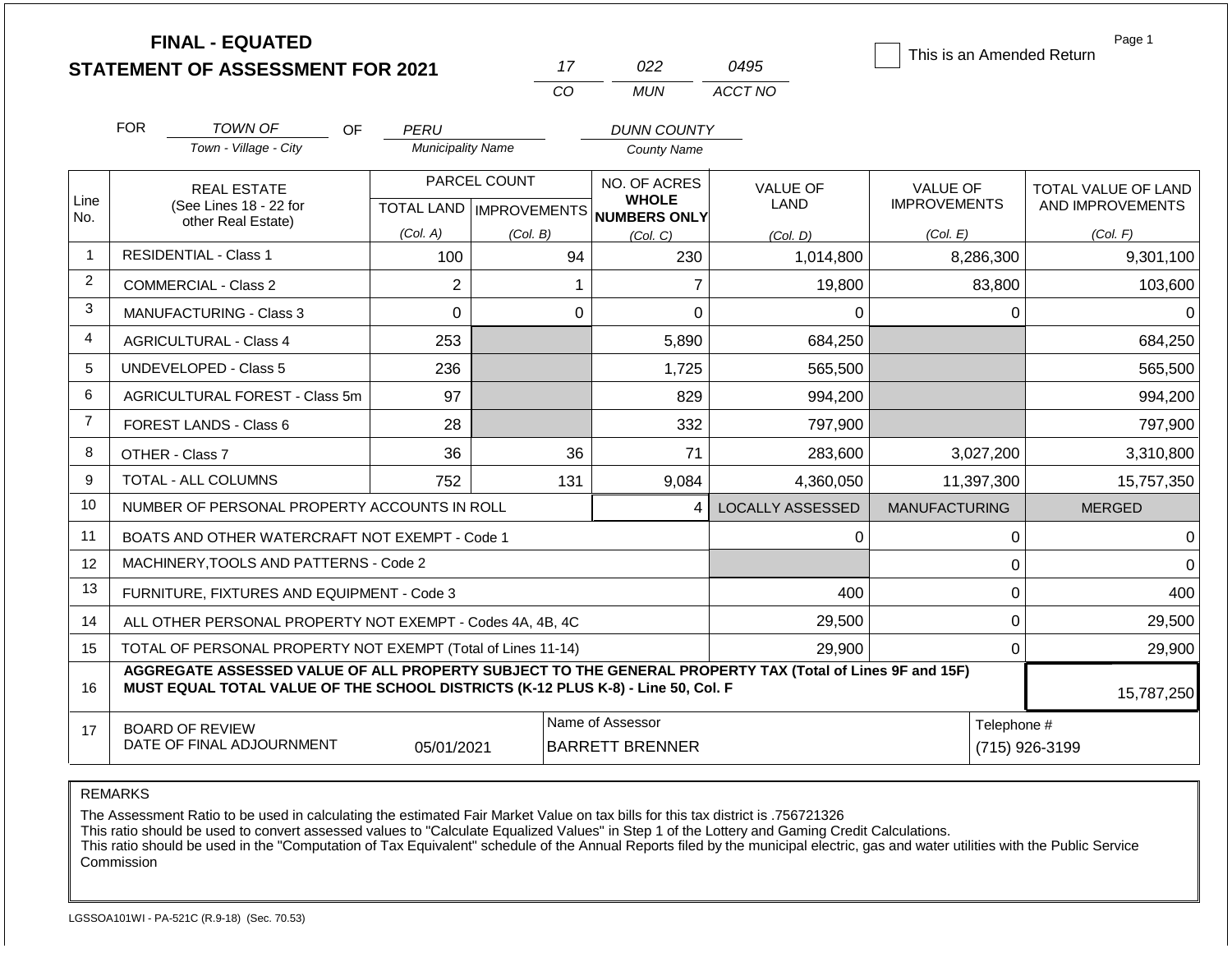# FINAL - EQUATED
# STATEMENT OF ASSESSMENT FOR 2021

| 17 | 022 | 0495 |
|---|---|---|
| CO | MUN | ACCT NO |

☐ This is an Amended Return

Page 1

FOR *TOWN OF* (Town - Village - City) OF *PERU* (Municipality Name) *DUNN COUNTY* (County Name)

| Line No. | REAL ESTATE (See Lines 18 - 22 for other Real Estate) | PARCEL COUNT TOTAL LAND (Col. A) | PARCEL COUNT IMPROVEMENTS (Col. B) | NO. OF ACRES WHOLE NUMBERS ONLY (Col. C) | VALUE OF LAND (Col. D) | VALUE OF IMPROVEMENTS (Col. E) | TOTAL VALUE OF LAND AND IMPROVEMENTS (Col. F) |
|---|---|---|---|---|---|---|---|
| 1 | RESIDENTIAL - Class 1 | 100 | 94 | 230 | 1,014,800 | 8,286,300 | 9,301,100 |
| 2 | COMMERCIAL - Class 2 | 2 | 1 | 7 | 19,800 | 83,800 | 103,600 |
| 3 | MANUFACTURING - Class 3 | 0 | 0 | 0 | 0 | 0 | 0 |
| 4 | AGRICULTURAL - Class 4 | 253 | | 5,890 | 684,250 | | 684,250 |
| 5 | UNDEVELOPED - Class 5 | 236 | | 1,725 | 565,500 | | 565,500 |
| 6 | AGRICULTURAL FOREST - Class 5m | 97 | | 829 | 994,200 | | 994,200 |
| 7 | FOREST LANDS - Class 6 | 28 | | 332 | 797,900 | | 797,900 |
| 8 | OTHER - Class 7 | 36 | 36 | 71 | 283,600 | 3,027,200 | 3,310,800 |
| 9 | TOTAL - ALL COLUMNS | 752 | 131 | 9,084 | 4,360,050 | 11,397,300 | 15,757,350 |
| 10 | NUMBER OF PERSONAL PROPERTY ACCOUNTS IN ROLL | | | 4 | LOCALLY ASSESSED | MANUFACTURING | MERGED |
| 11 | BOATS AND OTHER WATERCRAFT NOT EXEMPT - Code 1 | | | | 0 | 0 | 0 |
| 12 | MACHINERY,TOOLS AND PATTERNS - Code 2 | | | | | 0 | 0 |
| 13 | FURNITURE, FIXTURES AND EQUIPMENT - Code 3 | | | | 400 | 0 | 400 |
| 14 | ALL OTHER PERSONAL PROPERTY NOT EXEMPT - Codes 4A, 4B, 4C | | | | 29,500 | 0 | 29,500 |
| 15 | TOTAL OF PERSONAL PROPERTY NOT EXEMPT (Total of Lines 11-14) | | | | 29,900 | 0 | 29,900 |
| 16 | **AGGREGATE ASSESSED VALUE OF ALL PROPERTY SUBJECT TO THE GENERAL PROPERTY TAX (Total of Lines 9F and 15F) MUST EQUAL TOTAL VALUE OF THE SCHOOL DISTRICTS (K-12 PLUS K-8) - Line 50, Col. F** | | | | | | 15,787,250 |
| 17 | BOARD OF REVIEW DATE OF FINAL ADJOURNMENT | 05/01/2021 | Name of Assessor: BARRETT BRENNER | | | Telephone #: (715) 926-3199 | |

REMARKS

The Assessment Ratio to be used in calculating the estimated Fair Market Value on tax bills for this tax district is .756721326
This ratio should be used to convert assessed values to "Calculate Equalized Values" in Step 1 of the Lottery and Gaming Credit Calculations.
This ratio should be used in the "Computation of Tax Equivalent" schedule of the Annual Reports filed by the municipal electric, gas and water utilities with the Public Service Commission

LGSSOA101WI - PA-521C (R.9-18) (Sec. 70.53)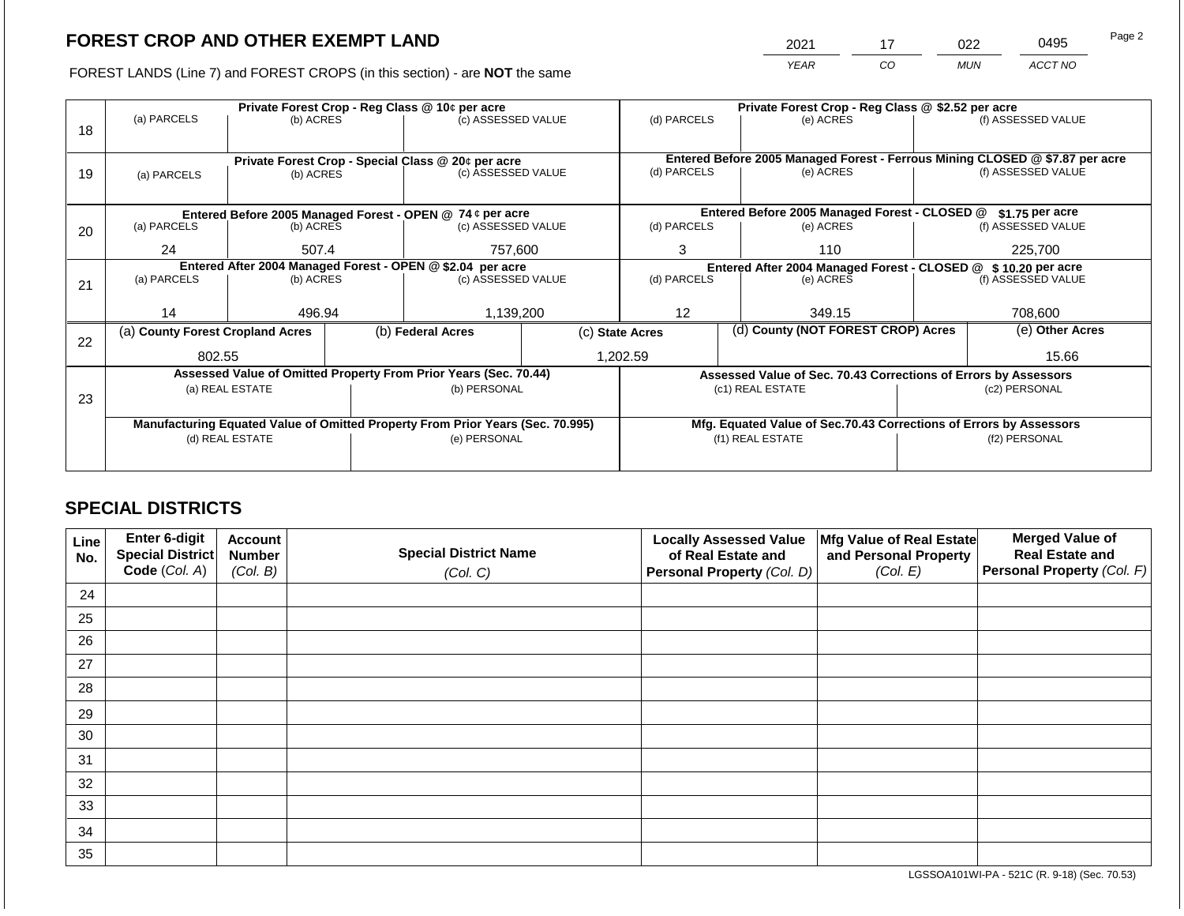# FOREST CROP AND OTHER EXEMPT LAND

FOREST LANDS (Line 7) and FOREST CROPS (in this section) - are **NOT** the same

| 2021 | 17 | 022 | 0495 |
|---|---|---|---|
| YEAR | CO | MUN | ACCT NO |

Page 2

| Line | Private Forest Crop - Reg Class @ 10¢ per acre | | | Private Forest Crop - Reg Class @ $2.52 per acre | | |
|---|---|---|---|---|---|---|
| | (a) PARCELS | (b) ACRES | (c) ASSESSED VALUE | (d) PARCELS | (e) ACRES | (f) ASSESSED VALUE |
| 18 | | | | | | |
| | **Private Forest Crop - Special Class @ 20¢ per acre** | | | **Entered Before 2005 Managed Forest - Ferrous Mining CLOSED @ $7.87 per acre** | | |
| 19 | (a) PARCELS | (b) ACRES | (c) ASSESSED VALUE | (d) PARCELS | (e) ACRES | (f) ASSESSED VALUE |
| | | | | | | |
| | **Entered Before 2005 Managed Forest - OPEN @ 74 ¢ per acre** | | | **Entered Before 2005 Managed Forest - CLOSED @ $1.75 per acre** | | |
| 20 | (a) PARCELS | (b) ACRES | (c) ASSESSED VALUE | (d) PARCELS | (e) ACRES | (f) ASSESSED VALUE |
| | 24 | 507.4 | 757,600 | 3 | 110 | 225,700 |
| | **Entered After 2004 Managed Forest - OPEN @ $2.04 per acre** | | | **Entered After 2004 Managed Forest - CLOSED @ $ 10.20 per acre** | | |
| 21 | (a) PARCELS | (b) ACRES | (c) ASSESSED VALUE | (d) PARCELS | (e) ACRES | (f) ASSESSED VALUE |
| | 14 | 496.94 | 1,139,200 | 12 | 349.15 | 708,600 |

| Line | (a) County Forest Cropland Acres | (b) Federal Acres | (c) State Acres | (d) County (NOT FOREST CROP) Acres | (e) Other Acres |
|---|---|---|---|---|---|
| 22 | 802.55 | | 1,202.59 | | 15.66 |

| Line | Assessed Value of Omitted Property From Prior Years (Sec. 70.44) | | Assessed Value of Sec. 70.43 Corrections of Errors by Assessors | |
|---|---|---|---|---|
| 23 | (a) REAL ESTATE | (b) PERSONAL | (c1) REAL ESTATE | (c2) PERSONAL |
| | | | | |
| | **Manufacturing Equated Value of Omitted Property From Prior Years (Sec. 70.995)** | | **Mfg. Equated Value of Sec.70.43 Corrections of Errors by Assessors** | |
| | (d) REAL ESTATE | (e) PERSONAL | (f1) REAL ESTATE | (f2) PERSONAL |
| | | | | |

## SPECIAL DISTRICTS

| Line No. | Enter 6-digit Special District Code (Col. A) | Account Number (Col. B) | Special District Name (Col. C) | Locally Assessed Value of Real Estate and Personal Property (Col. D) | Mfg Value of Real Estate and Personal Property (Col. E) | Merged Value of Real Estate and Personal Property (Col. F) |
|---|---|---|---|---|---|---|
| 24 | | | | | | |
| 25 | | | | | | |
| 26 | | | | | | |
| 27 | | | | | | |
| 28 | | | | | | |
| 29 | | | | | | |
| 30 | | | | | | |
| 31 | | | | | | |
| 32 | | | | | | |
| 33 | | | | | | |
| 34 | | | | | | |
| 35 | | | | | | |

LGSSOA101WI-PA - 521C (R. 9-18) (Sec. 70.53)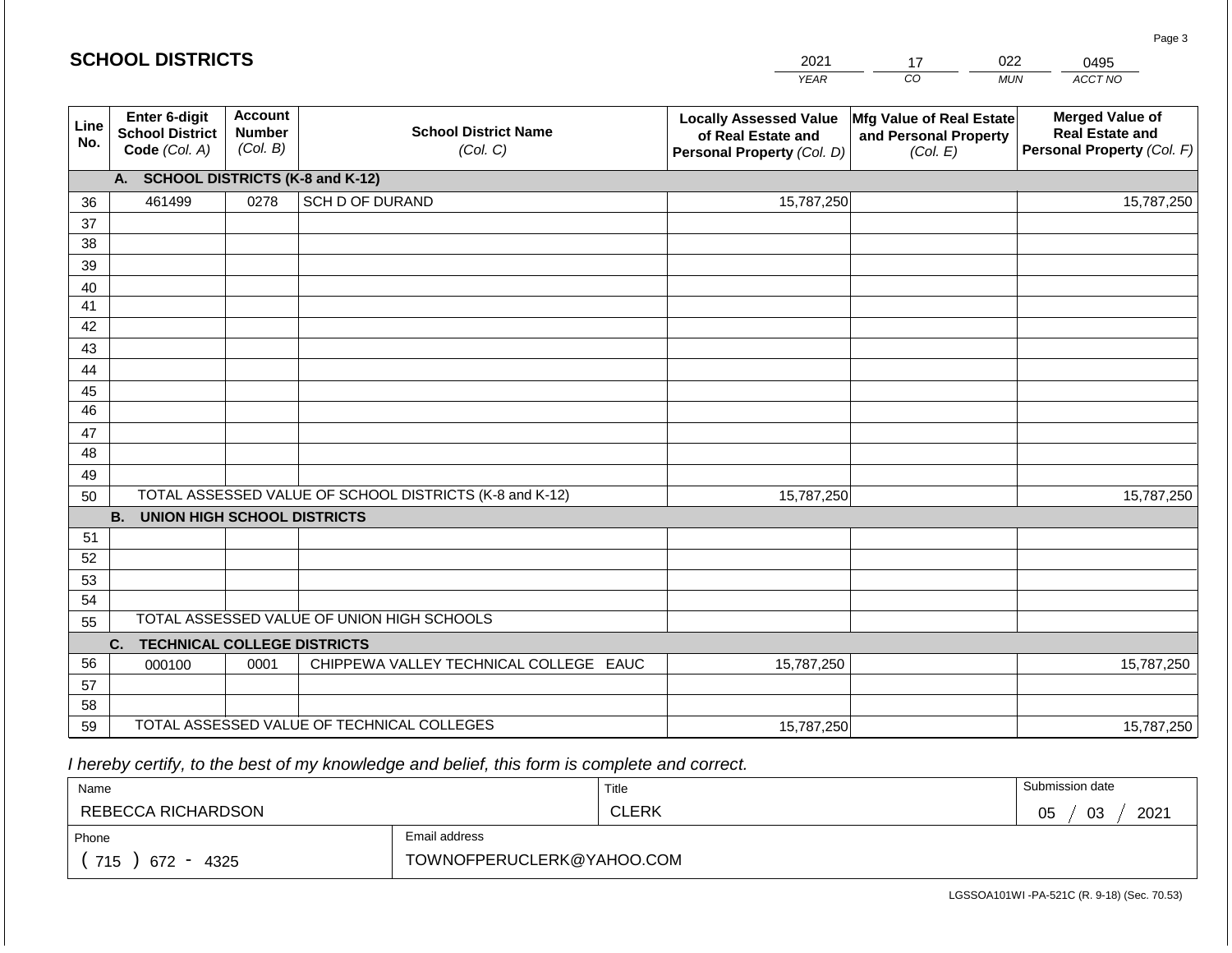## SCHOOL DISTRICTS

| 2021 | 17 | 022 | 0495 |
|---|---|---|---|
| *YEAR* | *CO* | *MUN* | *ACCT NO* |

| Line No. | Enter 6-digit School District Code *(Col. A)* | Account Number *(Col. B)* | School District Name *(Col. C)* | Locally Assessed Value of Real Estate and Personal Property *(Col. D)* | Mfg Value of Real Estate and Personal Property *(Col. E)* | Merged Value of Real Estate and Personal Property *(Col. F)* |
|---|---|---|---|---|---|---|
| | **A. SCHOOL DISTRICTS (K-8 and K-12)** | | | | | |
| 36 | 461499 | 0278 | SCH D OF DURAND | 15,787,250 | | 15,787,250 |
| 37 | | | | | | |
| 38 | | | | | | |
| 39 | | | | | | |
| 40 | | | | | | |
| 41 | | | | | | |
| 42 | | | | | | |
| 43 | | | | | | |
| 44 | | | | | | |
| 45 | | | | | | |
| 46 | | | | | | |
| 47 | | | | | | |
| 48 | | | | | | |
| 49 | | | | | | |
| 50 | TOTAL ASSESSED VALUE OF SCHOOL DISTRICTS (K-8 and K-12) | | | 15,787,250 | | 15,787,250 |
| | **B. UNION HIGH SCHOOL DISTRICTS** | | | | | |
| 51 | | | | | | |
| 52 | | | | | | |
| 53 | | | | | | |
| 54 | | | | | | |
| 55 | TOTAL ASSESSED VALUE OF UNION HIGH SCHOOLS | | | | | |
| | **C. TECHNICAL COLLEGE DISTRICTS** | | | | | |
| 56 | 000100 | 0001 | CHIPPEWA VALLEY TECHNICAL COLLEGE EAUC | 15,787,250 | | 15,787,250 |
| 57 | | | | | | |
| 58 | | | | | | |
| 59 | TOTAL ASSESSED VALUE OF TECHNICAL COLLEGES | | | 15,787,250 | | 15,787,250 |

*I hereby certify, to the best of my knowledge and belief, this form is complete and correct.*

| Name | Title | Submission date |
|---|---|---|
| REBECCA RICHARDSON | CLERK | 05 / 03 / 2021 |

| Phone | Email address |
|---|---|
| ( 715 ) 672 - 4325 | TOWNOFPERUCLERK@YAHOO.COM |

LGSSOA101WI -PA-521C (R. 9-18) (Sec. 70.53)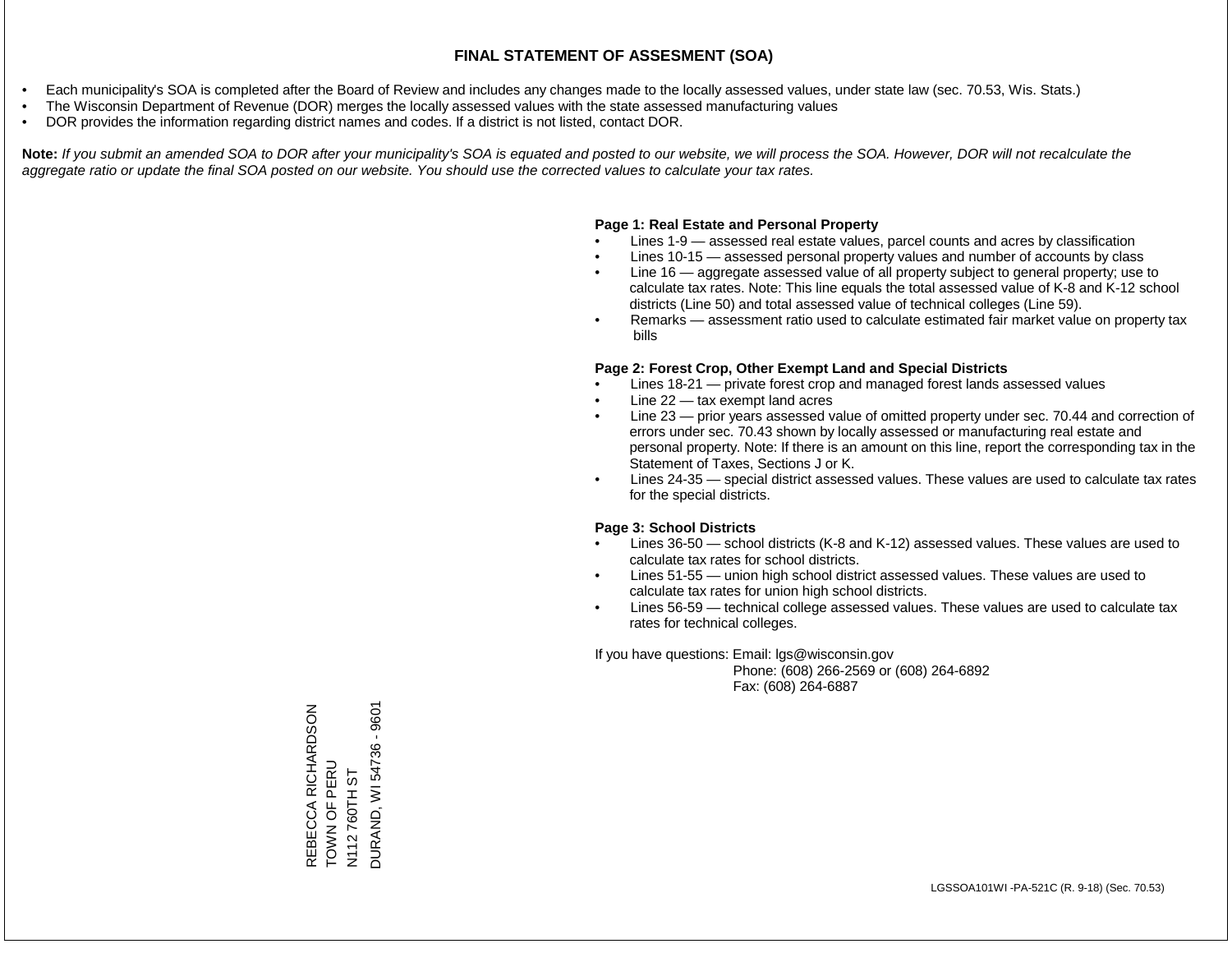# FINAL STATEMENT OF ASSESMENT (SOA)

- Each municipality's SOA is completed after the Board of Review and includes any changes made to the locally assessed values, under state law (sec. 70.53, Wis. Stats.)
- The Wisconsin Department of Revenue (DOR) merges the locally assessed values with the state assessed manufacturing values
- DOR provides the information regarding district names and codes. If a district is not listed, contact DOR.

**Note:** *If you submit an amended SOA to DOR after your municipality's SOA is equated and posted to our website, we will process the SOA. However, DOR will not recalculate the aggregate ratio or update the final SOA posted on our website. You should use the corrected values to calculate your tax rates.*

**Page 1: Real Estate and Personal Property**

- Lines 1-9 — assessed real estate values, parcel counts and acres by classification
- Lines 10-15 — assessed personal property values and number of accounts by class
- Line 16 — aggregate assessed value of all property subject to general property; use to calculate tax rates. Note: This line equals the total assessed value of K-8 and K-12 school districts (Line 50) and total assessed value of technical colleges (Line 59).
- Remarks — assessment ratio used to calculate estimated fair market value on property tax bills

**Page 2: Forest Crop, Other Exempt Land and Special Districts**

- Lines 18-21 — private forest crop and managed forest lands assessed values
- Line 22 — tax exempt land acres
- Line 23 — prior years assessed value of omitted property under sec. 70.44 and correction of errors under sec. 70.43 shown by locally assessed or manufacturing real estate and personal property. Note: If there is an amount on this line, report the corresponding tax in the Statement of Taxes, Sections J or K.
- Lines 24-35 — special district assessed values. These values are used to calculate tax rates for the special districts.

**Page 3: School Districts**

- Lines 36-50 — school districts (K-8 and K-12) assessed values. These values are used to calculate tax rates for school districts.
- Lines 51-55 — union high school district assessed values. These values are used to calculate tax rates for union high school districts.
- Lines 56-59 — technical college assessed values. These values are used to calculate tax rates for technical colleges.

If you have questions: Email: lgs@wisconsin.gov
Phone: (608) 266-2569 or (608) 264-6892
Fax: (608) 264-6887

REBECCA RICHARDSON
TOWN OF PERU
N112 760TH ST
DURAND, WI 54736 - 9601

LGSSOA101WI -PA-521C (R. 9-18) (Sec. 70.53)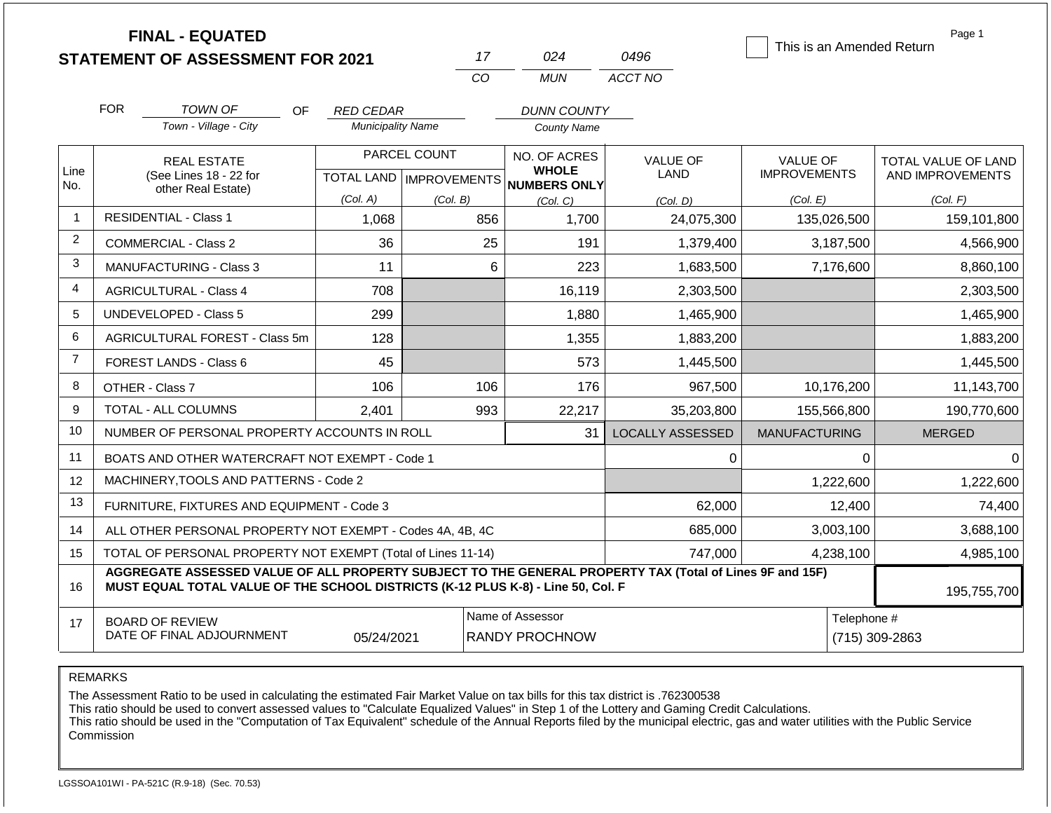# FINAL - EQUATED
# STATEMENT OF ASSESSMENT FOR 2021

| 17 | 024 | 0496 |
|---|---|---|
| CO | MUN | ACCT NO |

☐ This is an Amended Return

Page 1

FOR *TOWN OF* (Town - Village - City) OF *RED CEDAR* (Municipality Name) *DUNN COUNTY* (County Name)

| Line No. | REAL ESTATE (See Lines 18 - 22 for other Real Estate) | PARCEL COUNT TOTAL LAND (Col. A) | PARCEL COUNT IMPROVEMENTS (Col. B) | NO. OF ACRES WHOLE NUMBERS ONLY (Col. C) | VALUE OF LAND (Col. D) | VALUE OF IMPROVEMENTS (Col. E) | TOTAL VALUE OF LAND AND IMPROVEMENTS (Col. F) |
|---|---|---|---|---|---|---|---|
| 1 | RESIDENTIAL - Class 1 | 1,068 | 856 | 1,700 | 24,075,300 | 135,026,500 | 159,101,800 |
| 2 | COMMERCIAL - Class 2 | 36 | 25 | 191 | 1,379,400 | 3,187,500 | 4,566,900 |
| 3 | MANUFACTURING - Class 3 | 11 | 6 | 223 | 1,683,500 | 7,176,600 | 8,860,100 |
| 4 | AGRICULTURAL - Class 4 | 708 | | 16,119 | 2,303,500 | | 2,303,500 |
| 5 | UNDEVELOPED - Class 5 | 299 | | 1,880 | 1,465,900 | | 1,465,900 |
| 6 | AGRICULTURAL FOREST - Class 5m | 128 | | 1,355 | 1,883,200 | | 1,883,200 |
| 7 | FOREST LANDS - Class 6 | 45 | | 573 | 1,445,500 | | 1,445,500 |
| 8 | OTHER - Class 7 | 106 | 106 | 176 | 967,500 | 10,176,200 | 11,143,700 |
| 9 | TOTAL - ALL COLUMNS | 2,401 | 993 | 22,217 | 35,203,800 | 155,566,800 | 190,770,600 |
| 10 | NUMBER OF PERSONAL PROPERTY ACCOUNTS IN ROLL | | | 31 | LOCALLY ASSESSED | MANUFACTURING | MERGED |
| 11 | BOATS AND OTHER WATERCRAFT NOT EXEMPT - Code 1 | | | | 0 | 0 | 0 |
| 12 | MACHINERY,TOOLS AND PATTERNS - Code 2 | | | | | 1,222,600 | 1,222,600 |
| 13 | FURNITURE, FIXTURES AND EQUIPMENT - Code 3 | | | | 62,000 | 12,400 | 74,400 |
| 14 | ALL OTHER PERSONAL PROPERTY NOT EXEMPT - Codes 4A, 4B, 4C | | | | 685,000 | 3,003,100 | 3,688,100 |
| 15 | TOTAL OF PERSONAL PROPERTY NOT EXEMPT (Total of Lines 11-14) | | | | 747,000 | 4,238,100 | 4,985,100 |
| 16 | **AGGREGATE ASSESSED VALUE OF ALL PROPERTY SUBJECT TO THE GENERAL PROPERTY TAX (Total of Lines 9F and 15F) MUST EQUAL TOTAL VALUE OF THE SCHOOL DISTRICTS (K-12 PLUS K-8) - Line 50, Col. F** | | | | | | 195,755,700 |
| 17 | BOARD OF REVIEW DATE OF FINAL ADJOURNMENT | 05/24/2021 | | Name of Assessor: RANDY PROCHNOW | | Telephone #: (715) 309-2863 | |

REMARKS

The Assessment Ratio to be used in calculating the estimated Fair Market Value on tax bills for this tax district is .762300538
This ratio should be used to convert assessed values to "Calculate Equalized Values" in Step 1 of the Lottery and Gaming Credit Calculations.
This ratio should be used in the "Computation of Tax Equivalent" schedule of the Annual Reports filed by the municipal electric, gas and water utilities with the Public Service Commission

LGSSOA101WI - PA-521C (R.9-18) (Sec. 70.53)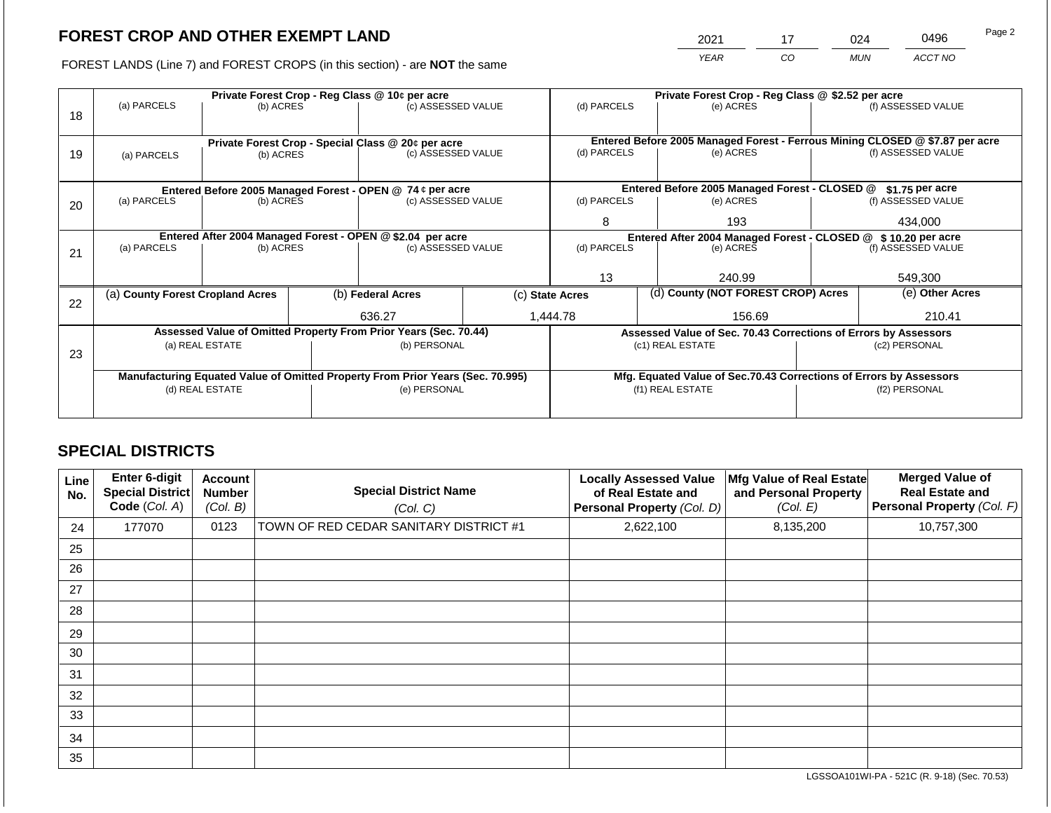# FOREST CROP AND OTHER EXEMPT LAND

| 2021 | 17 | 024 | 0496 |
|---|---|---|---|
| *YEAR* | *CO* | *MUN* | *ACCT NO* |

FOREST LANDS (Line 7) and FOREST CROPS (in this section) - are **NOT** the same

| Line | Private Forest Crop - Reg Class @ 10¢ per acre | | | Private Forest Crop - Reg Class @ $2.52 per acre | | |
|---|---|---|---|---|---|---|
| | (a) PARCELS | (b) ACRES | (c) ASSESSED VALUE | (d) PARCELS | (e) ACRES | (f) ASSESSED VALUE |
| 18 | | | | | | |
| | **Private Forest Crop - Special Class @ 20¢ per acre** | | | **Entered Before 2005 Managed Forest - Ferrous Mining CLOSED @ $7.87 per acre** | | |
| 19 | (a) PARCELS | (b) ACRES | (c) ASSESSED VALUE | (d) PARCELS | (e) ACRES | (f) ASSESSED VALUE |
| | **Entered Before 2005 Managed Forest - OPEN @ 74 ¢ per acre** | | | **Entered Before 2005 Managed Forest - CLOSED @ $1.75 per acre** | | |
| | (a) PARCELS | (b) ACRES | (c) ASSESSED VALUE | (d) PARCELS | (e) ACRES | (f) ASSESSED VALUE |
| 20 | | | | 8 | 193 | 434,000 |
| | **Entered After 2004 Managed Forest - OPEN @ $2.04 per acre** | | | **Entered After 2004 Managed Forest - CLOSED @ $ 10.20 per acre** | | |
| | (a) PARCELS | (b) ACRES | (c) ASSESSED VALUE | (d) PARCELS | (e) ACRES | (f) ASSESSED VALUE |
| 21 | | | | 13 | 240.99 | 549,300 |

| Line | (a) County Forest Cropland Acres | (b) Federal Acres | (c) State Acres | (d) County (NOT FOREST CROP) Acres | (e) Other Acres |
|---|---|---|---|---|---|
| 22 | | 636.27 | 1,444.78 | 156.69 | 210.41 |

| Line | Assessed Value of Omitted Property From Prior Years (Sec. 70.44) | | Assessed Value of Sec. 70.43 Corrections of Errors by Assessors | |
|---|---|---|---|---|
| | (a) REAL ESTATE | (b) PERSONAL | (c1) REAL ESTATE | (c2) PERSONAL |
| 23 | | | | |
| | **Manufacturing Equated Value of Omitted Property From Prior Years (Sec. 70.995)** | | **Mfg. Equated Value of Sec.70.43 Corrections of Errors by Assessors** | |
| | (d) REAL ESTATE | (e) PERSONAL | (f1) REAL ESTATE | (f2) PERSONAL |
| | | | | |

## SPECIAL DISTRICTS

| Line No. | Enter 6-digit Special District Code (Col. A) | Account Number (Col. B) | Special District Name (Col. C) | Locally Assessed Value of Real Estate and Personal Property (Col. D) | Mfg Value of Real Estate and Personal Property (Col. E) | Merged Value of Real Estate and Personal Property (Col. F) |
|---|---|---|---|---|---|---|
| 24 | 177070 | 0123 | TOWN OF RED CEDAR SANITARY DISTRICT #1 | 2,622,100 | 8,135,200 | 10,757,300 |
| 25 | | | | | | |
| 26 | | | | | | |
| 27 | | | | | | |
| 28 | | | | | | |
| 29 | | | | | | |
| 30 | | | | | | |
| 31 | | | | | | |
| 32 | | | | | | |
| 33 | | | | | | |
| 34 | | | | | | |
| 35 | | | | | | |

LGSSOA101WI-PA - 521C (R. 9-18) (Sec. 70.53)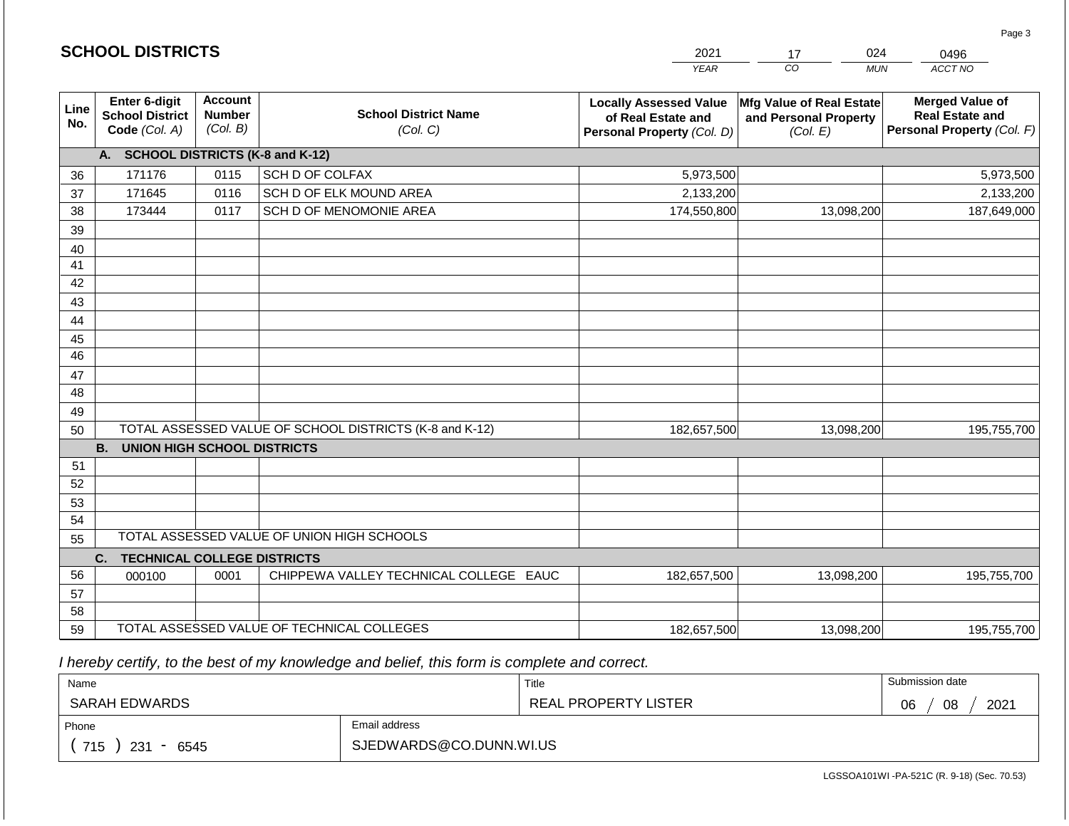## SCHOOL DISTRICTS

| 2021 | 17 | 024 | 0496 |
|---|---|---|---|
| YEAR | CO | MUN | ACCT NO |

| Line No. | Enter 6-digit School District Code (Col. A) | Account Number (Col. B) | School District Name (Col. C) | Locally Assessed Value of Real Estate and Personal Property (Col. D) | Mfg Value of Real Estate and Personal Property (Col. E) | Merged Value of Real Estate and Personal Property (Col. F) |
|---|---|---|---|---|---|---|
| | **A. SCHOOL DISTRICTS (K-8 and K-12)** | | | | | |
| 36 | 171176 | 0115 | SCH D OF COLFAX | 5,973,500 | | 5,973,500 |
| 37 | 171645 | 0116 | SCH D OF ELK MOUND AREA | 2,133,200 | | 2,133,200 |
| 38 | 173444 | 0117 | SCH D OF MENOMONIE AREA | 174,550,800 | 13,098,200 | 187,649,000 |
| 39 | | | | | | |
| 40 | | | | | | |
| 41 | | | | | | |
| 42 | | | | | | |
| 43 | | | | | | |
| 44 | | | | | | |
| 45 | | | | | | |
| 46 | | | | | | |
| 47 | | | | | | |
| 48 | | | | | | |
| 49 | | | | | | |
| 50 | TOTAL ASSESSED VALUE OF SCHOOL DISTRICTS (K-8 and K-12) | | | 182,657,500 | 13,098,200 | 195,755,700 |
| | **B. UNION HIGH SCHOOL DISTRICTS** | | | | | |
| 51 | | | | | | |
| 52 | | | | | | |
| 53 | | | | | | |
| 54 | | | | | | |
| 55 | TOTAL ASSESSED VALUE OF UNION HIGH SCHOOLS | | | | | |
| | **C. TECHNICAL COLLEGE DISTRICTS** | | | | | |
| 56 | 000100 | 0001 | CHIPPEWA VALLEY TECHNICAL COLLEGE EAUC | 182,657,500 | 13,098,200 | 195,755,700 |
| 57 | | | | | | |
| 58 | | | | | | |
| 59 | TOTAL ASSESSED VALUE OF TECHNICAL COLLEGES | | | 182,657,500 | 13,098,200 | 195,755,700 |

*I hereby certify, to the best of my knowledge and belief, this form is complete and correct.*

| Name | Title | Submission date |
|---|---|---|
| SARAH EDWARDS | REAL PROPERTY LISTER | 06 / 08 / 2021 |
| **Phone** | **Email address** | |
| ( 715 ) 231 - 6545 | SJEDWARDS@CO.DUNN.WI.US | |

LGSSOA101WI -PA-521C (R. 9-18) (Sec. 70.53)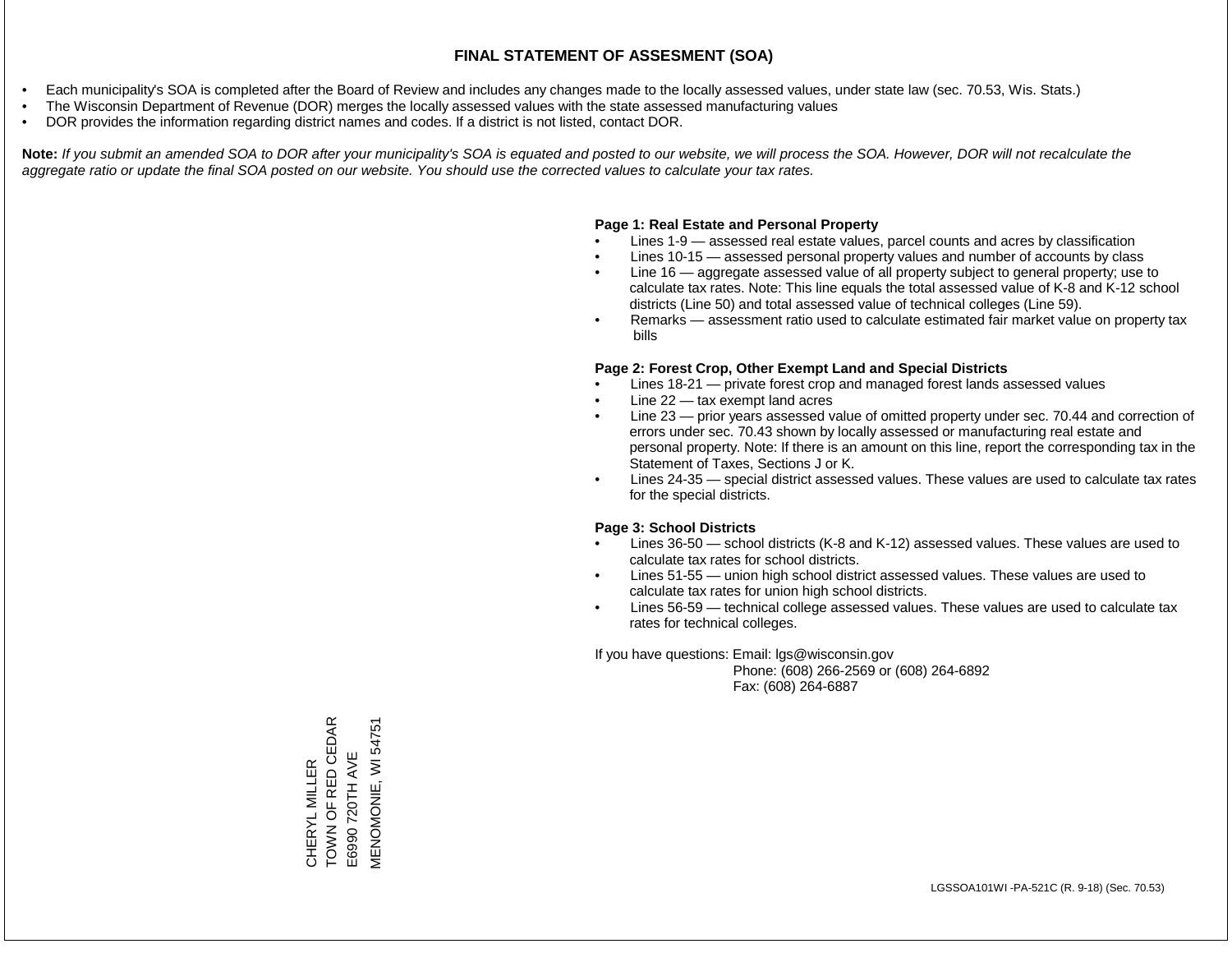# FINAL STATEMENT OF ASSESMENT (SOA)

- Each municipality's SOA is completed after the Board of Review and includes any changes made to the locally assessed values, under state law (sec. 70.53, Wis. Stats.)
- The Wisconsin Department of Revenue (DOR) merges the locally assessed values with the state assessed manufacturing values
- DOR provides the information regarding district names and codes. If a district is not listed, contact DOR.

**Note:** *If you submit an amended SOA to DOR after your municipality's SOA is equated and posted to our website, we will process the SOA. However, DOR will not recalculate the aggregate ratio or update the final SOA posted on our website. You should use the corrected values to calculate your tax rates.*

**Page 1: Real Estate and Personal Property**

- Lines 1-9 — assessed real estate values, parcel counts and acres by classification
- Lines 10-15 — assessed personal property values and number of accounts by class
- Line 16 — aggregate assessed value of all property subject to general property; use to calculate tax rates. Note: This line equals the total assessed value of K-8 and K-12 school districts (Line 50) and total assessed value of technical colleges (Line 59).
- Remarks — assessment ratio used to calculate estimated fair market value on property tax bills

**Page 2: Forest Crop, Other Exempt Land and Special Districts**

- Lines 18-21 — private forest crop and managed forest lands assessed values
- Line 22 — tax exempt land acres
- Line 23 — prior years assessed value of omitted property under sec. 70.44 and correction of errors under sec. 70.43 shown by locally assessed or manufacturing real estate and personal property. Note: If there is an amount on this line, report the corresponding tax in the Statement of Taxes, Sections J or K.
- Lines 24-35 — special district assessed values. These values are used to calculate tax rates for the special districts.

**Page 3: School Districts**

- Lines 36-50 — school districts (K-8 and K-12) assessed values. These values are used to calculate tax rates for school districts.
- Lines 51-55 — union high school district assessed values. These values are used to calculate tax rates for union high school districts.
- Lines 56-59 — technical college assessed values. These values are used to calculate tax rates for technical colleges.

If you have questions: Email: lgs@wisconsin.gov
Phone: (608) 266-2569 or (608) 264-6892
Fax: (608) 264-6887

CHERYL MILLER
TOWN OF RED CEDAR
E6990 720TH AVE
MENOMONIE, WI 54751

LGSSOA101WI -PA-521C (R. 9-18) (Sec. 70.53)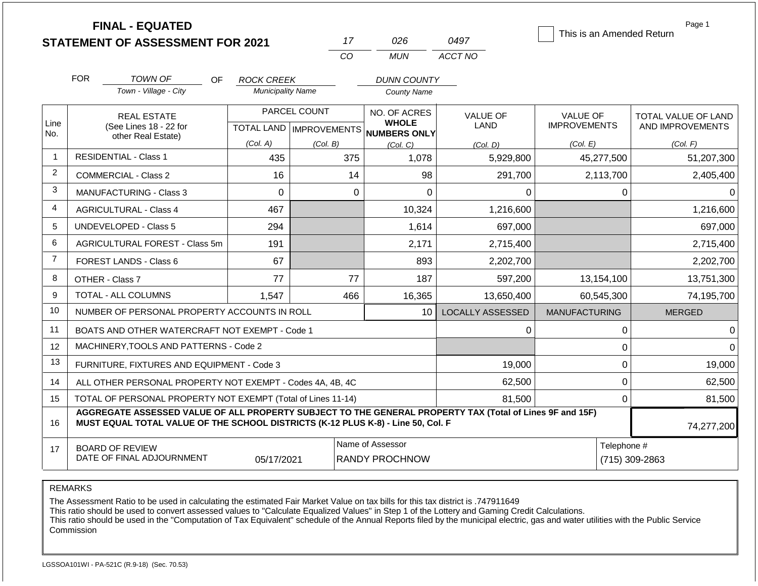# FINAL - EQUATED
## STATEMENT OF ASSESSMENT FOR 2021

| 17 | 026 | 0497 |
|---|---|---|
| CO | MUN | ACCT NO |

☐ This is an Amended Return

FOR *TOWN OF* (Town - Village - City) OF *ROCK CREEK* (Municipality Name) *DUNN COUNTY* (County Name)

| Line No. | REAL ESTATE (See Lines 18 - 22 for other Real Estate) | PARCEL COUNT TOTAL LAND (Col. A) | PARCEL COUNT IMPROVEMENTS (Col. B) | NO. OF ACRES WHOLE NUMBERS ONLY (Col. C) | VALUE OF LAND (Col. D) | VALUE OF IMPROVEMENTS (Col. E) | TOTAL VALUE OF LAND AND IMPROVEMENTS (Col. F) |
|---|---|---|---|---|---|---|---|
| 1 | RESIDENTIAL - Class 1 | 435 | 375 | 1,078 | 5,929,800 | 45,277,500 | 51,207,300 |
| 2 | COMMERCIAL - Class 2 | 16 | 14 | 98 | 291,700 | 2,113,700 | 2,405,400 |
| 3 | MANUFACTURING - Class 3 | 0 | 0 | 0 | 0 | 0 | 0 |
| 4 | AGRICULTURAL - Class 4 | 467 | | 10,324 | 1,216,600 | | 1,216,600 |
| 5 | UNDEVELOPED - Class 5 | 294 | | 1,614 | 697,000 | | 697,000 |
| 6 | AGRICULTURAL FOREST - Class 5m | 191 | | 2,171 | 2,715,400 | | 2,715,400 |
| 7 | FOREST LANDS - Class 6 | 67 | | 893 | 2,202,700 | | 2,202,700 |
| 8 | OTHER - Class 7 | 77 | 77 | 187 | 597,200 | 13,154,100 | 13,751,300 |
| 9 | TOTAL - ALL COLUMNS | 1,547 | 466 | 16,365 | 13,650,400 | 60,545,300 | 74,195,700 |
| 10 | NUMBER OF PERSONAL PROPERTY ACCOUNTS IN ROLL | | | 10 | LOCALLY ASSESSED | MANUFACTURING | MERGED |
| 11 | BOATS AND OTHER WATERCRAFT NOT EXEMPT - Code 1 | | | | 0 | 0 | 0 |
| 12 | MACHINERY,TOOLS AND PATTERNS - Code 2 | | | | | 0 | 0 |
| 13 | FURNITURE, FIXTURES AND EQUIPMENT - Code 3 | | | | 19,000 | 0 | 19,000 |
| 14 | ALL OTHER PERSONAL PROPERTY NOT EXEMPT - Codes 4A, 4B, 4C | | | | 62,500 | 0 | 62,500 |
| 15 | TOTAL OF PERSONAL PROPERTY NOT EXEMPT (Total of Lines 11-14) | | | | 81,500 | 0 | 81,500 |
| 16 | **AGGREGATE ASSESSED VALUE OF ALL PROPERTY SUBJECT TO THE GENERAL PROPERTY TAX (Total of Lines 9F and 15F) MUST EQUAL TOTAL VALUE OF THE SCHOOL DISTRICTS (K-12 PLUS K-8) - Line 50, Col. F** | | | | | | 74,277,200 |
| 17 | BOARD OF REVIEW DATE OF FINAL ADJOURNMENT | 05/17/2021 | | Name of Assessor: RANDY PROCHNOW | | | Telephone #: (715) 309-2863 |

REMARKS

The Assessment Ratio to be used in calculating the estimated Fair Market Value on tax bills for this tax district is .747911649
This ratio should be used to convert assessed values to "Calculate Equalized Values" in Step 1 of the Lottery and Gaming Credit Calculations.
This ratio should be used in the "Computation of Tax Equivalent" schedule of the Annual Reports filed by the municipal electric, gas and water utilities with the Public Service Commission

LGSSOA101WI - PA-521C (R.9-18) (Sec. 70.53)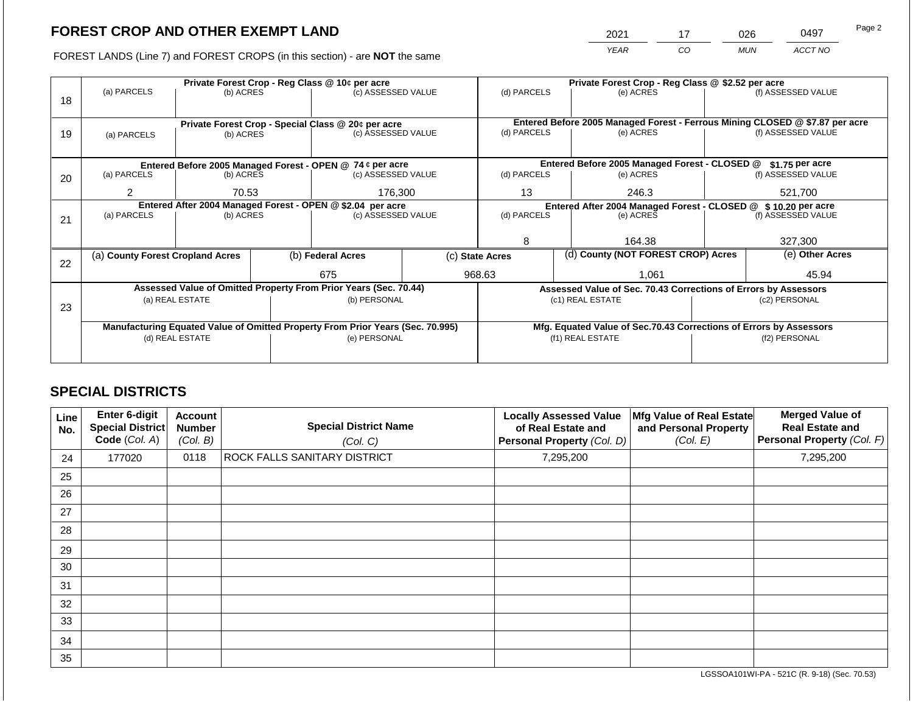# FOREST CROP AND OTHER EXEMPT LAND

FOREST LANDS (Line 7) and FOREST CROPS (in this section) - are **NOT** the same

| 2021 | 17 | 026 | 0497 |
|---|---|---|---|
| YEAR | CO | MUN | ACCT NO |

| Line | Private Forest Crop - Reg Class @ 10¢ per acre | | | Private Forest Crop - Reg Class @ $2.52 per acre | | |
|---|---|---|---|---|---|---|
| | (a) PARCELS | (b) ACRES | (c) ASSESSED VALUE | (d) PARCELS | (e) ACRES | (f) ASSESSED VALUE |
| 18 | | | | | | |
| | **Private Forest Crop - Special Class @ 20¢ per acre** | | | **Entered Before 2005 Managed Forest - Ferrous Mining CLOSED @ $7.87 per acre** | | |
| | (a) PARCELS | (b) ACRES | (c) ASSESSED VALUE | (d) PARCELS | (e) ACRES | (f) ASSESSED VALUE |
| 19 | | | | | | |
| | **Entered Before 2005 Managed Forest - OPEN @ 74 ¢ per acre** | | | **Entered Before 2005 Managed Forest - CLOSED @ $1.75 per acre** | | |
| | (a) PARCELS | (b) ACRES | (c) ASSESSED VALUE | (d) PARCELS | (e) ACRES | (f) ASSESSED VALUE |
| 20 | 2 | 70.53 | 176,300 | 13 | 246.3 | 521,700 |
| | **Entered After 2004 Managed Forest - OPEN @ $2.04 per acre** | | | **Entered After 2004 Managed Forest - CLOSED @ $ 10.20 per acre** | | |
| | (a) PARCELS | (b) ACRES | (c) ASSESSED VALUE | (d) PARCELS | (e) ACRES | (f) ASSESSED VALUE |
| 21 | | | | 8 | 164.38 | 327,300 |

| Line | (a) County Forest Cropland Acres | (b) Federal Acres | (c) State Acres | (d) County (NOT FOREST CROP) Acres | (e) Other Acres |
|---|---|---|---|---|---|
| 22 | | 675 | 968.63 | 1,061 | 45.94 |

| Line | Assessed Value of Omitted Property From Prior Years (Sec. 70.44) | | Assessed Value of Sec. 70.43 Corrections of Errors by Assessors | |
|---|---|---|---|---|
| | (a) REAL ESTATE | (b) PERSONAL | (c1) REAL ESTATE | (c2) PERSONAL |
| 23 | | | | |
| | **Manufacturing Equated Value of Omitted Property From Prior Years (Sec. 70.995)** | | **Mfg. Equated Value of Sec.70.43 Corrections of Errors by Assessors** | |
| | (d) REAL ESTATE | (e) PERSONAL | (f1) REAL ESTATE | (f2) PERSONAL |
| | | | | |

## SPECIAL DISTRICTS

| Line No. | Enter 6-digit Special District Code (Col. A) | Account Number (Col. B) | Special District Name (Col. C) | Locally Assessed Value of Real Estate and Personal Property (Col. D) | Mfg Value of Real Estate and Personal Property (Col. E) | Merged Value of Real Estate and Personal Property (Col. F) |
|---|---|---|---|---|---|---|
| 24 | 177020 | 0118 | ROCK FALLS SANITARY DISTRICT | 7,295,200 | | 7,295,200 |
| 25 | | | | | | |
| 26 | | | | | | |
| 27 | | | | | | |
| 28 | | | | | | |
| 29 | | | | | | |
| 30 | | | | | | |
| 31 | | | | | | |
| 32 | | | | | | |
| 33 | | | | | | |
| 34 | | | | | | |
| 35 | | | | | | |

LGSSOA101WI-PA - 521C (R. 9-18) (Sec. 70.53)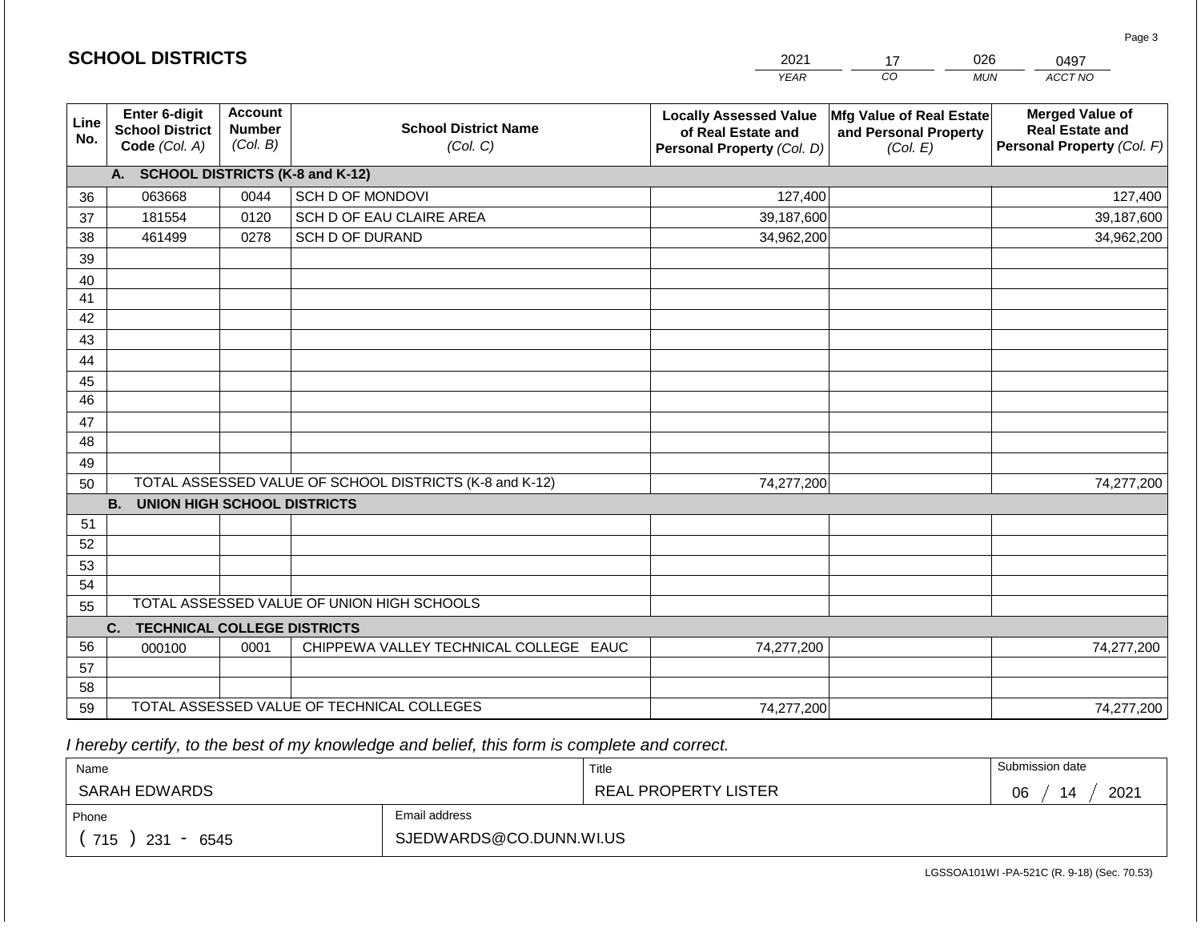# SCHOOL DISTRICTS

| 2021 | 17 | 026 | 0497 |
|---|---|---|---|
| *YEAR* | *CO* | *MUN* | *ACCT NO* |

| Line No. | Enter 6-digit School District Code *(Col. A)* | Account Number *(Col. B)* | School District Name *(Col. C)* | Locally Assessed Value of Real Estate and Personal Property *(Col. D)* | Mfg Value of Real Estate and Personal Property *(Col. E)* | Merged Value of Real Estate and Personal Property *(Col. F)* |
|---|---|---|---|---|---|---|
| | **A. SCHOOL DISTRICTS (K-8 and K-12)** | | | | | |
| 36 | 063668 | 0044 | SCH D OF MONDOVI | 127,400 | | 127,400 |
| 37 | 181554 | 0120 | SCH D OF EAU CLAIRE AREA | 39,187,600 | | 39,187,600 |
| 38 | 461499 | 0278 | SCH D OF DURAND | 34,962,200 | | 34,962,200 |
| 39 | | | | | | |
| 40 | | | | | | |
| 41 | | | | | | |
| 42 | | | | | | |
| 43 | | | | | | |
| 44 | | | | | | |
| 45 | | | | | | |
| 46 | | | | | | |
| 47 | | | | | | |
| 48 | | | | | | |
| 49 | | | | | | |
| 50 | TOTAL ASSESSED VALUE OF SCHOOL DISTRICTS (K-8 and K-12) | | | 74,277,200 | | 74,277,200 |
| | **B. UNION HIGH SCHOOL DISTRICTS** | | | | | |
| 51 | | | | | | |
| 52 | | | | | | |
| 53 | | | | | | |
| 54 | | | | | | |
| 55 | TOTAL ASSESSED VALUE OF UNION HIGH SCHOOLS | | | | | |
| | **C. TECHNICAL COLLEGE DISTRICTS** | | | | | |
| 56 | 000100 | 0001 | CHIPPEWA VALLEY TECHNICAL COLLEGE EAUC | 74,277,200 | | 74,277,200 |
| 57 | | | | | | |
| 58 | | | | | | |
| 59 | TOTAL ASSESSED VALUE OF TECHNICAL COLLEGES | | | 74,277,200 | | 74,277,200 |

*I hereby certify, to the best of my knowledge and belief, this form is complete and correct.*

| Name | Title | Submission date |
|---|---|---|
| SARAH EDWARDS | REAL PROPERTY LISTER | 06 / 14 / 2021 |

| Phone | Email address |
|---|---|
| ( 715 ) 231 - 6545 | SJEDWARDS@CO.DUNN.WI.US |

LGSSOA101WI -PA-521C (R. 9-18) (Sec. 70.53)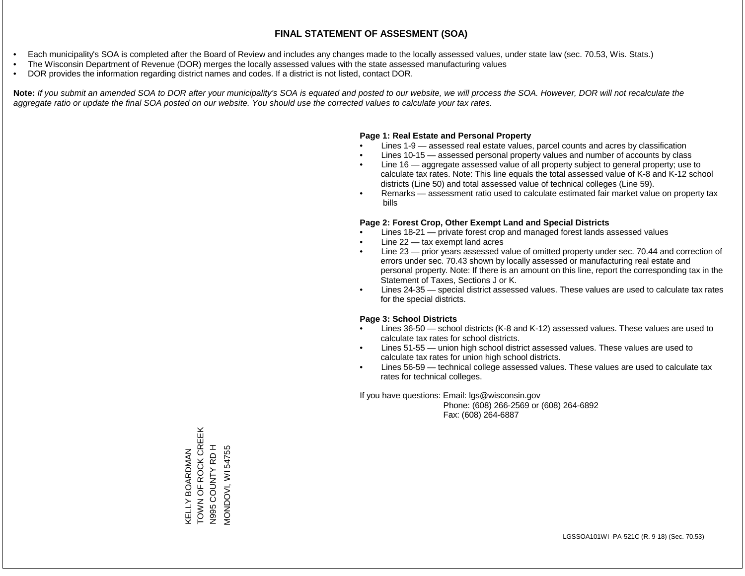# FINAL STATEMENT OF ASSESMENT (SOA)

- Each municipality's SOA is completed after the Board of Review and includes any changes made to the locally assessed values, under state law (sec. 70.53, Wis. Stats.)
- The Wisconsin Department of Revenue (DOR) merges the locally assessed values with the state assessed manufacturing values
- DOR provides the information regarding district names and codes. If a district is not listed, contact DOR.

**Note:** *If you submit an amended SOA to DOR after your municipality's SOA is equated and posted to our website, we will process the SOA. However, DOR will not recalculate the aggregate ratio or update the final SOA posted on our website. You should use the corrected values to calculate your tax rates.*

**Page 1: Real Estate and Personal Property**

- Lines 1-9 — assessed real estate values, parcel counts and acres by classification
- Lines 10-15 — assessed personal property values and number of accounts by class
- Line 16 — aggregate assessed value of all property subject to general property; use to calculate tax rates. Note: This line equals the total assessed value of K-8 and K-12 school districts (Line 50) and total assessed value of technical colleges (Line 59).
- Remarks — assessment ratio used to calculate estimated fair market value on property tax bills

**Page 2: Forest Crop, Other Exempt Land and Special Districts**

- Lines 18-21 — private forest crop and managed forest lands assessed values
- Line 22 — tax exempt land acres
- Line 23 — prior years assessed value of omitted property under sec. 70.44 and correction of errors under sec. 70.43 shown by locally assessed or manufacturing real estate and personal property. Note: If there is an amount on this line, report the corresponding tax in the Statement of Taxes, Sections J or K.
- Lines 24-35 — special district assessed values. These values are used to calculate tax rates for the special districts.

**Page 3: School Districts**

- Lines 36-50 — school districts (K-8 and K-12) assessed values. These values are used to calculate tax rates for school districts.
- Lines 51-55 — union high school district assessed values. These values are used to calculate tax rates for union high school districts.
- Lines 56-59 — technical college assessed values. These values are used to calculate tax rates for technical colleges.

If you have questions: Email: lgs@wisconsin.gov
Phone: (608) 266-2569 or (608) 264-6892
Fax: (608) 264-6887

KELLY BOARDMAN
TOWN OF ROCK CREEK
N995 COUNTY RD H
MONDOVI, WI 54755

LGSSOA101WI -PA-521C (R. 9-18) (Sec. 70.53)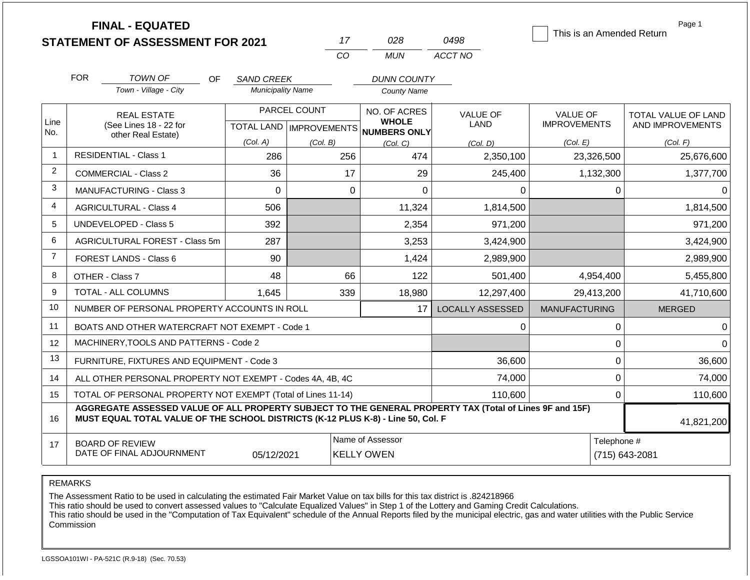# FINAL - EQUATED
# STATEMENT OF ASSESSMENT FOR 2021

| 17 | 028 | 0498 |
|---|---|---|
| CO | MUN | ACCT NO |

This is an Amended Return

FOR TOWN OF (Town - Village - City) OF SAND CREEK (Municipality Name) DUNN COUNTY (County Name)

| Line No. | REAL ESTATE (See Lines 18 - 22 for other Real Estate) | PARCEL COUNT TOTAL LAND (Col. A) | PARCEL COUNT IMPROVEMENTS (Col. B) | NO. OF ACRES WHOLE NUMBERS ONLY (Col. C) | VALUE OF LAND (Col. D) | VALUE OF IMPROVEMENTS (Col. E) | TOTAL VALUE OF LAND AND IMPROVEMENTS (Col. F) |
|---|---|---|---|---|---|---|---|
| 1 | RESIDENTIAL - Class 1 | 286 | 256 | 474 | 2,350,100 | 23,326,500 | 25,676,600 |
| 2 | COMMERCIAL - Class 2 | 36 | 17 | 29 | 245,400 | 1,132,300 | 1,377,700 |
| 3 | MANUFACTURING - Class 3 | 0 | 0 | 0 | 0 | 0 | 0 |
| 4 | AGRICULTURAL - Class 4 | 506 | | 11,324 | 1,814,500 | | 1,814,500 |
| 5 | UNDEVELOPED - Class 5 | 392 | | 2,354 | 971,200 | | 971,200 |
| 6 | AGRICULTURAL FOREST - Class 5m | 287 | | 3,253 | 3,424,900 | | 3,424,900 |
| 7 | FOREST LANDS - Class 6 | 90 | | 1,424 | 2,989,900 | | 2,989,900 |
| 8 | OTHER - Class 7 | 48 | 66 | 122 | 501,400 | 4,954,400 | 5,455,800 |
| 9 | TOTAL - ALL COLUMNS | 1,645 | 339 | 18,980 | 12,297,400 | 29,413,200 | 41,710,600 |
| 10 | NUMBER OF PERSONAL PROPERTY ACCOUNTS IN ROLL | | | 17 | LOCALLY ASSESSED | MANUFACTURING | MERGED |
| 11 | BOATS AND OTHER WATERCRAFT NOT EXEMPT - Code 1 | | | | 0 | 0 | 0 |
| 12 | MACHINERY,TOOLS AND PATTERNS - Code 2 | | | | | 0 | 0 |
| 13 | FURNITURE, FIXTURES AND EQUIPMENT - Code 3 | | | | 36,600 | 0 | 36,600 |
| 14 | ALL OTHER PERSONAL PROPERTY NOT EXEMPT - Codes 4A, 4B, 4C | | | | 74,000 | 0 | 74,000 |
| 15 | TOTAL OF PERSONAL PROPERTY NOT EXEMPT (Total of Lines 11-14) | | | | 110,600 | 0 | 110,600 |
| 16 | AGGREGATE ASSESSED VALUE OF ALL PROPERTY SUBJECT TO THE GENERAL PROPERTY TAX (Total of Lines 9F and 15F) MUST EQUAL TOTAL VALUE OF THE SCHOOL DISTRICTS (K-12 PLUS K-8) - Line 50, Col. F | | | | | | 41,821,200 |
| 17 | BOARD OF REVIEW DATE OF FINAL ADJOURNMENT | 05/12/2021 | Name of Assessor | KELLY OWEN | | Telephone # | (715) 643-2081 |

REMARKS

The Assessment Ratio to be used in calculating the estimated Fair Market Value on tax bills for this tax district is .824218966
This ratio should be used to convert assessed values to "Calculate Equalized Values" in Step 1 of the Lottery and Gaming Credit Calculations.
This ratio should be used in the "Computation of Tax Equivalent" schedule of the Annual Reports filed by the municipal electric, gas and water utilities with the Public Service Commission

LGSSOA101WI - PA-521C (R.9-18) (Sec. 70.53)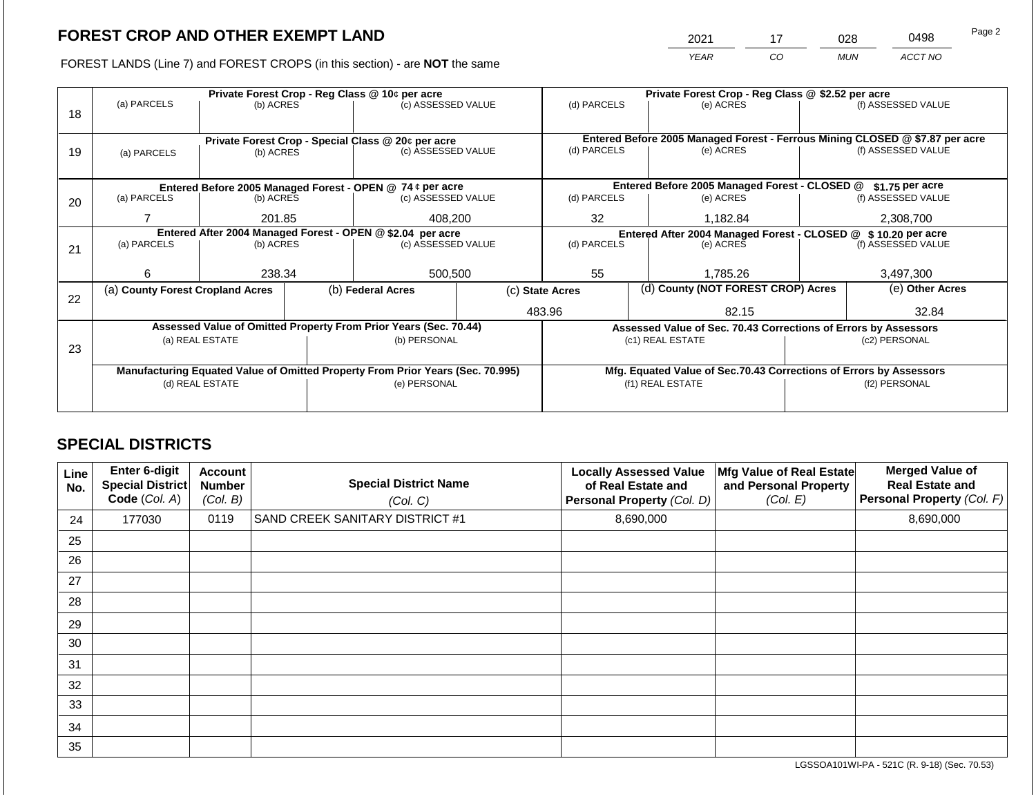## FOREST CROP AND OTHER EXEMPT LAND

| 2021 | 17 | 028 | 0498 |
|---|---|---|---|
| YEAR | CO | MUN | ACCT NO |

FOREST LANDS (Line 7) and FOREST CROPS (in this section) - are **NOT** the same

| Line | (a) PARCELS | (b) ACRES | (c) ASSESSED VALUE | (d) PARCELS | (e) ACRES | (f) ASSESSED VALUE |
|---|---|---|---|---|---|---|
| 18 | **Private Forest Crop - Reg Class @ 10¢ per acre** | | | **Private Forest Crop - Reg Class @ $2.52 per acre** | | |
| 18 | | | | | | |
| 19 | **Private Forest Crop - Special Class @ 20¢ per acre** | | | **Entered Before 2005 Managed Forest - Ferrous Mining CLOSED @ $7.87 per acre** | | |
| 19 | | | | | | |
| 20 | **Entered Before 2005 Managed Forest - OPEN @ 74 ¢ per acre** | | | **Entered Before 2005 Managed Forest - CLOSED @ $1.75 per acre** | | |
| 20 | 7 | 201.85 | 408,200 | 32 | 1,182.84 | 2,308,700 |
| 21 | **Entered After 2004 Managed Forest - OPEN @ $2.04 per acre** | | | **Entered After 2004 Managed Forest - CLOSED @ $ 10.20 per acre** | | |
| 21 | 6 | 238.34 | 500,500 | 55 | 1,785.26 | 3,497,300 |

| Line | (a) County Forest Cropland Acres | (b) Federal Acres | (c) State Acres | (d) County (NOT FOREST CROP) Acres | (e) Other Acres |
|---|---|---|---|---|---|
| 22 | | | 483.96 | 82.15 | 32.84 |

| Line | Assessed Value of Omitted Property From Prior Years (Sec. 70.44) | | Assessed Value of Sec. 70.43 Corrections of Errors by Assessors | |
|---|---|---|---|---|
| 23 | (a) REAL ESTATE | (b) PERSONAL | (c1) REAL ESTATE | (c2) PERSONAL |
| 23 | | | | |
| | **Manufacturing Equated Value of Omitted Property From Prior Years (Sec. 70.995)** | | **Mfg. Equated Value of Sec.70.43 Corrections of Errors by Assessors** | |
| | (d) REAL ESTATE | (e) PERSONAL | (f1) REAL ESTATE | (f2) PERSONAL |
| | | | | |

## SPECIAL DISTRICTS

| Line No. | Enter 6-digit Special District Code (Col. A) | Account Number (Col. B) | Special District Name (Col. C) | Locally Assessed Value of Real Estate and Personal Property (Col. D) | Mfg Value of Real Estate and Personal Property (Col. E) | Merged Value of Real Estate and Personal Property (Col. F) |
|---|---|---|---|---|---|---|
| 24 | 177030 | 0119 | SAND CREEK SANITARY DISTRICT #1 | 8,690,000 | | 8,690,000 |
| 25 | | | | | | |
| 26 | | | | | | |
| 27 | | | | | | |
| 28 | | | | | | |
| 29 | | | | | | |
| 30 | | | | | | |
| 31 | | | | | | |
| 32 | | | | | | |
| 33 | | | | | | |
| 34 | | | | | | |
| 35 | | | | | | |

LGSSOA101WI-PA - 521C (R. 9-18) (Sec. 70.53)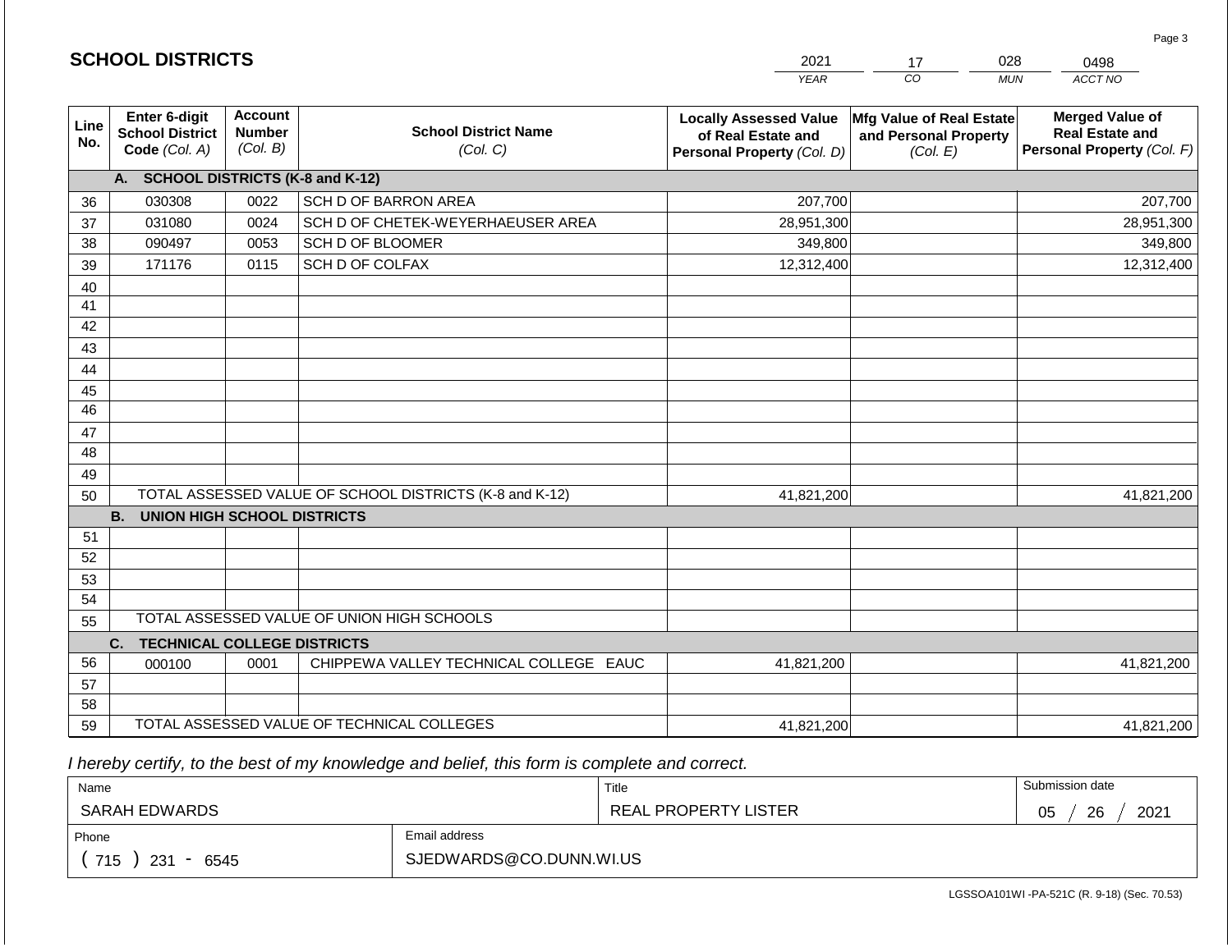## SCHOOL DISTRICTS

| 2021 | 17 | 028 | 0498 |
|---|---|---|---|
| *YEAR* | *CO* | *MUN* | *ACCT NO* |

| Line No. | Enter 6-digit School District Code *(Col. A)* | Account Number *(Col. B)* | School District Name *(Col. C)* | Locally Assessed Value of Real Estate and Personal Property *(Col. D)* | Mfg Value of Real Estate and Personal Property *(Col. E)* | Merged Value of Real Estate and Personal Property *(Col. F)* |
|---|---|---|---|---|---|---|
| | **A. SCHOOL DISTRICTS (K-8 and K-12)** | | | | | |
| 36 | 030308 | 0022 | SCH D OF BARRON AREA | 207,700 | | 207,700 |
| 37 | 031080 | 0024 | SCH D OF CHETEK-WEYERHAEUSER AREA | 28,951,300 | | 28,951,300 |
| 38 | 090497 | 0053 | SCH D OF BLOOMER | 349,800 | | 349,800 |
| 39 | 171176 | 0115 | SCH D OF COLFAX | 12,312,400 | | 12,312,400 |
| 40 | | | | | | |
| 41 | | | | | | |
| 42 | | | | | | |
| 43 | | | | | | |
| 44 | | | | | | |
| 45 | | | | | | |
| 46 | | | | | | |
| 47 | | | | | | |
| 48 | | | | | | |
| 49 | | | | | | |
| 50 | TOTAL ASSESSED VALUE OF SCHOOL DISTRICTS (K-8 and K-12) | | | 41,821,200 | | 41,821,200 |
| | **B. UNION HIGH SCHOOL DISTRICTS** | | | | | |
| 51 | | | | | | |
| 52 | | | | | | |
| 53 | | | | | | |
| 54 | | | | | | |
| 55 | TOTAL ASSESSED VALUE OF UNION HIGH SCHOOLS | | | | | |
| | **C. TECHNICAL COLLEGE DISTRICTS** | | | | | |
| 56 | 000100 | 0001 | CHIPPEWA VALLEY TECHNICAL COLLEGE EAUC | 41,821,200 | | 41,821,200 |
| 57 | | | | | | |
| 58 | | | | | | |
| 59 | TOTAL ASSESSED VALUE OF TECHNICAL COLLEGES | | | 41,821,200 | | 41,821,200 |

*I hereby certify, to the best of my knowledge and belief, this form is complete and correct.*

| Name | Title | Submission date |
|---|---|---|
| SARAH EDWARDS | REAL PROPERTY LISTER | 05 / 26 / 2021 |
| **Phone** | **Email address** | |
| ( 715 ) 231 - 6545 | SJEDWARDS@CO.DUNN.WI.US | |

LGSSOA101WI -PA-521C (R. 9-18) (Sec. 70.53)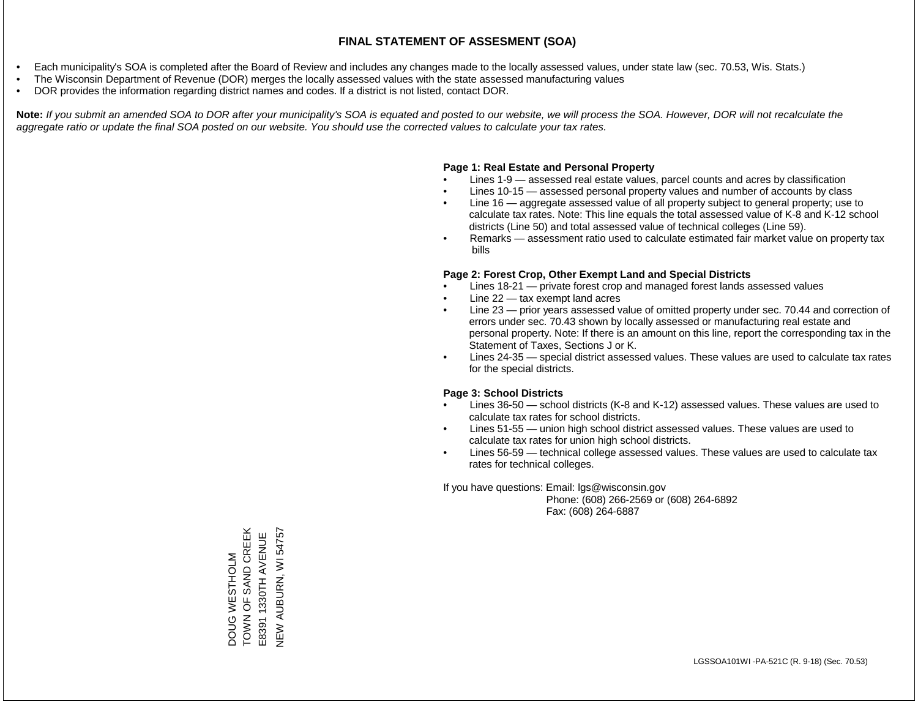# FINAL STATEMENT OF ASSESMENT (SOA)

- Each municipality's SOA is completed after the Board of Review and includes any changes made to the locally assessed values, under state law (sec. 70.53, Wis. Stats.)
- The Wisconsin Department of Revenue (DOR) merges the locally assessed values with the state assessed manufacturing values
- DOR provides the information regarding district names and codes. If a district is not listed, contact DOR.

**Note:** *If you submit an amended SOA to DOR after your municipality's SOA is equated and posted to our website, we will process the SOA. However, DOR will not recalculate the aggregate ratio or update the final SOA posted on our website. You should use the corrected values to calculate your tax rates.*

**Page 1: Real Estate and Personal Property**

- Lines 1-9 — assessed real estate values, parcel counts and acres by classification
- Lines 10-15 — assessed personal property values and number of accounts by class
- Line 16 — aggregate assessed value of all property subject to general property; use to calculate tax rates. Note: This line equals the total assessed value of K-8 and K-12 school districts (Line 50) and total assessed value of technical colleges (Line 59).
- Remarks — assessment ratio used to calculate estimated fair market value on property tax bills

**Page 2: Forest Crop, Other Exempt Land and Special Districts**

- Lines 18-21 — private forest crop and managed forest lands assessed values
- Line 22 — tax exempt land acres
- Line 23 — prior years assessed value of omitted property under sec. 70.44 and correction of errors under sec. 70.43 shown by locally assessed or manufacturing real estate and personal property. Note: If there is an amount on this line, report the corresponding tax in the Statement of Taxes, Sections J or K.
- Lines 24-35 — special district assessed values. These values are used to calculate tax rates for the special districts.

**Page 3: School Districts**

- Lines 36-50 — school districts (K-8 and K-12) assessed values. These values are used to calculate tax rates for school districts.
- Lines 51-55 — union high school district assessed values. These values are used to calculate tax rates for union high school districts.
- Lines 56-59 — technical college assessed values. These values are used to calculate tax rates for technical colleges.

If you have questions: Email: lgs@wisconsin.gov
Phone: (608) 266-2569 or (608) 264-6892
Fax: (608) 264-6887

DOUG WESTHOLM
TOWN OF SAND CREEK
E8391 1330TH AVENUE
NEW AUBURN, WI 54757

LGSSOA101WI -PA-521C (R. 9-18) (Sec. 70.53)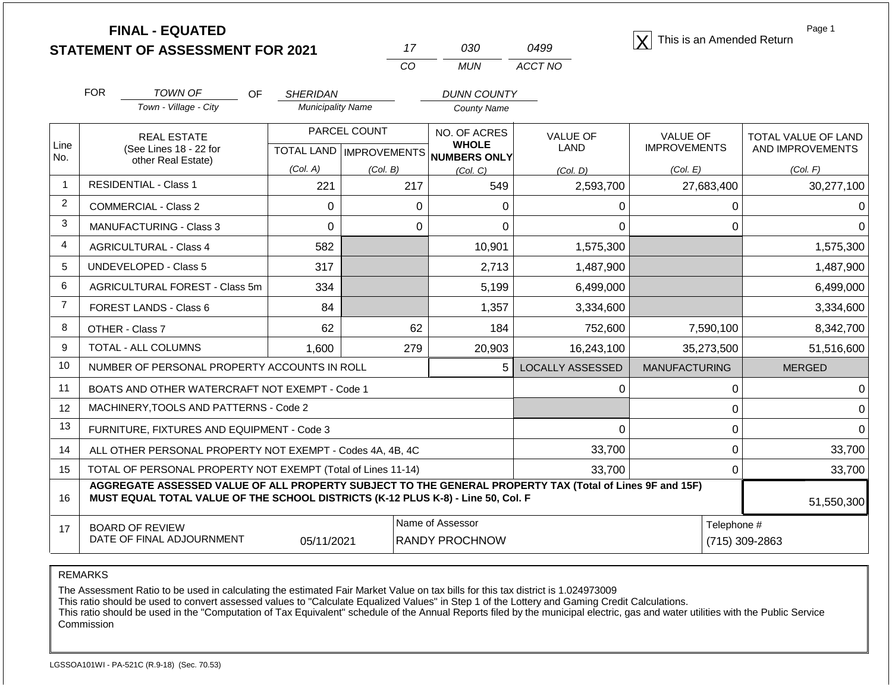**FINAL - EQUATED**
**STATEMENT OF ASSESSMENT FOR 2021**

| 17 | 030 | 0499 |
|---|---|---|
| CO | MUN | ACCT NO |

[X] This is an Amended Return

Page 1

FOR *TOWN OF* (Town - Village - City) OF *SHERIDAN* (Municipality Name) *DUNN COUNTY* (County Name)

| Line No. | REAL ESTATE (See Lines 18 - 22 for other Real Estate) | PARCEL COUNT TOTAL LAND (Col. A) | PARCEL COUNT IMPROVEMENTS (Col. B) | NO. OF ACRES WHOLE NUMBERS ONLY (Col. C) | VALUE OF LAND (Col. D) | VALUE OF IMPROVEMENTS (Col. E) | TOTAL VALUE OF LAND AND IMPROVEMENTS (Col. F) |
|---|---|---|---|---|---|---|---|
| 1 | RESIDENTIAL - Class 1 | 221 | 217 | 549 | 2,593,700 | 27,683,400 | 30,277,100 |
| 2 | COMMERCIAL - Class 2 | 0 | 0 | 0 | 0 | 0 | 0 |
| 3 | MANUFACTURING - Class 3 | 0 | 0 | 0 | 0 | 0 | 0 |
| 4 | AGRICULTURAL - Class 4 | 582 | | 10,901 | 1,575,300 | | 1,575,300 |
| 5 | UNDEVELOPED - Class 5 | 317 | | 2,713 | 1,487,900 | | 1,487,900 |
| 6 | AGRICULTURAL FOREST - Class 5m | 334 | | 5,199 | 6,499,000 | | 6,499,000 |
| 7 | FOREST LANDS - Class 6 | 84 | | 1,357 | 3,334,600 | | 3,334,600 |
| 8 | OTHER - Class 7 | 62 | 62 | 184 | 752,600 | 7,590,100 | 8,342,700 |
| 9 | TOTAL - ALL COLUMNS | 1,600 | 279 | 20,903 | 16,243,100 | 35,273,500 | 51,516,600 |
| 10 | NUMBER OF PERSONAL PROPERTY ACCOUNTS IN ROLL | | | 5 | LOCALLY ASSESSED | MANUFACTURING | MERGED |
| 11 | BOATS AND OTHER WATERCRAFT NOT EXEMPT - Code 1 | | | | 0 | 0 | 0 |
| 12 | MACHINERY,TOOLS AND PATTERNS - Code 2 | | | | | 0 | 0 |
| 13 | FURNITURE, FIXTURES AND EQUIPMENT - Code 3 | | | | 0 | 0 | 0 |
| 14 | ALL OTHER PERSONAL PROPERTY NOT EXEMPT - Codes 4A, 4B, 4C | | | | 33,700 | 0 | 33,700 |
| 15 | TOTAL OF PERSONAL PROPERTY NOT EXEMPT (Total of Lines 11-14) | | | | 33,700 | 0 | 33,700 |
| 16 | **AGGREGATE ASSESSED VALUE OF ALL PROPERTY SUBJECT TO THE GENERAL PROPERTY TAX (Total of Lines 9F and 15F) MUST EQUAL TOTAL VALUE OF THE SCHOOL DISTRICTS (K-12 PLUS K-8) - Line 50, Col. F** | | | | | | 51,550,300 |
| 17 | BOARD OF REVIEW DATE OF FINAL ADJOURNMENT | 05/11/2021 | | Name of Assessor: RANDY PROCHNOW | | Telephone #: (715) 309-2863 | |

REMARKS

The Assessment Ratio to be used in calculating the estimated Fair Market Value on tax bills for this tax district is 1.024973009
This ratio should be used to convert assessed values to "Calculate Equalized Values" in Step 1 of the Lottery and Gaming Credit Calculations.
This ratio should be used in the "Computation of Tax Equivalent" schedule of the Annual Reports filed by the municipal electric, gas and water utilities with the Public Service Commission

LGSSOA101WI - PA-521C (R.9-18) (Sec. 70.53)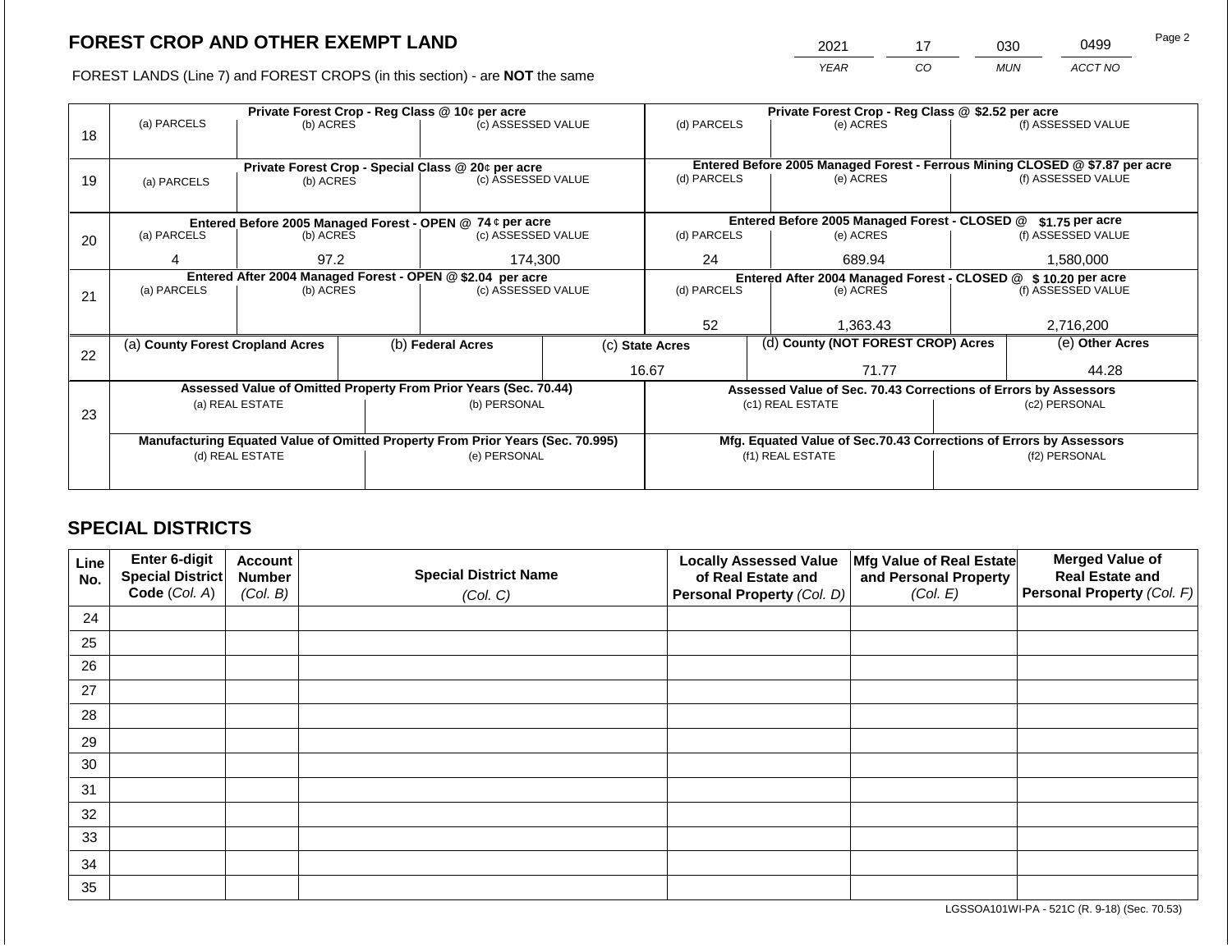## FOREST CROP AND OTHER EXEMPT LAND

| 2021 | 17 | 030 | 0499 |
|---|---|---|---|
| YEAR | CO | MUN | ACCT NO |

FOREST LANDS (Line 7) and FOREST CROPS (in this section) - are **NOT** the same

| Line | Private Forest Crop - Reg Class @ 10¢ per acre | | | Private Forest Crop - Reg Class @ $2.52 per acre | | |
|---|---|---|---|---|---|---|
| 18 | (a) PARCELS | (b) ACRES | (c) ASSESSED VALUE | (d) PARCELS | (e) ACRES | (f) ASSESSED VALUE |
| | | | | | | |
| | **Private Forest Crop - Special Class @ 20¢ per acre** | | | **Entered Before 2005 Managed Forest - Ferrous Mining CLOSED @ $7.87 per acre** | | |
| 19 | (a) PARCELS | (b) ACRES | (c) ASSESSED VALUE | (d) PARCELS | (e) ACRES | (f) ASSESSED VALUE |
| | | | | | | |
| | **Entered Before 2005 Managed Forest - OPEN @ 74 ¢ per acre** | | | **Entered Before 2005 Managed Forest - CLOSED @ $1.75 per acre** | | |
| 20 | (a) PARCELS | (b) ACRES | (c) ASSESSED VALUE | (d) PARCELS | (e) ACRES | (f) ASSESSED VALUE |
| | 4 | 97.2 | 174,300 | 24 | 689.94 | 1,580,000 |
| | **Entered After 2004 Managed Forest - OPEN @ $2.04 per acre** | | | **Entered After 2004 Managed Forest - CLOSED @ $ 10.20 per acre** | | |
| 21 | (a) PARCELS | (b) ACRES | (c) ASSESSED VALUE | (d) PARCELS | (e) ACRES | (f) ASSESSED VALUE |
| | | | | 52 | 1,363.43 | 2,716,200 |

| Line | (a) County Forest Cropland Acres | (b) Federal Acres | (c) State Acres | (d) County (NOT FOREST CROP) Acres | (e) Other Acres |
|---|---|---|---|---|---|
| 22 | | | 16.67 | 71.77 | 44.28 |

| Line | Assessed Value of Omitted Property From Prior Years (Sec. 70.44) | | Assessed Value of Sec. 70.43 Corrections of Errors by Assessors | |
|---|---|---|---|---|
| 23 | (a) REAL ESTATE | (b) PERSONAL | (c1) REAL ESTATE | (c2) PERSONAL |
| | | | | |
| | **Manufacturing Equated Value of Omitted Property From Prior Years (Sec. 70.995)** | | **Mfg. Equated Value of Sec.70.43 Corrections of Errors by Assessors** | |
| | (d) REAL ESTATE | (e) PERSONAL | (f1) REAL ESTATE | (f2) PERSONAL |
| | | | | |

## SPECIAL DISTRICTS

| Line No. | Enter 6-digit Special District Code (Col. A) | Account Number (Col. B) | Special District Name (Col. C) | Locally Assessed Value of Real Estate and Personal Property (Col. D) | Mfg Value of Real Estate and Personal Property (Col. E) | Merged Value of Real Estate and Personal Property (Col. F) |
|---|---|---|---|---|---|---|
| 24 | | | | | | |
| 25 | | | | | | |
| 26 | | | | | | |
| 27 | | | | | | |
| 28 | | | | | | |
| 29 | | | | | | |
| 30 | | | | | | |
| 31 | | | | | | |
| 32 | | | | | | |
| 33 | | | | | | |
| 34 | | | | | | |
| 35 | | | | | | |

LGSSOA101WI-PA - 521C (R. 9-18) (Sec. 70.53)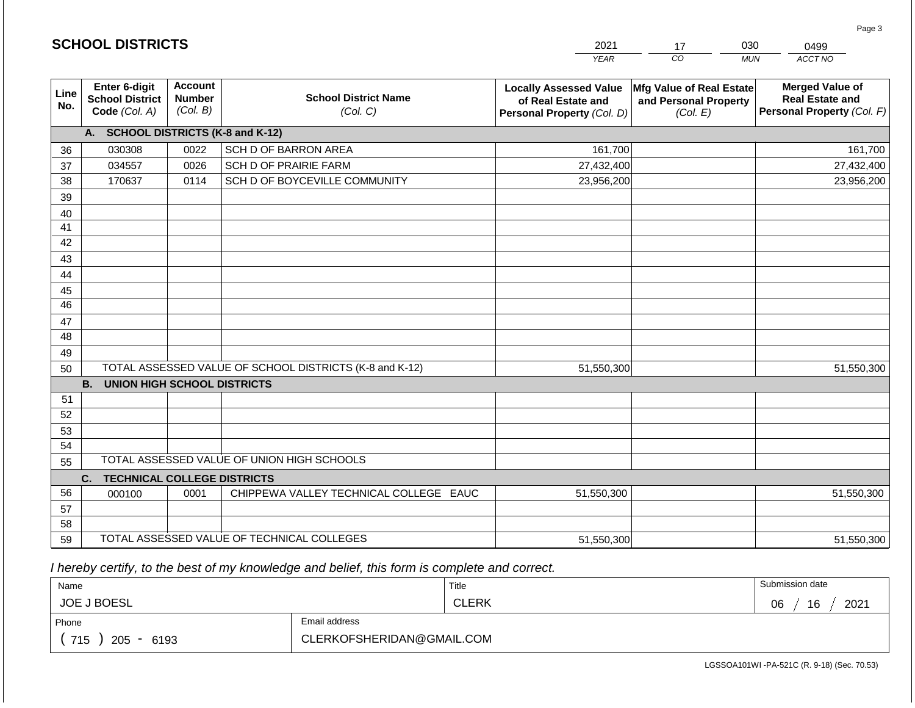## SCHOOL DISTRICTS

| 2021 | 17 | 030 | 0499 |
|---|---|---|---|
| YEAR | CO | MUN | ACCT NO |

| Line No. | Enter 6-digit School District Code (Col. A) | Account Number (Col. B) | School District Name (Col. C) | Locally Assessed Value of Real Estate and Personal Property (Col. D) | Mfg Value of Real Estate and Personal Property (Col. E) | Merged Value of Real Estate and Personal Property (Col. F) |
|---|---|---|---|---|---|---|
| | **A. SCHOOL DISTRICTS (K-8 and K-12)** | | | | | |
| 36 | 030308 | 0022 | SCH D OF BARRON AREA | 161,700 | | 161,700 |
| 37 | 034557 | 0026 | SCH D OF PRAIRIE FARM | 27,432,400 | | 27,432,400 |
| 38 | 170637 | 0114 | SCH D OF BOYCEVILLE COMMUNITY | 23,956,200 | | 23,956,200 |
| 39 | | | | | | |
| 40 | | | | | | |
| 41 | | | | | | |
| 42 | | | | | | |
| 43 | | | | | | |
| 44 | | | | | | |
| 45 | | | | | | |
| 46 | | | | | | |
| 47 | | | | | | |
| 48 | | | | | | |
| 49 | | | | | | |
| 50 | TOTAL ASSESSED VALUE OF SCHOOL DISTRICTS (K-8 and K-12) | | | 51,550,300 | | 51,550,300 |
| | **B. UNION HIGH SCHOOL DISTRICTS** | | | | | |
| 51 | | | | | | |
| 52 | | | | | | |
| 53 | | | | | | |
| 54 | | | | | | |
| 55 | TOTAL ASSESSED VALUE OF UNION HIGH SCHOOLS | | | | | |
| | **C. TECHNICAL COLLEGE DISTRICTS** | | | | | |
| 56 | 000100 | 0001 | CHIPPEWA VALLEY TECHNICAL COLLEGE EAUC | 51,550,300 | | 51,550,300 |
| 57 | | | | | | |
| 58 | | | | | | |
| 59 | TOTAL ASSESSED VALUE OF TECHNICAL COLLEGES | | | 51,550,300 | | 51,550,300 |

*I hereby certify, to the best of my knowledge and belief, this form is complete and correct.*

| Name | Title | Submission date |
|---|---|---|
| JOE J BOESL | CLERK | 06 / 16 / 2021 |
| Phone | Email address | |
| ( 715 ) 205 - 6193 | CLERKOFSHERIDAN@GMAIL.COM | |

LGSSOA101WI -PA-521C (R. 9-18) (Sec. 70.53)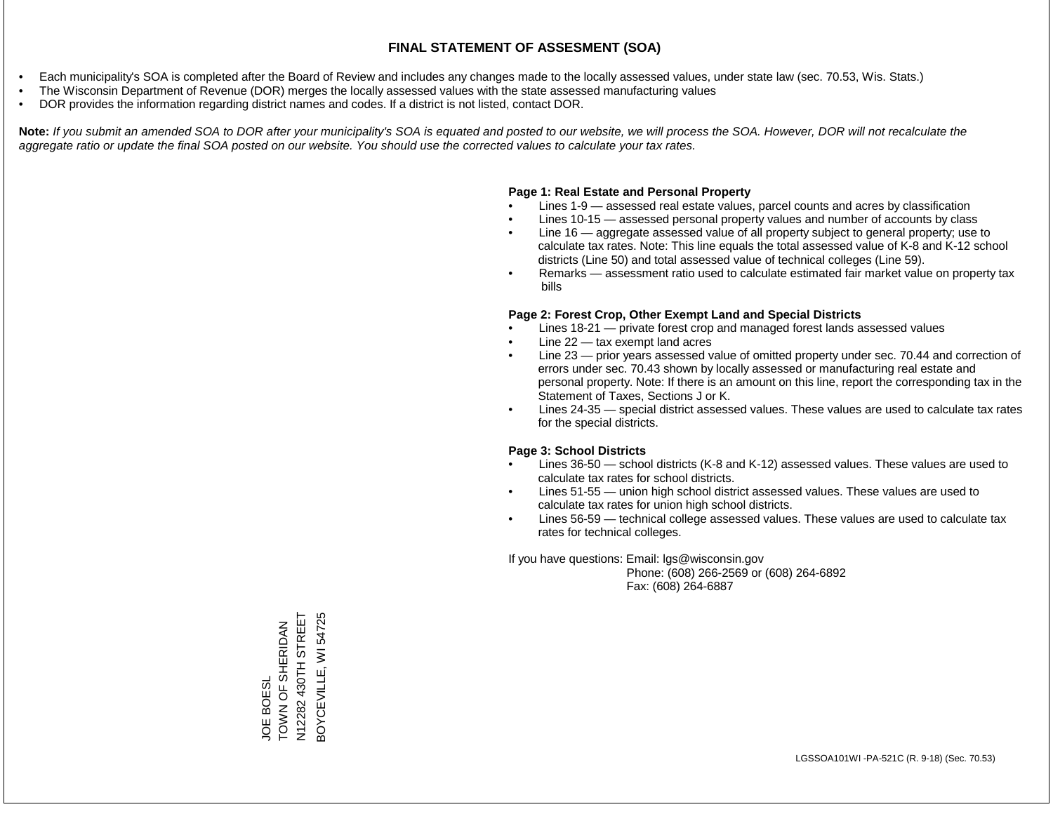# FINAL STATEMENT OF ASSESMENT (SOA)

- Each municipality's SOA is completed after the Board of Review and includes any changes made to the locally assessed values, under state law (sec. 70.53, Wis. Stats.)
- The Wisconsin Department of Revenue (DOR) merges the locally assessed values with the state assessed manufacturing values
- DOR provides the information regarding district names and codes. If a district is not listed, contact DOR.

**Note:** *If you submit an amended SOA to DOR after your municipality's SOA is equated and posted to our website, we will process the SOA. However, DOR will not recalculate the aggregate ratio or update the final SOA posted on our website. You should use the corrected values to calculate your tax rates.*

**Page 1: Real Estate and Personal Property**

- Lines 1-9 — assessed real estate values, parcel counts and acres by classification
- Lines 10-15 — assessed personal property values and number of accounts by class
- Line 16 — aggregate assessed value of all property subject to general property; use to calculate tax rates. Note: This line equals the total assessed value of K-8 and K-12 school districts (Line 50) and total assessed value of technical colleges (Line 59).
- Remarks — assessment ratio used to calculate estimated fair market value on property tax bills

**Page 2: Forest Crop, Other Exempt Land and Special Districts**

- Lines 18-21 — private forest crop and managed forest lands assessed values
- Line 22 — tax exempt land acres
- Line 23 — prior years assessed value of omitted property under sec. 70.44 and correction of errors under sec. 70.43 shown by locally assessed or manufacturing real estate and personal property. Note: If there is an amount on this line, report the corresponding tax in the Statement of Taxes, Sections J or K.
- Lines 24-35 — special district assessed values. These values are used to calculate tax rates for the special districts.

**Page 3: School Districts**

- Lines 36-50 — school districts (K-8 and K-12) assessed values. These values are used to calculate tax rates for school districts.
- Lines 51-55 — union high school district assessed values. These values are used to calculate tax rates for union high school districts.
- Lines 56-59 — technical college assessed values. These values are used to calculate tax rates for technical colleges.

If you have questions: Email: lgs@wisconsin.gov
Phone: (608) 266-2569 or (608) 264-6892
Fax: (608) 264-6887

JOE BOESL
TOWN OF SHERIDAN
N12282 430TH STREET
BOYCEVILLE, WI 54725

LGSSOA101WI -PA-521C (R. 9-18) (Sec. 70.53)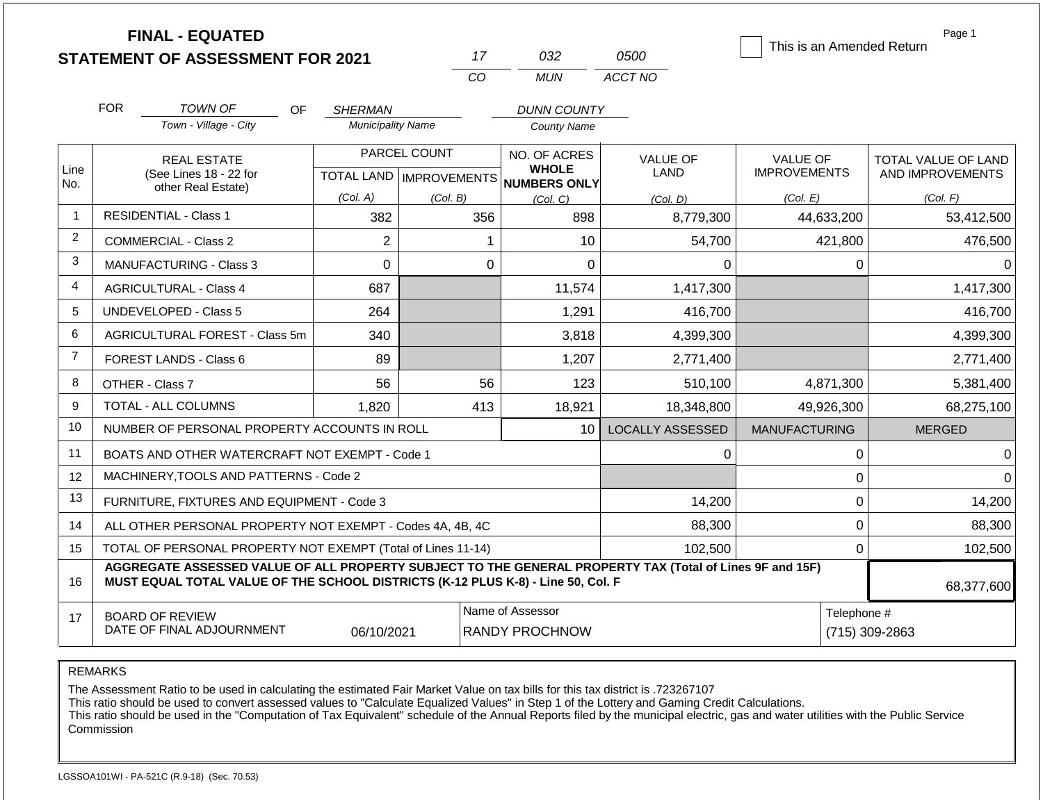# FINAL - EQUATED
# STATEMENT OF ASSESSMENT FOR 2021

| 17 | 032 | 0500 |
|---|---|---|
| CO | MUN | ACCT NO |

This is an Amended Return

Page 1

FOR *TOWN OF* (Town - Village - City) OF *SHERMAN* (Municipality Name) *DUNN COUNTY* (County Name)

| Line No. | REAL ESTATE (See Lines 18 - 22 for other Real Estate) | PARCEL COUNT TOTAL LAND (Col. A) | PARCEL COUNT IMPROVEMENTS (Col. B) | NO. OF ACRES WHOLE NUMBERS ONLY (Col. C) | VALUE OF LAND (Col. D) | VALUE OF IMPROVEMENTS (Col. E) | TOTAL VALUE OF LAND AND IMPROVEMENTS (Col. F) |
|---|---|---|---|---|---|---|---|
| 1 | RESIDENTIAL - Class 1 | 382 | 356 | 898 | 8,779,300 | 44,633,200 | 53,412,500 |
| 2 | COMMERCIAL - Class 2 | 2 | 1 | 10 | 54,700 | 421,800 | 476,500 |
| 3 | MANUFACTURING - Class 3 | 0 | 0 | 0 | 0 | 0 | 0 |
| 4 | AGRICULTURAL - Class 4 | 687 | | 11,574 | 1,417,300 | | 1,417,300 |
| 5 | UNDEVELOPED - Class 5 | 264 | | 1,291 | 416,700 | | 416,700 |
| 6 | AGRICULTURAL FOREST - Class 5m | 340 | | 3,818 | 4,399,300 | | 4,399,300 |
| 7 | FOREST LANDS - Class 6 | 89 | | 1,207 | 2,771,400 | | 2,771,400 |
| 8 | OTHER - Class 7 | 56 | 56 | 123 | 510,100 | 4,871,300 | 5,381,400 |
| 9 | TOTAL - ALL COLUMNS | 1,820 | 413 | 18,921 | 18,348,800 | 49,926,300 | 68,275,100 |
| 10 | NUMBER OF PERSONAL PROPERTY ACCOUNTS IN ROLL | | | 10 | LOCALLY ASSESSED | MANUFACTURING | MERGED |
| 11 | BOATS AND OTHER WATERCRAFT NOT EXEMPT - Code 1 | | | | 0 | 0 | 0 |
| 12 | MACHINERY,TOOLS AND PATTERNS - Code 2 | | | | | 0 | 0 |
| 13 | FURNITURE, FIXTURES AND EQUIPMENT - Code 3 | | | | 14,200 | 0 | 14,200 |
| 14 | ALL OTHER PERSONAL PROPERTY NOT EXEMPT - Codes 4A, 4B, 4C | | | | 88,300 | 0 | 88,300 |
| 15 | TOTAL OF PERSONAL PROPERTY NOT EXEMPT (Total of Lines 11-14) | | | | 102,500 | 0 | 102,500 |
| 16 | **AGGREGATE ASSESSED VALUE OF ALL PROPERTY SUBJECT TO THE GENERAL PROPERTY TAX (Total of Lines 9F and 15F) MUST EQUAL TOTAL VALUE OF THE SCHOOL DISTRICTS (K-12 PLUS K-8) - Line 50, Col. F** | | | | | | 68,377,600 |
| 17 | BOARD OF REVIEW DATE OF FINAL ADJOURNMENT | 06/10/2021 | Name of Assessor: RANDY PROCHNOW | | | Telephone #: (715) 309-2863 | |

REMARKS

The Assessment Ratio to be used in calculating the estimated Fair Market Value on tax bills for this tax district is .723267107
This ratio should be used to convert assessed values to "Calculate Equalized Values" in Step 1 of the Lottery and Gaming Credit Calculations.
This ratio should be used in the "Computation of Tax Equivalent" schedule of the Annual Reports filed by the municipal electric, gas and water utilities with the Public Service Commission

LGSSOA101WI - PA-521C (R.9-18) (Sec. 70.53)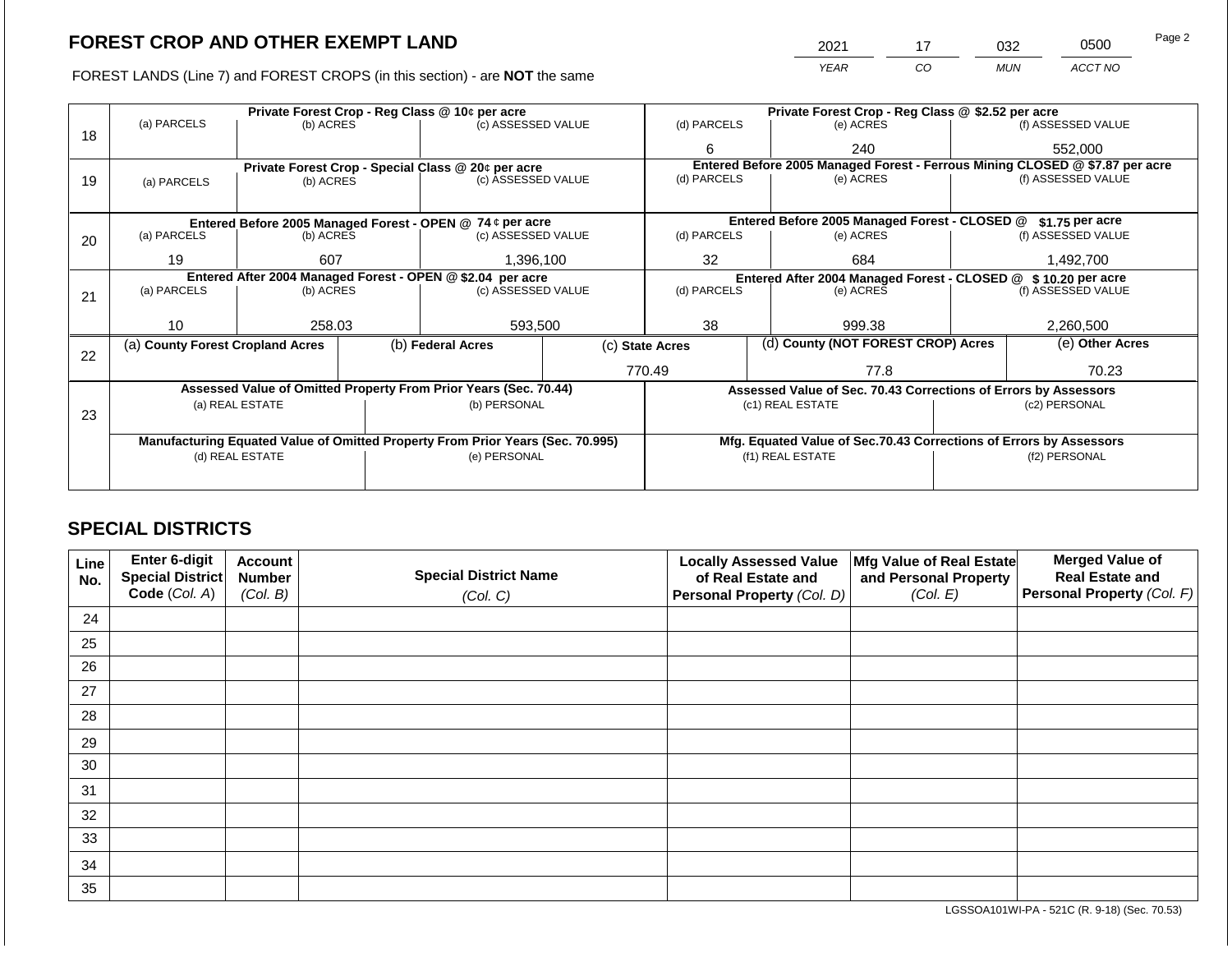# FOREST CROP AND OTHER EXEMPT LAND

FOREST LANDS (Line 7) and FOREST CROPS (in this section) - are **NOT** the same

| 2021 | 17 | 032 | 0500 |
|---|---|---|---|
| YEAR | CO | MUN | ACCT NO |

| Line | | | | | | |
|---|---|---|---|---|---|---|
| 18 | Private Forest Crop - Reg Class @ 10¢ per acre | | | Private Forest Crop - Reg Class @ $2.52 per acre | | |
| | (a) PARCELS | (b) ACRES | (c) ASSESSED VALUE | (d) PARCELS | (e) ACRES | (f) ASSESSED VALUE |
| | | | | 6 | 240 | 552,000 |
| 19 | Private Forest Crop - Special Class @ 20¢ per acre | | | Entered Before 2005 Managed Forest - Ferrous Mining CLOSED @ $7.87 per acre | | |
| | (a) PARCELS | (b) ACRES | (c) ASSESSED VALUE | (d) PARCELS | (e) ACRES | (f) ASSESSED VALUE |
| | | | | | | |
| 20 | Entered Before 2005 Managed Forest - OPEN @ 74 ¢ per acre | | | Entered Before 2005 Managed Forest - CLOSED @ $1.75 per acre | | |
| | (a) PARCELS | (b) ACRES | (c) ASSESSED VALUE | (d) PARCELS | (e) ACRES | (f) ASSESSED VALUE |
| | 19 | 607 | 1,396,100 | 32 | 684 | 1,492,700 |
| 21 | Entered After 2004 Managed Forest - OPEN @ $2.04 per acre | | | Entered After 2004 Managed Forest - CLOSED @ $ 10.20 per acre | | |
| | (a) PARCELS | (b) ACRES | (c) ASSESSED VALUE | (d) PARCELS | (e) ACRES | (f) ASSESSED VALUE |
| | 10 | 258.03 | 593,500 | 38 | 999.38 | 2,260,500 |

| Line | (a) County Forest Cropland Acres | (b) Federal Acres | (c) State Acres | (d) County (NOT FOREST CROP) Acres | (e) Other Acres |
|---|---|---|---|---|---|
| 22 | | | 770.49 | 77.8 | 70.23 |

| Line | Assessed Value of Omitted Property From Prior Years (Sec. 70.44) | | Assessed Value of Sec. 70.43 Corrections of Errors by Assessors | |
|---|---|---|---|---|
| 23 | (a) REAL ESTATE | (b) PERSONAL | (c1) REAL ESTATE | (c2) PERSONAL |
| | | | | |
| | Manufacturing Equated Value of Omitted Property From Prior Years (Sec. 70.995) | | Mfg. Equated Value of Sec.70.43 Corrections of Errors by Assessors | |
| | (d) REAL ESTATE | (e) PERSONAL | (f1) REAL ESTATE | (f2) PERSONAL |
| | | | | |

## SPECIAL DISTRICTS

| Line No. | Enter 6-digit Special District Code (Col. A) | Account Number (Col. B) | Special District Name (Col. C) | Locally Assessed Value of Real Estate and Personal Property (Col. D) | Mfg Value of Real Estate and Personal Property (Col. E) | Merged Value of Real Estate and Personal Property (Col. F) |
|---|---|---|---|---|---|---|
| 24 | | | | | | |
| 25 | | | | | | |
| 26 | | | | | | |
| 27 | | | | | | |
| 28 | | | | | | |
| 29 | | | | | | |
| 30 | | | | | | |
| 31 | | | | | | |
| 32 | | | | | | |
| 33 | | | | | | |
| 34 | | | | | | |
| 35 | | | | | | |

LGSSOA101WI-PA - 521C (R. 9-18) (Sec. 70.53)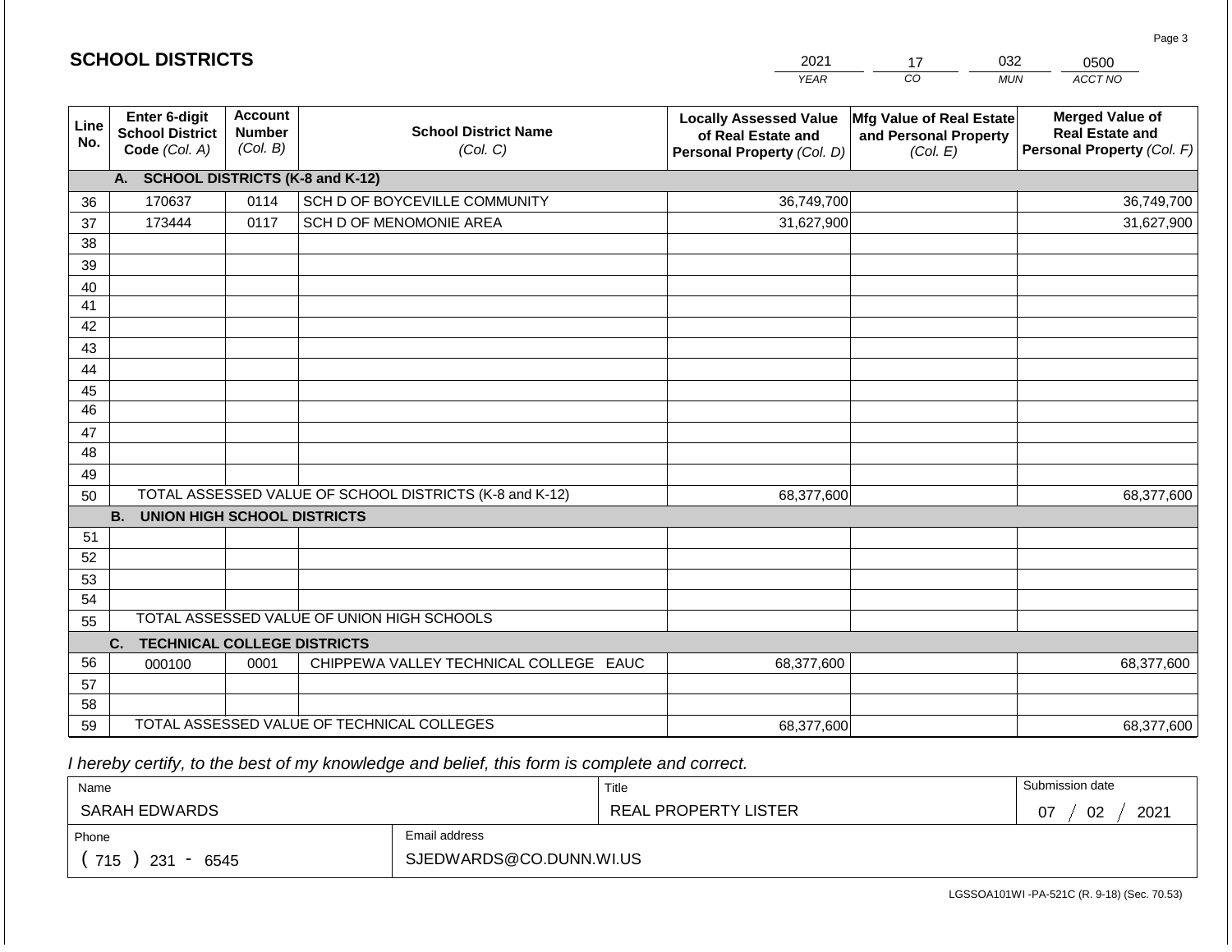## SCHOOL DISTRICTS

| 2021 | 17 | 032 | 0500 |
|---|---|---|---|
| *YEAR* | *CO* | *MUN* | *ACCT NO* |

| Line No. | Enter 6-digit School District Code *(Col. A)* | Account Number *(Col. B)* | School District Name *(Col. C)* | Locally Assessed Value of Real Estate and Personal Property *(Col. D)* | Mfg Value of Real Estate and Personal Property *(Col. E)* | Merged Value of Real Estate and Personal Property *(Col. F)* |
|---|---|---|---|---|---|---|
| | **A. SCHOOL DISTRICTS (K-8 and K-12)** | | | | | |
| 36 | 170637 | 0114 | SCH D OF BOYCEVILLE COMMUNITY | 36,749,700 | | 36,749,700 |
| 37 | 173444 | 0117 | SCH D OF MENOMONIE AREA | 31,627,900 | | 31,627,900 |
| 38 | | | | | | |
| 39 | | | | | | |
| 40 | | | | | | |
| 41 | | | | | | |
| 42 | | | | | | |
| 43 | | | | | | |
| 44 | | | | | | |
| 45 | | | | | | |
| 46 | | | | | | |
| 47 | | | | | | |
| 48 | | | | | | |
| 49 | | | | | | |
| 50 | TOTAL ASSESSED VALUE OF SCHOOL DISTRICTS (K-8 and K-12) | | | 68,377,600 | | 68,377,600 |
| | **B. UNION HIGH SCHOOL DISTRICTS** | | | | | |
| 51 | | | | | | |
| 52 | | | | | | |
| 53 | | | | | | |
| 54 | | | | | | |
| 55 | TOTAL ASSESSED VALUE OF UNION HIGH SCHOOLS | | | | | |
| | **C. TECHNICAL COLLEGE DISTRICTS** | | | | | |
| 56 | 000100 | 0001 | CHIPPEWA VALLEY TECHNICAL COLLEGE EAUC | 68,377,600 | | 68,377,600 |
| 57 | | | | | | |
| 58 | | | | | | |
| 59 | TOTAL ASSESSED VALUE OF TECHNICAL COLLEGES | | | 68,377,600 | | 68,377,600 |

*I hereby certify, to the best of my knowledge and belief, this form is complete and correct.*

| Name | Title | Submission date |
|---|---|---|
| SARAH EDWARDS | REAL PROPERTY LISTER | 07 / 02 / 2021 |
| **Phone** | **Email address** | |
| ( 715 ) 231 - 6545 | SJEDWARDS@CO.DUNN.WI.US | |

LGSSOA101WI -PA-521C (R. 9-18) (Sec. 70.53)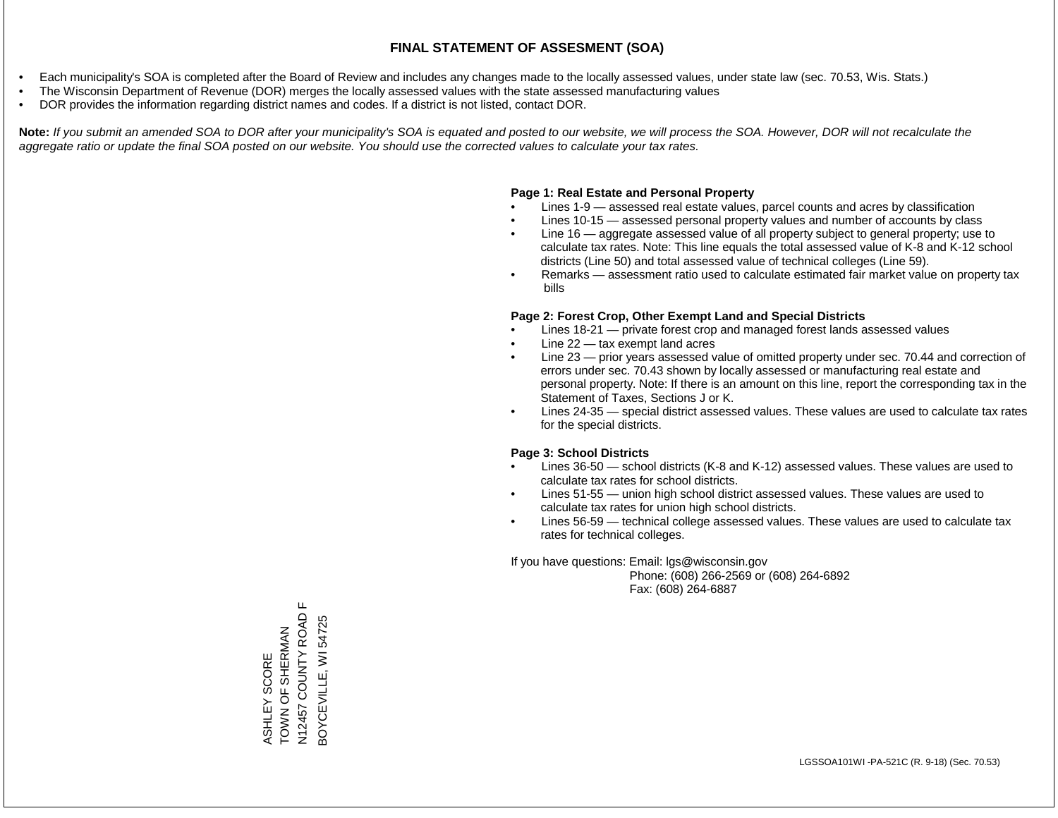# FINAL STATEMENT OF ASSESMENT (SOA)

- Each municipality's SOA is completed after the Board of Review and includes any changes made to the locally assessed values, under state law (sec. 70.53, Wis. Stats.)
- The Wisconsin Department of Revenue (DOR) merges the locally assessed values with the state assessed manufacturing values
- DOR provides the information regarding district names and codes. If a district is not listed, contact DOR.

**Note:** *If you submit an amended SOA to DOR after your municipality's SOA is equated and posted to our website, we will process the SOA. However, DOR will not recalculate the aggregate ratio or update the final SOA posted on our website. You should use the corrected values to calculate your tax rates.*

**Page 1: Real Estate and Personal Property**

- Lines 1-9 — assessed real estate values, parcel counts and acres by classification
- Lines 10-15 — assessed personal property values and number of accounts by class
- Line 16 — aggregate assessed value of all property subject to general property; use to calculate tax rates. Note: This line equals the total assessed value of K-8 and K-12 school districts (Line 50) and total assessed value of technical colleges (Line 59).
- Remarks — assessment ratio used to calculate estimated fair market value on property tax bills

**Page 2: Forest Crop, Other Exempt Land and Special Districts**

- Lines 18-21 — private forest crop and managed forest lands assessed values
- Line 22 — tax exempt land acres
- Line 23 — prior years assessed value of omitted property under sec. 70.44 and correction of errors under sec. 70.43 shown by locally assessed or manufacturing real estate and personal property. Note: If there is an amount on this line, report the corresponding tax in the Statement of Taxes, Sections J or K.
- Lines 24-35 — special district assessed values. These values are used to calculate tax rates for the special districts.

**Page 3: School Districts**

- Lines 36-50 — school districts (K-8 and K-12) assessed values. These values are used to calculate tax rates for school districts.
- Lines 51-55 — union high school district assessed values. These values are used to calculate tax rates for union high school districts.
- Lines 56-59 — technical college assessed values. These values are used to calculate tax rates for technical colleges.

If you have questions: Email: lgs@wisconsin.gov
Phone: (608) 266-2569 or (608) 264-6892
Fax: (608) 264-6887

ASHLEY SCORE
TOWN OF SHERMAN
N12457 COUNTY ROAD F
BOYCEVILLE, WI 54725

LGSSOA101WI -PA-521C (R. 9-18) (Sec. 70.53)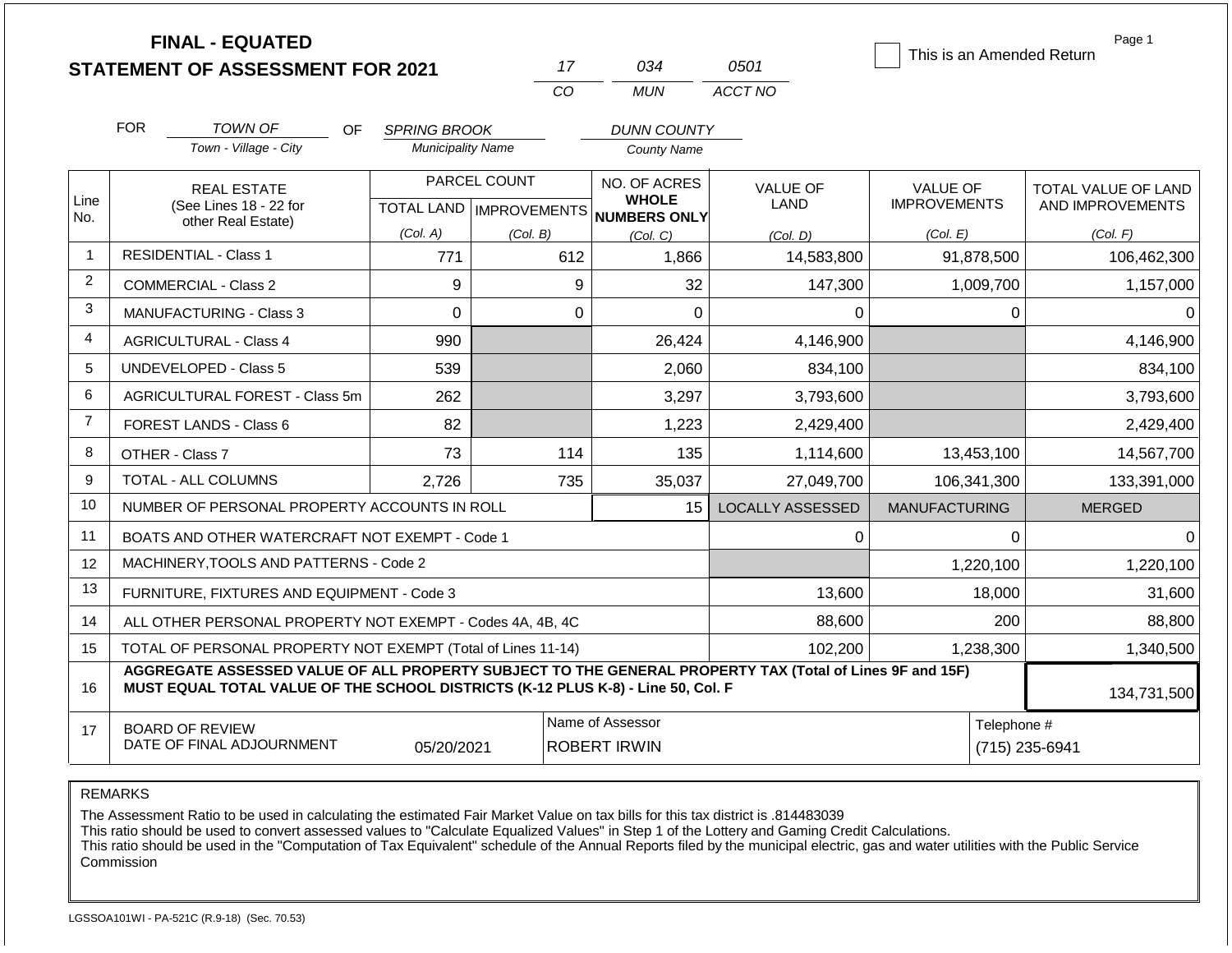# FINAL - EQUATED
## STATEMENT OF ASSESSMENT FOR 2021

| 17 | 034 | 0501 |
|---|---|---|
| CO | MUN | ACCT NO |

This is an Amended Return

FOR *TOWN OF* (Town - Village - City) OF *SPRING BROOK* (Municipality Name) *DUNN COUNTY* (County Name)

| Line No. | REAL ESTATE (See Lines 18 - 22 for other Real Estate) | PARCEL COUNT TOTAL LAND (Col. A) | PARCEL COUNT IMPROVEMENTS (Col. B) | NO. OF ACRES WHOLE NUMBERS ONLY (Col. C) | VALUE OF LAND (Col. D) | VALUE OF IMPROVEMENTS (Col. E) | TOTAL VALUE OF LAND AND IMPROVEMENTS (Col. F) |
|---|---|---|---|---|---|---|---|
| 1 | RESIDENTIAL - Class 1 | 771 | 612 | 1,866 | 14,583,800 | 91,878,500 | 106,462,300 |
| 2 | COMMERCIAL - Class 2 | 9 | 9 | 32 | 147,300 | 1,009,700 | 1,157,000 |
| 3 | MANUFACTURING - Class 3 | 0 | 0 | 0 | 0 | 0 | 0 |
| 4 | AGRICULTURAL - Class 4 | 990 | | 26,424 | 4,146,900 | | 4,146,900 |
| 5 | UNDEVELOPED - Class 5 | 539 | | 2,060 | 834,100 | | 834,100 |
| 6 | AGRICULTURAL FOREST - Class 5m | 262 | | 3,297 | 3,793,600 | | 3,793,600 |
| 7 | FOREST LANDS - Class 6 | 82 | | 1,223 | 2,429,400 | | 2,429,400 |
| 8 | OTHER - Class 7 | 73 | 114 | 135 | 1,114,600 | 13,453,100 | 14,567,700 |
| 9 | TOTAL - ALL COLUMNS | 2,726 | 735 | 35,037 | 27,049,700 | 106,341,300 | 133,391,000 |
| 10 | NUMBER OF PERSONAL PROPERTY ACCOUNTS IN ROLL | | | 15 | LOCALLY ASSESSED | MANUFACTURING | MERGED |
| 11 | BOATS AND OTHER WATERCRAFT NOT EXEMPT - Code 1 | | | | 0 | 0 | 0 |
| 12 | MACHINERY,TOOLS AND PATTERNS - Code 2 | | | | | 1,220,100 | 1,220,100 |
| 13 | FURNITURE, FIXTURES AND EQUIPMENT - Code 3 | | | | 13,600 | 18,000 | 31,600 |
| 14 | ALL OTHER PERSONAL PROPERTY NOT EXEMPT - Codes 4A, 4B, 4C | | | | 88,600 | 200 | 88,800 |
| 15 | TOTAL OF PERSONAL PROPERTY NOT EXEMPT (Total of Lines 11-14) | | | | 102,200 | 1,238,300 | 1,340,500 |
| 16 | AGGREGATE ASSESSED VALUE OF ALL PROPERTY SUBJECT TO THE GENERAL PROPERTY TAX (Total of Lines 9F and 15F) MUST EQUAL TOTAL VALUE OF THE SCHOOL DISTRICTS (K-12 PLUS K-8) - Line 50, Col. F | | | | | | 134,731,500 |
| 17 | BOARD OF REVIEW DATE OF FINAL ADJOURNMENT | 05/20/2021 | | Name of Assessor: ROBERT IRWIN | | Telephone #: (715) 235-6941 | |

REMARKS

The Assessment Ratio to be used in calculating the estimated Fair Market Value on tax bills for this tax district is .814483039
This ratio should be used to convert assessed values to "Calculate Equalized Values" in Step 1 of the Lottery and Gaming Credit Calculations.
This ratio should be used in the "Computation of Tax Equivalent" schedule of the Annual Reports filed by the municipal electric, gas and water utilities with the Public Service Commission

LGSSOA101WI - PA-521C (R.9-18) (Sec. 70.53)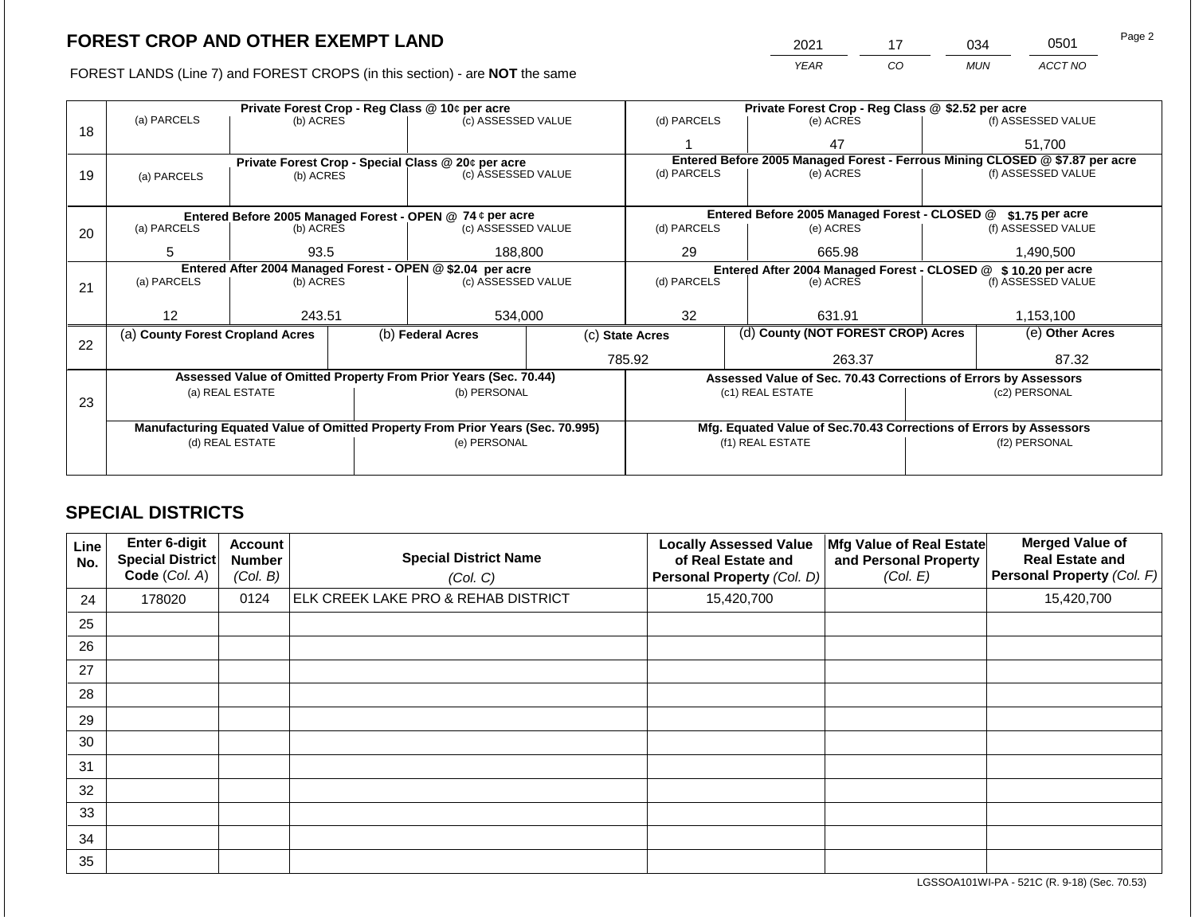## FOREST CROP AND OTHER EXEMPT LAND

| 2021 | 17 | 034 | 0501 |
|---|---|---|---|
| YEAR | CO | MUN | ACCT NO |

FOREST LANDS (Line 7) and FOREST CROPS (in this section) - are **NOT** the same

| Line | Private Forest Crop - Reg Class @ 10¢ per acre | | | Private Forest Crop - Reg Class @ $2.52 per acre | | |
|---|---|---|---|---|---|---|
| | (a) PARCELS | (b) ACRES | (c) ASSESSED VALUE | (d) PARCELS | (e) ACRES | (f) ASSESSED VALUE |
| 18 | | | | 1 | 47 | 51,700 |
| | **Private Forest Crop - Special Class @ 20¢ per acre** | | | **Entered Before 2005 Managed Forest - Ferrous Mining CLOSED @ $7.87 per acre** | | |
| | (a) PARCELS | (b) ACRES | (c) ASSESSED VALUE | (d) PARCELS | (e) ACRES | (f) ASSESSED VALUE |
| 19 | | | | | | |
| | **Entered Before 2005 Managed Forest - OPEN @ 74 ¢ per acre** | | | **Entered Before 2005 Managed Forest - CLOSED @ $1.75 per acre** | | |
| | (a) PARCELS | (b) ACRES | (c) ASSESSED VALUE | (d) PARCELS | (e) ACRES | (f) ASSESSED VALUE |
| 20 | 5 | 93.5 | 188,800 | 29 | 665.98 | 1,490,500 |
| | **Entered After 2004 Managed Forest - OPEN @ $2.04 per acre** | | | **Entered After 2004 Managed Forest - CLOSED @ $ 10.20 per acre** | | |
| | (a) PARCELS | (b) ACRES | (c) ASSESSED VALUE | (d) PARCELS | (e) ACRES | (f) ASSESSED VALUE |
| 21 | 12 | 243.51 | 534,000 | 32 | 631.91 | 1,153,100 |

| Line | (a) County Forest Cropland Acres | (b) Federal Acres | (c) State Acres | (d) County (NOT FOREST CROP) Acres | (e) Other Acres |
|---|---|---|---|---|---|
| 22 | | | 785.92 | 263.37 | 87.32 |

| Line | Assessed Value of Omitted Property From Prior Years (Sec. 70.44) | | Assessed Value of Sec. 70.43 Corrections of Errors by Assessors | |
|---|---|---|---|---|
| | (a) REAL ESTATE | (b) PERSONAL | (c1) REAL ESTATE | (c2) PERSONAL |
| 23 | | | | |
| | **Manufacturing Equated Value of Omitted Property From Prior Years (Sec. 70.995)** | | **Mfg. Equated Value of Sec.70.43 Corrections of Errors by Assessors** | |
| | (d) REAL ESTATE | (e) PERSONAL | (f1) REAL ESTATE | (f2) PERSONAL |
| | | | | |

## SPECIAL DISTRICTS

| Line No. | Enter 6-digit Special District Code (Col. A) | Account Number (Col. B) | Special District Name (Col. C) | Locally Assessed Value of Real Estate and Personal Property (Col. D) | Mfg Value of Real Estate and Personal Property (Col. E) | Merged Value of Real Estate and Personal Property (Col. F) |
|---|---|---|---|---|---|---|
| 24 | 178020 | 0124 | ELK CREEK LAKE PRO & REHAB DISTRICT | 15,420,700 | | 15,420,700 |
| 25 | | | | | | |
| 26 | | | | | | |
| 27 | | | | | | |
| 28 | | | | | | |
| 29 | | | | | | |
| 30 | | | | | | |
| 31 | | | | | | |
| 32 | | | | | | |
| 33 | | | | | | |
| 34 | | | | | | |
| 35 | | | | | | |

LGSSOA101WI-PA - 521C (R. 9-18) (Sec. 70.53)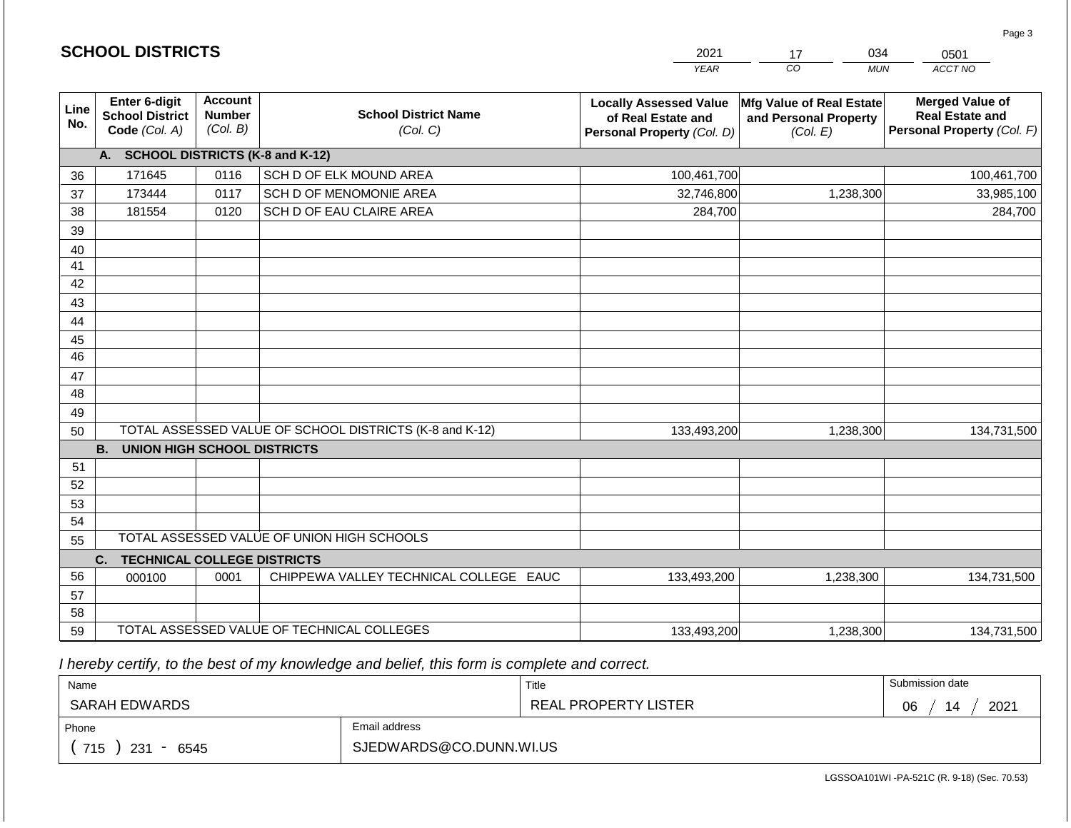## SCHOOL DISTRICTS

| 2021 | 17 | 034 | 0501 |
|---|---|---|---|
| *YEAR* | *CO* | *MUN* | *ACCT NO* |

| Line No. | Enter 6-digit School District Code *(Col. A)* | Account Number *(Col. B)* | School District Name *(Col. C)* | Locally Assessed Value of Real Estate and Personal Property *(Col. D)* | Mfg Value of Real Estate and Personal Property *(Col. E)* | Merged Value of Real Estate and Personal Property *(Col. F)* |
|---|---|---|---|---|---|---|
| | **A. SCHOOL DISTRICTS (K-8 and K-12)** | | | | | |
| 36 | 171645 | 0116 | SCH D OF ELK MOUND AREA | 100,461,700 | | 100,461,700 |
| 37 | 173444 | 0117 | SCH D OF MENOMONIE AREA | 32,746,800 | 1,238,300 | 33,985,100 |
| 38 | 181554 | 0120 | SCH D OF EAU CLAIRE AREA | 284,700 | | 284,700 |
| 39 | | | | | | |
| 40 | | | | | | |
| 41 | | | | | | |
| 42 | | | | | | |
| 43 | | | | | | |
| 44 | | | | | | |
| 45 | | | | | | |
| 46 | | | | | | |
| 47 | | | | | | |
| 48 | | | | | | |
| 49 | | | | | | |
| 50 | TOTAL ASSESSED VALUE OF SCHOOL DISTRICTS (K-8 and K-12) | | | 133,493,200 | 1,238,300 | 134,731,500 |
| | **B. UNION HIGH SCHOOL DISTRICTS** | | | | | |
| 51 | | | | | | |
| 52 | | | | | | |
| 53 | | | | | | |
| 54 | | | | | | |
| 55 | TOTAL ASSESSED VALUE OF UNION HIGH SCHOOLS | | | | | |
| | **C. TECHNICAL COLLEGE DISTRICTS** | | | | | |
| 56 | 000100 | 0001 | CHIPPEWA VALLEY TECHNICAL COLLEGE EAUC | 133,493,200 | 1,238,300 | 134,731,500 |
| 57 | | | | | | |
| 58 | | | | | | |
| 59 | TOTAL ASSESSED VALUE OF TECHNICAL COLLEGES | | | 133,493,200 | 1,238,300 | 134,731,500 |

*I hereby certify, to the best of my knowledge and belief, this form is complete and correct.*

| Name | Title | Submission date |
|---|---|---|
| SARAH EDWARDS | REAL PROPERTY LISTER | 06 / 14 / 2021 |
| Phone: ( 715 ) 231 - 6545 | Email address: SJEDWARDS@CO.DUNN.WI.US | |

LGSSOA101WI -PA-521C (R. 9-18) (Sec. 70.53)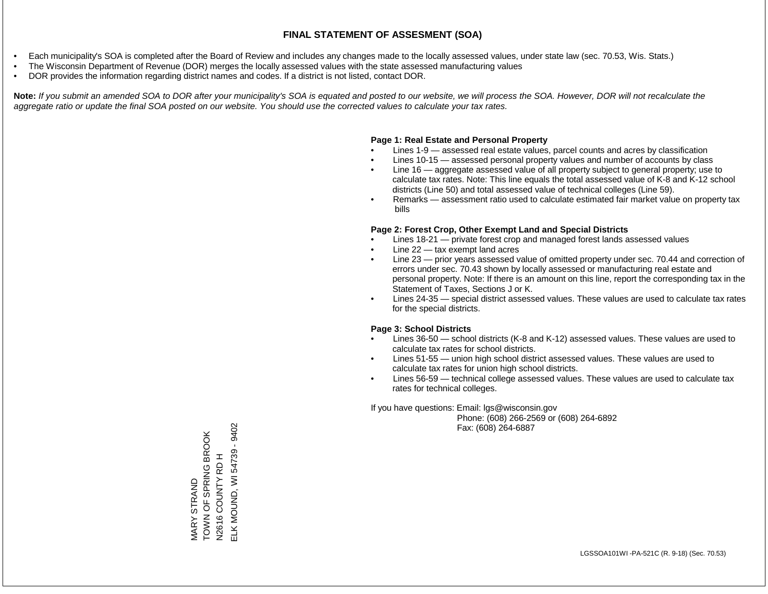# FINAL STATEMENT OF ASSESMENT (SOA)

- Each municipality's SOA is completed after the Board of Review and includes any changes made to the locally assessed values, under state law (sec. 70.53, Wis. Stats.)
- The Wisconsin Department of Revenue (DOR) merges the locally assessed values with the state assessed manufacturing values
- DOR provides the information regarding district names and codes. If a district is not listed, contact DOR.

**Note:** *If you submit an amended SOA to DOR after your municipality's SOA is equated and posted to our website, we will process the SOA. However, DOR will not recalculate the aggregate ratio or update the final SOA posted on our website. You should use the corrected values to calculate your tax rates.*

**Page 1: Real Estate and Personal Property**

- Lines 1-9 — assessed real estate values, parcel counts and acres by classification
- Lines 10-15 — assessed personal property values and number of accounts by class
- Line 16 — aggregate assessed value of all property subject to general property; use to calculate tax rates. Note: This line equals the total assessed value of K-8 and K-12 school districts (Line 50) and total assessed value of technical colleges (Line 59).
- Remarks — assessment ratio used to calculate estimated fair market value on property tax bills

**Page 2: Forest Crop, Other Exempt Land and Special Districts**

- Lines 18-21 — private forest crop and managed forest lands assessed values
- Line 22 — tax exempt land acres
- Line 23 — prior years assessed value of omitted property under sec. 70.44 and correction of errors under sec. 70.43 shown by locally assessed or manufacturing real estate and personal property. Note: If there is an amount on this line, report the corresponding tax in the Statement of Taxes, Sections J or K.
- Lines 24-35 — special district assessed values. These values are used to calculate tax rates for the special districts.

**Page 3: School Districts**

- Lines 36-50 — school districts (K-8 and K-12) assessed values. These values are used to calculate tax rates for school districts.
- Lines 51-55 — union high school district assessed values. These values are used to calculate tax rates for union high school districts.
- Lines 56-59 — technical college assessed values. These values are used to calculate tax rates for technical colleges.

If you have questions: Email: lgs@wisconsin.gov
Phone: (608) 266-2569 or (608) 264-6892
Fax: (608) 264-6887

MARY STRAND
TOWN OF SPRING BROOK
N2616 COUNTY RD H
ELK MOUND, WI 54739 - 9402

LGSSOA101WI -PA-521C (R. 9-18) (Sec. 70.53)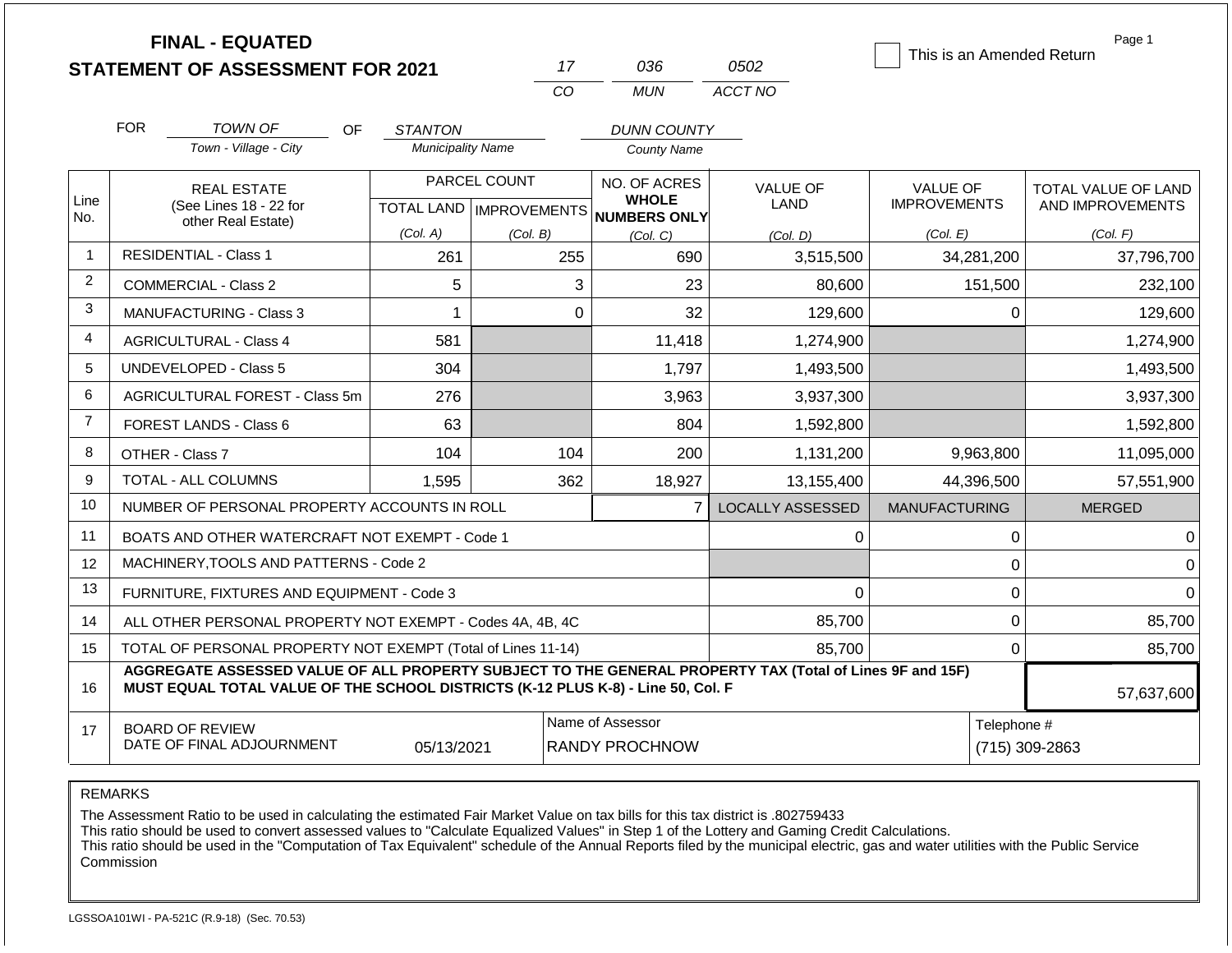# FINAL - EQUATED
## STATEMENT OF ASSESSMENT FOR 2021

| 17 | 036 | 0502 |
|---|---|---|
| CO | MUN | ACCT NO |

This is an Amended Return

Page 1

FOR *TOWN OF* (Town - Village - City) OF *STANTON* (Municipality Name) *DUNN COUNTY* (County Name)

| Line No. | REAL ESTATE (See Lines 18 - 22 for other Real Estate) | PARCEL COUNT TOTAL LAND (Col. A) | PARCEL COUNT IMPROVEMENTS (Col. B) | NO. OF ACRES WHOLE NUMBERS ONLY (Col. C) | VALUE OF LAND (Col. D) | VALUE OF IMPROVEMENTS (Col. E) | TOTAL VALUE OF LAND AND IMPROVEMENTS (Col. F) |
|---|---|---|---|---|---|---|---|
| 1 | RESIDENTIAL - Class 1 | 261 | 255 | 690 | 3,515,500 | 34,281,200 | 37,796,700 |
| 2 | COMMERCIAL - Class 2 | 5 | 3 | 23 | 80,600 | 151,500 | 232,100 |
| 3 | MANUFACTURING - Class 3 | 1 | 0 | 32 | 129,600 | 0 | 129,600 |
| 4 | AGRICULTURAL - Class 4 | 581 | | 11,418 | 1,274,900 | | 1,274,900 |
| 5 | UNDEVELOPED - Class 5 | 304 | | 1,797 | 1,493,500 | | 1,493,500 |
| 6 | AGRICULTURAL FOREST - Class 5m | 276 | | 3,963 | 3,937,300 | | 3,937,300 |
| 7 | FOREST LANDS - Class 6 | 63 | | 804 | 1,592,800 | | 1,592,800 |
| 8 | OTHER - Class 7 | 104 | 104 | 200 | 1,131,200 | 9,963,800 | 11,095,000 |
| 9 | TOTAL - ALL COLUMNS | 1,595 | 362 | 18,927 | 13,155,400 | 44,396,500 | 57,551,900 |
| 10 | NUMBER OF PERSONAL PROPERTY ACCOUNTS IN ROLL | | | 7 | LOCALLY ASSESSED | MANUFACTURING | MERGED |
| 11 | BOATS AND OTHER WATERCRAFT NOT EXEMPT - Code 1 | | | | 0 | 0 | 0 |
| 12 | MACHINERY,TOOLS AND PATTERNS - Code 2 | | | | | 0 | 0 |
| 13 | FURNITURE, FIXTURES AND EQUIPMENT - Code 3 | | | | 0 | 0 | 0 |
| 14 | ALL OTHER PERSONAL PROPERTY NOT EXEMPT - Codes 4A, 4B, 4C | | | | 85,700 | 0 | 85,700 |
| 15 | TOTAL OF PERSONAL PROPERTY NOT EXEMPT (Total of Lines 11-14) | | | | 85,700 | 0 | 85,700 |
| 16 | **AGGREGATE ASSESSED VALUE OF ALL PROPERTY SUBJECT TO THE GENERAL PROPERTY TAX (Total of Lines 9F and 15F) MUST EQUAL TOTAL VALUE OF THE SCHOOL DISTRICTS (K-12 PLUS K-8) - Line 50, Col. F** | | | | | | 57,637,600 |
| 17 | BOARD OF REVIEW DATE OF FINAL ADJOURNMENT | 05/13/2021 | | Name of Assessor: RANDY PROCHNOW | | Telephone #: (715) 309-2863 | |

REMARKS

The Assessment Ratio to be used in calculating the estimated Fair Market Value on tax bills for this tax district is .802759433
This ratio should be used to convert assessed values to "Calculate Equalized Values" in Step 1 of the Lottery and Gaming Credit Calculations.
This ratio should be used in the "Computation of Tax Equivalent" schedule of the Annual Reports filed by the municipal electric, gas and water utilities with the Public Service Commission

LGSSOA101WI - PA-521C (R.9-18) (Sec. 70.53)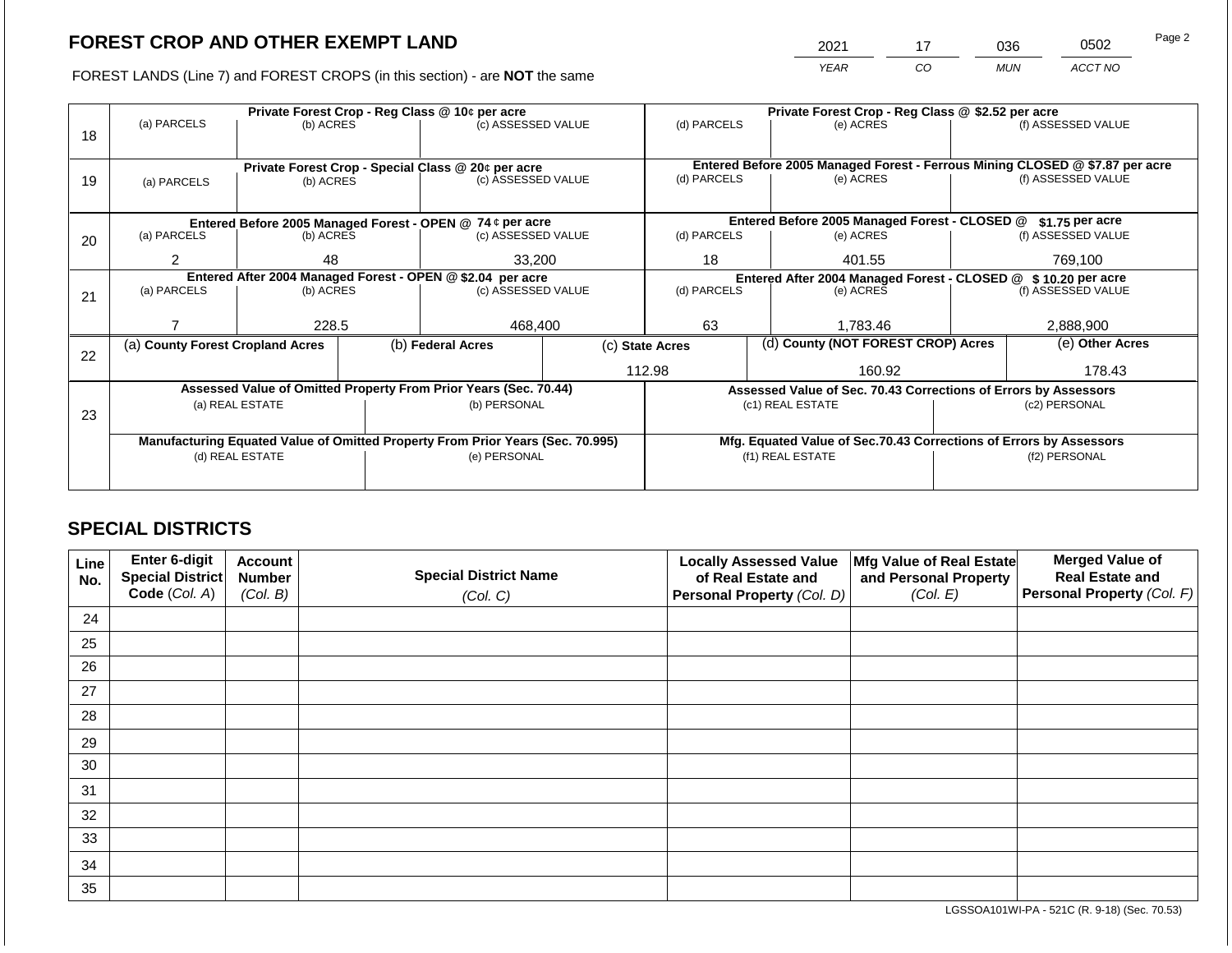# FOREST CROP AND OTHER EXEMPT LAND

FOREST LANDS (Line 7) and FOREST CROPS (in this section) - are **NOT** the same

| 2021 | 17 | 036 | 0502 |
|---|---|---|---|
| *YEAR* | *CO* | *MUN* | *ACCT NO* |

| Line | Private Forest Crop - Reg Class @ 10¢ per acre | | | Private Forest Crop - Reg Class @ $2.52 per acre | | |
|---|---|---|---|---|---|---|
| 18 | (a) PARCELS | (b) ACRES | (c) ASSESSED VALUE | (d) PARCELS | (e) ACRES | (f) ASSESSED VALUE |
| | | | | | | |
| | **Private Forest Crop - Special Class @ 20¢ per acre** | | | **Entered Before 2005 Managed Forest - Ferrous Mining CLOSED @ $7.87 per acre** | | |
| 19 | (a) PARCELS | (b) ACRES | (c) ASSESSED VALUE | (d) PARCELS | (e) ACRES | (f) ASSESSED VALUE |
| | | | | | | |
| | **Entered Before 2005 Managed Forest - OPEN @ 74 ¢ per acre** | | | **Entered Before 2005 Managed Forest - CLOSED @ $1.75 per acre** | | |
| 20 | (a) PARCELS | (b) ACRES | (c) ASSESSED VALUE | (d) PARCELS | (e) ACRES | (f) ASSESSED VALUE |
| | 2 | 48 | 33,200 | 18 | 401.55 | 769,100 |
| | **Entered After 2004 Managed Forest - OPEN @ $2.04 per acre** | | | **Entered After 2004 Managed Forest - CLOSED @ $ 10.20 per acre** | | |
| 21 | (a) PARCELS | (b) ACRES | (c) ASSESSED VALUE | (d) PARCELS | (e) ACRES | (f) ASSESSED VALUE |
| | 7 | 228.5 | 468,400 | 63 | 1,783.46 | 2,888,900 |

| Line | (a) County Forest Cropland Acres | (b) Federal Acres | (c) State Acres | (d) County (NOT FOREST CROP) Acres | (e) Other Acres |
|---|---|---|---|---|---|
| 22 | | | 112.98 | 160.92 | 178.43 |

| Line | Assessed Value of Omitted Property From Prior Years (Sec. 70.44) | | Assessed Value of Sec. 70.43 Corrections of Errors by Assessors | |
|---|---|---|---|---|
| 23 | (a) REAL ESTATE | (b) PERSONAL | (c1) REAL ESTATE | (c2) PERSONAL |
| | | | | |
| | **Manufacturing Equated Value of Omitted Property From Prior Years (Sec. 70.995)** | | **Mfg. Equated Value of Sec.70.43 Corrections of Errors by Assessors** | |
| | (d) REAL ESTATE | (e) PERSONAL | (f1) REAL ESTATE | (f2) PERSONAL |
| | | | | |

## SPECIAL DISTRICTS

| Line No. | Enter 6-digit Special District Code (*Col. A*) | Account Number (*Col. B*) | Special District Name (*Col. C*) | Locally Assessed Value of Real Estate and Personal Property (*Col. D*) | Mfg Value of Real Estate and Personal Property (*Col. E*) | Merged Value of Real Estate and Personal Property (*Col. F*) |
|---|---|---|---|---|---|---|
| 24 | | | | | | |
| 25 | | | | | | |
| 26 | | | | | | |
| 27 | | | | | | |
| 28 | | | | | | |
| 29 | | | | | | |
| 30 | | | | | | |
| 31 | | | | | | |
| 32 | | | | | | |
| 33 | | | | | | |
| 34 | | | | | | |
| 35 | | | | | | |

LGSSOA101WI-PA - 521C (R. 9-18) (Sec. 70.53)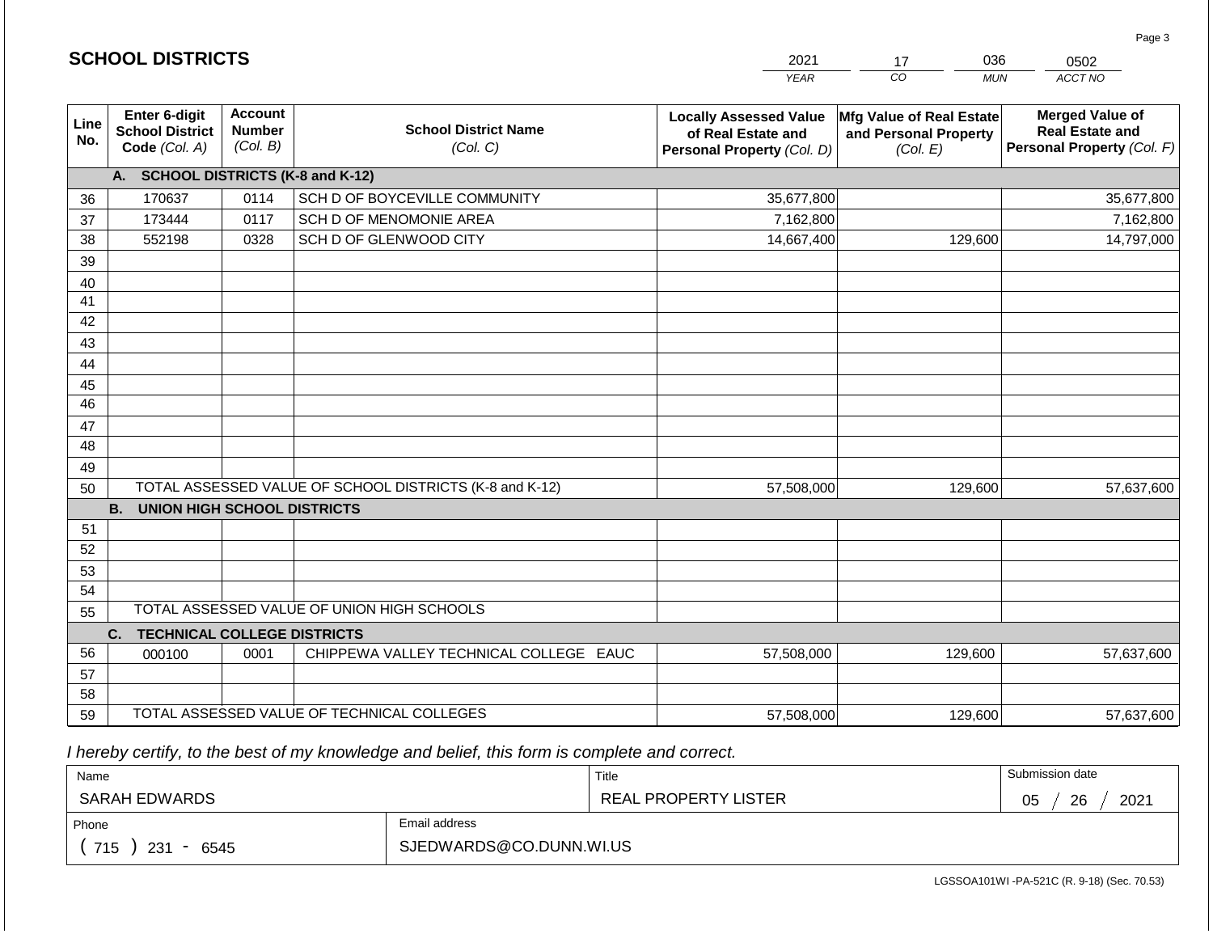## SCHOOL DISTRICTS

| 2021 | 17 | 036 | 0502 |
|---|---|---|---|
| *YEAR* | *CO* | *MUN* | *ACCT NO* |

| Line No. | Enter 6-digit School District Code *(Col. A)* | Account Number *(Col. B)* | School District Name *(Col. C)* | Locally Assessed Value of Real Estate and Personal Property *(Col. D)* | Mfg Value of Real Estate and Personal Property *(Col. E)* | Merged Value of Real Estate and Personal Property *(Col. F)* |
|---|---|---|---|---|---|---|
| | **A. SCHOOL DISTRICTS (K-8 and K-12)** | | | | | |
| 36 | 170637 | 0114 | SCH D OF BOYCEVILLE COMMUNITY | 35,677,800 | | 35,677,800 |
| 37 | 173444 | 0117 | SCH D OF MENOMONIE AREA | 7,162,800 | | 7,162,800 |
| 38 | 552198 | 0328 | SCH D OF GLENWOOD CITY | 14,667,400 | 129,600 | 14,797,000 |
| 39 | | | | | | |
| 40 | | | | | | |
| 41 | | | | | | |
| 42 | | | | | | |
| 43 | | | | | | |
| 44 | | | | | | |
| 45 | | | | | | |
| 46 | | | | | | |
| 47 | | | | | | |
| 48 | | | | | | |
| 49 | | | | | | |
| 50 | TOTAL ASSESSED VALUE OF SCHOOL DISTRICTS (K-8 and K-12) | | | 57,508,000 | 129,600 | 57,637,600 |
| | **B. UNION HIGH SCHOOL DISTRICTS** | | | | | |
| 51 | | | | | | |
| 52 | | | | | | |
| 53 | | | | | | |
| 54 | | | | | | |
| 55 | TOTAL ASSESSED VALUE OF UNION HIGH SCHOOLS | | | | | |
| | **C. TECHNICAL COLLEGE DISTRICTS** | | | | | |
| 56 | 000100 | 0001 | CHIPPEWA VALLEY TECHNICAL COLLEGE EAUC | 57,508,000 | 129,600 | 57,637,600 |
| 57 | | | | | | |
| 58 | | | | | | |
| 59 | TOTAL ASSESSED VALUE OF TECHNICAL COLLEGES | | | 57,508,000 | 129,600 | 57,637,600 |

*I hereby certify, to the best of my knowledge and belief, this form is complete and correct.*

| Name | Title | Submission date |
|---|---|---|
| SARAH EDWARDS | REAL PROPERTY LISTER | 05 / 26 / 2021 |
| **Phone** | **Email address** | |
| (715) 231 - 6545 | SJEDWARDS@CO.DUNN.WI.US | |

LGSSOA101WI -PA-521C (R. 9-18) (Sec. 70.53)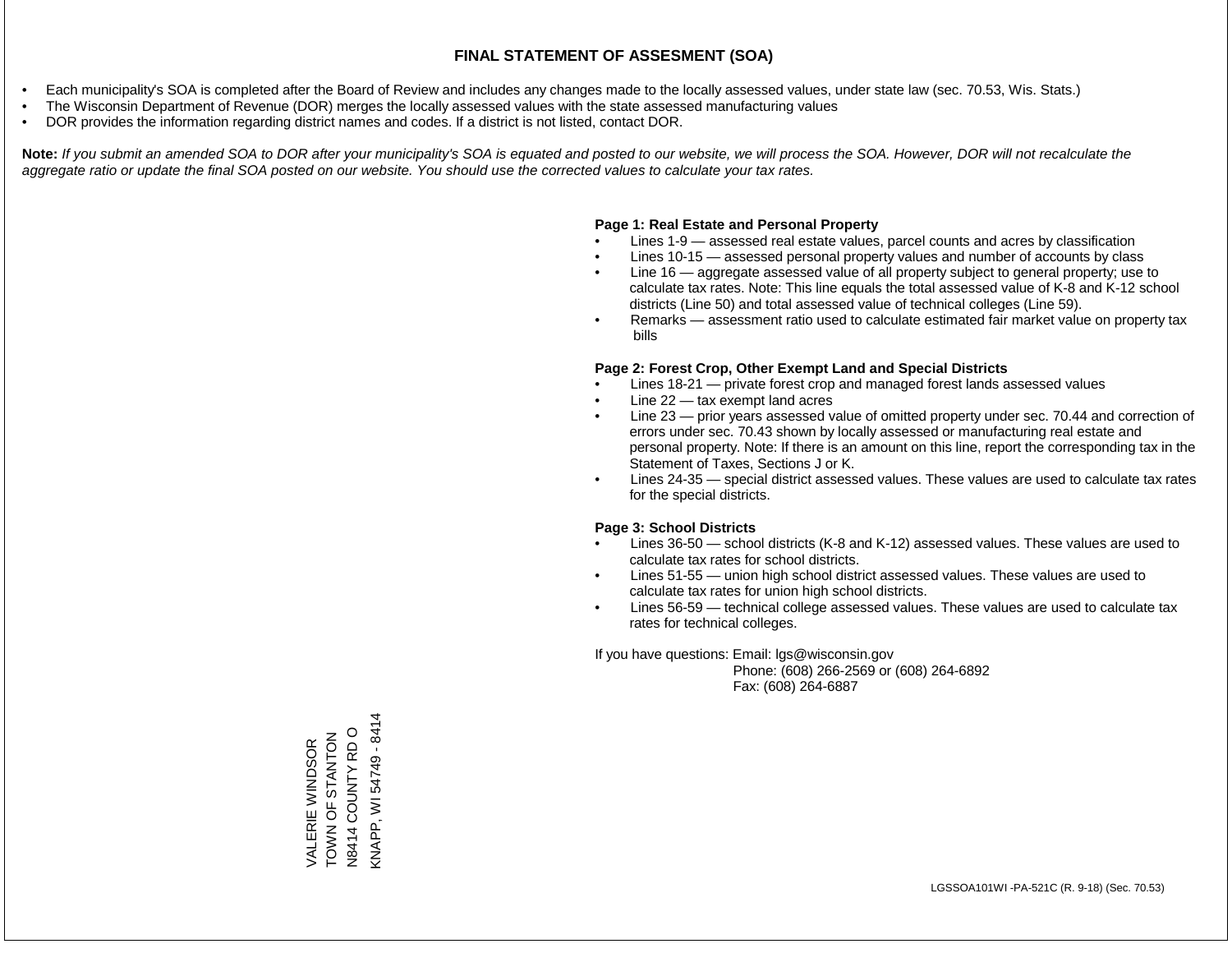# FINAL STATEMENT OF ASSESMENT (SOA)

- Each municipality's SOA is completed after the Board of Review and includes any changes made to the locally assessed values, under state law (sec. 70.53, Wis. Stats.)
- The Wisconsin Department of Revenue (DOR) merges the locally assessed values with the state assessed manufacturing values
- DOR provides the information regarding district names and codes. If a district is not listed, contact DOR.

**Note:** *If you submit an amended SOA to DOR after your municipality's SOA is equated and posted to our website, we will process the SOA. However, DOR will not recalculate the aggregate ratio or update the final SOA posted on our website. You should use the corrected values to calculate your tax rates.*

**Page 1: Real Estate and Personal Property**

- Lines 1-9 — assessed real estate values, parcel counts and acres by classification
- Lines 10-15 — assessed personal property values and number of accounts by class
- Line 16 — aggregate assessed value of all property subject to general property; use to calculate tax rates. Note: This line equals the total assessed value of K-8 and K-12 school districts (Line 50) and total assessed value of technical colleges (Line 59).
- Remarks — assessment ratio used to calculate estimated fair market value on property tax bills

**Page 2: Forest Crop, Other Exempt Land and Special Districts**

- Lines 18-21 — private forest crop and managed forest lands assessed values
- Line 22 — tax exempt land acres
- Line 23 — prior years assessed value of omitted property under sec. 70.44 and correction of errors under sec. 70.43 shown by locally assessed or manufacturing real estate and personal property. Note: If there is an amount on this line, report the corresponding tax in the Statement of Taxes, Sections J or K.
- Lines 24-35 — special district assessed values. These values are used to calculate tax rates for the special districts.

**Page 3: School Districts**

- Lines 36-50 — school districts (K-8 and K-12) assessed values. These values are used to calculate tax rates for school districts.
- Lines 51-55 — union high school district assessed values. These values are used to calculate tax rates for union high school districts.
- Lines 56-59 — technical college assessed values. These values are used to calculate tax rates for technical colleges.

If you have questions: Email: lgs@wisconsin.gov
Phone: (608) 266-2569 or (608) 264-6892
Fax: (608) 264-6887

VALERIE WINDSOR
TOWN OF STANTON
N8414 COUNTY RD O
KNAPP, WI 54749 - 8414

LGSSOA101WI -PA-521C (R. 9-18) (Sec. 70.53)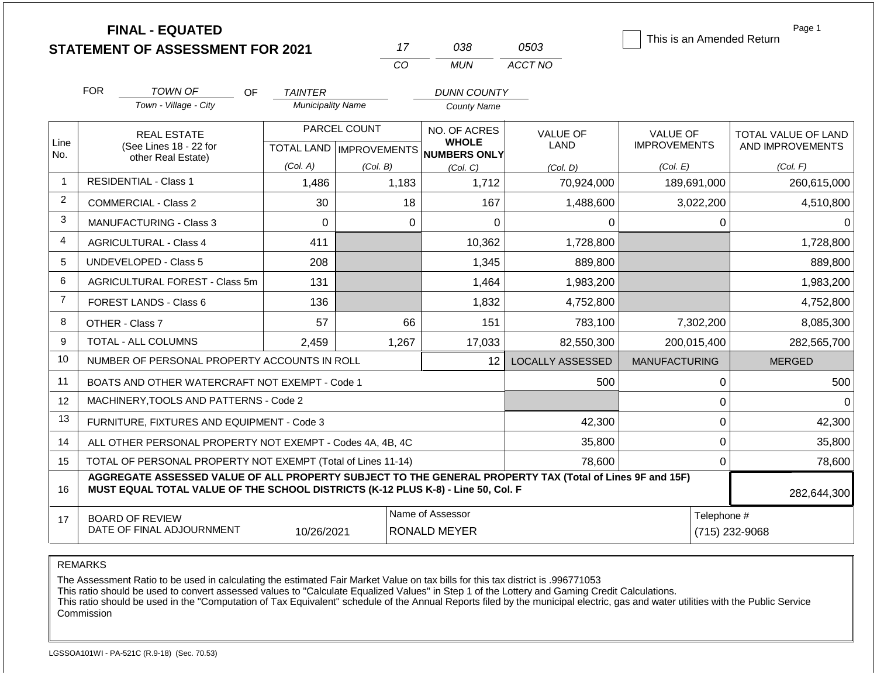# FINAL - EQUATED
## STATEMENT OF ASSESSMENT FOR 2021

| 17 | 038 | 0503 |
|---|---|---|
| CO | MUN | ACCT NO |

☐ This is an Amended Return

FOR *TOWN OF* (Town - Village - City) OF *TAINTER* (Municipality Name) *DUNN COUNTY* (County Name)

| Line No. | REAL ESTATE (See Lines 18 - 22 for other Real Estate) | PARCEL COUNT TOTAL LAND (Col. A) | PARCEL COUNT IMPROVEMENTS (Col. B) | NO. OF ACRES WHOLE NUMBERS ONLY (Col. C) | VALUE OF LAND (Col. D) | VALUE OF IMPROVEMENTS (Col. E) | TOTAL VALUE OF LAND AND IMPROVEMENTS (Col. F) |
|---|---|---|---|---|---|---|---|
| 1 | RESIDENTIAL - Class 1 | 1,486 | 1,183 | 1,712 | 70,924,000 | 189,691,000 | 260,615,000 |
| 2 | COMMERCIAL - Class 2 | 30 | 18 | 167 | 1,488,600 | 3,022,200 | 4,510,800 |
| 3 | MANUFACTURING - Class 3 | 0 | 0 | 0 | 0 | 0 | 0 |
| 4 | AGRICULTURAL - Class 4 | 411 | | 10,362 | 1,728,800 | | 1,728,800 |
| 5 | UNDEVELOPED - Class 5 | 208 | | 1,345 | 889,800 | | 889,800 |
| 6 | AGRICULTURAL FOREST - Class 5m | 131 | | 1,464 | 1,983,200 | | 1,983,200 |
| 7 | FOREST LANDS - Class 6 | 136 | | 1,832 | 4,752,800 | | 4,752,800 |
| 8 | OTHER - Class 7 | 57 | 66 | 151 | 783,100 | 7,302,200 | 8,085,300 |
| 9 | TOTAL - ALL COLUMNS | 2,459 | 1,267 | 17,033 | 82,550,300 | 200,015,400 | 282,565,700 |
| 10 | NUMBER OF PERSONAL PROPERTY ACCOUNTS IN ROLL | | | 12 | LOCALLY ASSESSED | MANUFACTURING | MERGED |
| 11 | BOATS AND OTHER WATERCRAFT NOT EXEMPT - Code 1 | | | | 500 | 0 | 500 |
| 12 | MACHINERY,TOOLS AND PATTERNS - Code 2 | | | | | 0 | 0 |
| 13 | FURNITURE, FIXTURES AND EQUIPMENT - Code 3 | | | | 42,300 | 0 | 42,300 |
| 14 | ALL OTHER PERSONAL PROPERTY NOT EXEMPT - Codes 4A, 4B, 4C | | | | 35,800 | 0 | 35,800 |
| 15 | TOTAL OF PERSONAL PROPERTY NOT EXEMPT (Total of Lines 11-14) | | | | 78,600 | 0 | 78,600 |
| 16 | **AGGREGATE ASSESSED VALUE OF ALL PROPERTY SUBJECT TO THE GENERAL PROPERTY TAX (Total of Lines 9F and 15F) MUST EQUAL TOTAL VALUE OF THE SCHOOL DISTRICTS (K-12 PLUS K-8) - Line 50, Col. F** | | | | | | 282,644,300 |
| 17 | BOARD OF REVIEW DATE OF FINAL ADJOURNMENT | 10/26/2021 | | Name of Assessor: RONALD MEYER | | | Telephone #: (715) 232-9068 |

REMARKS

The Assessment Ratio to be used in calculating the estimated Fair Market Value on tax bills for this tax district is .996771053
This ratio should be used to convert assessed values to "Calculate Equalized Values" in Step 1 of the Lottery and Gaming Credit Calculations.
This ratio should be used in the "Computation of Tax Equivalent" schedule of the Annual Reports filed by the municipal electric, gas and water utilities with the Public Service Commission

LGSSOA101WI - PA-521C (R.9-18) (Sec. 70.53)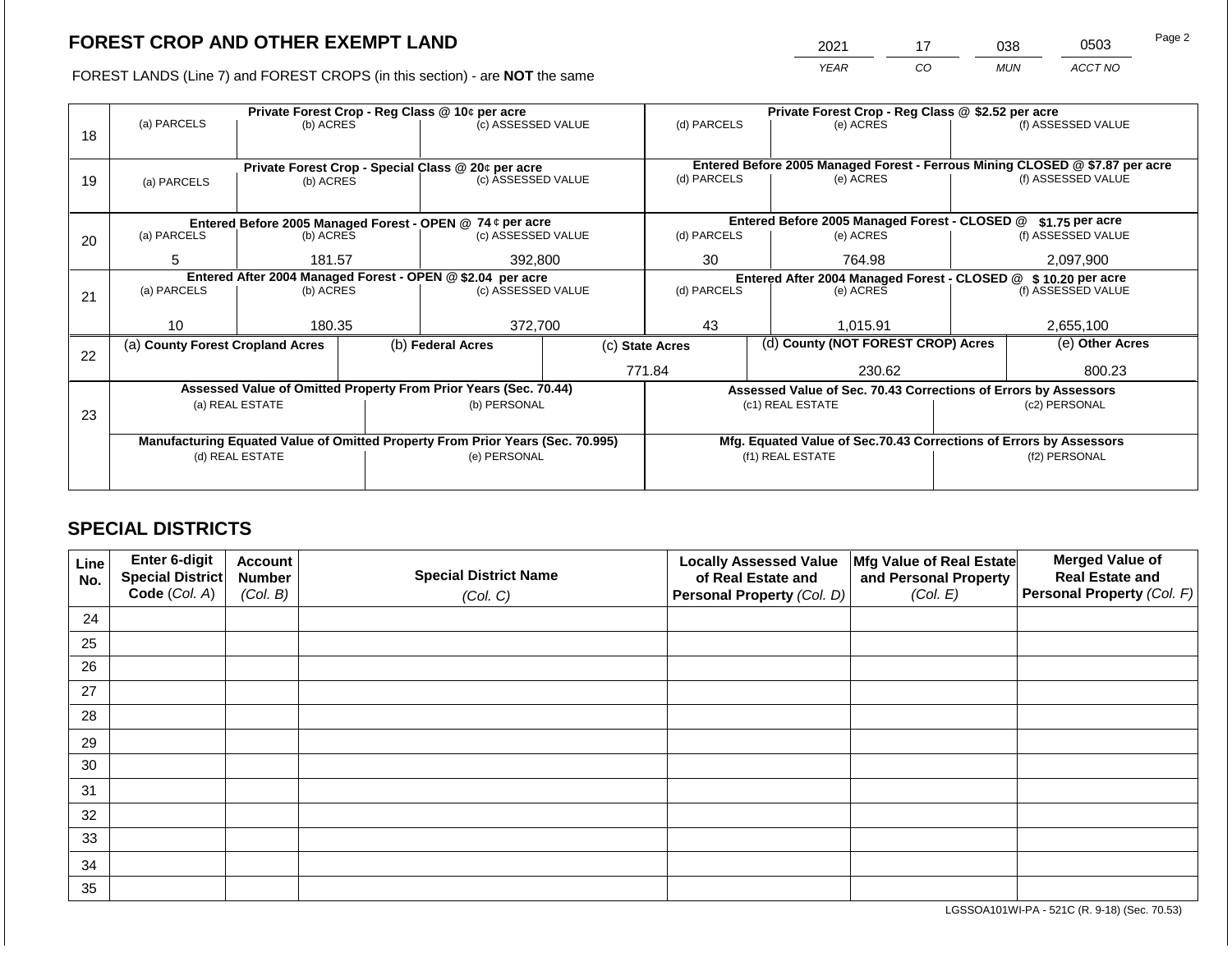# FOREST CROP AND OTHER EXEMPT LAND

FOREST LANDS (Line 7) and FOREST CROPS (in this section) - are **NOT** the same

| 2021 | 17 | 038 | 0503 |
|---|---|---|---|
| *YEAR* | *CO* | *MUN* | *ACCT NO* |

| Line | Private Forest Crop - Reg Class @ 10¢ per acre | | | Private Forest Crop - Reg Class @ $2.52 per acre | | |
|---|---|---|---|---|---|---|
| | (a) PARCELS | (b) ACRES | (c) ASSESSED VALUE | (d) PARCELS | (e) ACRES | (f) ASSESSED VALUE |
| 18 | | | | | | |
| | **Private Forest Crop - Special Class @ 20¢ per acre** | | | **Entered Before 2005 Managed Forest - Ferrous Mining CLOSED @ $7.87 per acre** | | |
| 19 | (a) PARCELS | (b) ACRES | (c) ASSESSED VALUE | (d) PARCELS | (e) ACRES | (f) ASSESSED VALUE |
| | | | | | | |
| | **Entered Before 2005 Managed Forest - OPEN @ 74 ¢ per acre** | | | **Entered Before 2005 Managed Forest - CLOSED @ $1.75 per acre** | | |
| 20 | (a) PARCELS | (b) ACRES | (c) ASSESSED VALUE | (d) PARCELS | (e) ACRES | (f) ASSESSED VALUE |
| | 5 | 181.57 | 392,800 | 30 | 764.98 | 2,097,900 |
| | **Entered After 2004 Managed Forest - OPEN @ $2.04 per acre** | | | **Entered After 2004 Managed Forest - CLOSED @ $ 10.20 per acre** | | |
| 21 | (a) PARCELS | (b) ACRES | (c) ASSESSED VALUE | (d) PARCELS | (e) ACRES | (f) ASSESSED VALUE |
| | 10 | 180.35 | 372,700 | 43 | 1,015.91 | 2,655,100 |

| Line | (a) County Forest Cropland Acres | (b) Federal Acres | (c) State Acres | (d) County (NOT FOREST CROP) Acres | (e) Other Acres |
|---|---|---|---|---|---|
| 22 | | | 771.84 | 230.62 | 800.23 |

| Line | Assessed Value of Omitted Property From Prior Years (Sec. 70.44) | | Assessed Value of Sec. 70.43 Corrections of Errors by Assessors | |
|---|---|---|---|---|
| 23 | (a) REAL ESTATE | (b) PERSONAL | (c1) REAL ESTATE | (c2) PERSONAL |
| | | | | |
| | **Manufacturing Equated Value of Omitted Property From Prior Years (Sec. 70.995)** | | **Mfg. Equated Value of Sec.70.43 Corrections of Errors by Assessors** | |
| | (d) REAL ESTATE | (e) PERSONAL | (f1) REAL ESTATE | (f2) PERSONAL |
| | | | | |

## SPECIAL DISTRICTS

| Line No. | Enter 6-digit Special District Code (*Col. A*) | Account Number (*Col. B*) | Special District Name (*Col. C*) | Locally Assessed Value of Real Estate and Personal Property (*Col. D*) | Mfg Value of Real Estate and Personal Property (*Col. E*) | Merged Value of Real Estate and Personal Property (*Col. F*) |
|---|---|---|---|---|---|---|
| 24 | | | | | | |
| 25 | | | | | | |
| 26 | | | | | | |
| 27 | | | | | | |
| 28 | | | | | | |
| 29 | | | | | | |
| 30 | | | | | | |
| 31 | | | | | | |
| 32 | | | | | | |
| 33 | | | | | | |
| 34 | | | | | | |
| 35 | | | | | | |

LGSSOA101WI-PA - 521C (R. 9-18) (Sec. 70.53)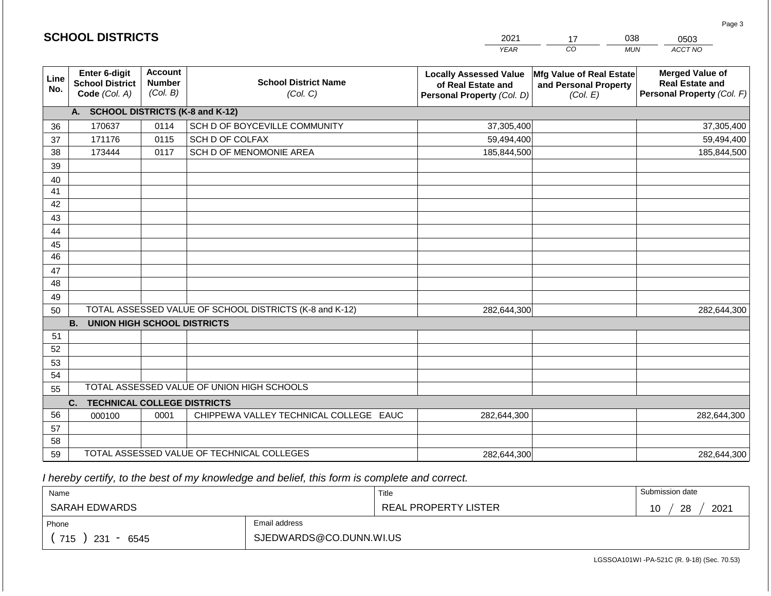## SCHOOL DISTRICTS

| 2021 | 17 | 038 | 0503 |
|---|---|---|---|
| *YEAR* | *CO* | *MUN* | *ACCT NO* |

| Line No. | Enter 6-digit School District Code *(Col. A)* | Account Number *(Col. B)* | School District Name *(Col. C)* | Locally Assessed Value of Real Estate and Personal Property *(Col. D)* | Mfg Value of Real Estate and Personal Property *(Col. E)* | Merged Value of Real Estate and Personal Property *(Col. F)* |
|---|---|---|---|---|---|---|
| | **A. SCHOOL DISTRICTS (K-8 and K-12)** | | | | | |
| 36 | 170637 | 0114 | SCH D OF BOYCEVILLE COMMUNITY | 37,305,400 | | 37,305,400 |
| 37 | 171176 | 0115 | SCH D OF COLFAX | 59,494,400 | | 59,494,400 |
| 38 | 173444 | 0117 | SCH D OF MENOMONIE AREA | 185,844,500 | | 185,844,500 |
| 39 | | | | | | |
| 40 | | | | | | |
| 41 | | | | | | |
| 42 | | | | | | |
| 43 | | | | | | |
| 44 | | | | | | |
| 45 | | | | | | |
| 46 | | | | | | |
| 47 | | | | | | |
| 48 | | | | | | |
| 49 | | | | | | |
| 50 | TOTAL ASSESSED VALUE OF SCHOOL DISTRICTS (K-8 and K-12) | | | 282,644,300 | | 282,644,300 |
| | **B. UNION HIGH SCHOOL DISTRICTS** | | | | | |
| 51 | | | | | | |
| 52 | | | | | | |
| 53 | | | | | | |
| 54 | | | | | | |
| 55 | TOTAL ASSESSED VALUE OF UNION HIGH SCHOOLS | | | | | |
| | **C. TECHNICAL COLLEGE DISTRICTS** | | | | | |
| 56 | 000100 | 0001 | CHIPPEWA VALLEY TECHNICAL COLLEGE EAUC | 282,644,300 | | 282,644,300 |
| 57 | | | | | | |
| 58 | | | | | | |
| 59 | TOTAL ASSESSED VALUE OF TECHNICAL COLLEGES | | | 282,644,300 | | 282,644,300 |

*I hereby certify, to the best of my knowledge and belief, this form is complete and correct.*

| Name | Title | Submission date |
|---|---|---|
| SARAH EDWARDS | REAL PROPERTY LISTER | 10 / 28 / 2021 |
| **Phone** | **Email address** | |
| ( 715 ) 231 - 6545 | SJEDWARDS@CO.DUNN.WI.US | |

LGSSOA101WI -PA-521C (R. 9-18) (Sec. 70.53)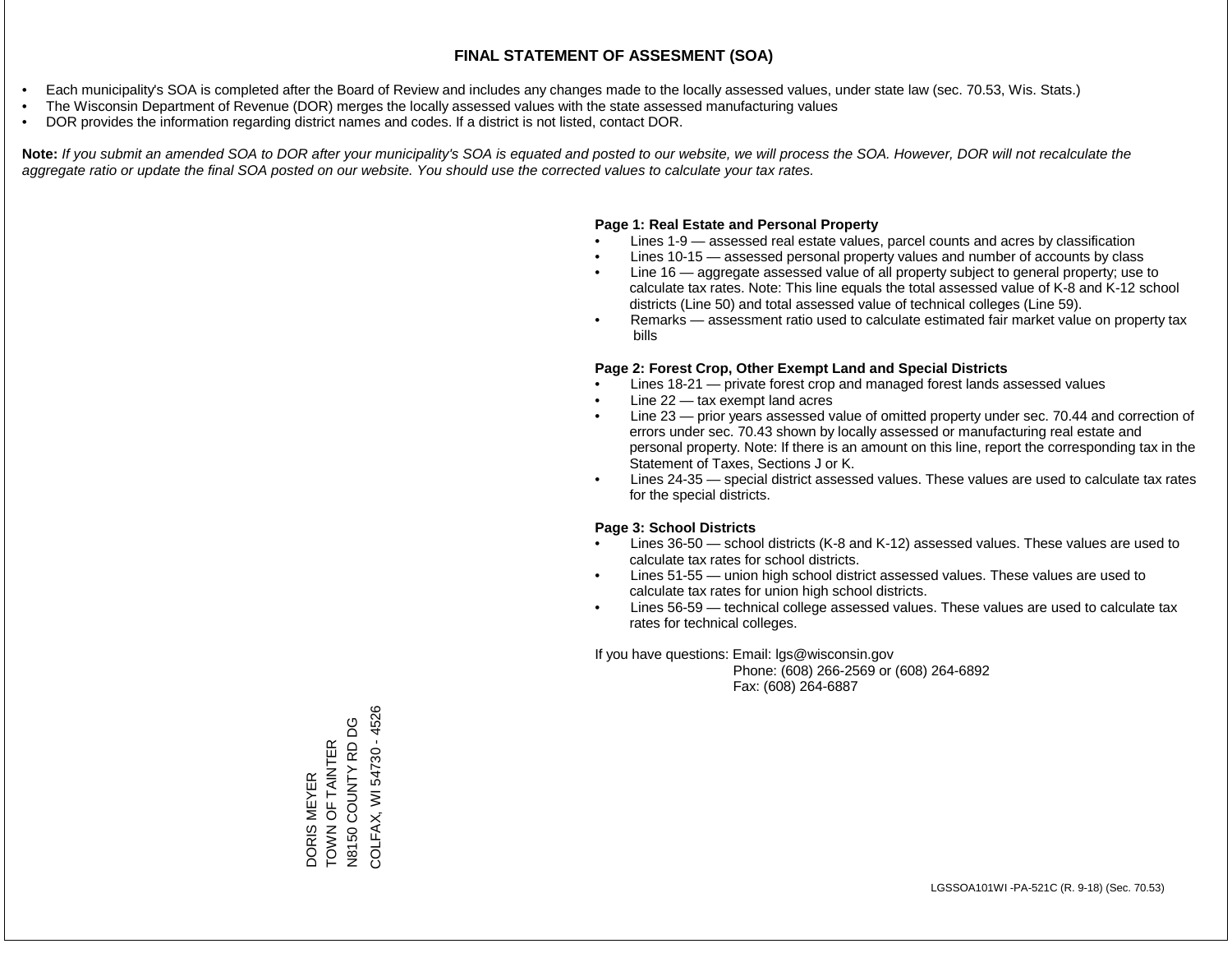# FINAL STATEMENT OF ASSESMENT (SOA)

- Each municipality's SOA is completed after the Board of Review and includes any changes made to the locally assessed values, under state law (sec. 70.53, Wis. Stats.)
- The Wisconsin Department of Revenue (DOR) merges the locally assessed values with the state assessed manufacturing values
- DOR provides the information regarding district names and codes. If a district is not listed, contact DOR.

**Note:** *If you submit an amended SOA to DOR after your municipality's SOA is equated and posted to our website, we will process the SOA. However, DOR will not recalculate the aggregate ratio or update the final SOA posted on our website. You should use the corrected values to calculate your tax rates.*

**Page 1: Real Estate and Personal Property**

- Lines 1-9 — assessed real estate values, parcel counts and acres by classification
- Lines 10-15 — assessed personal property values and number of accounts by class
- Line 16 — aggregate assessed value of all property subject to general property; use to calculate tax rates. Note: This line equals the total assessed value of K-8 and K-12 school districts (Line 50) and total assessed value of technical colleges (Line 59).
- Remarks — assessment ratio used to calculate estimated fair market value on property tax bills

**Page 2: Forest Crop, Other Exempt Land and Special Districts**

- Lines 18-21 — private forest crop and managed forest lands assessed values
- Line 22 — tax exempt land acres
- Line 23 — prior years assessed value of omitted property under sec. 70.44 and correction of errors under sec. 70.43 shown by locally assessed or manufacturing real estate and personal property. Note: If there is an amount on this line, report the corresponding tax in the Statement of Taxes, Sections J or K.
- Lines 24-35 — special district assessed values. These values are used to calculate tax rates for the special districts.

**Page 3: School Districts**

- Lines 36-50 — school districts (K-8 and K-12) assessed values. These values are used to calculate tax rates for school districts.
- Lines 51-55 — union high school district assessed values. These values are used to calculate tax rates for union high school districts.
- Lines 56-59 — technical college assessed values. These values are used to calculate tax rates for technical colleges.

If you have questions: Email: lgs@wisconsin.gov
Phone: (608) 266-2569 or (608) 264-6892
Fax: (608) 264-6887

DORIS MEYER
TOWN OF TAINTER
N8150 COUNTY RD DG
COLFAX, WI 54730 - 4526

LGSSOA101WI -PA-521C (R. 9-18) (Sec. 70.53)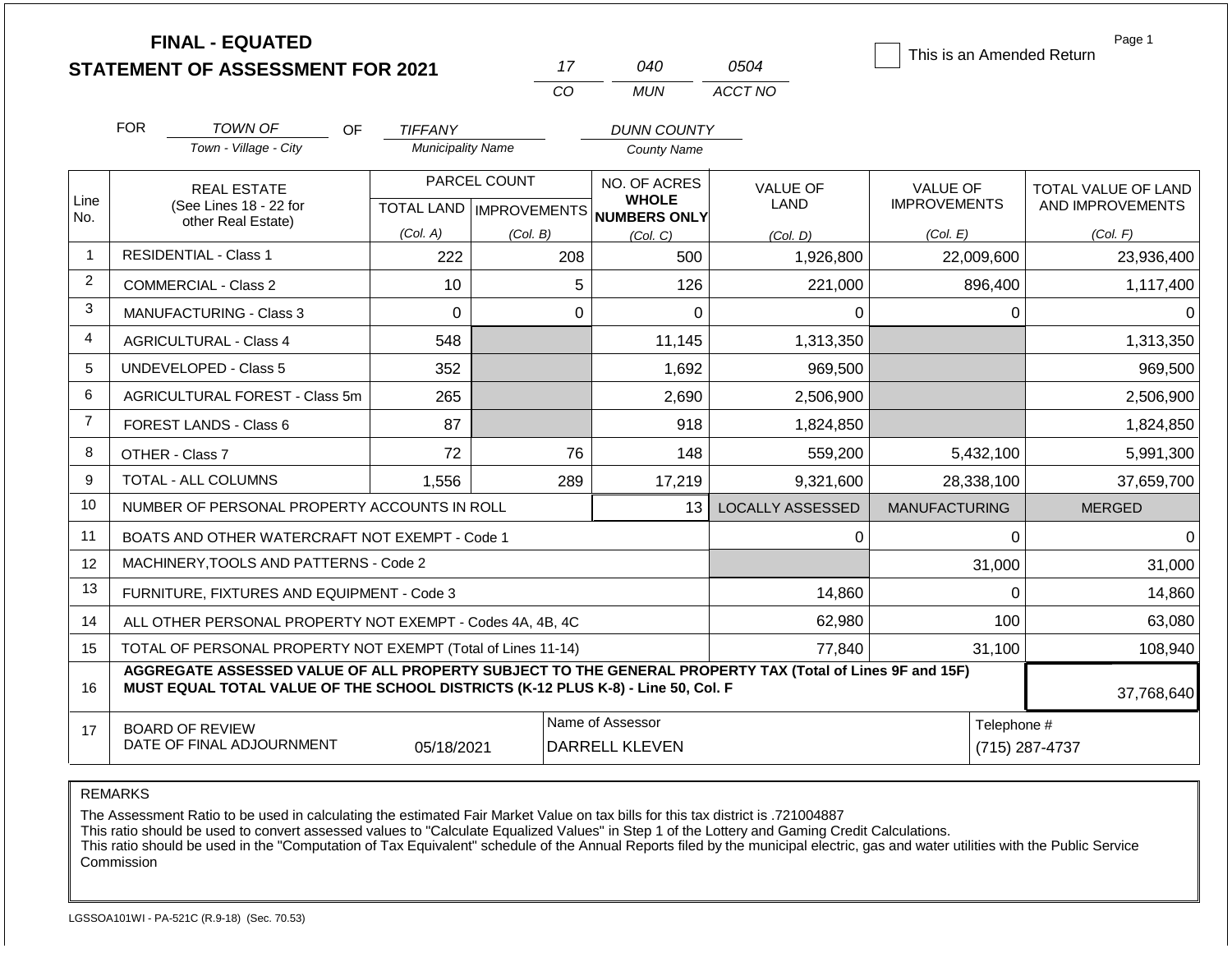# FINAL - EQUATED
## STATEMENT OF ASSESSMENT FOR 2021

| 17 | 040 | 0504 |
|---|---|---|
| CO | MUN | ACCT NO |

☐ This is an Amended Return

Page 1

FOR *TOWN OF* (Town - Village - City) OF *TIFFANY* (Municipality Name) *DUNN COUNTY* (County Name)

| Line No. | REAL ESTATE (See Lines 18 - 22 for other Real Estate) | PARCEL COUNT TOTAL LAND (Col. A) | PARCEL COUNT IMPROVEMENTS (Col. B) | NO. OF ACRES WHOLE NUMBERS ONLY (Col. C) | VALUE OF LAND (Col. D) | VALUE OF IMPROVEMENTS (Col. E) | TOTAL VALUE OF LAND AND IMPROVEMENTS (Col. F) |
|---|---|---|---|---|---|---|---|
| 1 | RESIDENTIAL - Class 1 | 222 | 208 | 500 | 1,926,800 | 22,009,600 | 23,936,400 |
| 2 | COMMERCIAL - Class 2 | 10 | 5 | 126 | 221,000 | 896,400 | 1,117,400 |
| 3 | MANUFACTURING - Class 3 | 0 | 0 | 0 | 0 | 0 | 0 |
| 4 | AGRICULTURAL - Class 4 | 548 | | 11,145 | 1,313,350 | | 1,313,350 |
| 5 | UNDEVELOPED - Class 5 | 352 | | 1,692 | 969,500 | | 969,500 |
| 6 | AGRICULTURAL FOREST - Class 5m | 265 | | 2,690 | 2,506,900 | | 2,506,900 |
| 7 | FOREST LANDS - Class 6 | 87 | | 918 | 1,824,850 | | 1,824,850 |
| 8 | OTHER - Class 7 | 72 | 76 | 148 | 559,200 | 5,432,100 | 5,991,300 |
| 9 | TOTAL - ALL COLUMNS | 1,556 | 289 | 17,219 | 9,321,600 | 28,338,100 | 37,659,700 |
| 10 | NUMBER OF PERSONAL PROPERTY ACCOUNTS IN ROLL | | | 13 | LOCALLY ASSESSED | MANUFACTURING | MERGED |
| 11 | BOATS AND OTHER WATERCRAFT NOT EXEMPT - Code 1 | | | | 0 | 0 | 0 |
| 12 | MACHINERY,TOOLS AND PATTERNS - Code 2 | | | | | 31,000 | 31,000 |
| 13 | FURNITURE, FIXTURES AND EQUIPMENT - Code 3 | | | | 14,860 | 0 | 14,860 |
| 14 | ALL OTHER PERSONAL PROPERTY NOT EXEMPT - Codes 4A, 4B, 4C | | | | 62,980 | 100 | 63,080 |
| 15 | TOTAL OF PERSONAL PROPERTY NOT EXEMPT (Total of Lines 11-14) | | | | 77,840 | 31,100 | 108,940 |
| 16 | **AGGREGATE ASSESSED VALUE OF ALL PROPERTY SUBJECT TO THE GENERAL PROPERTY TAX (Total of Lines 9F and 15F) MUST EQUAL TOTAL VALUE OF THE SCHOOL DISTRICTS (K-12 PLUS K-8) - Line 50, Col. F** | | | | | | 37,768,640 |
| 17 | BOARD OF REVIEW DATE OF FINAL ADJOURNMENT | 05/18/2021 | | Name of Assessor: DARRELL KLEVEN | | Telephone #: (715) 287-4737 | |

REMARKS

The Assessment Ratio to be used in calculating the estimated Fair Market Value on tax bills for this tax district is .721004887
This ratio should be used to convert assessed values to "Calculate Equalized Values" in Step 1 of the Lottery and Gaming Credit Calculations.
This ratio should be used in the "Computation of Tax Equivalent" schedule of the Annual Reports filed by the municipal electric, gas and water utilities with the Public Service Commission

LGSSOA101WI - PA-521C (R.9-18) (Sec. 70.53)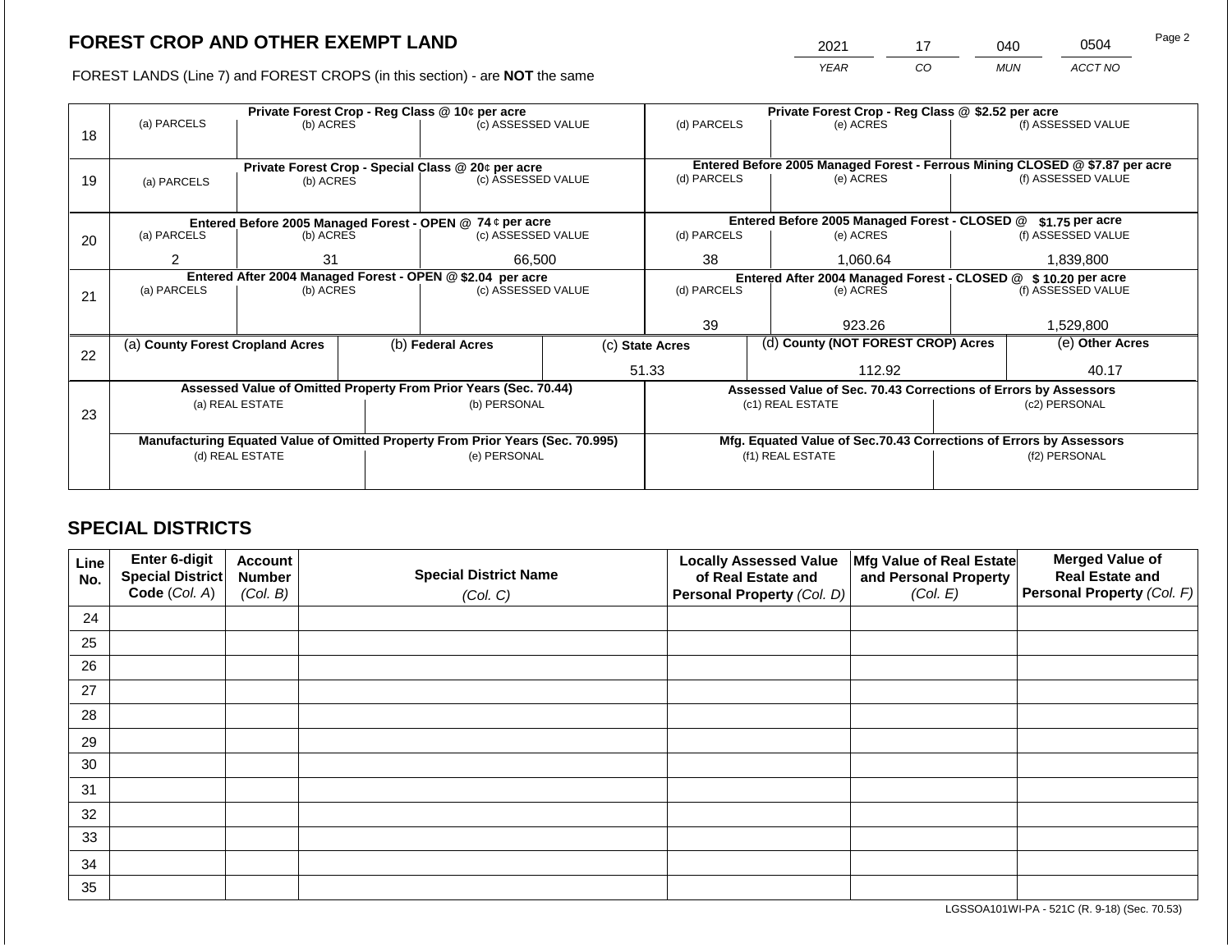## FOREST CROP AND OTHER EXEMPT LAND

FOREST LANDS (Line 7) and FOREST CROPS (in this section) - are **NOT** the same

| 2021 | 17 | 040 | 0504 |
|---|---|---|---|
| *YEAR* | *CO* | *MUN* | *ACCT NO* |

| Line | Private Forest Crop - Reg Class @ 10¢ per acre | | | Private Forest Crop - Reg Class @ $2.52 per acre | | |
|---|---|---|---|---|---|---|
| | (a) PARCELS | (b) ACRES | (c) ASSESSED VALUE | (d) PARCELS | (e) ACRES | (f) ASSESSED VALUE |
| 18 | | | | | | |
| | **Private Forest Crop - Special Class @ 20¢ per acre** | | | **Entered Before 2005 Managed Forest - Ferrous Mining CLOSED @ $7.87 per acre** | | |
| 19 | (a) PARCELS | (b) ACRES | (c) ASSESSED VALUE | (d) PARCELS | (e) ACRES | (f) ASSESSED VALUE |
| | | | | | | |
| | **Entered Before 2005 Managed Forest - OPEN @ 74 ¢ per acre** | | | **Entered Before 2005 Managed Forest - CLOSED @ $1.75 per acre** | | |
| 20 | (a) PARCELS | (b) ACRES | (c) ASSESSED VALUE | (d) PARCELS | (e) ACRES | (f) ASSESSED VALUE |
| | 2 | 31 | 66,500 | 38 | 1,060.64 | 1,839,800 |
| | **Entered After 2004 Managed Forest - OPEN @ $2.04 per acre** | | | **Entered After 2004 Managed Forest - CLOSED @ $ 10.20 per acre** | | |
| 21 | (a) PARCELS | (b) ACRES | (c) ASSESSED VALUE | (d) PARCELS | (e) ACRES | (f) ASSESSED VALUE |
| | | | | 39 | 923.26 | 1,529,800 |

| Line | (a) County Forest Cropland Acres | (b) Federal Acres | (c) State Acres | (d) County (NOT FOREST CROP) Acres | (e) Other Acres |
|---|---|---|---|---|---|
| 22 | | | 51.33 | 112.92 | 40.17 |

| Line | Assessed Value of Omitted Property From Prior Years (Sec. 70.44) | | Assessed Value of Sec. 70.43 Corrections of Errors by Assessors | |
|---|---|---|---|---|
| 23 | (a) REAL ESTATE | (b) PERSONAL | (c1) REAL ESTATE | (c2) PERSONAL |
| | | | | |
| | **Manufacturing Equated Value of Omitted Property From Prior Years (Sec. 70.995)** | | **Mfg. Equated Value of Sec.70.43 Corrections of Errors by Assessors** | |
| | (d) REAL ESTATE | (e) PERSONAL | (f1) REAL ESTATE | (f2) PERSONAL |
| | | | | |

## SPECIAL DISTRICTS

| Line No. | Enter 6-digit Special District Code (*Col. A*) | Account Number (*Col. B*) | Special District Name (*Col. C*) | Locally Assessed Value of Real Estate and Personal Property (*Col. D*) | Mfg Value of Real Estate and Personal Property (*Col. E*) | Merged Value of Real Estate and Personal Property (*Col. F*) |
|---|---|---|---|---|---|---|
| 24 | | | | | | |
| 25 | | | | | | |
| 26 | | | | | | |
| 27 | | | | | | |
| 28 | | | | | | |
| 29 | | | | | | |
| 30 | | | | | | |
| 31 | | | | | | |
| 32 | | | | | | |
| 33 | | | | | | |
| 34 | | | | | | |
| 35 | | | | | | |

LGSSOA101WI-PA - 521C (R. 9-18) (Sec. 70.53)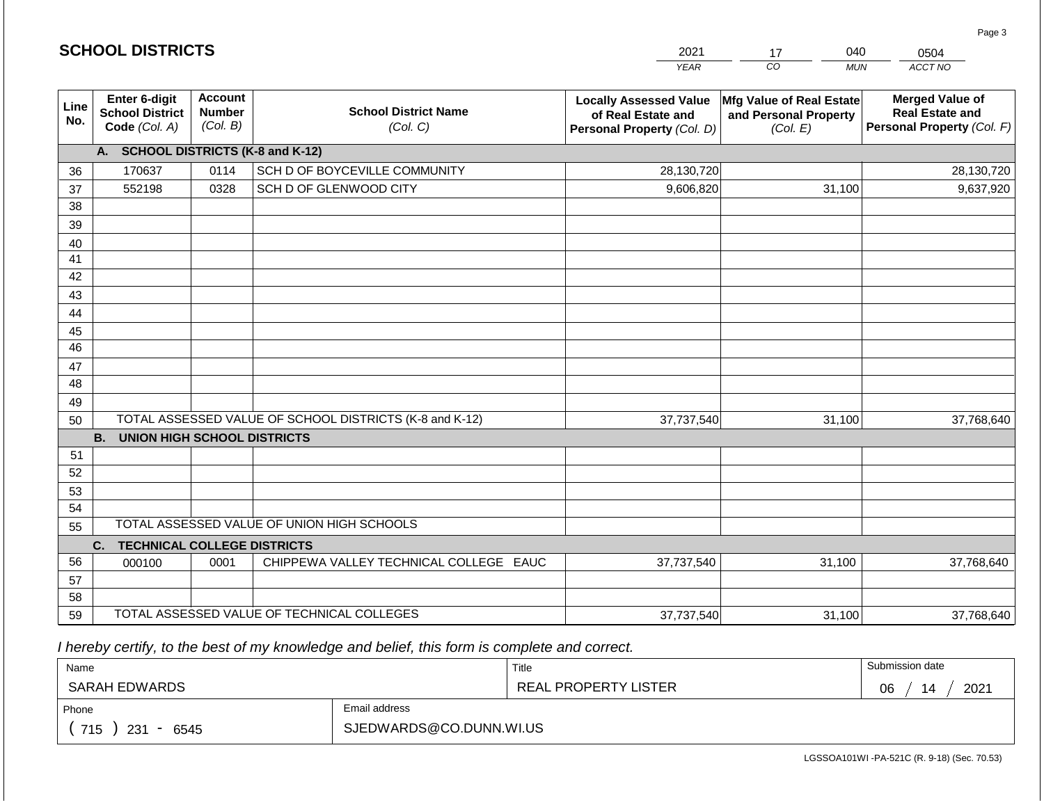## SCHOOL DISTRICTS

| 2021 | 17 | 040 | 0504 |
|---|---|---|---|
| *YEAR* | *CO* | *MUN* | *ACCT NO* |

| Line No. | Enter 6-digit School District Code *(Col. A)* | Account Number *(Col. B)* | School District Name *(Col. C)* | Locally Assessed Value of Real Estate and Personal Property *(Col. D)* | Mfg Value of Real Estate and Personal Property *(Col. E)* | Merged Value of Real Estate and Personal Property *(Col. F)* |
|---|---|---|---|---|---|---|
| | **A. SCHOOL DISTRICTS (K-8 and K-12)** | | | | | |
| 36 | 170637 | 0114 | SCH D OF BOYCEVILLE COMMUNITY | 28,130,720 | | 28,130,720 |
| 37 | 552198 | 0328 | SCH D OF GLENWOOD CITY | 9,606,820 | 31,100 | 9,637,920 |
| 38 | | | | | | |
| 39 | | | | | | |
| 40 | | | | | | |
| 41 | | | | | | |
| 42 | | | | | | |
| 43 | | | | | | |
| 44 | | | | | | |
| 45 | | | | | | |
| 46 | | | | | | |
| 47 | | | | | | |
| 48 | | | | | | |
| 49 | | | | | | |
| 50 | TOTAL ASSESSED VALUE OF SCHOOL DISTRICTS (K-8 and K-12) | | | 37,737,540 | 31,100 | 37,768,640 |
| | **B. UNION HIGH SCHOOL DISTRICTS** | | | | | |
| 51 | | | | | | |
| 52 | | | | | | |
| 53 | | | | | | |
| 54 | | | | | | |
| 55 | TOTAL ASSESSED VALUE OF UNION HIGH SCHOOLS | | | | | |
| | **C. TECHNICAL COLLEGE DISTRICTS** | | | | | |
| 56 | 000100 | 0001 | CHIPPEWA VALLEY TECHNICAL COLLEGE EAUC | 37,737,540 | 31,100 | 37,768,640 |
| 57 | | | | | | |
| 58 | | | | | | |
| 59 | TOTAL ASSESSED VALUE OF TECHNICAL COLLEGES | | | 37,737,540 | 31,100 | 37,768,640 |

*I hereby certify, to the best of my knowledge and belief, this form is complete and correct.*

| Name | Title | Submission date |
|---|---|---|
| SARAH EDWARDS | REAL PROPERTY LISTER | 06 / 14 / 2021 |

| Phone | Email address |
|---|---|
| ( 715 ) 231 - 6545 | SJEDWARDS@CO.DUNN.WI.US |

LGSSOA101WI -PA-521C (R. 9-18) (Sec. 70.53)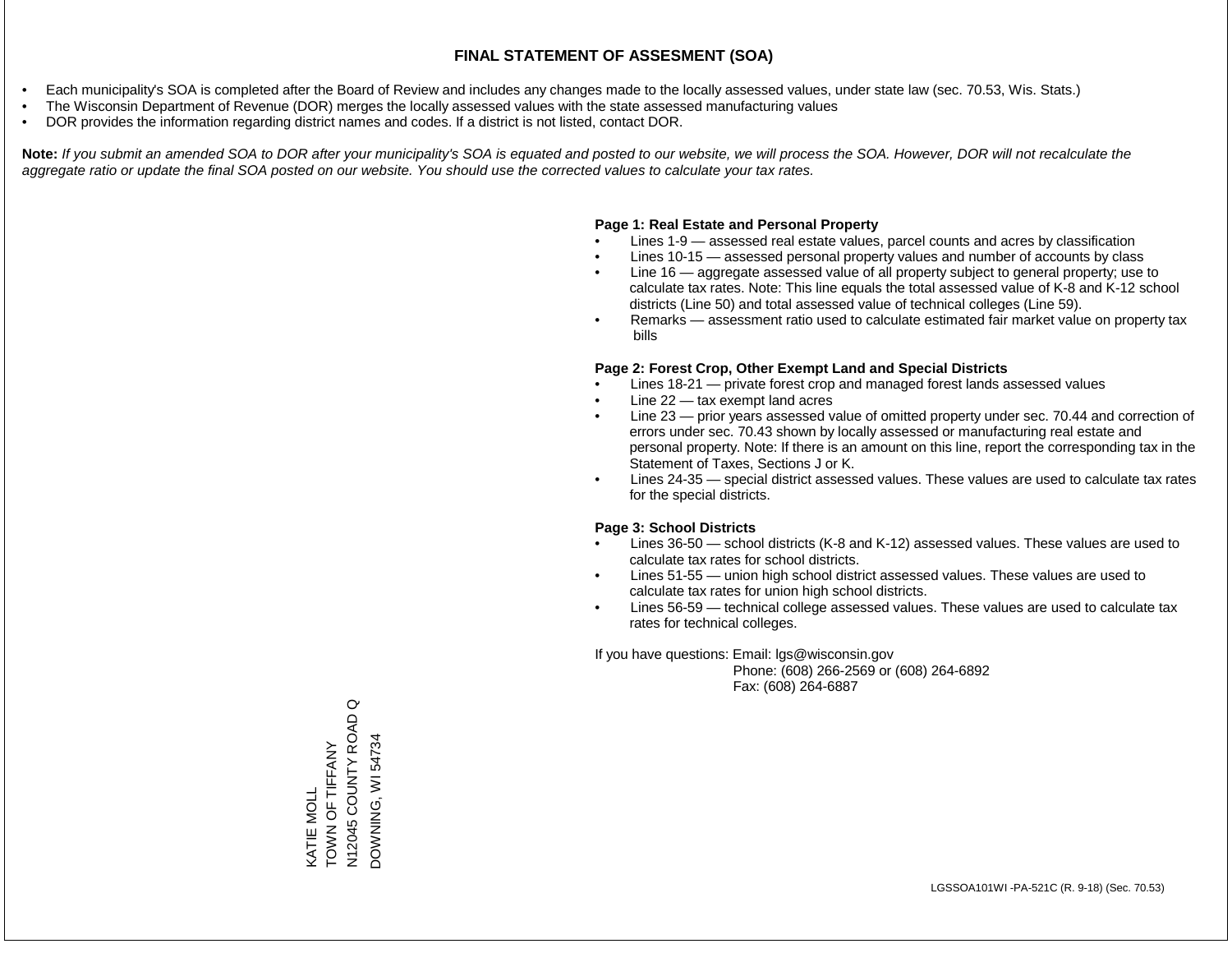# FINAL STATEMENT OF ASSESMENT (SOA)

- Each municipality's SOA is completed after the Board of Review and includes any changes made to the locally assessed values, under state law (sec. 70.53, Wis. Stats.)
- The Wisconsin Department of Revenue (DOR) merges the locally assessed values with the state assessed manufacturing values
- DOR provides the information regarding district names and codes. If a district is not listed, contact DOR.

**Note:** *If you submit an amended SOA to DOR after your municipality's SOA is equated and posted to our website, we will process the SOA. However, DOR will not recalculate the aggregate ratio or update the final SOA posted on our website. You should use the corrected values to calculate your tax rates.*

**Page 1: Real Estate and Personal Property**

- Lines 1-9 — assessed real estate values, parcel counts and acres by classification
- Lines 10-15 — assessed personal property values and number of accounts by class
- Line 16 — aggregate assessed value of all property subject to general property; use to calculate tax rates. Note: This line equals the total assessed value of K-8 and K-12 school districts (Line 50) and total assessed value of technical colleges (Line 59).
- Remarks — assessment ratio used to calculate estimated fair market value on property tax bills

**Page 2: Forest Crop, Other Exempt Land and Special Districts**

- Lines 18-21 — private forest crop and managed forest lands assessed values
- Line 22 — tax exempt land acres
- Line 23 — prior years assessed value of omitted property under sec. 70.44 and correction of errors under sec. 70.43 shown by locally assessed or manufacturing real estate and personal property. Note: If there is an amount on this line, report the corresponding tax in the Statement of Taxes, Sections J or K.
- Lines 24-35 — special district assessed values. These values are used to calculate tax rates for the special districts.

**Page 3: School Districts**

- Lines 36-50 — school districts (K-8 and K-12) assessed values. These values are used to calculate tax rates for school districts.
- Lines 51-55 — union high school district assessed values. These values are used to calculate tax rates for union high school districts.
- Lines 56-59 — technical college assessed values. These values are used to calculate tax rates for technical colleges.

If you have questions: Email: lgs@wisconsin.gov
Phone: (608) 266-2569 or (608) 264-6892
Fax: (608) 264-6887

KATIE MOLL
TOWN OF TIFFANY
N12045 COUNTY ROAD Q
DOWNING, WI 54734

LGSSOA101WI -PA-521C (R. 9-18) (Sec. 70.53)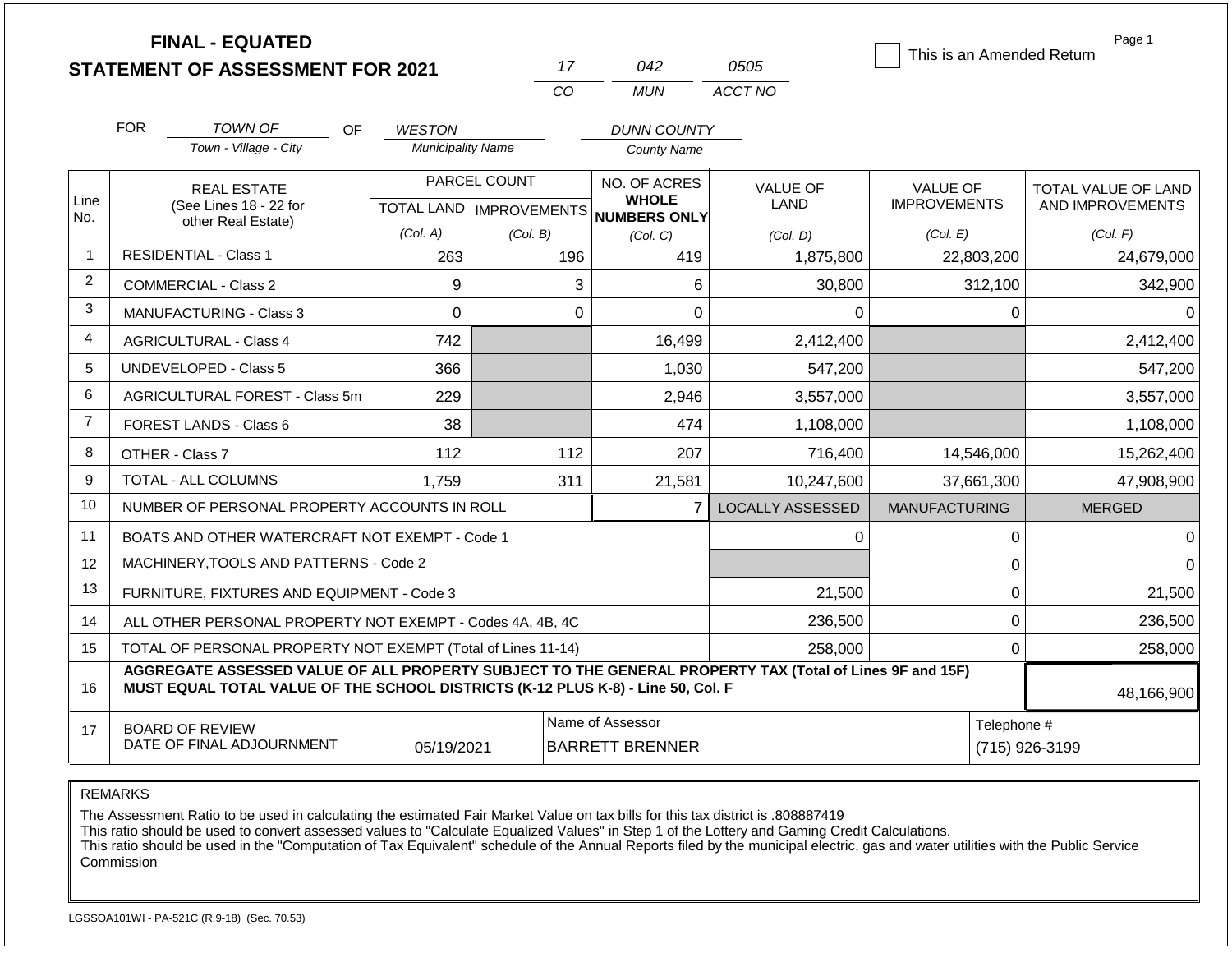# FINAL - EQUATED
## STATEMENT OF ASSESSMENT FOR 2021

| 17 | 042 | 0505 |
|---|---|---|
| CO | MUN | ACCT NO |

☐ This is an Amended Return

FOR *TOWN OF* (Town - Village - City) OF *WESTON* (Municipality Name) *DUNN COUNTY* (County Name)

| Line No. | REAL ESTATE (See Lines 18 - 22 for other Real Estate) | PARCEL COUNT TOTAL LAND (Col. A) | PARCEL COUNT IMPROVEMENTS (Col. B) | NO. OF ACRES WHOLE NUMBERS ONLY (Col. C) | VALUE OF LAND (Col. D) | VALUE OF IMPROVEMENTS (Col. E) | TOTAL VALUE OF LAND AND IMPROVEMENTS (Col. F) |
|---|---|---|---|---|---|---|---|
| 1 | RESIDENTIAL - Class 1 | 263 | 196 | 419 | 1,875,800 | 22,803,200 | 24,679,000 |
| 2 | COMMERCIAL - Class 2 | 9 | 3 | 6 | 30,800 | 312,100 | 342,900 |
| 3 | MANUFACTURING - Class 3 | 0 | 0 | 0 | 0 | 0 | 0 |
| 4 | AGRICULTURAL - Class 4 | 742 | | 16,499 | 2,412,400 | | 2,412,400 |
| 5 | UNDEVELOPED - Class 5 | 366 | | 1,030 | 547,200 | | 547,200 |
| 6 | AGRICULTURAL FOREST - Class 5m | 229 | | 2,946 | 3,557,000 | | 3,557,000 |
| 7 | FOREST LANDS - Class 6 | 38 | | 474 | 1,108,000 | | 1,108,000 |
| 8 | OTHER - Class 7 | 112 | 112 | 207 | 716,400 | 14,546,000 | 15,262,400 |
| 9 | TOTAL - ALL COLUMNS | 1,759 | 311 | 21,581 | 10,247,600 | 37,661,300 | 47,908,900 |
| 10 | NUMBER OF PERSONAL PROPERTY ACCOUNTS IN ROLL | | | 7 | LOCALLY ASSESSED | MANUFACTURING | MERGED |
| 11 | BOATS AND OTHER WATERCRAFT NOT EXEMPT - Code 1 | | | | 0 | 0 | 0 |
| 12 | MACHINERY,TOOLS AND PATTERNS - Code 2 | | | | | 0 | 0 |
| 13 | FURNITURE, FIXTURES AND EQUIPMENT - Code 3 | | | | 21,500 | 0 | 21,500 |
| 14 | ALL OTHER PERSONAL PROPERTY NOT EXEMPT - Codes 4A, 4B, 4C | | | | 236,500 | 0 | 236,500 |
| 15 | TOTAL OF PERSONAL PROPERTY NOT EXEMPT (Total of Lines 11-14) | | | | 258,000 | 0 | 258,000 |
| 16 | AGGREGATE ASSESSED VALUE OF ALL PROPERTY SUBJECT TO THE GENERAL PROPERTY TAX (Total of Lines 9F and 15F) MUST EQUAL TOTAL VALUE OF THE SCHOOL DISTRICTS (K-12 PLUS K-8) - Line 50, Col. F | | | | | | 48,166,900 |
| 17 | BOARD OF REVIEW DATE OF FINAL ADJOURNMENT | 05/19/2021 | | Name of Assessor: BARRETT BRENNER | | | Telephone #: (715) 926-3199 |

REMARKS

The Assessment Ratio to be used in calculating the estimated Fair Market Value on tax bills for this tax district is .808887419
This ratio should be used to convert assessed values to "Calculate Equalized Values" in Step 1 of the Lottery and Gaming Credit Calculations.
This ratio should be used in the "Computation of Tax Equivalent" schedule of the Annual Reports filed by the municipal electric, gas and water utilities with the Public Service Commission

LGSSOA101WI - PA-521C (R.9-18) (Sec. 70.53)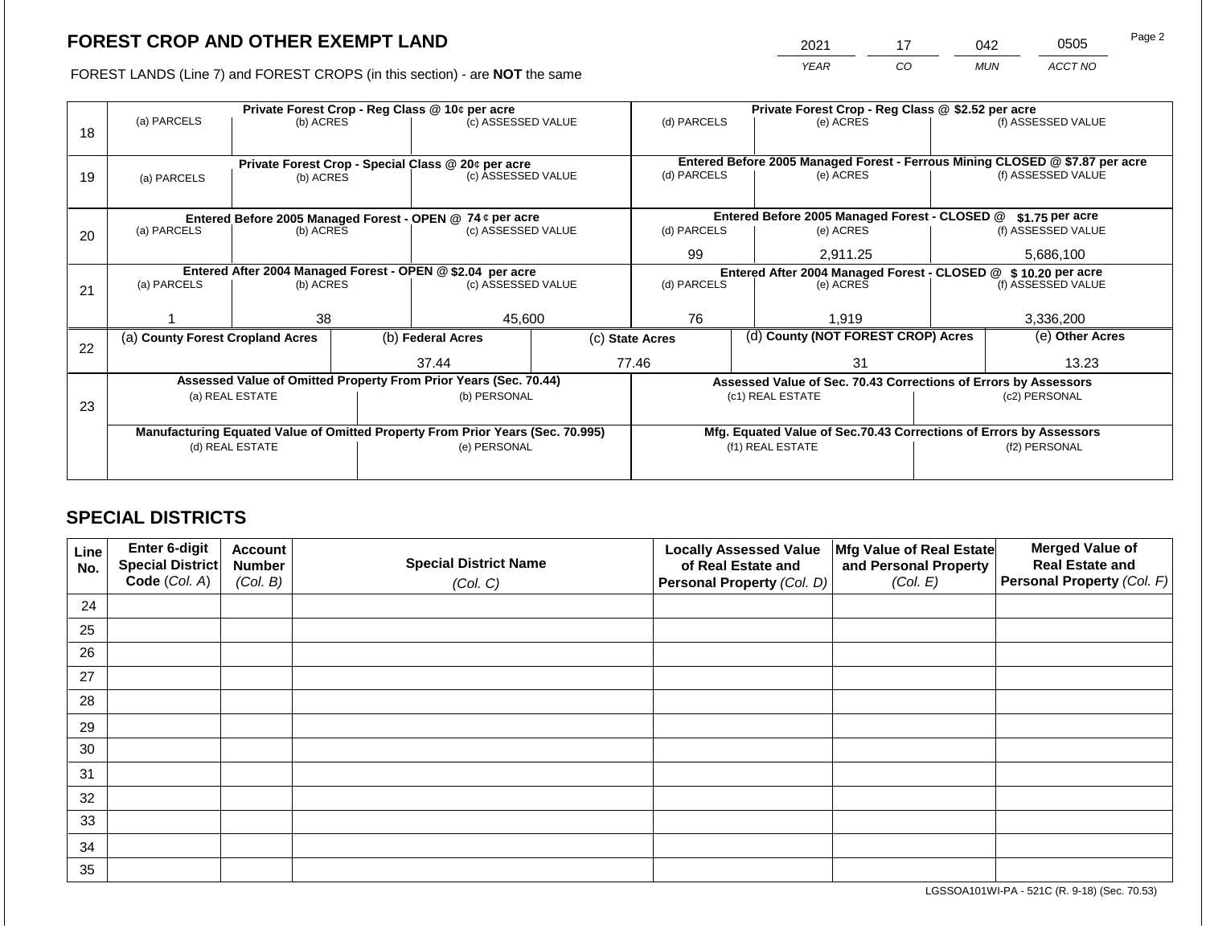# FOREST CROP AND OTHER EXEMPT LAND

FOREST LANDS (Line 7) and FOREST CROPS (in this section) - are **NOT** the same

| 2021 | 17 | 042 | 0505 |
|---|---|---|---|
| YEAR | CO | MUN | ACCT NO |

| Line | (a) PARCELS | (b) ACRES | (c) ASSESSED VALUE | (d) PARCELS | (e) ACRES | (f) ASSESSED VALUE |
|---|---|---|---|---|---|---|
| 18 | Private Forest Crop - Reg Class @ 10¢ per acre | | | Private Forest Crop - Reg Class @ $2.52 per acre | | |
| | | | | | | |
| 19 | Private Forest Crop - Special Class @ 20¢ per acre | | | Entered Before 2005 Managed Forest - Ferrous Mining CLOSED @ $7.87 per acre | | |
| | | | | | | |
| 20 | Entered Before 2005 Managed Forest - OPEN @ 74 ¢ per acre | | | Entered Before 2005 Managed Forest - CLOSED @ $1.75 per acre | | |
| | | | | 99 | 2,911.25 | 5,686,100 |
| 21 | Entered After 2004 Managed Forest - OPEN @ $2.04 per acre | | | Entered After 2004 Managed Forest - CLOSED @ $ 10.20 per acre | | |
| | 1 | 38 | 45,600 | 76 | 1,919 | 3,336,200 |

| Line | (a) County Forest Cropland Acres | (b) Federal Acres | (c) State Acres | (d) County (NOT FOREST CROP) Acres | (e) Other Acres |
|---|---|---|---|---|---|
| 22 | | 37.44 | 77.46 | 31 | 13.23 |

| Line | Assessed Value of Omitted Property From Prior Years (Sec. 70.44) | | Assessed Value of Sec. 70.43 Corrections of Errors by Assessors | |
|---|---|---|---|---|
| 23 | (a) REAL ESTATE | (b) PERSONAL | (c1) REAL ESTATE | (c2) PERSONAL |
| | | | | |
| | Manufacturing Equated Value of Omitted Property From Prior Years (Sec. 70.995) | | Mfg. Equated Value of Sec.70.43 Corrections of Errors by Assessors | |
| | (d) REAL ESTATE | (e) PERSONAL | (f1) REAL ESTATE | (f2) PERSONAL |
| | | | | |

## SPECIAL DISTRICTS

| Line No. | Enter 6-digit Special District Code (Col. A) | Account Number (Col. B) | Special District Name (Col. C) | Locally Assessed Value of Real Estate and Personal Property (Col. D) | Mfg Value of Real Estate and Personal Property (Col. E) | Merged Value of Real Estate and Personal Property (Col. F) |
|---|---|---|---|---|---|---|
| 24 | | | | | | |
| 25 | | | | | | |
| 26 | | | | | | |
| 27 | | | | | | |
| 28 | | | | | | |
| 29 | | | | | | |
| 30 | | | | | | |
| 31 | | | | | | |
| 32 | | | | | | |
| 33 | | | | | | |
| 34 | | | | | | |
| 35 | | | | | | |

LGSSOA101WI-PA - 521C (R. 9-18) (Sec. 70.53)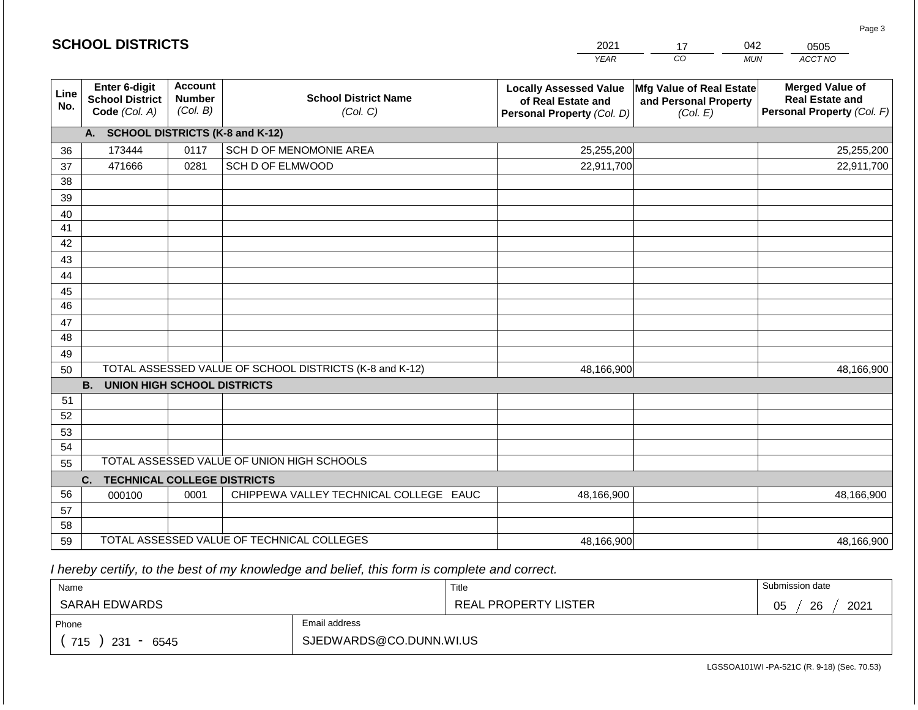## SCHOOL DISTRICTS

| 2021 | 17 | 042 | 0505 |
|---|---|---|---|
| YEAR | CO | MUN | ACCT NO |

| Line No. | Enter 6-digit School District Code (Col. A) | Account Number (Col. B) | School District Name (Col. C) | Locally Assessed Value of Real Estate and Personal Property (Col. D) | Mfg Value of Real Estate and Personal Property (Col. E) | Merged Value of Real Estate and Personal Property (Col. F) |
|---|---|---|---|---|---|---|
| | **A. SCHOOL DISTRICTS (K-8 and K-12)** | | | | | |
| 36 | 173444 | 0117 | SCH D OF MENOMONIE AREA | 25,255,200 | | 25,255,200 |
| 37 | 471666 | 0281 | SCH D OF ELMWOOD | 22,911,700 | | 22,911,700 |
| 38 | | | | | | |
| 39 | | | | | | |
| 40 | | | | | | |
| 41 | | | | | | |
| 42 | | | | | | |
| 43 | | | | | | |
| 44 | | | | | | |
| 45 | | | | | | |
| 46 | | | | | | |
| 47 | | | | | | |
| 48 | | | | | | |
| 49 | | | | | | |
| 50 | TOTAL ASSESSED VALUE OF SCHOOL DISTRICTS (K-8 and K-12) | | | 48,166,900 | | 48,166,900 |
| | **B. UNION HIGH SCHOOL DISTRICTS** | | | | | |
| 51 | | | | | | |
| 52 | | | | | | |
| 53 | | | | | | |
| 54 | | | | | | |
| 55 | TOTAL ASSESSED VALUE OF UNION HIGH SCHOOLS | | | | | |
| | **C. TECHNICAL COLLEGE DISTRICTS** | | | | | |
| 56 | 000100 | 0001 | CHIPPEWA VALLEY TECHNICAL COLLEGE EAUC | 48,166,900 | | 48,166,900 |
| 57 | | | | | | |
| 58 | | | | | | |
| 59 | TOTAL ASSESSED VALUE OF TECHNICAL COLLEGES | | | 48,166,900 | | 48,166,900 |

*I hereby certify, to the best of my knowledge and belief, this form is complete and correct.*

| Name | Title | Submission date |
|---|---|---|
| SARAH EDWARDS | REAL PROPERTY LISTER | 05 / 26 / 2021 |
| Phone | Email address | |
| ( 715 ) 231 - 6545 | SJEDWARDS@CO.DUNN.WI.US | |

LGSSOA101WI -PA-521C (R. 9-18) (Sec. 70.53)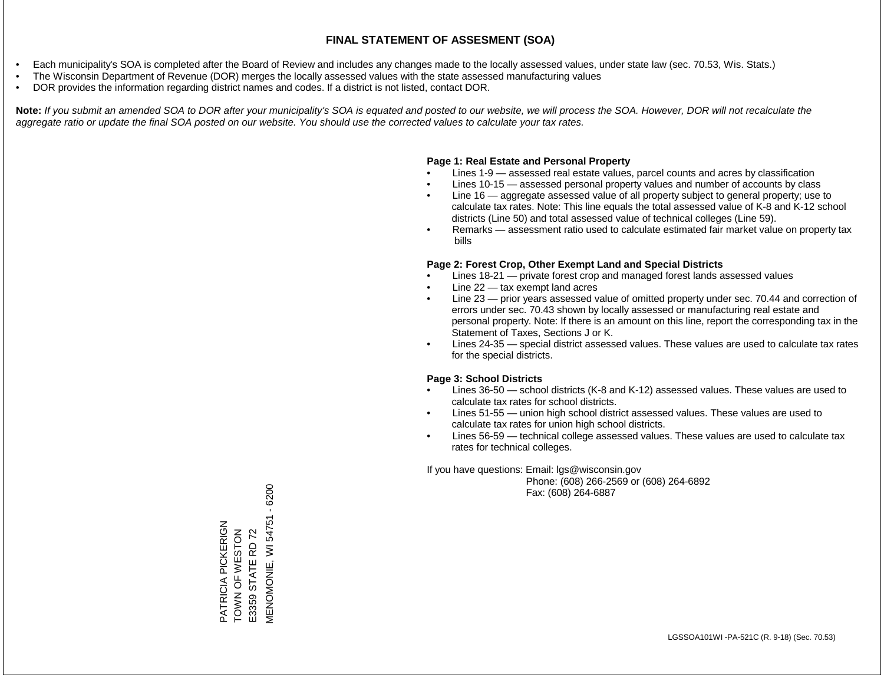# FINAL STATEMENT OF ASSESMENT (SOA)

- Each municipality's SOA is completed after the Board of Review and includes any changes made to the locally assessed values, under state law (sec. 70.53, Wis. Stats.)
- The Wisconsin Department of Revenue (DOR) merges the locally assessed values with the state assessed manufacturing values
- DOR provides the information regarding district names and codes. If a district is not listed, contact DOR.

**Note:** *If you submit an amended SOA to DOR after your municipality's SOA is equated and posted to our website, we will process the SOA. However, DOR will not recalculate the aggregate ratio or update the final SOA posted on our website. You should use the corrected values to calculate your tax rates.*

**Page 1: Real Estate and Personal Property**

- Lines 1-9 — assessed real estate values, parcel counts and acres by classification
- Lines 10-15 — assessed personal property values and number of accounts by class
- Line 16 — aggregate assessed value of all property subject to general property; use to calculate tax rates. Note: This line equals the total assessed value of K-8 and K-12 school districts (Line 50) and total assessed value of technical colleges (Line 59).
- Remarks — assessment ratio used to calculate estimated fair market value on property tax bills

**Page 2: Forest Crop, Other Exempt Land and Special Districts**

- Lines 18-21 — private forest crop and managed forest lands assessed values
- Line 22 — tax exempt land acres
- Line 23 — prior years assessed value of omitted property under sec. 70.44 and correction of errors under sec. 70.43 shown by locally assessed or manufacturing real estate and personal property. Note: If there is an amount on this line, report the corresponding tax in the Statement of Taxes, Sections J or K.
- Lines 24-35 — special district assessed values. These values are used to calculate tax rates for the special districts.

**Page 3: School Districts**

- Lines 36-50 — school districts (K-8 and K-12) assessed values. These values are used to calculate tax rates for school districts.
- Lines 51-55 — union high school district assessed values. These values are used to calculate tax rates for union high school districts.
- Lines 56-59 — technical college assessed values. These values are used to calculate tax rates for technical colleges.

If you have questions: Email: lgs@wisconsin.gov
Phone: (608) 266-2569 or (608) 264-6892
Fax: (608) 264-6887

PATRICIA PICKERIGN
TOWN OF WESTON
E3359 STATE RD 72
MENOMONIE, WI 54751 - 6200

LGSSOA101WI -PA-521C (R. 9-18) (Sec. 70.53)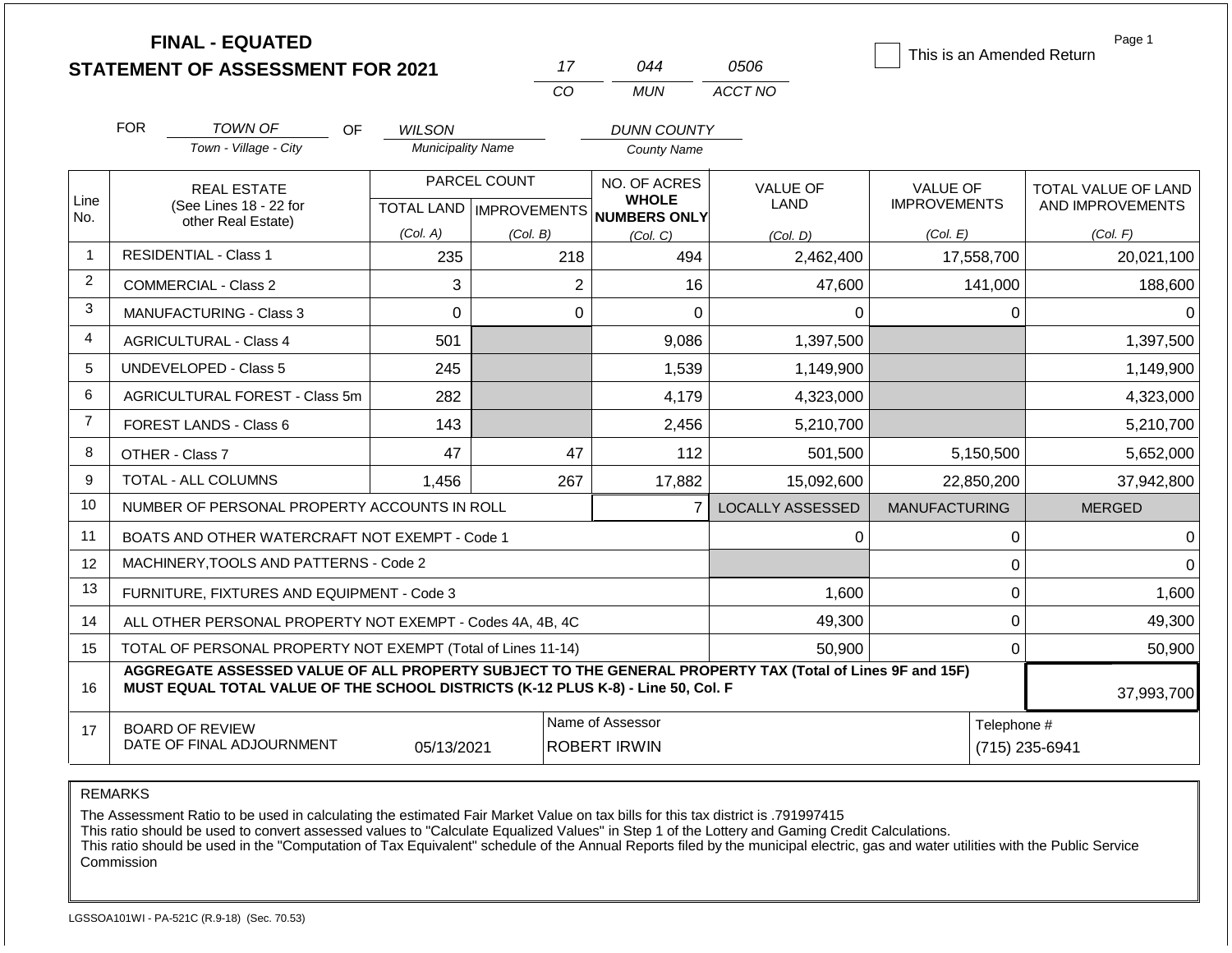**FINAL - EQUATED**
**STATEMENT OF ASSESSMENT FOR 2021**

| 17 | 044 | 0506 |
|---|---|---|
| CO | MUN | ACCT NO |

☐ This is an Amended Return

Page 1

FOR *TOWN OF* OF *WILSON* *DUNN COUNTY*
Town - Village - City — Municipality Name — County Name

| Line No. | REAL ESTATE (See Lines 18 - 22 for other Real Estate) | PARCEL COUNT TOTAL LAND (Col. A) | IMPROVEMENTS (Col. B) | NO. OF ACRES WHOLE NUMBERS ONLY (Col. C) | VALUE OF LAND (Col. D) | VALUE OF IMPROVEMENTS (Col. E) | TOTAL VALUE OF LAND AND IMPROVEMENTS (Col. F) |
|---|---|---|---|---|---|---|---|
| 1 | RESIDENTIAL - Class 1 | 235 | 218 | 494 | 2,462,400 | 17,558,700 | 20,021,100 |
| 2 | COMMERCIAL - Class 2 | 3 | 2 | 16 | 47,600 | 141,000 | 188,600 |
| 3 | MANUFACTURING - Class 3 | 0 | 0 | 0 | 0 | 0 | 0 |
| 4 | AGRICULTURAL - Class 4 | 501 | | 9,086 | 1,397,500 | | 1,397,500 |
| 5 | UNDEVELOPED - Class 5 | 245 | | 1,539 | 1,149,900 | | 1,149,900 |
| 6 | AGRICULTURAL FOREST - Class 5m | 282 | | 4,179 | 4,323,000 | | 4,323,000 |
| 7 | FOREST LANDS - Class 6 | 143 | | 2,456 | 5,210,700 | | 5,210,700 |
| 8 | OTHER - Class 7 | 47 | 47 | 112 | 501,500 | 5,150,500 | 5,652,000 |
| 9 | TOTAL - ALL COLUMNS | 1,456 | 267 | 17,882 | 15,092,600 | 22,850,200 | 37,942,800 |
| 10 | NUMBER OF PERSONAL PROPERTY ACCOUNTS IN ROLL | | | 7 | LOCALLY ASSESSED | MANUFACTURING | MERGED |
| 11 | BOATS AND OTHER WATERCRAFT NOT EXEMPT - Code 1 | | | | 0 | 0 | 0 |
| 12 | MACHINERY,TOOLS AND PATTERNS - Code 2 | | | | | 0 | 0 |
| 13 | FURNITURE, FIXTURES AND EQUIPMENT - Code 3 | | | | 1,600 | 0 | 1,600 |
| 14 | ALL OTHER PERSONAL PROPERTY NOT EXEMPT - Codes 4A, 4B, 4C | | | | 49,300 | 0 | 49,300 |
| 15 | TOTAL OF PERSONAL PROPERTY NOT EXEMPT (Total of Lines 11-14) | | | | 50,900 | 0 | 50,900 |
| 16 | **AGGREGATE ASSESSED VALUE OF ALL PROPERTY SUBJECT TO THE GENERAL PROPERTY TAX (Total of Lines 9F and 15F) MUST EQUAL TOTAL VALUE OF THE SCHOOL DISTRICTS (K-12 PLUS K-8) - Line 50, Col. F** | | | | | | 37,993,700 |
| 17 | BOARD OF REVIEW DATE OF FINAL ADJOURNMENT | 05/13/2021 | | Name of Assessor: ROBERT IRWIN | | Telephone #: (715) 235-6941 | |

REMARKS

The Assessment Ratio to be used in calculating the estimated Fair Market Value on tax bills for this tax district is .791997415
This ratio should be used to convert assessed values to "Calculate Equalized Values" in Step 1 of the Lottery and Gaming Credit Calculations.
This ratio should be used in the "Computation of Tax Equivalent" schedule of the Annual Reports filed by the municipal electric, gas and water utilities with the Public Service Commission

LGSSOA101WI - PA-521C (R.9-18) (Sec. 70.53)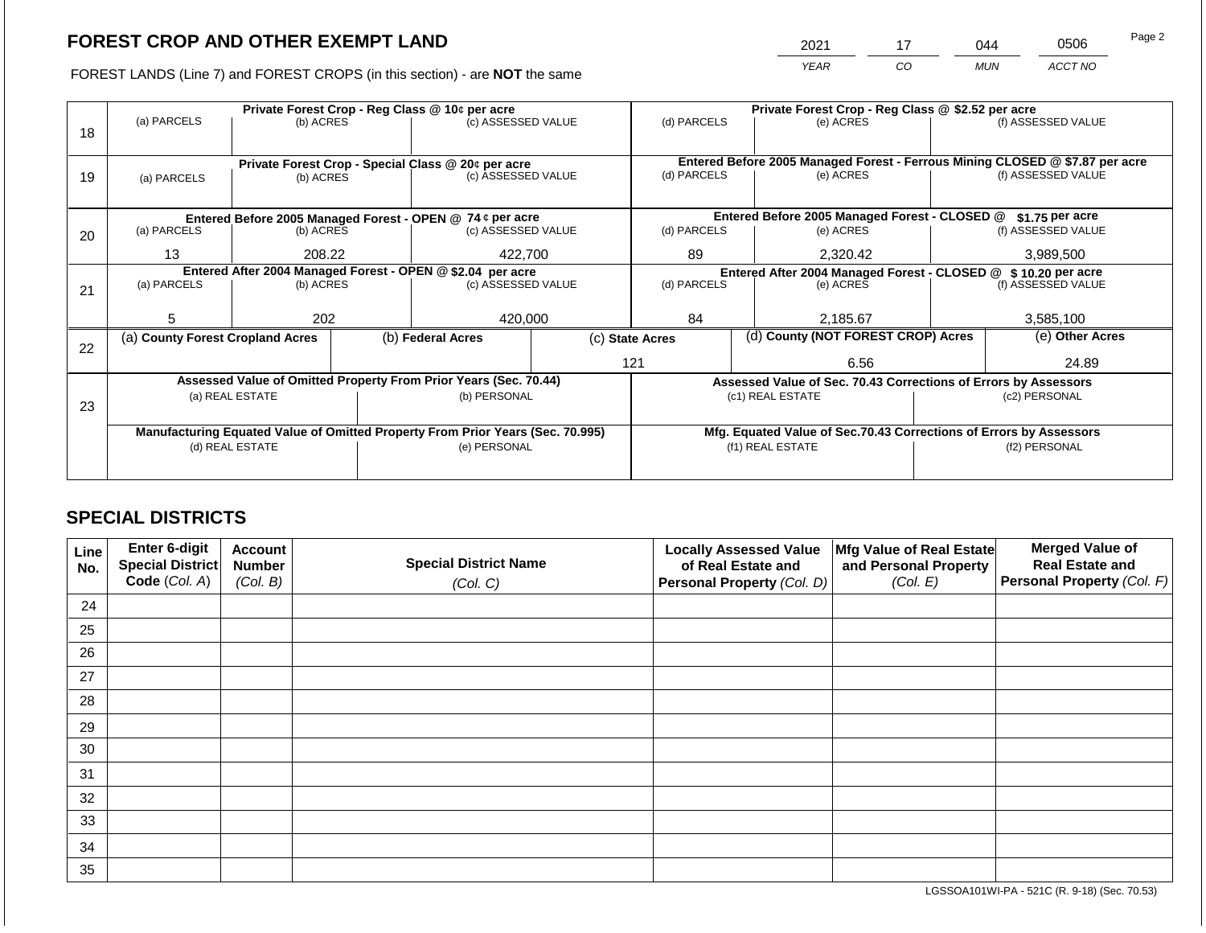# FOREST CROP AND OTHER EXEMPT LAND

FOREST LANDS (Line 7) and FOREST CROPS (in this section) - are **NOT** the same

| 2021 | 17 | 044 | 0506 |
|---|---|---|---|
| *YEAR* | *CO* | *MUN* | *ACCT NO* |

| Line | Private Forest Crop - Reg Class @ 10¢ per acre | | | Private Forest Crop - Reg Class @ $2.52 per acre | | |
|---|---|---|---|---|---|---|
| | (a) PARCELS | (b) ACRES | (c) ASSESSED VALUE | (d) PARCELS | (e) ACRES | (f) ASSESSED VALUE |
| 18 | | | | | | |
| | **Private Forest Crop - Special Class @ 20¢ per acre** | | | **Entered Before 2005 Managed Forest - Ferrous Mining CLOSED @ $7.87 per acre** | | |
| 19 | (a) PARCELS | (b) ACRES | (c) ASSESSED VALUE | (d) PARCELS | (e) ACRES | (f) ASSESSED VALUE |
| | **Entered Before 2005 Managed Forest - OPEN @ 74 ¢ per acre** | | | **Entered Before 2005 Managed Forest - CLOSED @ $1.75 per acre** | | |
| 20 | (a) PARCELS | (b) ACRES | (c) ASSESSED VALUE | (d) PARCELS | (e) ACRES | (f) ASSESSED VALUE |
| | 13 | 208.22 | 422,700 | 89 | 2,320.42 | 3,989,500 |
| | **Entered After 2004 Managed Forest - OPEN @ $2.04 per acre** | | | **Entered After 2004 Managed Forest - CLOSED @ $ 10.20 per acre** | | |
| 21 | (a) PARCELS | (b) ACRES | (c) ASSESSED VALUE | (d) PARCELS | (e) ACRES | (f) ASSESSED VALUE |
| | 5 | 202 | 420,000 | 84 | 2,185.67 | 3,585,100 |

| Line | (a) County Forest Cropland Acres | (b) Federal Acres | (c) State Acres | (d) County (NOT FOREST CROP) Acres | (e) Other Acres |
|---|---|---|---|---|---|
| 22 | | | 121 | 6.56 | 24.89 |

| Line | Assessed Value of Omitted Property From Prior Years (Sec. 70.44) | | Assessed Value of Sec. 70.43 Corrections of Errors by Assessors | |
|---|---|---|---|---|
| 23 | (a) REAL ESTATE | (b) PERSONAL | (c1) REAL ESTATE | (c2) PERSONAL |
| | | | | |
| | **Manufacturing Equated Value of Omitted Property From Prior Years (Sec. 70.995)** | | **Mfg. Equated Value of Sec.70.43 Corrections of Errors by Assessors** | |
| | (d) REAL ESTATE | (e) PERSONAL | (f1) REAL ESTATE | (f2) PERSONAL |
| | | | | |

## SPECIAL DISTRICTS

| Line No. | Enter 6-digit Special District Code (*Col. A*) | Account Number (*Col. B*) | Special District Name (*Col. C*) | Locally Assessed Value of Real Estate and Personal Property (*Col. D*) | Mfg Value of Real Estate and Personal Property (*Col. E*) | Merged Value of Real Estate and Personal Property (*Col. F*) |
|---|---|---|---|---|---|---|
| 24 | | | | | | |
| 25 | | | | | | |
| 26 | | | | | | |
| 27 | | | | | | |
| 28 | | | | | | |
| 29 | | | | | | |
| 30 | | | | | | |
| 31 | | | | | | |
| 32 | | | | | | |
| 33 | | | | | | |
| 34 | | | | | | |
| 35 | | | | | | |

LGSSOA101WI-PA - 521C (R. 9-18) (Sec. 70.53)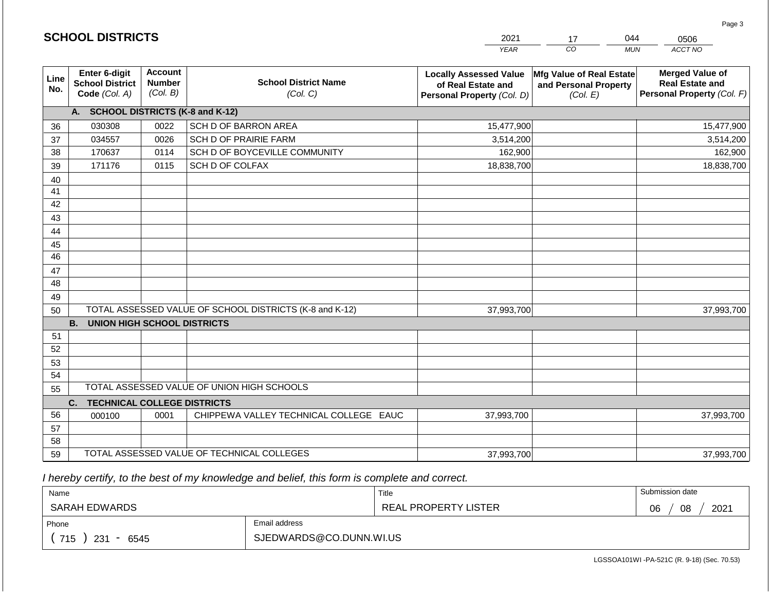## SCHOOL DISTRICTS

| 2021 | 17 | 044 | 0506 |
|---|---|---|---|
| *YEAR* | *CO* | *MUN* | *ACCT NO* |

| Line No. | Enter 6-digit School District Code *(Col. A)* | Account Number *(Col. B)* | School District Name *(Col. C)* | Locally Assessed Value of Real Estate and Personal Property *(Col. D)* | Mfg Value of Real Estate and Personal Property *(Col. E)* | Merged Value of Real Estate and Personal Property *(Col. F)* |
|---|---|---|---|---|---|---|
| | **A. SCHOOL DISTRICTS (K-8 and K-12)** | | | | | |
| 36 | 030308 | 0022 | SCH D OF BARRON AREA | 15,477,900 | | 15,477,900 |
| 37 | 034557 | 0026 | SCH D OF PRAIRIE FARM | 3,514,200 | | 3,514,200 |
| 38 | 170637 | 0114 | SCH D OF BOYCEVILLE COMMUNITY | 162,900 | | 162,900 |
| 39 | 171176 | 0115 | SCH D OF COLFAX | 18,838,700 | | 18,838,700 |
| 40 | | | | | | |
| 41 | | | | | | |
| 42 | | | | | | |
| 43 | | | | | | |
| 44 | | | | | | |
| 45 | | | | | | |
| 46 | | | | | | |
| 47 | | | | | | |
| 48 | | | | | | |
| 49 | | | | | | |
| 50 | TOTAL ASSESSED VALUE OF SCHOOL DISTRICTS (K-8 and K-12) | | | 37,993,700 | | 37,993,700 |
| | **B. UNION HIGH SCHOOL DISTRICTS** | | | | | |
| 51 | | | | | | |
| 52 | | | | | | |
| 53 | | | | | | |
| 54 | | | | | | |
| 55 | TOTAL ASSESSED VALUE OF UNION HIGH SCHOOLS | | | | | |
| | **C. TECHNICAL COLLEGE DISTRICTS** | | | | | |
| 56 | 000100 | 0001 | CHIPPEWA VALLEY TECHNICAL COLLEGE EAUC | 37,993,700 | | 37,993,700 |
| 57 | | | | | | |
| 58 | | | | | | |
| 59 | TOTAL ASSESSED VALUE OF TECHNICAL COLLEGES | | | 37,993,700 | | 37,993,700 |

*I hereby certify, to the best of my knowledge and belief, this form is complete and correct.*

| Name | Title | Submission date |
|---|---|---|
| SARAH EDWARDS | REAL PROPERTY LISTER | 06 / 08 / 2021 |
| Phone | Email address | |
| ( 715 ) 231 - 6545 | SJEDWARDS@CO.DUNN.WI.US | |

LGSSOA101WI -PA-521C (R. 9-18) (Sec. 70.53)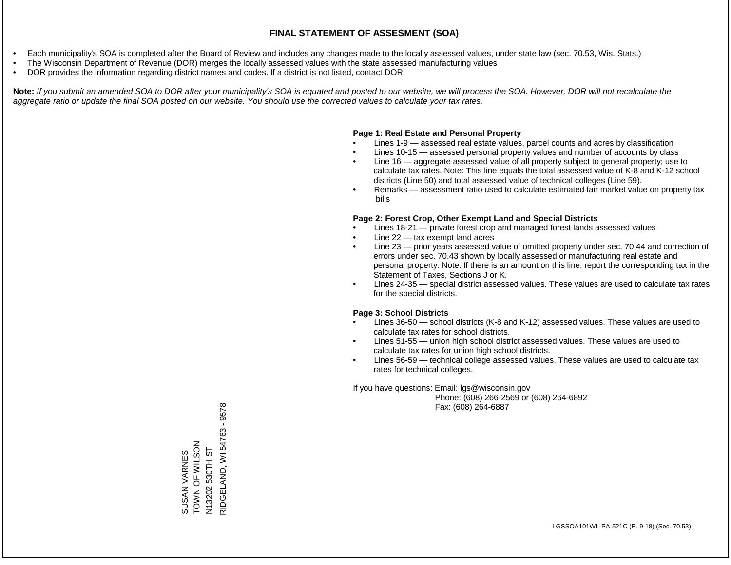# FINAL STATEMENT OF ASSESMENT (SOA)

- Each municipality's SOA is completed after the Board of Review and includes any changes made to the locally assessed values, under state law (sec. 70.53, Wis. Stats.)
- The Wisconsin Department of Revenue (DOR) merges the locally assessed values with the state assessed manufacturing values
- DOR provides the information regarding district names and codes. If a district is not listed, contact DOR.

**Note:** *If you submit an amended SOA to DOR after your municipality's SOA is equated and posted to our website, we will process the SOA. However, DOR will not recalculate the aggregate ratio or update the final SOA posted on our website. You should use the corrected values to calculate your tax rates.*

**Page 1: Real Estate and Personal Property**

- Lines 1-9 — assessed real estate values, parcel counts and acres by classification
- Lines 10-15 — assessed personal property values and number of accounts by class
- Line 16 — aggregate assessed value of all property subject to general property; use to calculate tax rates. Note: This line equals the total assessed value of K-8 and K-12 school districts (Line 50) and total assessed value of technical colleges (Line 59).
- Remarks — assessment ratio used to calculate estimated fair market value on property tax bills

**Page 2: Forest Crop, Other Exempt Land and Special Districts**

- Lines 18-21 — private forest crop and managed forest lands assessed values
- Line 22 — tax exempt land acres
- Line 23 — prior years assessed value of omitted property under sec. 70.44 and correction of errors under sec. 70.43 shown by locally assessed or manufacturing real estate and personal property. Note: If there is an amount on this line, report the corresponding tax in the Statement of Taxes, Sections J or K.
- Lines 24-35 — special district assessed values. These values are used to calculate tax rates for the special districts.

**Page 3: School Districts**

- Lines 36-50 — school districts (K-8 and K-12) assessed values. These values are used to calculate tax rates for school districts.
- Lines 51-55 — union high school district assessed values. These values are used to calculate tax rates for union high school districts.
- Lines 56-59 — technical college assessed values. These values are used to calculate tax rates for technical colleges.

If you have questions: Email: lgs@wisconsin.gov
Phone: (608) 266-2569 or (608) 264-6892
Fax: (608) 264-6887

SUSAN VARNES
TOWN OF WILSON
N13202 530TH ST
RIDGELAND, WI 54763 - 9578

LGSSOA101WI -PA-521C (R. 9-18) (Sec. 70.53)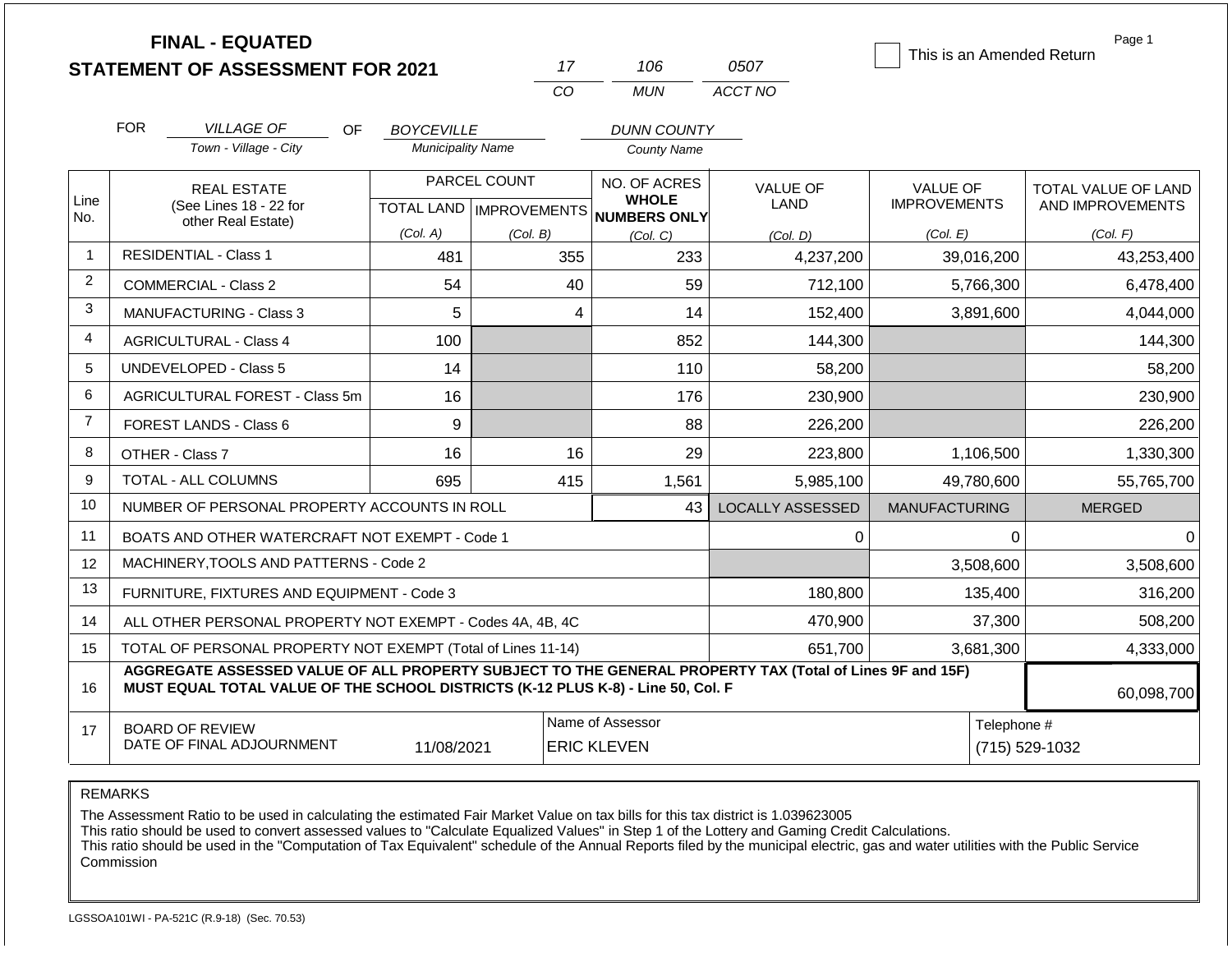# FINAL - EQUATED
# STATEMENT OF ASSESSMENT FOR 2021

| 17 | 106 | 0507 |
|---|---|---|
| CO | MUN | ACCT NO |

☐ This is an Amended Return

Page 1

FOR *VILLAGE OF* (Town - Village - City) OF *BOYCEVILLE* (Municipality Name) *DUNN COUNTY* (County Name)

| Line No. | REAL ESTATE (See Lines 18 - 22 for other Real Estate) | PARCEL COUNT TOTAL LAND (Col. A) | PARCEL COUNT IMPROVEMENTS (Col. B) | NO. OF ACRES WHOLE NUMBERS ONLY (Col. C) | VALUE OF LAND (Col. D) | VALUE OF IMPROVEMENTS (Col. E) | TOTAL VALUE OF LAND AND IMPROVEMENTS (Col. F) |
|---|---|---|---|---|---|---|---|
| 1 | RESIDENTIAL - Class 1 | 481 | 355 | 233 | 4,237,200 | 39,016,200 | 43,253,400 |
| 2 | COMMERCIAL - Class 2 | 54 | 40 | 59 | 712,100 | 5,766,300 | 6,478,400 |
| 3 | MANUFACTURING - Class 3 | 5 | 4 | 14 | 152,400 | 3,891,600 | 4,044,000 |
| 4 | AGRICULTURAL - Class 4 | 100 | | 852 | 144,300 | | 144,300 |
| 5 | UNDEVELOPED - Class 5 | 14 | | 110 | 58,200 | | 58,200 |
| 6 | AGRICULTURAL FOREST - Class 5m | 16 | | 176 | 230,900 | | 230,900 |
| 7 | FOREST LANDS - Class 6 | 9 | | 88 | 226,200 | | 226,200 |
| 8 | OTHER - Class 7 | 16 | 16 | 29 | 223,800 | 1,106,500 | 1,330,300 |
| 9 | TOTAL - ALL COLUMNS | 695 | 415 | 1,561 | 5,985,100 | 49,780,600 | 55,765,700 |
| 10 | NUMBER OF PERSONAL PROPERTY ACCOUNTS IN ROLL | | | 43 | LOCALLY ASSESSED | MANUFACTURING | MERGED |
| 11 | BOATS AND OTHER WATERCRAFT NOT EXEMPT - Code 1 | | | | 0 | 0 | 0 |
| 12 | MACHINERY,TOOLS AND PATTERNS - Code 2 | | | | | 3,508,600 | 3,508,600 |
| 13 | FURNITURE, FIXTURES AND EQUIPMENT - Code 3 | | | | 180,800 | 135,400 | 316,200 |
| 14 | ALL OTHER PERSONAL PROPERTY NOT EXEMPT - Codes 4A, 4B, 4C | | | | 470,900 | 37,300 | 508,200 |
| 15 | TOTAL OF PERSONAL PROPERTY NOT EXEMPT (Total of Lines 11-14) | | | | 651,700 | 3,681,300 | 4,333,000 |
| 16 | AGGREGATE ASSESSED VALUE OF ALL PROPERTY SUBJECT TO THE GENERAL PROPERTY TAX (Total of Lines 9F and 15F) MUST EQUAL TOTAL VALUE OF THE SCHOOL DISTRICTS (K-12 PLUS K-8) - Line 50, Col. F | | | | | | 60,098,700 |
| 17 | BOARD OF REVIEW DATE OF FINAL ADJOURNMENT | 11/08/2021 | | Name of Assessor: ERIC KLEVEN | | Telephone #: (715) 529-1032 | |

REMARKS

The Assessment Ratio to be used in calculating the estimated Fair Market Value on tax bills for this tax district is 1.039623005
This ratio should be used to convert assessed values to "Calculate Equalized Values" in Step 1 of the Lottery and Gaming Credit Calculations.
This ratio should be used in the "Computation of Tax Equivalent" schedule of the Annual Reports filed by the municipal electric, gas and water utilities with the Public Service Commission

LGSSOA101WI - PA-521C (R.9-18) (Sec. 70.53)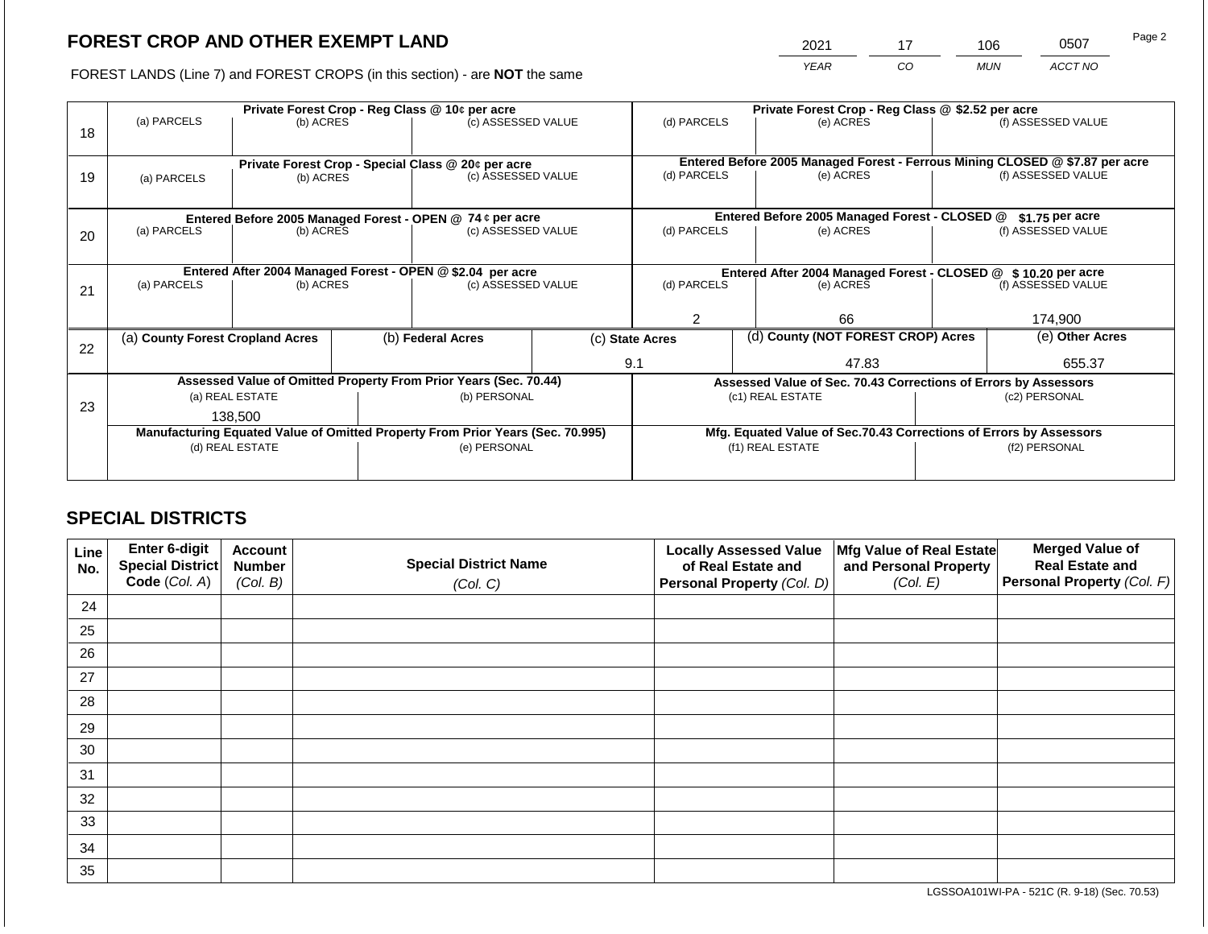## FOREST CROP AND OTHER EXEMPT LAND

FOREST LANDS (Line 7) and FOREST CROPS (in this section) - are **NOT** the same

| 2021 | 17 | 106 | 0507 |
|---|---|---|---|
| YEAR | CO | MUN | ACCT NO |

| Line | Private Forest Crop - Reg Class @ 10¢ per acre | | | Private Forest Crop - Reg Class @ $2.52 per acre | | |
|---|---|---|---|---|---|---|
| | (a) PARCELS | (b) ACRES | (c) ASSESSED VALUE | (d) PARCELS | (e) ACRES | (f) ASSESSED VALUE |
| 18 | | | | | | |
| | **Private Forest Crop - Special Class @ 20¢ per acre** | | | **Entered Before 2005 Managed Forest - Ferrous Mining CLOSED @ $7.87 per acre** | | |
| | (a) PARCELS | (b) ACRES | (c) ASSESSED VALUE | (d) PARCELS | (e) ACRES | (f) ASSESSED VALUE |
| 19 | | | | | | |
| | **Entered Before 2005 Managed Forest - OPEN @ 74 ¢ per acre** | | | **Entered Before 2005 Managed Forest - CLOSED @ $1.75 per acre** | | |
| | (a) PARCELS | (b) ACRES | (c) ASSESSED VALUE | (d) PARCELS | (e) ACRES | (f) ASSESSED VALUE |
| 20 | | | | | | |
| | **Entered After 2004 Managed Forest - OPEN @ $2.04 per acre** | | | **Entered After 2004 Managed Forest - CLOSED @ $ 10.20 per acre** | | |
| | (a) PARCELS | (b) ACRES | (c) ASSESSED VALUE | (d) PARCELS | (e) ACRES | (f) ASSESSED VALUE |
| 21 | | | | 2 | 66 | 174,900 |

| Line | (a) County Forest Cropland Acres | (b) Federal Acres | (c) State Acres | (d) County (NOT FOREST CROP) Acres | (e) Other Acres |
|---|---|---|---|---|---|
| 22 | | | 9.1 | 47.83 | 655.37 |

| Line | Assessed Value of Omitted Property From Prior Years (Sec. 70.44) | | Assessed Value of Sec. 70.43 Corrections of Errors by Assessors | |
|---|---|---|---|---|
| | (a) REAL ESTATE | (b) PERSONAL | (c1) REAL ESTATE | (c2) PERSONAL |
| 23 | 138,500 | | | |
| | **Manufacturing Equated Value of Omitted Property From Prior Years (Sec. 70.995)** | | **Mfg. Equated Value of Sec.70.43 Corrections of Errors by Assessors** | |
| | (d) REAL ESTATE | (e) PERSONAL | (f1) REAL ESTATE | (f2) PERSONAL |
| | | | | |

## SPECIAL DISTRICTS

| Line No. | Enter 6-digit Special District Code (Col. A) | Account Number (Col. B) | Special District Name (Col. C) | Locally Assessed Value of Real Estate and Personal Property (Col. D) | Mfg Value of Real Estate and Personal Property (Col. E) | Merged Value of Real Estate and Personal Property (Col. F) |
|---|---|---|---|---|---|---|
| 24 | | | | | | |
| 25 | | | | | | |
| 26 | | | | | | |
| 27 | | | | | | |
| 28 | | | | | | |
| 29 | | | | | | |
| 30 | | | | | | |
| 31 | | | | | | |
| 32 | | | | | | |
| 33 | | | | | | |
| 34 | | | | | | |
| 35 | | | | | | |

LGSSOA101WI-PA - 521C (R. 9-18) (Sec. 70.53)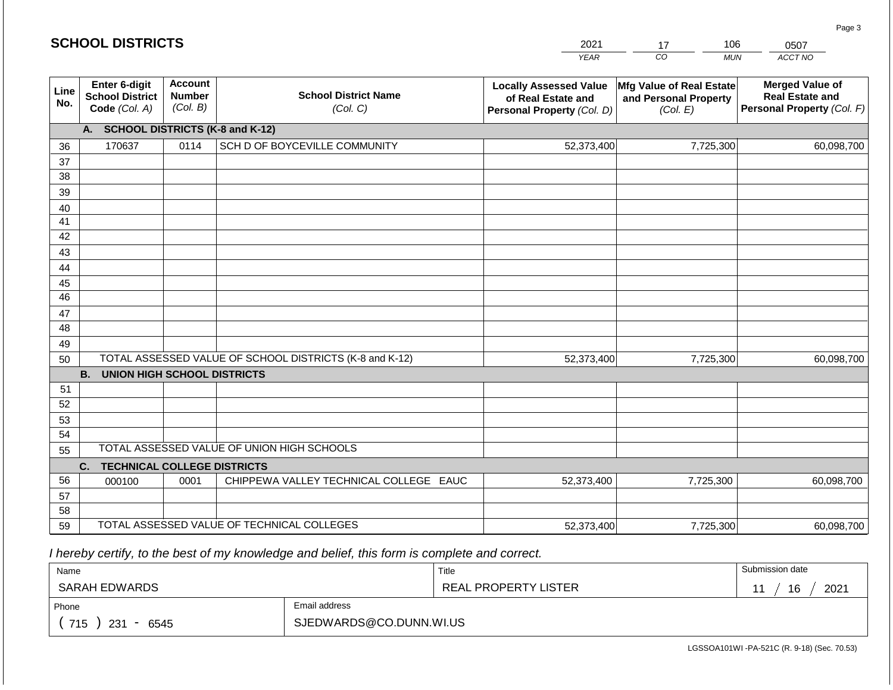## SCHOOL DISTRICTS

| 2021 | 17 | 106 | 0507 |
|---|---|---|---|
| *YEAR* | *CO* | *MUN* | *ACCT NO* |

| Line No. | Enter 6-digit School District Code (Col. A) | Account Number (Col. B) | School District Name (Col. C) | Locally Assessed Value of Real Estate and Personal Property (Col. D) | Mfg Value of Real Estate and Personal Property (Col. E) | Merged Value of Real Estate and Personal Property (Col. F) |
|---|---|---|---|---|---|---|
| | **A. SCHOOL DISTRICTS (K-8 and K-12)** | | | | | |
| 36 | 170637 | 0114 | SCH D OF BOYCEVILLE COMMUNITY | 52,373,400 | 7,725,300 | 60,098,700 |
| 37 | | | | | | |
| 38 | | | | | | |
| 39 | | | | | | |
| 40 | | | | | | |
| 41 | | | | | | |
| 42 | | | | | | |
| 43 | | | | | | |
| 44 | | | | | | |
| 45 | | | | | | |
| 46 | | | | | | |
| 47 | | | | | | |
| 48 | | | | | | |
| 49 | | | | | | |
| 50 | TOTAL ASSESSED VALUE OF SCHOOL DISTRICTS (K-8 and K-12) | | | 52,373,400 | 7,725,300 | 60,098,700 |
| | **B. UNION HIGH SCHOOL DISTRICTS** | | | | | |
| 51 | | | | | | |
| 52 | | | | | | |
| 53 | | | | | | |
| 54 | | | | | | |
| 55 | TOTAL ASSESSED VALUE OF UNION HIGH SCHOOLS | | | | | |
| | **C. TECHNICAL COLLEGE DISTRICTS** | | | | | |
| 56 | 000100 | 0001 | CHIPPEWA VALLEY TECHNICAL COLLEGE EAUC | 52,373,400 | 7,725,300 | 60,098,700 |
| 57 | | | | | | |
| 58 | | | | | | |
| 59 | TOTAL ASSESSED VALUE OF TECHNICAL COLLEGES | | | 52,373,400 | 7,725,300 | 60,098,700 |

*I hereby certify, to the best of my knowledge and belief, this form is complete and correct.*

| Name | Title | Submission date |
|---|---|---|
| SARAH EDWARDS | REAL PROPERTY LISTER | 11 / 16 / 2021 |
| Phone | Email address | |
| ( 715 ) 231 - 6545 | SJEDWARDS@CO.DUNN.WI.US | |

LGSSOA101WI -PA-521C (R. 9-18) (Sec. 70.53)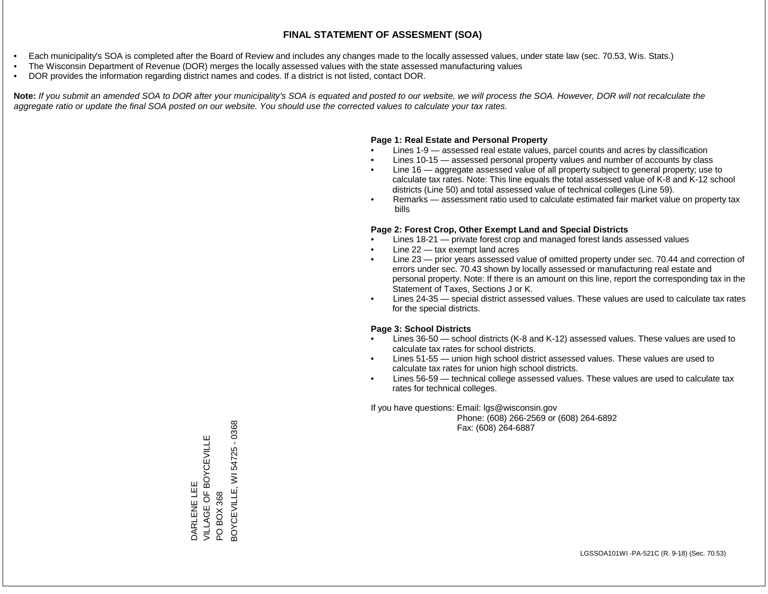# FINAL STATEMENT OF ASSESMENT (SOA)

- Each municipality's SOA is completed after the Board of Review and includes any changes made to the locally assessed values, under state law (sec. 70.53, Wis. Stats.)
- The Wisconsin Department of Revenue (DOR) merges the locally assessed values with the state assessed manufacturing values
- DOR provides the information regarding district names and codes. If a district is not listed, contact DOR.

**Note:** *If you submit an amended SOA to DOR after your municipality's SOA is equated and posted to our website, we will process the SOA. However, DOR will not recalculate the aggregate ratio or update the final SOA posted on our website. You should use the corrected values to calculate your tax rates.*

**Page 1: Real Estate and Personal Property**

- Lines 1-9 — assessed real estate values, parcel counts and acres by classification
- Lines 10-15 — assessed personal property values and number of accounts by class
- Line 16 — aggregate assessed value of all property subject to general property; use to calculate tax rates. Note: This line equals the total assessed value of K-8 and K-12 school districts (Line 50) and total assessed value of technical colleges (Line 59).
- Remarks — assessment ratio used to calculate estimated fair market value on property tax bills

**Page 2: Forest Crop, Other Exempt Land and Special Districts**

- Lines 18-21 — private forest crop and managed forest lands assessed values
- Line 22 — tax exempt land acres
- Line 23 — prior years assessed value of omitted property under sec. 70.44 and correction of errors under sec. 70.43 shown by locally assessed or manufacturing real estate and personal property. Note: If there is an amount on this line, report the corresponding tax in the Statement of Taxes, Sections J or K.
- Lines 24-35 — special district assessed values. These values are used to calculate tax rates for the special districts.

**Page 3: School Districts**

- Lines 36-50 — school districts (K-8 and K-12) assessed values. These values are used to calculate tax rates for school districts.
- Lines 51-55 — union high school district assessed values. These values are used to calculate tax rates for union high school districts.
- Lines 56-59 — technical college assessed values. These values are used to calculate tax rates for technical colleges.

If you have questions: Email: lgs@wisconsin.gov
Phone: (608) 266-2569 or (608) 264-6892
Fax: (608) 264-6887

DARLENE LEE
VILLAGE OF BOYCEVILLE
PO BOX 368
BOYCEVILLE, WI 54725 - 0368

LGSSOA101WI -PA-521C (R. 9-18) (Sec. 70.53)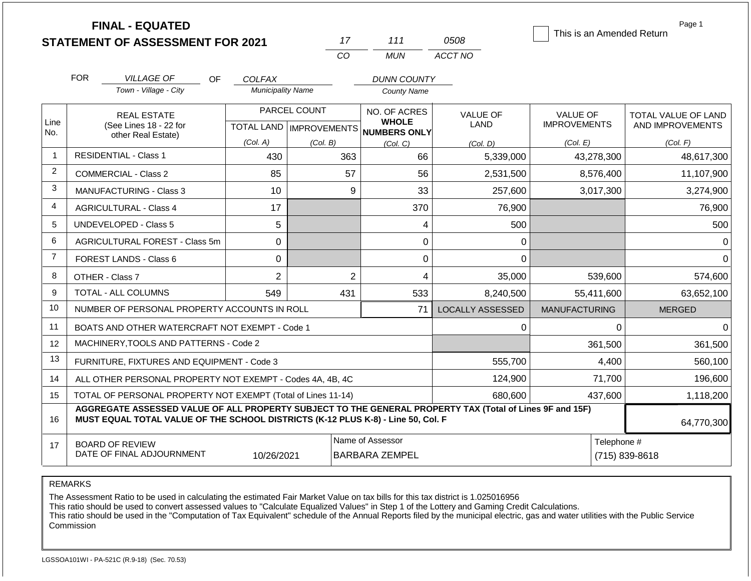# FINAL - EQUATED
## STATEMENT OF ASSESSMENT FOR 2021

| 17 | 111 | 0508 |
|---|---|---|
| CO | MUN | ACCT NO |

☐ This is an Amended Return

Page 1

FOR *VILLAGE OF* (Town - Village - City) OF *COLFAX* (Municipality Name) *DUNN COUNTY* (County Name)

| Line No. | REAL ESTATE (See Lines 18 - 22 for other Real Estate) | PARCEL COUNT TOTAL LAND (Col. A) | PARCEL COUNT IMPROVEMENTS (Col. B) | NO. OF ACRES WHOLE NUMBERS ONLY (Col. C) | VALUE OF LAND (Col. D) | VALUE OF IMPROVEMENTS (Col. E) | TOTAL VALUE OF LAND AND IMPROVEMENTS (Col. F) |
|---|---|---|---|---|---|---|---|
| 1 | RESIDENTIAL - Class 1 | 430 | 363 | 66 | 5,339,000 | 43,278,300 | 48,617,300 |
| 2 | COMMERCIAL - Class 2 | 85 | 57 | 56 | 2,531,500 | 8,576,400 | 11,107,900 |
| 3 | MANUFACTURING - Class 3 | 10 | 9 | 33 | 257,600 | 3,017,300 | 3,274,900 |
| 4 | AGRICULTURAL - Class 4 | 17 | | 370 | 76,900 | | 76,900 |
| 5 | UNDEVELOPED - Class 5 | 5 | | 4 | 500 | | 500 |
| 6 | AGRICULTURAL FOREST - Class 5m | 0 | | 0 | 0 | | 0 |
| 7 | FOREST LANDS - Class 6 | 0 | | 0 | 0 | | 0 |
| 8 | OTHER - Class 7 | 2 | 2 | 4 | 35,000 | 539,600 | 574,600 |
| 9 | TOTAL - ALL COLUMNS | 549 | 431 | 533 | 8,240,500 | 55,411,600 | 63,652,100 |
| 10 | NUMBER OF PERSONAL PROPERTY ACCOUNTS IN ROLL | | | 71 | LOCALLY ASSESSED | MANUFACTURING | MERGED |
| 11 | BOATS AND OTHER WATERCRAFT NOT EXEMPT - Code 1 | | | | 0 | 0 | 0 |
| 12 | MACHINERY,TOOLS AND PATTERNS - Code 2 | | | | | 361,500 | 361,500 |
| 13 | FURNITURE, FIXTURES AND EQUIPMENT - Code 3 | | | | 555,700 | 4,400 | 560,100 |
| 14 | ALL OTHER PERSONAL PROPERTY NOT EXEMPT - Codes 4A, 4B, 4C | | | | 124,900 | 71,700 | 196,600 |
| 15 | TOTAL OF PERSONAL PROPERTY NOT EXEMPT (Total of Lines 11-14) | | | | 680,600 | 437,600 | 1,118,200 |
| 16 | **AGGREGATE ASSESSED VALUE OF ALL PROPERTY SUBJECT TO THE GENERAL PROPERTY TAX (Total of Lines 9F and 15F) MUST EQUAL TOTAL VALUE OF THE SCHOOL DISTRICTS (K-12 PLUS K-8) - Line 50, Col. F** | | | | | | 64,770,300 |
| 17 | BOARD OF REVIEW DATE OF FINAL ADJOURNMENT | 10/26/2021 | Name of Assessor: BARBARA ZEMPEL | | | Telephone #: (715) 839-8618 | |

REMARKS

The Assessment Ratio to be used in calculating the estimated Fair Market Value on tax bills for this tax district is 1.025016956
This ratio should be used to convert assessed values to "Calculate Equalized Values" in Step 1 of the Lottery and Gaming Credit Calculations.
This ratio should be used in the "Computation of Tax Equivalent" schedule of the Annual Reports filed by the municipal electric, gas and water utilities with the Public Service Commission

LGSSOA101WI - PA-521C (R.9-18) (Sec. 70.53)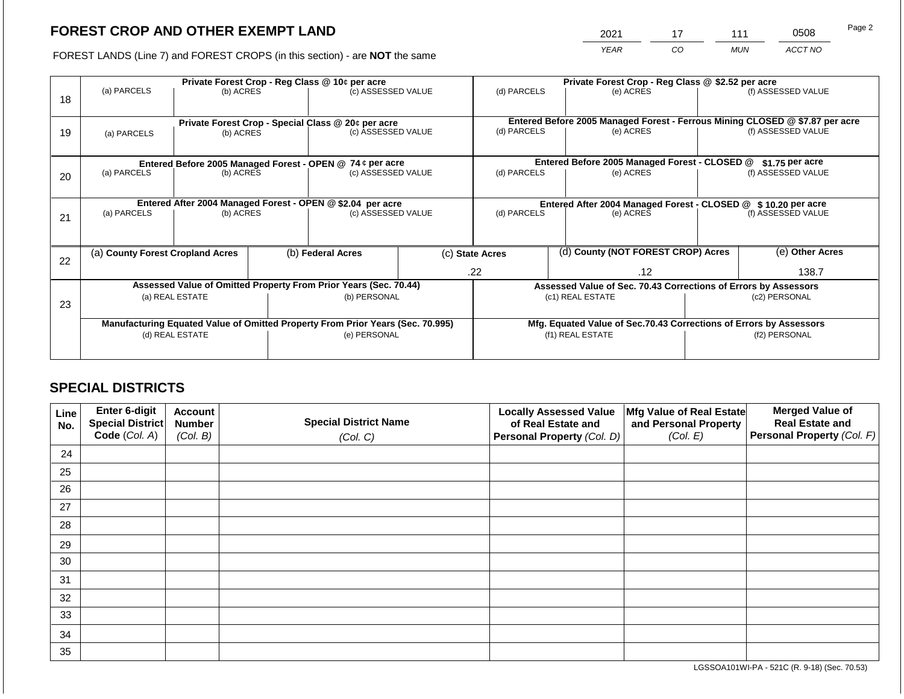# FOREST CROP AND OTHER EXEMPT LAND

FOREST LANDS (Line 7) and FOREST CROPS (in this section) - are **NOT** the same

| 2021 | 17 | 111 | 0508 |
|---|---|---|---|
| *YEAR* | *CO* | *MUN* | *ACCT NO* |

| Line | **Private Forest Crop - Reg Class @ 10¢ per acre** | | | **Private Forest Crop - Reg Class @ $2.52 per acre** | | |
|---|---|---|---|---|---|---|
| 18 | (a) PARCELS | (b) ACRES | (c) ASSESSED VALUE | (d) PARCELS | (e) ACRES | (f) ASSESSED VALUE |
| | **Private Forest Crop - Special Class @ 20¢ per acre** | | | **Entered Before 2005 Managed Forest - Ferrous Mining CLOSED @ $7.87 per acre** | | |
| 19 | (a) PARCELS | (b) ACRES | (c) ASSESSED VALUE | (d) PARCELS | (e) ACRES | (f) ASSESSED VALUE |
| | **Entered Before 2005 Managed Forest - OPEN @ 74 ¢ per acre** | | | **Entered Before 2005 Managed Forest - CLOSED @ $1.75 per acre** | | |
| 20 | (a) PARCELS | (b) ACRES | (c) ASSESSED VALUE | (d) PARCELS | (e) ACRES | (f) ASSESSED VALUE |
| | **Entered After 2004 Managed Forest - OPEN @ $2.04 per acre** | | | **Entered After 2004 Managed Forest - CLOSED @ $ 10.20 per acre** | | |
| 21 | (a) PARCELS | (b) ACRES | (c) ASSESSED VALUE | (d) PARCELS | (e) ACRES | (f) ASSESSED VALUE |

| Line | (a) **County Forest Cropland Acres** | (b) **Federal Acres** | (c) **State Acres** | (d) **County (NOT FOREST CROP) Acres** | (e) **Other Acres** |
|---|---|---|---|---|---|
| 22 | | | .22 | .12 | 138.7 |

| Line | **Assessed Value of Omitted Property From Prior Years (Sec. 70.44)** | | **Assessed Value of Sec. 70.43 Corrections of Errors by Assessors** | |
|---|---|---|---|---|
| 23 | (a) REAL ESTATE | (b) PERSONAL | (c1) REAL ESTATE | (c2) PERSONAL |
| | **Manufacturing Equated Value of Omitted Property From Prior Years (Sec. 70.995)** | | **Mfg. Equated Value of Sec.70.43 Corrections of Errors by Assessors** | |
| | (d) REAL ESTATE | (e) PERSONAL | (f1) REAL ESTATE | (f2) PERSONAL |

## SPECIAL DISTRICTS

| Line No. | Enter 6-digit Special District Code *(Col. A)* | Account Number *(Col. B)* | Special District Name *(Col. C)* | Locally Assessed Value of Real Estate and Personal Property *(Col. D)* | Mfg Value of Real Estate and Personal Property *(Col. E)* | Merged Value of Real Estate and Personal Property *(Col. F)* |
|---|---|---|---|---|---|---|
| 24 | | | | | | |
| 25 | | | | | | |
| 26 | | | | | | |
| 27 | | | | | | |
| 28 | | | | | | |
| 29 | | | | | | |
| 30 | | | | | | |
| 31 | | | | | | |
| 32 | | | | | | |
| 33 | | | | | | |
| 34 | | | | | | |
| 35 | | | | | | |

LGSSOA101WI-PA - 521C (R. 9-18) (Sec. 70.53)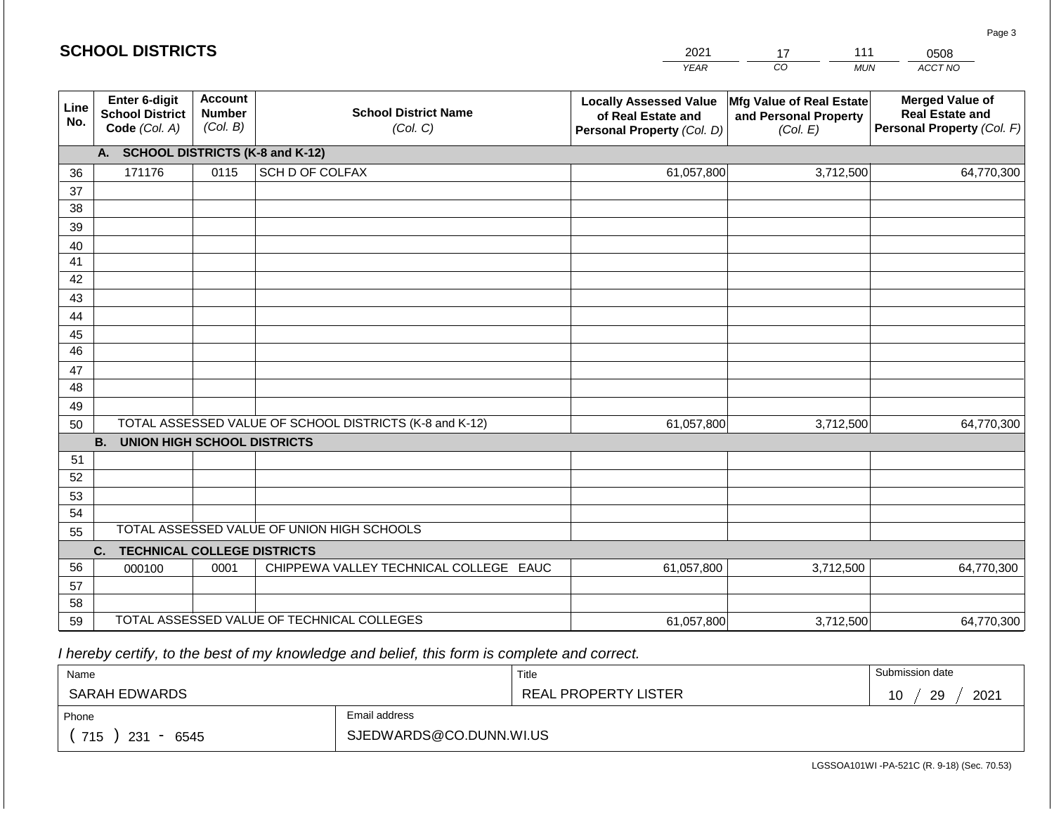# SCHOOL DISTRICTS

| 2021 | 17 | 111 | 0508 |
|---|---|---|---|
| *YEAR* | *CO* | *MUN* | *ACCT NO* |

| Line No. | Enter 6-digit School District Code *(Col. A)* | Account Number *(Col. B)* | School District Name *(Col. C)* | Locally Assessed Value of Real Estate and Personal Property *(Col. D)* | Mfg Value of Real Estate and Personal Property *(Col. E)* | Merged Value of Real Estate and Personal Property *(Col. F)* |
|---|---|---|---|---|---|---|
| | **A. SCHOOL DISTRICTS (K-8 and K-12)** | | | | | |
| 36 | 171176 | 0115 | SCH D OF COLFAX | 61,057,800 | 3,712,500 | 64,770,300 |
| 37 | | | | | | |
| 38 | | | | | | |
| 39 | | | | | | |
| 40 | | | | | | |
| 41 | | | | | | |
| 42 | | | | | | |
| 43 | | | | | | |
| 44 | | | | | | |
| 45 | | | | | | |
| 46 | | | | | | |
| 47 | | | | | | |
| 48 | | | | | | |
| 49 | | | | | | |
| 50 | TOTAL ASSESSED VALUE OF SCHOOL DISTRICTS (K-8 and K-12) | | | 61,057,800 | 3,712,500 | 64,770,300 |
| | **B. UNION HIGH SCHOOL DISTRICTS** | | | | | |
| 51 | | | | | | |
| 52 | | | | | | |
| 53 | | | | | | |
| 54 | | | | | | |
| 55 | TOTAL ASSESSED VALUE OF UNION HIGH SCHOOLS | | | | | |
| | **C. TECHNICAL COLLEGE DISTRICTS** | | | | | |
| 56 | 000100 | 0001 | CHIPPEWA VALLEY TECHNICAL COLLEGE EAUC | 61,057,800 | 3,712,500 | 64,770,300 |
| 57 | | | | | | |
| 58 | | | | | | |
| 59 | TOTAL ASSESSED VALUE OF TECHNICAL COLLEGES | | | 61,057,800 | 3,712,500 | 64,770,300 |

*I hereby certify, to the best of my knowledge and belief, this form is complete and correct.*

| Name | Title | Submission date |
|---|---|---|
| SARAH EDWARDS | REAL PROPERTY LISTER | 10 / 29 / 2021 |
| **Phone** | **Email address** | |
| ( 715 ) 231 - 6545 | SJEDWARDS@CO.DUNN.WI.US | |

LGSSOA101WI -PA-521C (R. 9-18) (Sec. 70.53)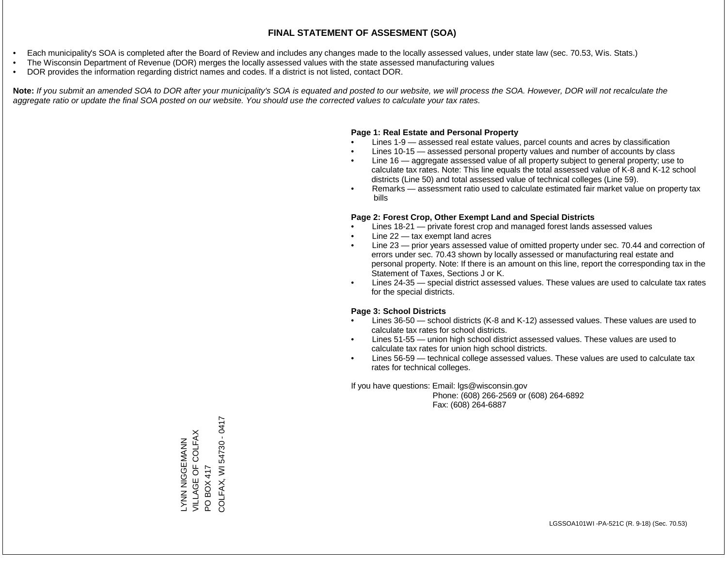# FINAL STATEMENT OF ASSESMENT (SOA)

- Each municipality's SOA is completed after the Board of Review and includes any changes made to the locally assessed values, under state law (sec. 70.53, Wis. Stats.)
- The Wisconsin Department of Revenue (DOR) merges the locally assessed values with the state assessed manufacturing values
- DOR provides the information regarding district names and codes. If a district is not listed, contact DOR.

**Note:** *If you submit an amended SOA to DOR after your municipality's SOA is equated and posted to our website, we will process the SOA. However, DOR will not recalculate the aggregate ratio or update the final SOA posted on our website. You should use the corrected values to calculate your tax rates.*

**Page 1: Real Estate and Personal Property**
- Lines 1-9 — assessed real estate values, parcel counts and acres by classification
- Lines 10-15 — assessed personal property values and number of accounts by class
- Line 16 — aggregate assessed value of all property subject to general property; use to calculate tax rates. Note: This line equals the total assessed value of K-8 and K-12 school districts (Line 50) and total assessed value of technical colleges (Line 59).
- Remarks — assessment ratio used to calculate estimated fair market value on property tax bills

**Page 2: Forest Crop, Other Exempt Land and Special Districts**
- Lines 18-21 — private forest crop and managed forest lands assessed values
- Line 22 — tax exempt land acres
- Line 23 — prior years assessed value of omitted property under sec. 70.44 and correction of errors under sec. 70.43 shown by locally assessed or manufacturing real estate and personal property. Note: If there is an amount on this line, report the corresponding tax in the Statement of Taxes, Sections J or K.
- Lines 24-35 — special district assessed values. These values are used to calculate tax rates for the special districts.

**Page 3: School Districts**
- Lines 36-50 — school districts (K-8 and K-12) assessed values. These values are used to calculate tax rates for school districts.
- Lines 51-55 — union high school district assessed values. These values are used to calculate tax rates for union high school districts.
- Lines 56-59 — technical college assessed values. These values are used to calculate tax rates for technical colleges.

If you have questions: Email: lgs@wisconsin.gov
Phone: (608) 266-2569 or (608) 264-6892
Fax: (608) 264-6887

LYNN NIGGEMANN
VILLAGE OF COLFAX
PO BOX 417
COLFAX, WI 54730 - 0417

LGSSOA101WI -PA-521C (R. 9-18) (Sec. 70.53)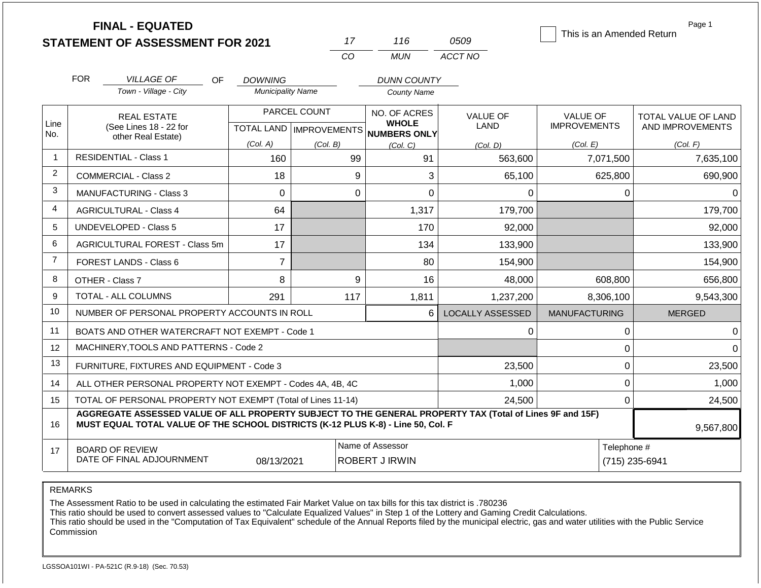# FINAL - EQUATED
## STATEMENT OF ASSESSMENT FOR 2021

| 17 | 116 | 0509 |
|---|---|---|
| CO | MUN | ACCT NO |

This is an Amended Return

FOR *VILLAGE OF* (Town - Village - City) OF *DOWNING* (Municipality Name) *DUNN COUNTY* (County Name)

| Line No. | REAL ESTATE (See Lines 18 - 22 for other Real Estate) | PARCEL COUNT TOTAL LAND (Col. A) | PARCEL COUNT IMPROVEMENTS (Col. B) | NO. OF ACRES WHOLE NUMBERS ONLY (Col. C) | VALUE OF LAND (Col. D) | VALUE OF IMPROVEMENTS (Col. E) | TOTAL VALUE OF LAND AND IMPROVEMENTS (Col. F) |
|---|---|---|---|---|---|---|---|
| 1 | RESIDENTIAL - Class 1 | 160 | 99 | 91 | 563,600 | 7,071,500 | 7,635,100 |
| 2 | COMMERCIAL - Class 2 | 18 | 9 | 3 | 65,100 | 625,800 | 690,900 |
| 3 | MANUFACTURING - Class 3 | 0 | 0 | 0 | 0 | 0 | 0 |
| 4 | AGRICULTURAL - Class 4 | 64 | | 1,317 | 179,700 | | 179,700 |
| 5 | UNDEVELOPED - Class 5 | 17 | | 170 | 92,000 | | 92,000 |
| 6 | AGRICULTURAL FOREST - Class 5m | 17 | | 134 | 133,900 | | 133,900 |
| 7 | FOREST LANDS - Class 6 | 7 | | 80 | 154,900 | | 154,900 |
| 8 | OTHER - Class 7 | 8 | 9 | 16 | 48,000 | 608,800 | 656,800 |
| 9 | TOTAL - ALL COLUMNS | 291 | 117 | 1,811 | 1,237,200 | 8,306,100 | 9,543,300 |
| 10 | NUMBER OF PERSONAL PROPERTY ACCOUNTS IN ROLL | | | 6 | LOCALLY ASSESSED | MANUFACTURING | MERGED |
| 11 | BOATS AND OTHER WATERCRAFT NOT EXEMPT - Code 1 | | | | 0 | 0 | 0 |
| 12 | MACHINERY,TOOLS AND PATTERNS - Code 2 | | | | | 0 | 0 |
| 13 | FURNITURE, FIXTURES AND EQUIPMENT - Code 3 | | | | 23,500 | 0 | 23,500 |
| 14 | ALL OTHER PERSONAL PROPERTY NOT EXEMPT - Codes 4A, 4B, 4C | | | | 1,000 | 0 | 1,000 |
| 15 | TOTAL OF PERSONAL PROPERTY NOT EXEMPT (Total of Lines 11-14) | | | | 24,500 | 0 | 24,500 |
| 16 | **AGGREGATE ASSESSED VALUE OF ALL PROPERTY SUBJECT TO THE GENERAL PROPERTY TAX (Total of Lines 9F and 15F) MUST EQUAL TOTAL VALUE OF THE SCHOOL DISTRICTS (K-12 PLUS K-8) - Line 50, Col. F** | | | | | | 9,567,800 |
| 17 | BOARD OF REVIEW DATE OF FINAL ADJOURNMENT | 08/13/2021 | Name of Assessor: ROBERT J IRWIN | | | Telephone #: (715) 235-6941 | |

REMARKS

The Assessment Ratio to be used in calculating the estimated Fair Market Value on tax bills for this tax district is .780236
This ratio should be used to convert assessed values to "Calculate Equalized Values" in Step 1 of the Lottery and Gaming Credit Calculations.
This ratio should be used in the "Computation of Tax Equivalent" schedule of the Annual Reports filed by the municipal electric, gas and water utilities with the Public Service Commission

LGSSOA101WI - PA-521C (R.9-18) (Sec. 70.53)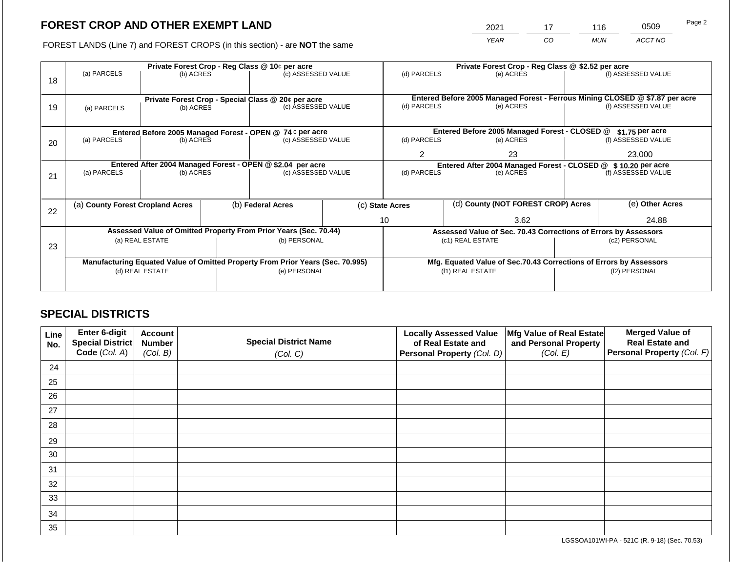# FOREST CROP AND OTHER EXEMPT LAND

FOREST LANDS (Line 7) and FOREST CROPS (in this section) - are **NOT** the same

| 2021 | 17 | 116 | 0509 |
|---|---|---|---|
| *YEAR* | *CO* | *MUN* | *ACCT NO* |

| Line | Private Forest Crop - Reg Class @ 10¢ per acre | | | Private Forest Crop - Reg Class @ $2.52 per acre | | |
|---|---|---|---|---|---|---|
| | (a) PARCELS | (b) ACRES | (c) ASSESSED VALUE | (d) PARCELS | (e) ACRES | (f) ASSESSED VALUE |
| 18 | | | | | | |
| | **Private Forest Crop - Special Class @ 20¢ per acre** | | | **Entered Before 2005 Managed Forest - Ferrous Mining CLOSED @ $7.87 per acre** | | |
| | (a) PARCELS | (b) ACRES | (c) ASSESSED VALUE | (d) PARCELS | (e) ACRES | (f) ASSESSED VALUE |
| 19 | | | | | | |
| | **Entered Before 2005 Managed Forest - OPEN @ 74 ¢ per acre** | | | **Entered Before 2005 Managed Forest - CLOSED @ $1.75 per acre** | | |
| | (a) PARCELS | (b) ACRES | (c) ASSESSED VALUE | (d) PARCELS | (e) ACRES | (f) ASSESSED VALUE |
| 20 | | | | 2 | 23 | 23,000 |
| | **Entered After 2004 Managed Forest - OPEN @ $2.04 per acre** | | | **Entered After 2004 Managed Forest - CLOSED @ $ 10.20 per acre** | | |
| | (a) PARCELS | (b) ACRES | (c) ASSESSED VALUE | (d) PARCELS | (e) ACRES | (f) ASSESSED VALUE |
| 21 | | | | | | |

| Line | (a) County Forest Cropland Acres | (b) Federal Acres | (c) State Acres | (d) County (NOT FOREST CROP) Acres | (e) Other Acres |
|---|---|---|---|---|---|
| 22 | | | 10 | 3.62 | 24.88 |

| Line | Assessed Value of Omitted Property From Prior Years (Sec. 70.44) | | Assessed Value of Sec. 70.43 Corrections of Errors by Assessors | |
|---|---|---|---|---|
| | (a) REAL ESTATE | (b) PERSONAL | (c1) REAL ESTATE | (c2) PERSONAL |
| 23 | | | | |
| | **Manufacturing Equated Value of Omitted Property From Prior Years (Sec. 70.995)** | | **Mfg. Equated Value of Sec.70.43 Corrections of Errors by Assessors** | |
| | (d) REAL ESTATE | (e) PERSONAL | (f1) REAL ESTATE | (f2) PERSONAL |
| | | | | |

## SPECIAL DISTRICTS

| Line No. | Enter 6-digit Special District Code (*Col. A*) | Account Number (*Col. B*) | Special District Name (*Col. C*) | Locally Assessed Value of Real Estate and Personal Property (*Col. D*) | Mfg Value of Real Estate and Personal Property (*Col. E*) | Merged Value of Real Estate and Personal Property (*Col. F*) |
|---|---|---|---|---|---|---|
| 24 | | | | | | |
| 25 | | | | | | |
| 26 | | | | | | |
| 27 | | | | | | |
| 28 | | | | | | |
| 29 | | | | | | |
| 30 | | | | | | |
| 31 | | | | | | |
| 32 | | | | | | |
| 33 | | | | | | |
| 34 | | | | | | |
| 35 | | | | | | |

LGSSOA101WI-PA - 521C (R. 9-18) (Sec. 70.53)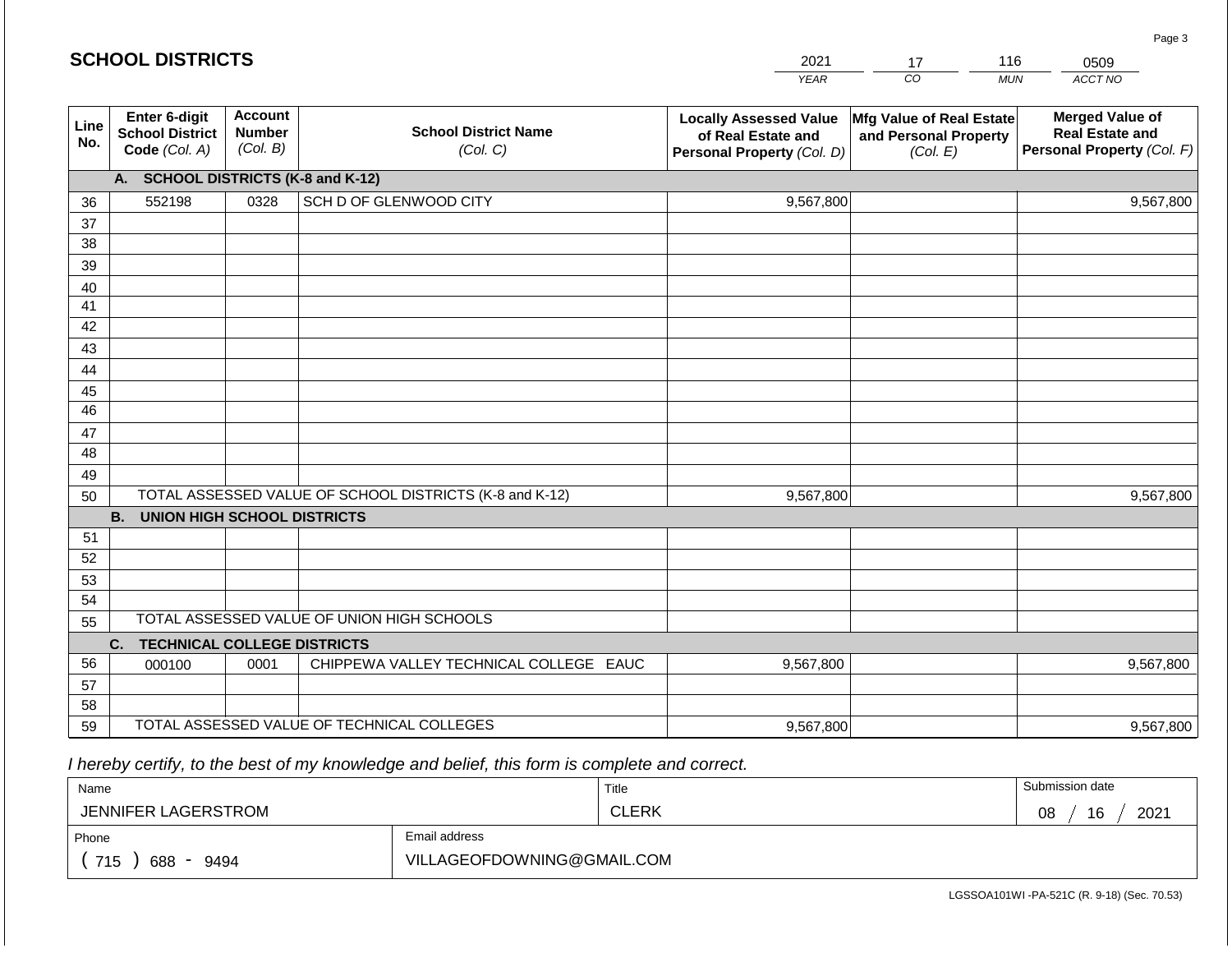## SCHOOL DISTRICTS

| 2021 | 17 | 116 | 0509 |
|---|---|---|---|
| *YEAR* | *CO* | *MUN* | *ACCT NO* |

| Line No. | Enter 6-digit School District Code *(Col. A)* | Account Number *(Col. B)* | School District Name *(Col. C)* | Locally Assessed Value of Real Estate and Personal Property *(Col. D)* | Mfg Value of Real Estate and Personal Property *(Col. E)* | Merged Value of Real Estate and Personal Property *(Col. F)* |
|---|---|---|---|---|---|---|
| | **A. SCHOOL DISTRICTS (K-8 and K-12)** | | | | | |
| 36 | 552198 | 0328 | SCH D OF GLENWOOD CITY | 9,567,800 | | 9,567,800 |
| 37 | | | | | | |
| 38 | | | | | | |
| 39 | | | | | | |
| 40 | | | | | | |
| 41 | | | | | | |
| 42 | | | | | | |
| 43 | | | | | | |
| 44 | | | | | | |
| 45 | | | | | | |
| 46 | | | | | | |
| 47 | | | | | | |
| 48 | | | | | | |
| 49 | | | | | | |
| 50 | | | TOTAL ASSESSED VALUE OF SCHOOL DISTRICTS (K-8 and K-12) | 9,567,800 | | 9,567,800 |
| | **B. UNION HIGH SCHOOL DISTRICTS** | | | | | |
| 51 | | | | | | |
| 52 | | | | | | |
| 53 | | | | | | |
| 54 | | | | | | |
| 55 | | | TOTAL ASSESSED VALUE OF UNION HIGH SCHOOLS | | | |
| | **C. TECHNICAL COLLEGE DISTRICTS** | | | | | |
| 56 | 000100 | 0001 | CHIPPEWA VALLEY TECHNICAL COLLEGE EAUC | 9,567,800 | | 9,567,800 |
| 57 | | | | | | |
| 58 | | | | | | |
| 59 | | | TOTAL ASSESSED VALUE OF TECHNICAL COLLEGES | 9,567,800 | | 9,567,800 |

*I hereby certify, to the best of my knowledge and belief, this form is complete and correct.*

| Name | Title | Submission date |
|---|---|---|
| JENNIFER LAGERSTROM | CLERK | 08 / 16 / 2021 |
| **Phone** | **Email address** | |
| ( 715 ) 688 - 9494 | VILLAGEOFDOWNING@GMAIL.COM | |

LGSSOA101WI -PA-521C (R. 9-18) (Sec. 70.53)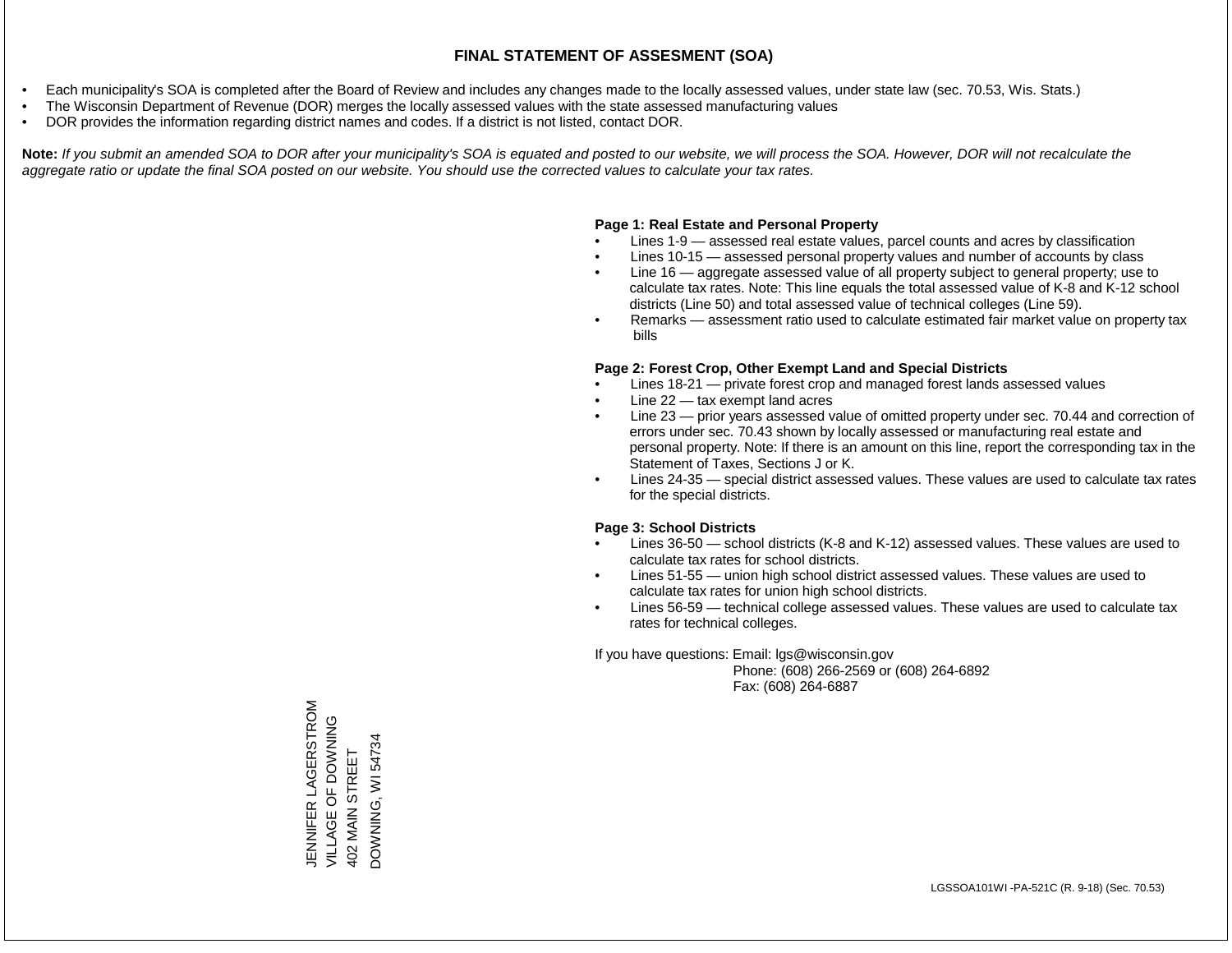# FINAL STATEMENT OF ASSESMENT (SOA)

- Each municipality's SOA is completed after the Board of Review and includes any changes made to the locally assessed values, under state law (sec. 70.53, Wis. Stats.)
- The Wisconsin Department of Revenue (DOR) merges the locally assessed values with the state assessed manufacturing values
- DOR provides the information regarding district names and codes. If a district is not listed, contact DOR.

**Note:** *If you submit an amended SOA to DOR after your municipality's SOA is equated and posted to our website, we will process the SOA. However, DOR will not recalculate the aggregate ratio or update the final SOA posted on our website. You should use the corrected values to calculate your tax rates.*

**Page 1: Real Estate and Personal Property**

- Lines 1-9 — assessed real estate values, parcel counts and acres by classification
- Lines 10-15 — assessed personal property values and number of accounts by class
- Line 16 — aggregate assessed value of all property subject to general property; use to calculate tax rates. Note: This line equals the total assessed value of K-8 and K-12 school districts (Line 50) and total assessed value of technical colleges (Line 59).
- Remarks — assessment ratio used to calculate estimated fair market value on property tax bills

**Page 2: Forest Crop, Other Exempt Land and Special Districts**

- Lines 18-21 — private forest crop and managed forest lands assessed values
- Line 22 — tax exempt land acres
- Line 23 — prior years assessed value of omitted property under sec. 70.44 and correction of errors under sec. 70.43 shown by locally assessed or manufacturing real estate and personal property. Note: If there is an amount on this line, report the corresponding tax in the Statement of Taxes, Sections J or K.
- Lines 24-35 — special district assessed values. These values are used to calculate tax rates for the special districts.

**Page 3: School Districts**

- Lines 36-50 — school districts (K-8 and K-12) assessed values. These values are used to calculate tax rates for school districts.
- Lines 51-55 — union high school district assessed values. These values are used to calculate tax rates for union high school districts.
- Lines 56-59 — technical college assessed values. These values are used to calculate tax rates for technical colleges.

If you have questions: Email: lgs@wisconsin.gov
Phone: (608) 266-2569 or (608) 264-6892
Fax: (608) 264-6887

JENNIFER LAGERSTROM
VILLAGE OF DOWNING
402 MAIN STREET
DOWNING, WI 54734

LGSSOA101WI -PA-521C (R. 9-18) (Sec. 70.53)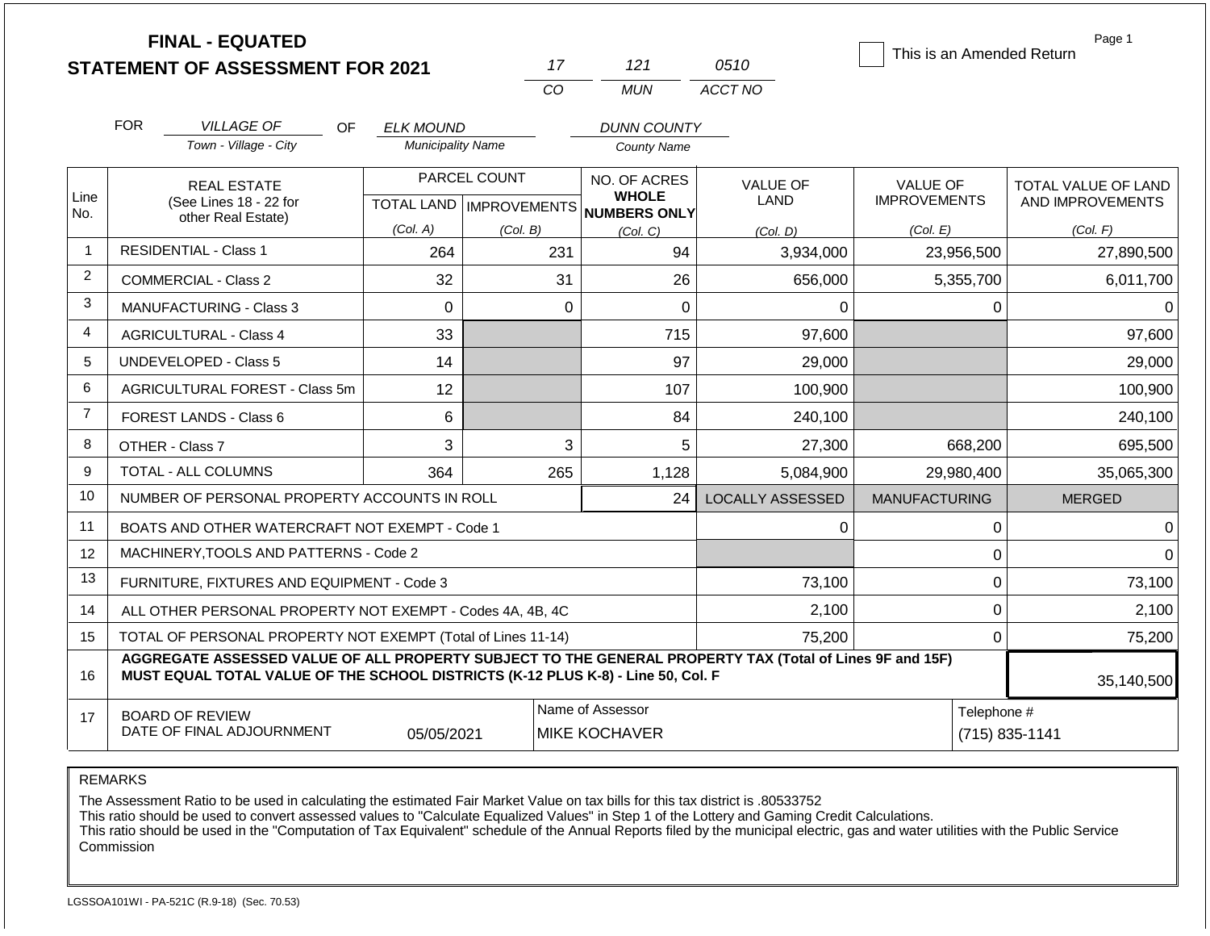# FINAL - EQUATED
## STATEMENT OF ASSESSMENT FOR 2021

| 17 | 121 | 0510 |
|---|---|---|
| CO | MUN | ACCT NO |

☐ This is an Amended Return

Page 1

FOR *VILLAGE OF* (Town - Village - City) OF *ELK MOUND* (Municipality Name) *DUNN COUNTY* (County Name)

| Line No. | REAL ESTATE (See Lines 18 - 22 for other Real Estate) | PARCEL COUNT | | NO. OF ACRES WHOLE NUMBERS ONLY | VALUE OF LAND | VALUE OF IMPROVEMENTS | TOTAL VALUE OF LAND AND IMPROVEMENTS |
|---|---|---|---|---|---|---|---|
| | | TOTAL LAND (Col. A) | IMPROVEMENTS (Col. B) | (Col. C) | (Col. D) | (Col. E) | (Col. F) |
| 1 | RESIDENTIAL - Class 1 | 264 | 231 | 94 | 3,934,000 | 23,956,500 | 27,890,500 |
| 2 | COMMERCIAL - Class 2 | 32 | 31 | 26 | 656,000 | 5,355,700 | 6,011,700 |
| 3 | MANUFACTURING - Class 3 | 0 | 0 | 0 | 0 | 0 | 0 |
| 4 | AGRICULTURAL - Class 4 | 33 | | 715 | 97,600 | | 97,600 |
| 5 | UNDEVELOPED - Class 5 | 14 | | 97 | 29,000 | | 29,000 |
| 6 | AGRICULTURAL FOREST - Class 5m | 12 | | 107 | 100,900 | | 100,900 |
| 7 | FOREST LANDS - Class 6 | 6 | | 84 | 240,100 | | 240,100 |
| 8 | OTHER - Class 7 | 3 | 3 | 5 | 27,300 | 668,200 | 695,500 |
| 9 | TOTAL - ALL COLUMNS | 364 | 265 | 1,128 | 5,084,900 | 29,980,400 | 35,065,300 |
| 10 | NUMBER OF PERSONAL PROPERTY ACCOUNTS IN ROLL | | | 24 | LOCALLY ASSESSED | MANUFACTURING | MERGED |
| 11 | BOATS AND OTHER WATERCRAFT NOT EXEMPT - Code 1 | | | | 0 | 0 | 0 |
| 12 | MACHINERY,TOOLS AND PATTERNS - Code 2 | | | | | 0 | 0 |
| 13 | FURNITURE, FIXTURES AND EQUIPMENT - Code 3 | | | | 73,100 | 0 | 73,100 |
| 14 | ALL OTHER PERSONAL PROPERTY NOT EXEMPT - Codes 4A, 4B, 4C | | | | 2,100 | 0 | 2,100 |
| 15 | TOTAL OF PERSONAL PROPERTY NOT EXEMPT (Total of Lines 11-14) | | | | 75,200 | 0 | 75,200 |
| 16 | **AGGREGATE ASSESSED VALUE OF ALL PROPERTY SUBJECT TO THE GENERAL PROPERTY TAX (Total of Lines 9F and 15F) MUST EQUAL TOTAL VALUE OF THE SCHOOL DISTRICTS (K-12 PLUS K-8) - Line 50, Col. F** | | | | | | 35,140,500 |
| 17 | BOARD OF REVIEW DATE OF FINAL ADJOURNMENT | 05/05/2021 | | Name of Assessor: MIKE KOCHAVER | | Telephone #: (715) 835-1141 | |

REMARKS

The Assessment Ratio to be used in calculating the estimated Fair Market Value on tax bills for this tax district is .80533752
This ratio should be used to convert assessed values to "Calculate Equalized Values" in Step 1 of the Lottery and Gaming Credit Calculations.
This ratio should be used in the "Computation of Tax Equivalent" schedule of the Annual Reports filed by the municipal electric, gas and water utilities with the Public Service Commission

LGSSOA101WI - PA-521C (R.9-18) (Sec. 70.53)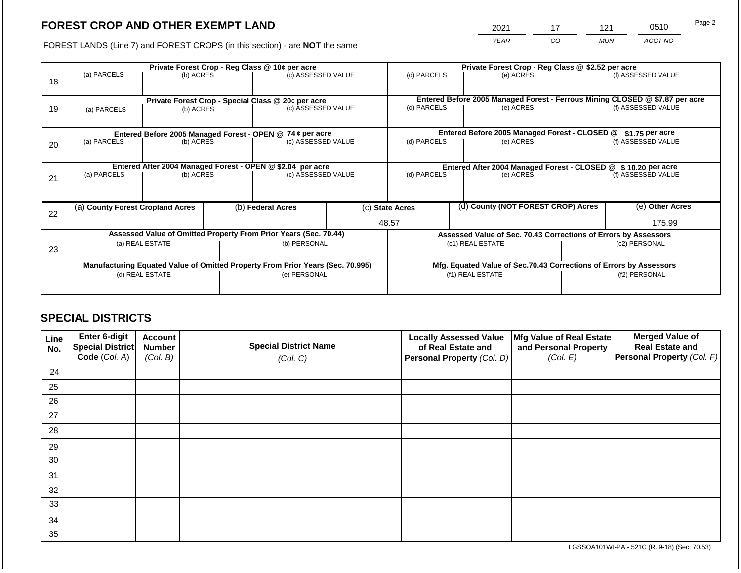## FOREST CROP AND OTHER EXEMPT LAND

FOREST LANDS (Line 7) and FOREST CROPS (in this section) - are **NOT** the same

| 2021 | 17 | 121 | 0510 |
|---|---|---|---|
| *YEAR* | *CO* | *MUN* | *ACCT NO* |

| Line | Private Forest Crop - Reg Class @ 10¢ per acre | | | Private Forest Crop - Reg Class @ $2.52 per acre | | |
|---|---|---|---|---|---|---|
| | (a) PARCELS | (b) ACRES | (c) ASSESSED VALUE | (d) PARCELS | (e) ACRES | (f) ASSESSED VALUE |
| 18 | | | | | | |
| | **Private Forest Crop - Special Class @ 20¢ per acre** | | | **Entered Before 2005 Managed Forest - Ferrous Mining CLOSED @ $7.87 per acre** | | |
| | (a) PARCELS | (b) ACRES | (c) ASSESSED VALUE | (d) PARCELS | (e) ACRES | (f) ASSESSED VALUE |
| 19 | | | | | | |
| | **Entered Before 2005 Managed Forest - OPEN @ 74 ¢ per acre** | | | **Entered Before 2005 Managed Forest - CLOSED @ $1.75 per acre** | | |
| | (a) PARCELS | (b) ACRES | (c) ASSESSED VALUE | (d) PARCELS | (e) ACRES | (f) ASSESSED VALUE |
| 20 | | | | | | |
| | **Entered After 2004 Managed Forest - OPEN @ $2.04 per acre** | | | **Entered After 2004 Managed Forest - CLOSED @ $ 10.20 per acre** | | |
| | (a) PARCELS | (b) ACRES | (c) ASSESSED VALUE | (d) PARCELS | (e) ACRES | (f) ASSESSED VALUE |
| 21 | | | | | | |

| Line | (a) County Forest Cropland Acres | (b) Federal Acres | (c) State Acres | (d) County (NOT FOREST CROP) Acres | (e) Other Acres |
|---|---|---|---|---|---|
| 22 | | | 48.57 | | 175.99 |

| Line | Assessed Value of Omitted Property From Prior Years (Sec. 70.44) | | Assessed Value of Sec. 70.43 Corrections of Errors by Assessors | |
|---|---|---|---|---|
| | (a) REAL ESTATE | (b) PERSONAL | (c1) REAL ESTATE | (c2) PERSONAL |
| 23 | | | | |
| | **Manufacturing Equated Value of Omitted Property From Prior Years (Sec. 70.995)** | | **Mfg. Equated Value of Sec.70.43 Corrections of Errors by Assessors** | |
| | (d) REAL ESTATE | (e) PERSONAL | (f1) REAL ESTATE | (f2) PERSONAL |
| | | | | |

## SPECIAL DISTRICTS

| Line No. | Enter 6-digit Special District Code (*Col. A*) | Account Number (*Col. B*) | Special District Name (*Col. C*) | Locally Assessed Value of Real Estate and Personal Property (*Col. D*) | Mfg Value of Real Estate and Personal Property (*Col. E*) | Merged Value of Real Estate and Personal Property (*Col. F*) |
|---|---|---|---|---|---|---|
| 24 | | | | | | |
| 25 | | | | | | |
| 26 | | | | | | |
| 27 | | | | | | |
| 28 | | | | | | |
| 29 | | | | | | |
| 30 | | | | | | |
| 31 | | | | | | |
| 32 | | | | | | |
| 33 | | | | | | |
| 34 | | | | | | |
| 35 | | | | | | |

LGSSOA101WI-PA - 521C (R. 9-18) (Sec. 70.53)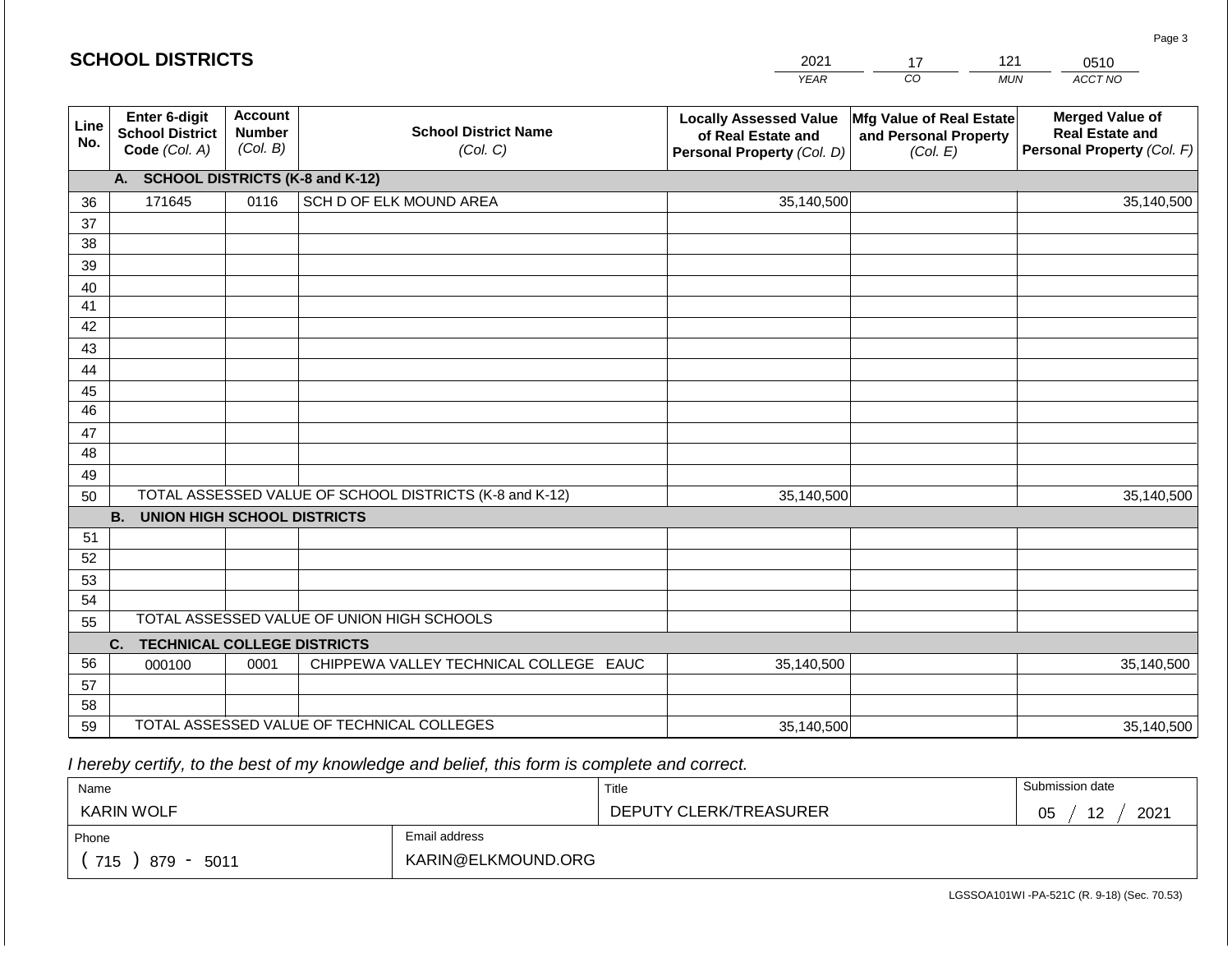# SCHOOL DISTRICTS

| 2021 | 17 | 121 | 0510 |
|---|---|---|---|
| YEAR | CO | MUN | ACCT NO |

| Line No. | Enter 6-digit School District Code (Col. A) | Account Number (Col. B) | School District Name (Col. C) | Locally Assessed Value of Real Estate and Personal Property (Col. D) | Mfg Value of Real Estate and Personal Property (Col. E) | Merged Value of Real Estate and Personal Property (Col. F) |
|---|---|---|---|---|---|---|
| | **A. SCHOOL DISTRICTS (K-8 and K-12)** | | | | | |
| 36 | 171645 | 0116 | SCH D OF ELK MOUND AREA | 35,140,500 | | 35,140,500 |
| 37 | | | | | | |
| 38 | | | | | | |
| 39 | | | | | | |
| 40 | | | | | | |
| 41 | | | | | | |
| 42 | | | | | | |
| 43 | | | | | | |
| 44 | | | | | | |
| 45 | | | | | | |
| 46 | | | | | | |
| 47 | | | | | | |
| 48 | | | | | | |
| 49 | | | | | | |
| 50 | TOTAL ASSESSED VALUE OF SCHOOL DISTRICTS (K-8 and K-12) | | | 35,140,500 | | 35,140,500 |
| | **B. UNION HIGH SCHOOL DISTRICTS** | | | | | |
| 51 | | | | | | |
| 52 | | | | | | |
| 53 | | | | | | |
| 54 | | | | | | |
| 55 | TOTAL ASSESSED VALUE OF UNION HIGH SCHOOLS | | | | | |
| | **C. TECHNICAL COLLEGE DISTRICTS** | | | | | |
| 56 | 000100 | 0001 | CHIPPEWA VALLEY TECHNICAL COLLEGE EAUC | 35,140,500 | | 35,140,500 |
| 57 | | | | | | |
| 58 | | | | | | |
| 59 | TOTAL ASSESSED VALUE OF TECHNICAL COLLEGES | | | 35,140,500 | | 35,140,500 |

*I hereby certify, to the best of my knowledge and belief, this form is complete and correct.*

| Name | Title | Submission date |
|---|---|---|
| KARIN WOLF | DEPUTY CLERK/TREASURER | 05 / 12 / 2021 |
| Phone | Email address | |
| ( 715 ) 879 - 5011 | KARIN@ELKMOUND.ORG | |

LGSSOA101WI -PA-521C (R. 9-18) (Sec. 70.53)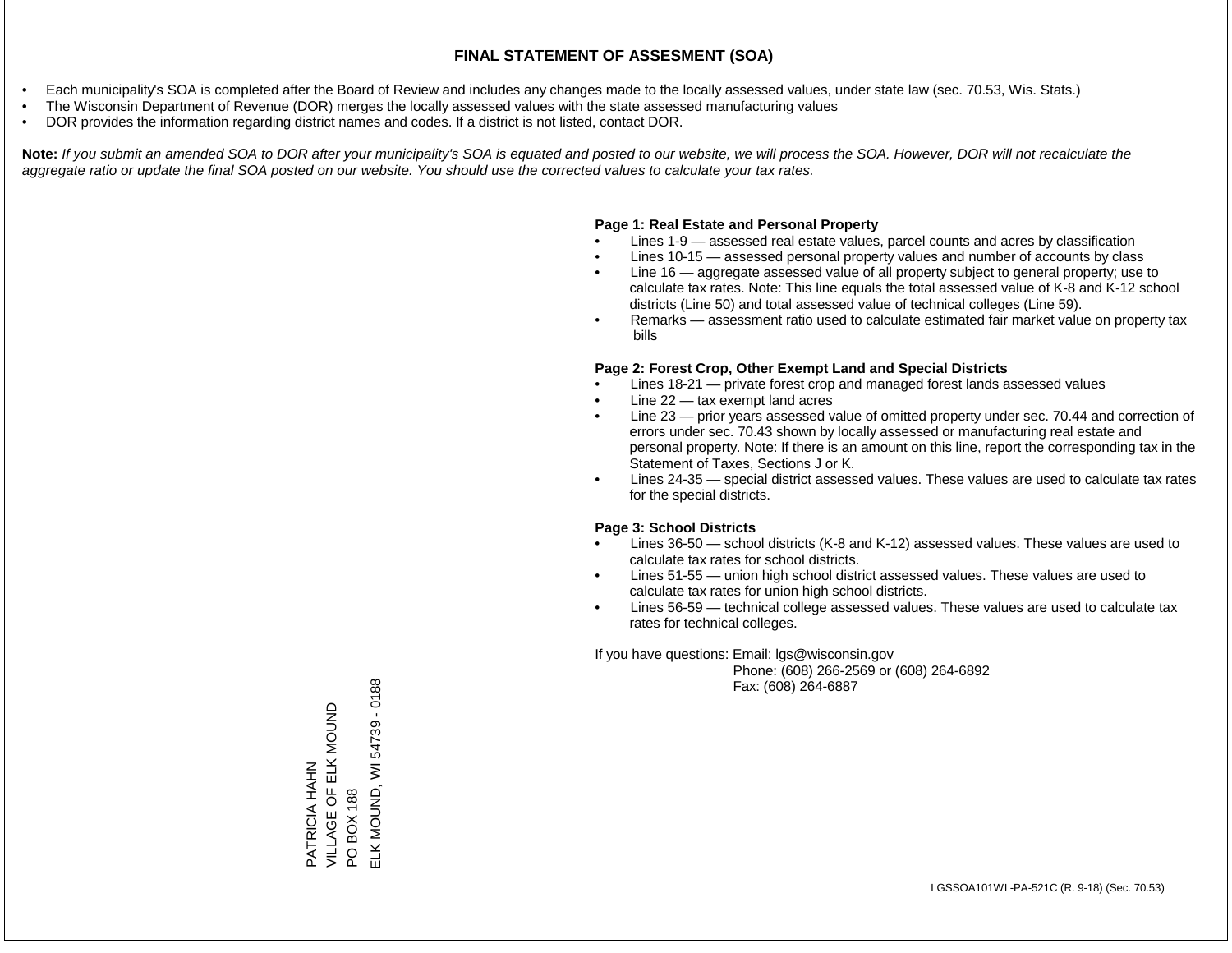# FINAL STATEMENT OF ASSESMENT (SOA)

- Each municipality's SOA is completed after the Board of Review and includes any changes made to the locally assessed values, under state law (sec. 70.53, Wis. Stats.)
- The Wisconsin Department of Revenue (DOR) merges the locally assessed values with the state assessed manufacturing values
- DOR provides the information regarding district names and codes. If a district is not listed, contact DOR.

**Note:** *If you submit an amended SOA to DOR after your municipality's SOA is equated and posted to our website, we will process the SOA. However, DOR will not recalculate the aggregate ratio or update the final SOA posted on our website. You should use the corrected values to calculate your tax rates.*

**Page 1: Real Estate and Personal Property**

- Lines 1-9 — assessed real estate values, parcel counts and acres by classification
- Lines 10-15 — assessed personal property values and number of accounts by class
- Line 16 — aggregate assessed value of all property subject to general property; use to calculate tax rates. Note: This line equals the total assessed value of K-8 and K-12 school districts (Line 50) and total assessed value of technical colleges (Line 59).
- Remarks — assessment ratio used to calculate estimated fair market value on property tax bills

**Page 2: Forest Crop, Other Exempt Land and Special Districts**

- Lines 18-21 — private forest crop and managed forest lands assessed values
- Line 22 — tax exempt land acres
- Line 23 — prior years assessed value of omitted property under sec. 70.44 and correction of errors under sec. 70.43 shown by locally assessed or manufacturing real estate and personal property. Note: If there is an amount on this line, report the corresponding tax in the Statement of Taxes, Sections J or K.
- Lines 24-35 — special district assessed values. These values are used to calculate tax rates for the special districts.

**Page 3: School Districts**

- Lines 36-50 — school districts (K-8 and K-12) assessed values. These values are used to calculate tax rates for school districts.
- Lines 51-55 — union high school district assessed values. These values are used to calculate tax rates for union high school districts.
- Lines 56-59 — technical college assessed values. These values are used to calculate tax rates for technical colleges.

If you have questions: Email: lgs@wisconsin.gov
Phone: (608) 266-2569 or (608) 264-6892
Fax: (608) 264-6887

PATRICIA HAHN
VILLAGE OF ELK MOUND
PO BOX 188
ELK MOUND, WI 54739 - 0188

LGSSOA101WI -PA-521C (R. 9-18) (Sec. 70.53)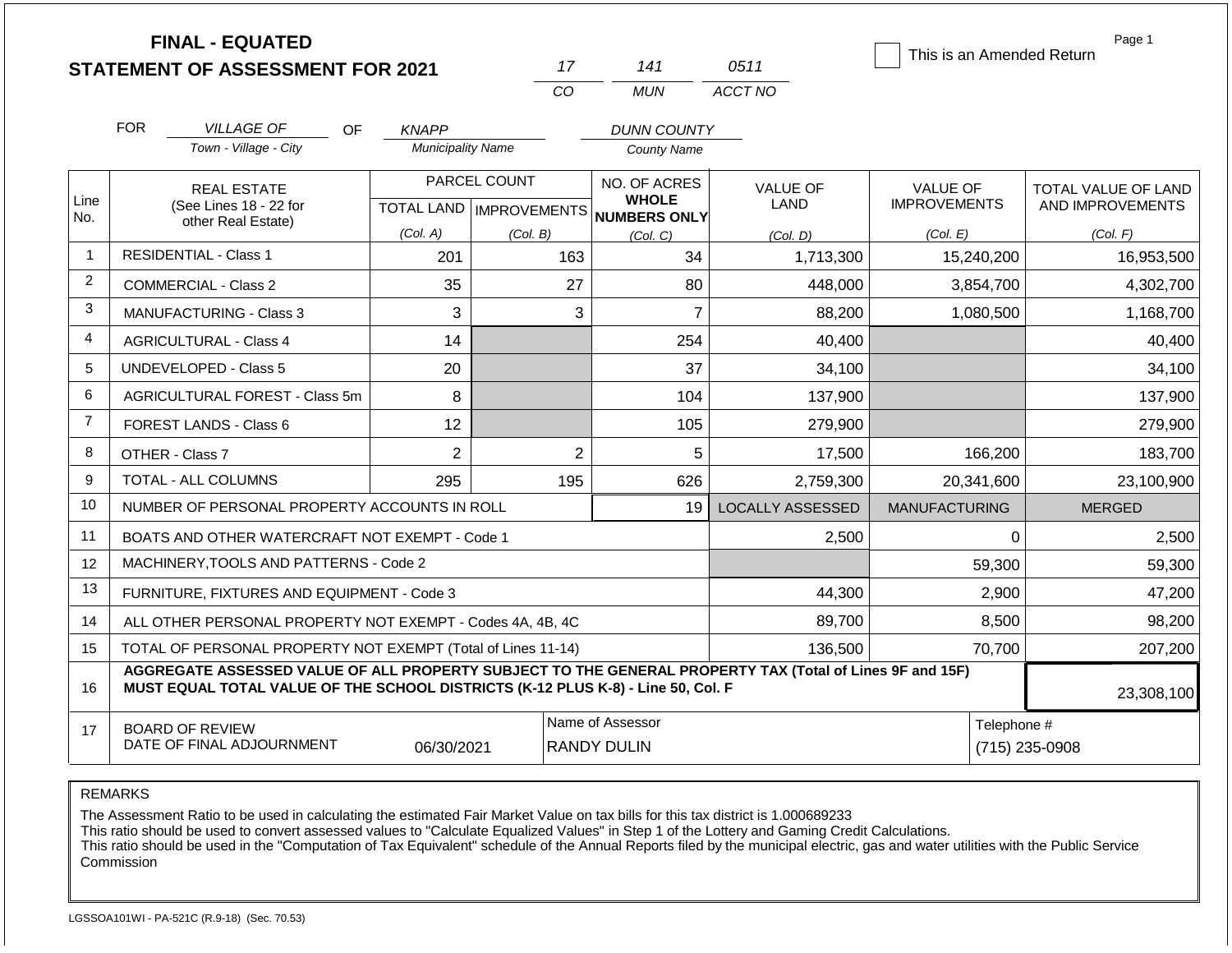**FINAL - EQUATED**
**STATEMENT OF ASSESSMENT FOR 2021**

| 17 | 141 | 0511 |
|---|---|---|
| CO | MUN | ACCT NO |

☐ This is an Amended Return

Page 1

FOR *VILLAGE OF* (Town - Village - City) OF *KNAPP* (Municipality Name) *DUNN COUNTY* (County Name)

| Line No. | REAL ESTATE (See Lines 18 - 22 for other Real Estate) | PARCEL COUNT TOTAL LAND (Col. A) | PARCEL COUNT IMPROVEMENTS (Col. B) | NO. OF ACRES WHOLE NUMBERS ONLY (Col. C) | VALUE OF LAND (Col. D) | VALUE OF IMPROVEMENTS (Col. E) | TOTAL VALUE OF LAND AND IMPROVEMENTS (Col. F) |
|---|---|---|---|---|---|---|---|
| 1 | RESIDENTIAL - Class 1 | 201 | 163 | 34 | 1,713,300 | 15,240,200 | 16,953,500 |
| 2 | COMMERCIAL - Class 2 | 35 | 27 | 80 | 448,000 | 3,854,700 | 4,302,700 |
| 3 | MANUFACTURING - Class 3 | 3 | 3 | 7 | 88,200 | 1,080,500 | 1,168,700 |
| 4 | AGRICULTURAL - Class 4 | 14 | | 254 | 40,400 | | 40,400 |
| 5 | UNDEVELOPED - Class 5 | 20 | | 37 | 34,100 | | 34,100 |
| 6 | AGRICULTURAL FOREST - Class 5m | 8 | | 104 | 137,900 | | 137,900 |
| 7 | FOREST LANDS - Class 6 | 12 | | 105 | 279,900 | | 279,900 |
| 8 | OTHER - Class 7 | 2 | 2 | 5 | 17,500 | 166,200 | 183,700 |
| 9 | TOTAL - ALL COLUMNS | 295 | 195 | 626 | 2,759,300 | 20,341,600 | 23,100,900 |
| 10 | NUMBER OF PERSONAL PROPERTY ACCOUNTS IN ROLL | | | 19 | LOCALLY ASSESSED | MANUFACTURING | MERGED |
| 11 | BOATS AND OTHER WATERCRAFT NOT EXEMPT - Code 1 | | | | 2,500 | 0 | 2,500 |
| 12 | MACHINERY,TOOLS AND PATTERNS - Code 2 | | | | | 59,300 | 59,300 |
| 13 | FURNITURE, FIXTURES AND EQUIPMENT - Code 3 | | | | 44,300 | 2,900 | 47,200 |
| 14 | ALL OTHER PERSONAL PROPERTY NOT EXEMPT - Codes 4A, 4B, 4C | | | | 89,700 | 8,500 | 98,200 |
| 15 | TOTAL OF PERSONAL PROPERTY NOT EXEMPT (Total of Lines 11-14) | | | | 136,500 | 70,700 | 207,200 |
| 16 | **AGGREGATE ASSESSED VALUE OF ALL PROPERTY SUBJECT TO THE GENERAL PROPERTY TAX (Total of Lines 9F and 15F) MUST EQUAL TOTAL VALUE OF THE SCHOOL DISTRICTS (K-12 PLUS K-8) - Line 50, Col. F** | | | | | | 23,308,100 |
| 17 | BOARD OF REVIEW DATE OF FINAL ADJOURNMENT | 06/30/2021 | | Name of Assessor: RANDY DULIN | | Telephone #: (715) 235-0908 | |

REMARKS

The Assessment Ratio to be used in calculating the estimated Fair Market Value on tax bills for this tax district is 1.000689233
This ratio should be used to convert assessed values to "Calculate Equalized Values" in Step 1 of the Lottery and Gaming Credit Calculations.
This ratio should be used in the "Computation of Tax Equivalent" schedule of the Annual Reports filed by the municipal electric, gas and water utilities with the Public Service Commission

LGSSOA101WI - PA-521C (R.9-18) (Sec. 70.53)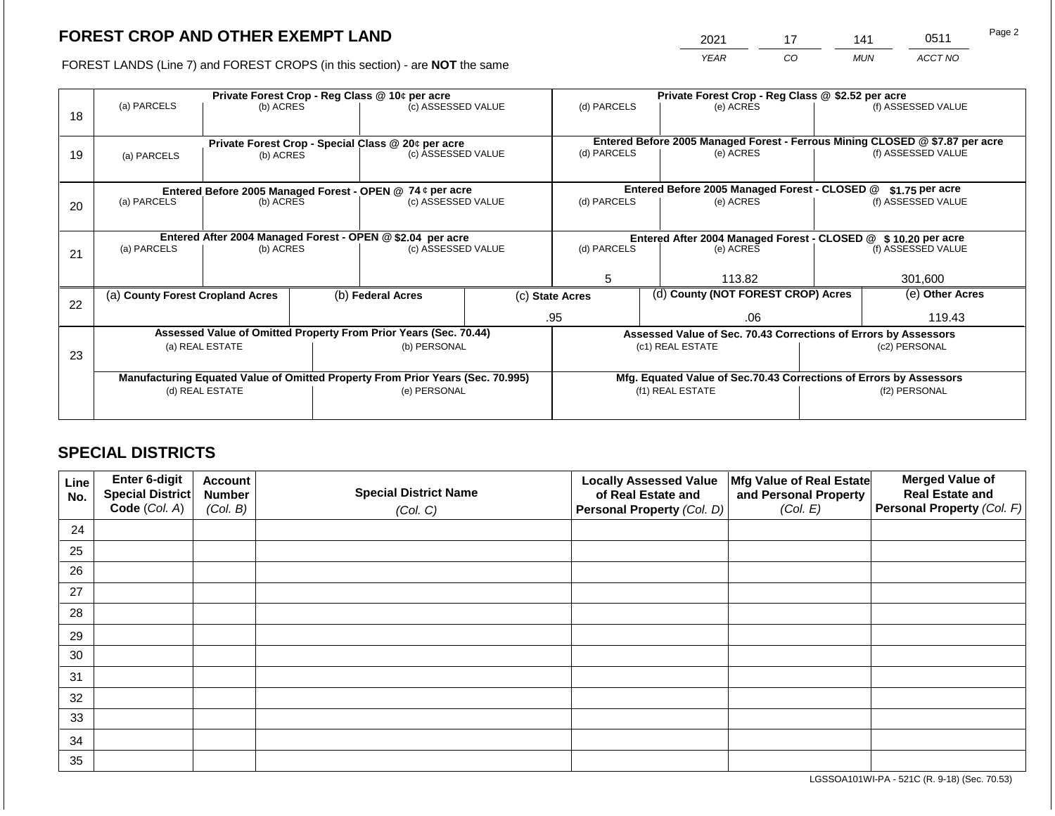## FOREST CROP AND OTHER EXEMPT LAND

FOREST LANDS (Line 7) and FOREST CROPS (in this section) - are **NOT** the same

| 2021 | 17 | 141 | 0511 |
|---|---|---|---|
| YEAR | CO | MUN | ACCT NO |

| Line | Private Forest Crop - Reg Class @ 10¢ per acre | | | Private Forest Crop - Reg Class @ $2.52 per acre | | |
|---|---|---|---|---|---|---|
| | (a) PARCELS | (b) ACRES | (c) ASSESSED VALUE | (d) PARCELS | (e) ACRES | (f) ASSESSED VALUE |
| 18 | | | | | | |
| | **Private Forest Crop - Special Class @ 20¢ per acre** | | | **Entered Before 2005 Managed Forest - Ferrous Mining CLOSED @ $7.87 per acre** | | |
| 19 | (a) PARCELS | (b) ACRES | (c) ASSESSED VALUE | (d) PARCELS | (e) ACRES | (f) ASSESSED VALUE |
| | **Entered Before 2005 Managed Forest - OPEN @ 74 ¢ per acre** | | | **Entered Before 2005 Managed Forest - CLOSED @ $1.75 per acre** | | |
| 20 | (a) PARCELS | (b) ACRES | (c) ASSESSED VALUE | (d) PARCELS | (e) ACRES | (f) ASSESSED VALUE |
| | **Entered After 2004 Managed Forest - OPEN @ $2.04 per acre** | | | **Entered After 2004 Managed Forest - CLOSED @ $ 10.20 per acre** | | |
| 21 | (a) PARCELS | (b) ACRES | (c) ASSESSED VALUE | (d) PARCELS | (e) ACRES | (f) ASSESSED VALUE |
| | | | | 5 | 113.82 | 301,600 |

| Line | (a) County Forest Cropland Acres | (b) Federal Acres | (c) State Acres | (d) County (NOT FOREST CROP) Acres | (e) Other Acres |
|---|---|---|---|---|---|
| 22 | | | .95 | .06 | 119.43 |

| Line | Assessed Value of Omitted Property From Prior Years (Sec. 70.44) | | Assessed Value of Sec. 70.43 Corrections of Errors by Assessors | |
|---|---|---|---|---|
| 23 | (a) REAL ESTATE | (b) PERSONAL | (c1) REAL ESTATE | (c2) PERSONAL |
| | | | | |
| | **Manufacturing Equated Value of Omitted Property From Prior Years (Sec. 70.995)** | | **Mfg. Equated Value of Sec.70.43 Corrections of Errors by Assessors** | |
| | (d) REAL ESTATE | (e) PERSONAL | (f1) REAL ESTATE | (f2) PERSONAL |
| | | | | |

## SPECIAL DISTRICTS

| Line No. | Enter 6-digit Special District Code (Col. A) | Account Number (Col. B) | Special District Name (Col. C) | Locally Assessed Value of Real Estate and Personal Property (Col. D) | Mfg Value of Real Estate and Personal Property (Col. E) | Merged Value of Real Estate and Personal Property (Col. F) |
|---|---|---|---|---|---|---|
| 24 | | | | | | |
| 25 | | | | | | |
| 26 | | | | | | |
| 27 | | | | | | |
| 28 | | | | | | |
| 29 | | | | | | |
| 30 | | | | | | |
| 31 | | | | | | |
| 32 | | | | | | |
| 33 | | | | | | |
| 34 | | | | | | |
| 35 | | | | | | |

LGSSOA101WI-PA - 521C (R. 9-18) (Sec. 70.53)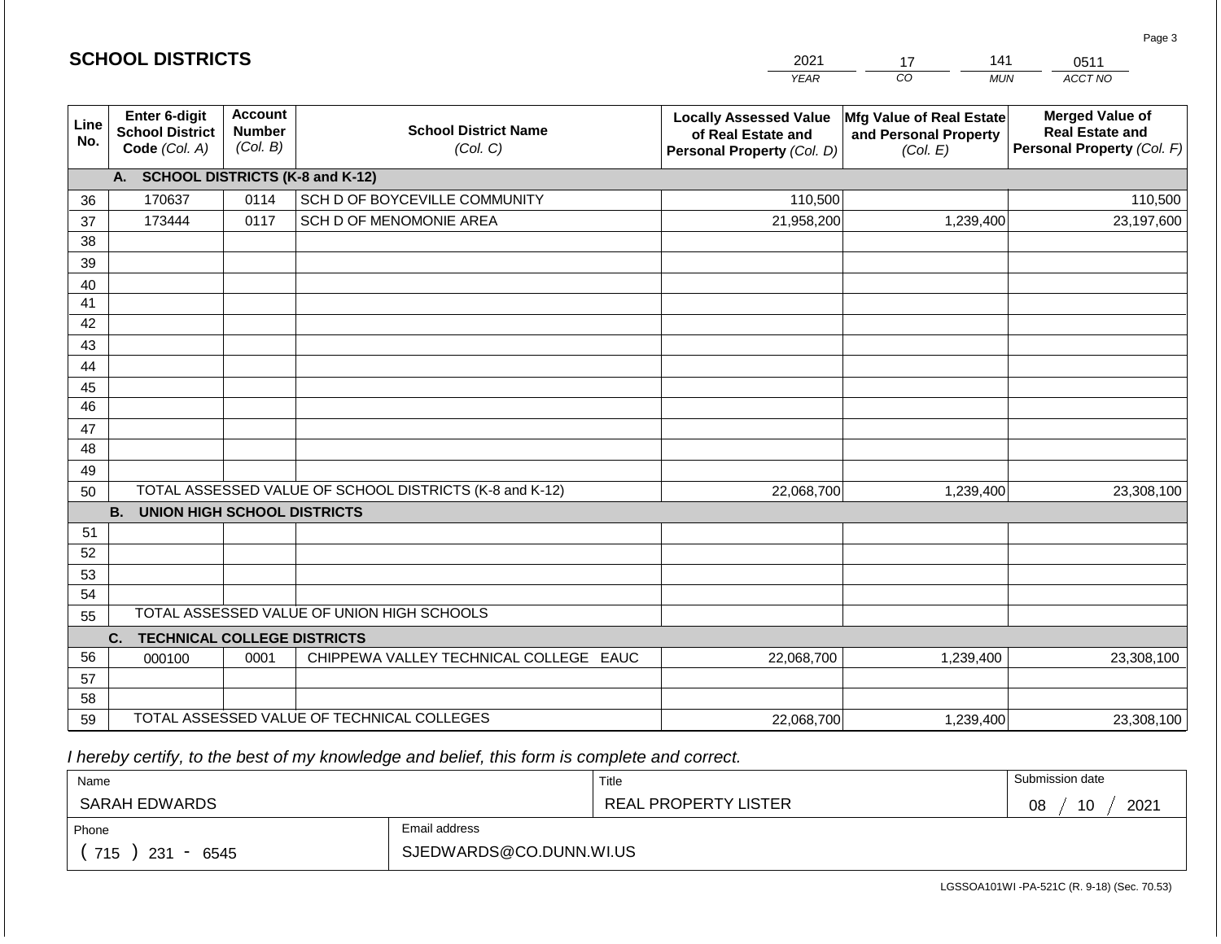## SCHOOL DISTRICTS

| 2021 | 17 | 141 | 0511 |
|---|---|---|---|
| *YEAR* | *CO* | *MUN* | *ACCT NO* |

| Line No. | Enter 6-digit School District Code *(Col. A)* | Account Number *(Col. B)* | School District Name *(Col. C)* | Locally Assessed Value of Real Estate and Personal Property *(Col. D)* | Mfg Value of Real Estate and Personal Property *(Col. E)* | Merged Value of Real Estate and Personal Property *(Col. F)* |
|---|---|---|---|---|---|---|
| | **A. SCHOOL DISTRICTS (K-8 and K-12)** | | | | | |
| 36 | 170637 | 0114 | SCH D OF BOYCEVILLE COMMUNITY | 110,500 | | 110,500 |
| 37 | 173444 | 0117 | SCH D OF MENOMONIE AREA | 21,958,200 | 1,239,400 | 23,197,600 |
| 38 | | | | | | |
| 39 | | | | | | |
| 40 | | | | | | |
| 41 | | | | | | |
| 42 | | | | | | |
| 43 | | | | | | |
| 44 | | | | | | |
| 45 | | | | | | |
| 46 | | | | | | |
| 47 | | | | | | |
| 48 | | | | | | |
| 49 | | | | | | |
| 50 | TOTAL ASSESSED VALUE OF SCHOOL DISTRICTS (K-8 and K-12) | | | 22,068,700 | 1,239,400 | 23,308,100 |
| | **B. UNION HIGH SCHOOL DISTRICTS** | | | | | |
| 51 | | | | | | |
| 52 | | | | | | |
| 53 | | | | | | |
| 54 | | | | | | |
| 55 | TOTAL ASSESSED VALUE OF UNION HIGH SCHOOLS | | | | | |
| | **C. TECHNICAL COLLEGE DISTRICTS** | | | | | |
| 56 | 000100 | 0001 | CHIPPEWA VALLEY TECHNICAL COLLEGE EAUC | 22,068,700 | 1,239,400 | 23,308,100 |
| 57 | | | | | | |
| 58 | | | | | | |
| 59 | TOTAL ASSESSED VALUE OF TECHNICAL COLLEGES | | | 22,068,700 | 1,239,400 | 23,308,100 |

*I hereby certify, to the best of my knowledge and belief, this form is complete and correct.*

| Name | Title | Submission date |
|---|---|---|
| SARAH EDWARDS | REAL PROPERTY LISTER | 08 / 10 / 2021 |
| **Phone** | **Email address** | |
| ( 715 ) 231 - 6545 | SJEDWARDS@CO.DUNN.WI.US | |

LGSSOA101WI -PA-521C (R. 9-18) (Sec. 70.53)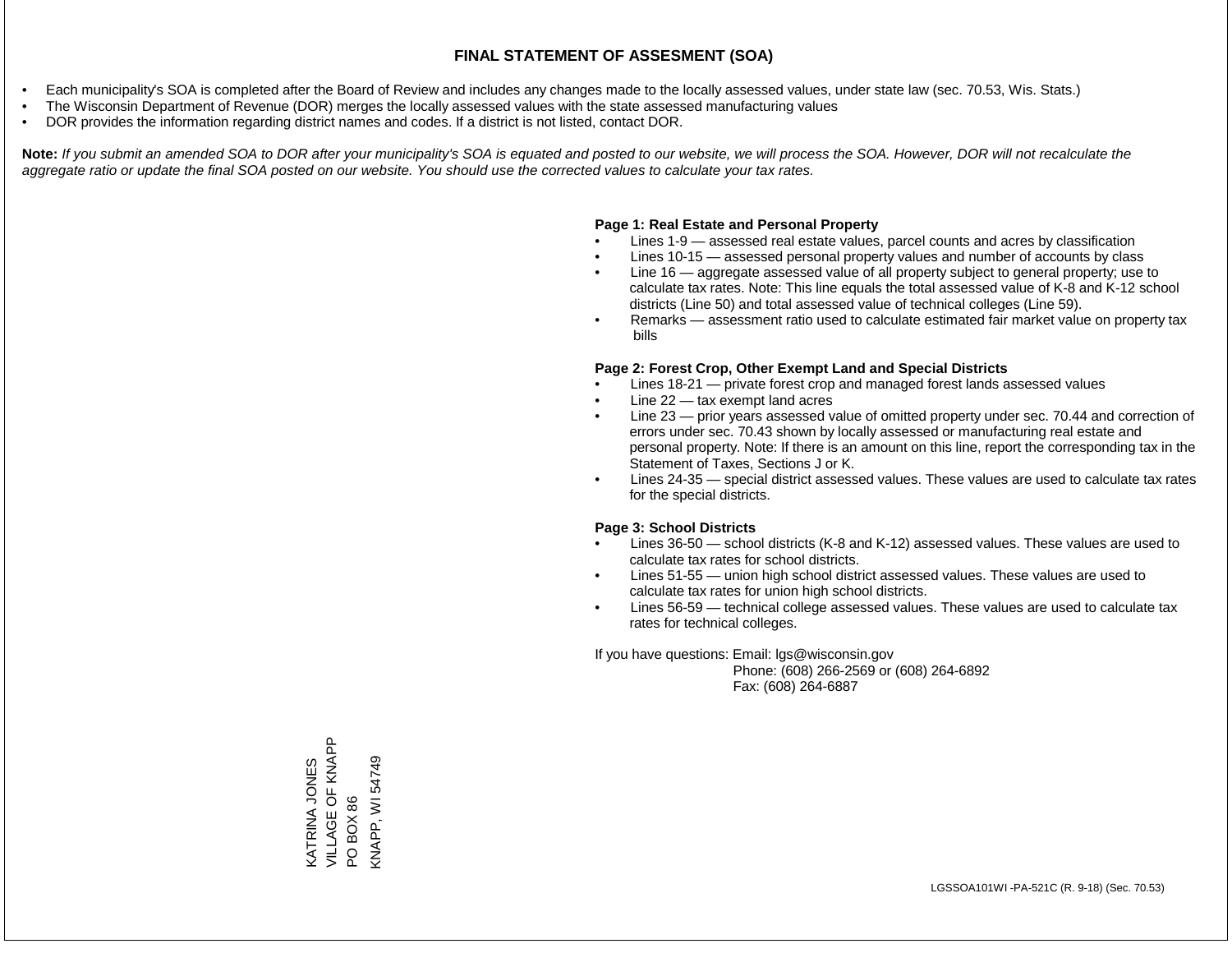# FINAL STATEMENT OF ASSESMENT (SOA)

- Each municipality's SOA is completed after the Board of Review and includes any changes made to the locally assessed values, under state law (sec. 70.53, Wis. Stats.)
- The Wisconsin Department of Revenue (DOR) merges the locally assessed values with the state assessed manufacturing values
- DOR provides the information regarding district names and codes. If a district is not listed, contact DOR.

**Note:** *If you submit an amended SOA to DOR after your municipality's SOA is equated and posted to our website, we will process the SOA. However, DOR will not recalculate the aggregate ratio or update the final SOA posted on our website. You should use the corrected values to calculate your tax rates.*

**Page 1: Real Estate and Personal Property**

- Lines 1-9 — assessed real estate values, parcel counts and acres by classification
- Lines 10-15 — assessed personal property values and number of accounts by class
- Line 16 — aggregate assessed value of all property subject to general property; use to calculate tax rates. Note: This line equals the total assessed value of K-8 and K-12 school districts (Line 50) and total assessed value of technical colleges (Line 59).
- Remarks — assessment ratio used to calculate estimated fair market value on property tax bills

**Page 2: Forest Crop, Other Exempt Land and Special Districts**

- Lines 18-21 — private forest crop and managed forest lands assessed values
- Line 22 — tax exempt land acres
- Line 23 — prior years assessed value of omitted property under sec. 70.44 and correction of errors under sec. 70.43 shown by locally assessed or manufacturing real estate and personal property. Note: If there is an amount on this line, report the corresponding tax in the Statement of Taxes, Sections J or K.
- Lines 24-35 — special district assessed values. These values are used to calculate tax rates for the special districts.

**Page 3: School Districts**

- Lines 36-50 — school districts (K-8 and K-12) assessed values. These values are used to calculate tax rates for school districts.
- Lines 51-55 — union high school district assessed values. These values are used to calculate tax rates for union high school districts.
- Lines 56-59 — technical college assessed values. These values are used to calculate tax rates for technical colleges.

If you have questions: Email: lgs@wisconsin.gov
Phone: (608) 266-2569 or (608) 264-6892
Fax: (608) 264-6887

KATRINA JONES
VILLAGE OF KNAPP
PO BOX 86
KNAPP, WI 54749

LGSSOA101WI -PA-521C (R. 9-18) (Sec. 70.53)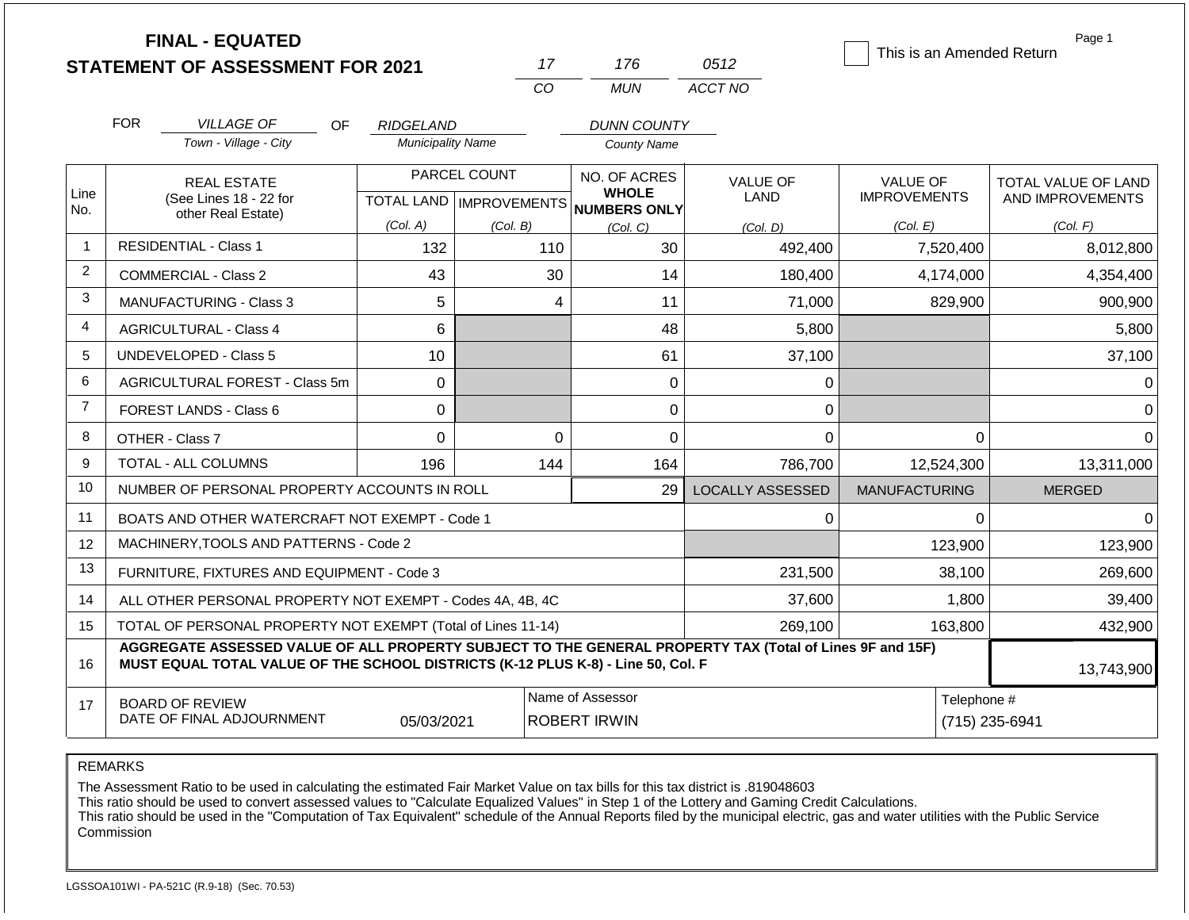# FINAL - EQUATED
# STATEMENT OF ASSESSMENT FOR 2021

| 17 | 176 | 0512 |
|---|---|---|
| CO | MUN | ACCT NO |

☐ This is an Amended Return

Page 1

FOR *VILLAGE OF* (Town - Village - City) OF *RIDGELAND* (Municipality Name) *DUNN COUNTY* (County Name)

| Line No. | REAL ESTATE (See Lines 18 - 22 for other Real Estate) | PARCEL COUNT TOTAL LAND (Col. A) | PARCEL COUNT IMPROVEMENTS (Col. B) | NO. OF ACRES WHOLE NUMBERS ONLY (Col. C) | VALUE OF LAND (Col. D) | VALUE OF IMPROVEMENTS (Col. E) | TOTAL VALUE OF LAND AND IMPROVEMENTS (Col. F) |
|---|---|---|---|---|---|---|---|
| 1 | RESIDENTIAL - Class 1 | 132 | 110 | 30 | 492,400 | 7,520,400 | 8,012,800 |
| 2 | COMMERCIAL - Class 2 | 43 | 30 | 14 | 180,400 | 4,174,000 | 4,354,400 |
| 3 | MANUFACTURING - Class 3 | 5 | 4 | 11 | 71,000 | 829,900 | 900,900 |
| 4 | AGRICULTURAL - Class 4 | 6 | | 48 | 5,800 | | 5,800 |
| 5 | UNDEVELOPED - Class 5 | 10 | | 61 | 37,100 | | 37,100 |
| 6 | AGRICULTURAL FOREST - Class 5m | 0 | | 0 | 0 | | 0 |
| 7 | FOREST LANDS - Class 6 | 0 | | 0 | 0 | | 0 |
| 8 | OTHER - Class 7 | 0 | 0 | 0 | 0 | 0 | 0 |
| 9 | TOTAL - ALL COLUMNS | 196 | 144 | 164 | 786,700 | 12,524,300 | 13,311,000 |
| 10 | NUMBER OF PERSONAL PROPERTY ACCOUNTS IN ROLL | | | 29 | LOCALLY ASSESSED | MANUFACTURING | MERGED |
| 11 | BOATS AND OTHER WATERCRAFT NOT EXEMPT - Code 1 | | | | 0 | 0 | 0 |
| 12 | MACHINERY,TOOLS AND PATTERNS - Code 2 | | | | | 123,900 | 123,900 |
| 13 | FURNITURE, FIXTURES AND EQUIPMENT - Code 3 | | | | 231,500 | 38,100 | 269,600 |
| 14 | ALL OTHER PERSONAL PROPERTY NOT EXEMPT - Codes 4A, 4B, 4C | | | | 37,600 | 1,800 | 39,400 |
| 15 | TOTAL OF PERSONAL PROPERTY NOT EXEMPT (Total of Lines 11-14) | | | | 269,100 | 163,800 | 432,900 |
| 16 | **AGGREGATE ASSESSED VALUE OF ALL PROPERTY SUBJECT TO THE GENERAL PROPERTY TAX (Total of Lines 9F and 15F) MUST EQUAL TOTAL VALUE OF THE SCHOOL DISTRICTS (K-12 PLUS K-8) - Line 50, Col. F** | | | | | | 13,743,900 |
| 17 | BOARD OF REVIEW DATE OF FINAL ADJOURNMENT | 05/03/2021 | Name of Assessor: ROBERT IRWIN | | | Telephone #: (715) 235-6941 | |

REMARKS

The Assessment Ratio to be used in calculating the estimated Fair Market Value on tax bills for this tax district is .819048603
This ratio should be used to convert assessed values to "Calculate Equalized Values" in Step 1 of the Lottery and Gaming Credit Calculations.
This ratio should be used in the "Computation of Tax Equivalent" schedule of the Annual Reports filed by the municipal electric, gas and water utilities with the Public Service Commission

LGSSOA101WI - PA-521C (R.9-18) (Sec. 70.53)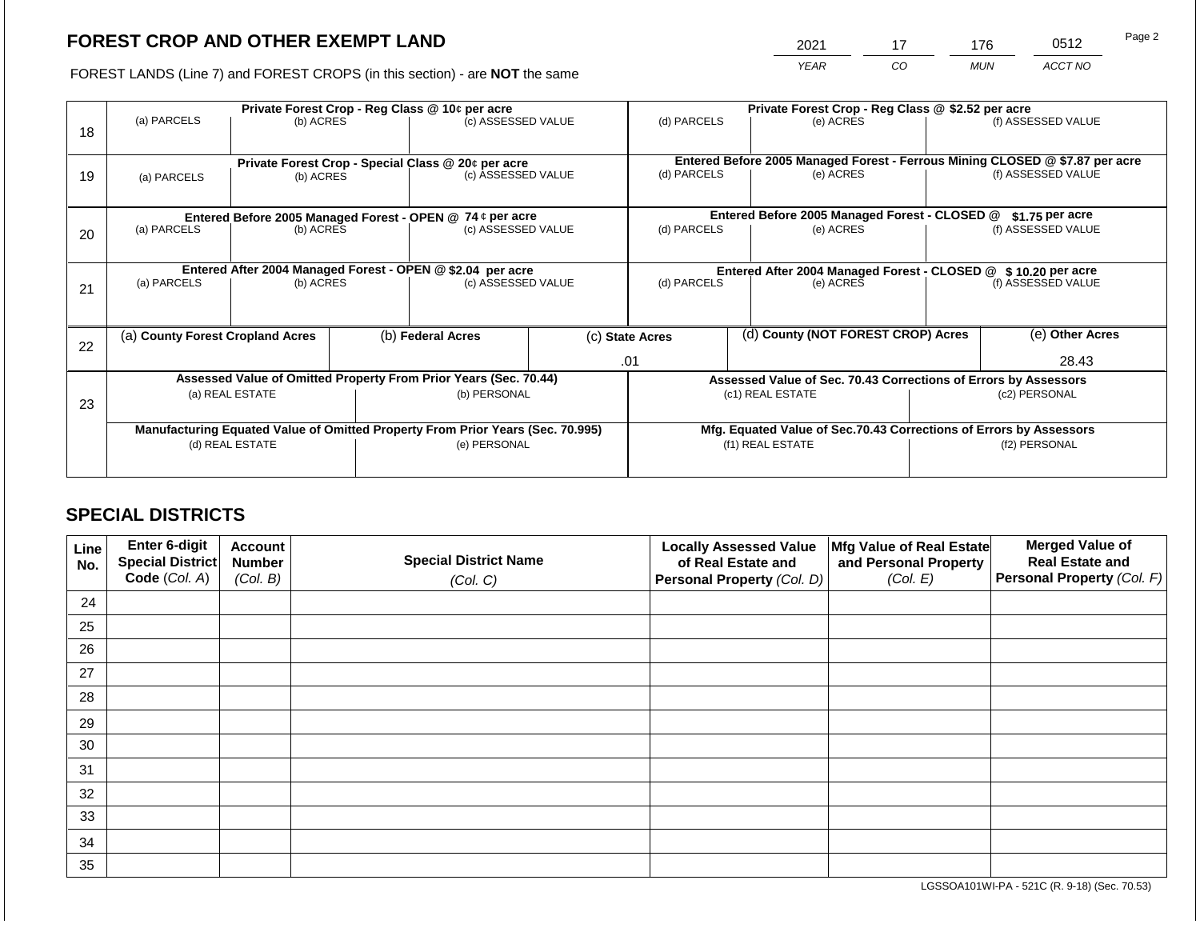# FOREST CROP AND OTHER EXEMPT LAND

FOREST LANDS (Line 7) and FOREST CROPS (in this section) - are **NOT** the same

| 2021 | 17 | 176 | 0512 |
|---|---|---|---|
| *YEAR* | *CO* | *MUN* | *ACCT NO* |

| Line | Private Forest Crop - Reg Class @ 10¢ per acre | | | Private Forest Crop - Reg Class @ $2.52 per acre | | |
|---|---|---|---|---|---|---|
| | (a) PARCELS | (b) ACRES | (c) ASSESSED VALUE | (d) PARCELS | (e) ACRES | (f) ASSESSED VALUE |
| 18 | | | | | | |
| | **Private Forest Crop - Special Class @ 20¢ per acre** | | | **Entered Before 2005 Managed Forest - Ferrous Mining CLOSED @ $7.87 per acre** | | |
| 19 | (a) PARCELS | (b) ACRES | (c) ASSESSED VALUE | (d) PARCELS | (e) ACRES | (f) ASSESSED VALUE |
| | **Entered Before 2005 Managed Forest - OPEN @ 74 ¢ per acre** | | | **Entered Before 2005 Managed Forest - CLOSED @ $1.75 per acre** | | |
| 20 | (a) PARCELS | (b) ACRES | (c) ASSESSED VALUE | (d) PARCELS | (e) ACRES | (f) ASSESSED VALUE |
| | **Entered After 2004 Managed Forest - OPEN @ $2.04 per acre** | | | **Entered After 2004 Managed Forest - CLOSED @ $ 10.20 per acre** | | |
| 21 | (a) PARCELS | (b) ACRES | (c) ASSESSED VALUE | (d) PARCELS | (e) ACRES | (f) ASSESSED VALUE |

| Line | (a) **County Forest Cropland Acres** | (b) **Federal Acres** | (c) **State Acres** | (d) **County (NOT FOREST CROP) Acres** | (e) **Other Acres** |
|---|---|---|---|---|---|
| 22 | | | .01 | | 28.43 |

| Line | Assessed Value of Omitted Property From Prior Years (Sec. 70.44) | | Assessed Value of Sec. 70.43 Corrections of Errors by Assessors | |
|---|---|---|---|---|
| 23 | (a) REAL ESTATE | (b) PERSONAL | (c1) REAL ESTATE | (c2) PERSONAL |
| | | | | |
| | **Manufacturing Equated Value of Omitted Property From Prior Years (Sec. 70.995)** | | **Mfg. Equated Value of Sec.70.43 Corrections of Errors by Assessors** | |
| | (d) REAL ESTATE | (e) PERSONAL | (f1) REAL ESTATE | (f2) PERSONAL |
| | | | | |

## SPECIAL DISTRICTS

| Line No. | Enter 6-digit Special District Code (*Col. A*) | Account Number (*Col. B*) | Special District Name (*Col. C*) | Locally Assessed Value of Real Estate and Personal Property (*Col. D*) | Mfg Value of Real Estate and Personal Property (*Col. E*) | Merged Value of Real Estate and Personal Property (*Col. F*) |
|---|---|---|---|---|---|---|
| 24 | | | | | | |
| 25 | | | | | | |
| 26 | | | | | | |
| 27 | | | | | | |
| 28 | | | | | | |
| 29 | | | | | | |
| 30 | | | | | | |
| 31 | | | | | | |
| 32 | | | | | | |
| 33 | | | | | | |
| 34 | | | | | | |
| 35 | | | | | | |

LGSSOA101WI-PA - 521C (R. 9-18) (Sec. 70.53)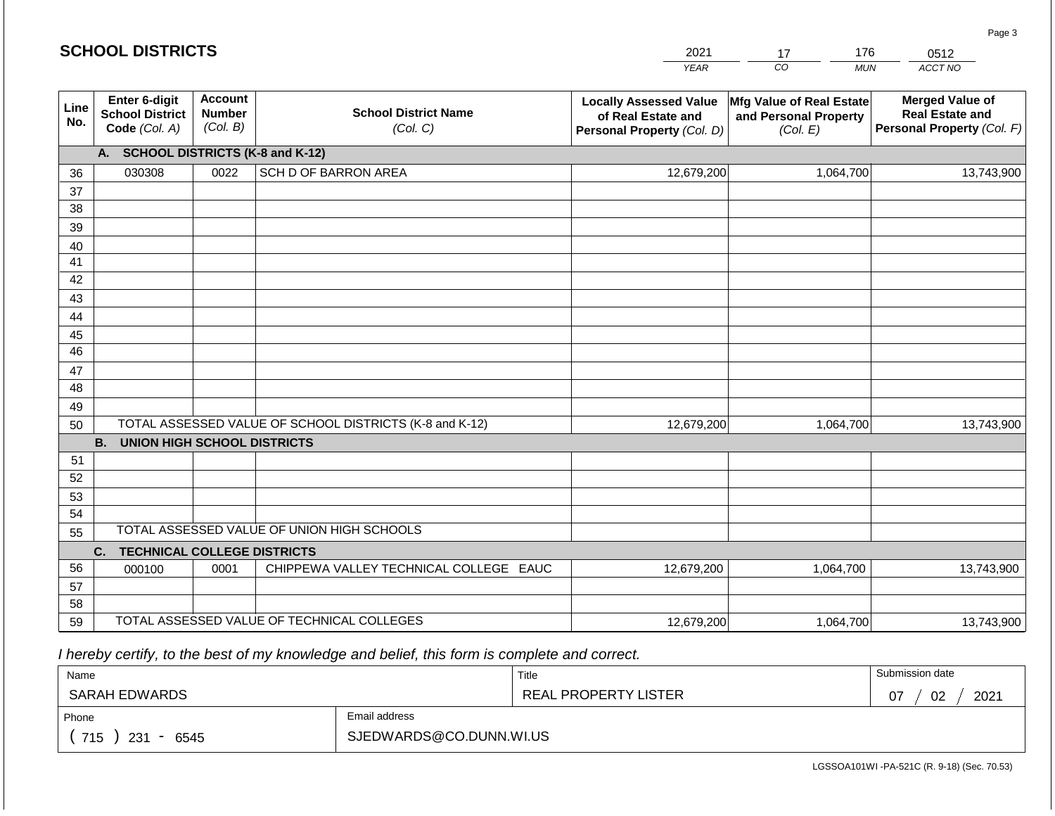# SCHOOL DISTRICTS

| 2021 | 17 | 176 | 0512 |
|---|---|---|---|
| YEAR | CO | MUN | ACCT NO |

| Line No. | Enter 6-digit School District Code (Col. A) | Account Number (Col. B) | School District Name (Col. C) | Locally Assessed Value of Real Estate and Personal Property (Col. D) | Mfg Value of Real Estate and Personal Property (Col. E) | Merged Value of Real Estate and Personal Property (Col. F) |
|---|---|---|---|---|---|---|
| | **A. SCHOOL DISTRICTS (K-8 and K-12)** | | | | | |
| 36 | 030308 | 0022 | SCH D OF BARRON AREA | 12,679,200 | 1,064,700 | 13,743,900 |
| 37 | | | | | | |
| 38 | | | | | | |
| 39 | | | | | | |
| 40 | | | | | | |
| 41 | | | | | | |
| 42 | | | | | | |
| 43 | | | | | | |
| 44 | | | | | | |
| 45 | | | | | | |
| 46 | | | | | | |
| 47 | | | | | | |
| 48 | | | | | | |
| 49 | | | | | | |
| 50 | TOTAL ASSESSED VALUE OF SCHOOL DISTRICTS (K-8 and K-12) | | | 12,679,200 | 1,064,700 | 13,743,900 |
| | **B. UNION HIGH SCHOOL DISTRICTS** | | | | | |
| 51 | | | | | | |
| 52 | | | | | | |
| 53 | | | | | | |
| 54 | | | | | | |
| 55 | TOTAL ASSESSED VALUE OF UNION HIGH SCHOOLS | | | | | |
| | **C. TECHNICAL COLLEGE DISTRICTS** | | | | | |
| 56 | 000100 | 0001 | CHIPPEWA VALLEY TECHNICAL COLLEGE EAUC | 12,679,200 | 1,064,700 | 13,743,900 |
| 57 | | | | | | |
| 58 | | | | | | |
| 59 | TOTAL ASSESSED VALUE OF TECHNICAL COLLEGES | | | 12,679,200 | 1,064,700 | 13,743,900 |

*I hereby certify, to the best of my knowledge and belief, this form is complete and correct.*

| Name | Title | Submission date |
|---|---|---|
| SARAH EDWARDS | REAL PROPERTY LISTER | 07 / 02 / 2021 |

| Phone | Email address |
|---|---|
| ( 715 ) 231 - 6545 | SJEDWARDS@CO.DUNN.WI.US |

LGSSOA101WI -PA-521C (R. 9-18) (Sec. 70.53)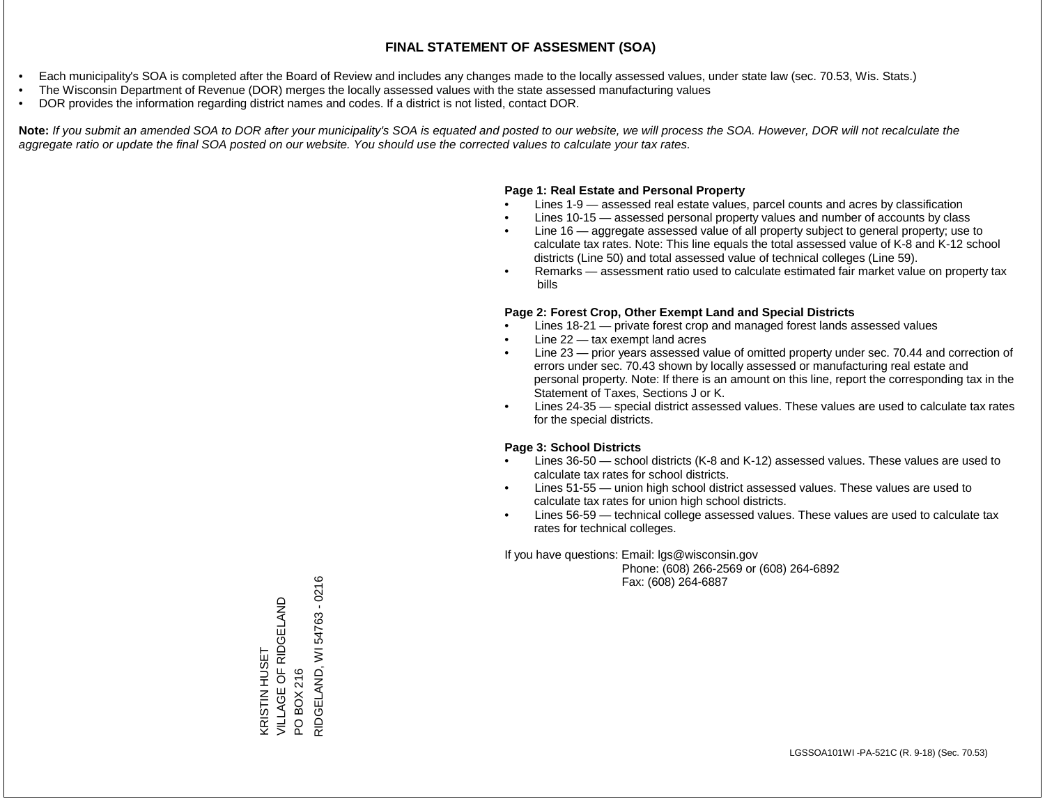# FINAL STATEMENT OF ASSESMENT (SOA)

- Each municipality's SOA is completed after the Board of Review and includes any changes made to the locally assessed values, under state law (sec. 70.53, Wis. Stats.)
- The Wisconsin Department of Revenue (DOR) merges the locally assessed values with the state assessed manufacturing values
- DOR provides the information regarding district names and codes. If a district is not listed, contact DOR.

**Note:** *If you submit an amended SOA to DOR after your municipality's SOA is equated and posted to our website, we will process the SOA. However, DOR will not recalculate the aggregate ratio or update the final SOA posted on our website. You should use the corrected values to calculate your tax rates.*

**Page 1: Real Estate and Personal Property**

- Lines 1-9 — assessed real estate values, parcel counts and acres by classification
- Lines 10-15 — assessed personal property values and number of accounts by class
- Line 16 — aggregate assessed value of all property subject to general property; use to calculate tax rates. Note: This line equals the total assessed value of K-8 and K-12 school districts (Line 50) and total assessed value of technical colleges (Line 59).
- Remarks — assessment ratio used to calculate estimated fair market value on property tax bills

**Page 2: Forest Crop, Other Exempt Land and Special Districts**

- Lines 18-21 — private forest crop and managed forest lands assessed values
- Line 22 — tax exempt land acres
- Line 23 — prior years assessed value of omitted property under sec. 70.44 and correction of errors under sec. 70.43 shown by locally assessed or manufacturing real estate and personal property. Note: If there is an amount on this line, report the corresponding tax in the Statement of Taxes, Sections J or K.
- Lines 24-35 — special district assessed values. These values are used to calculate tax rates for the special districts.

**Page 3: School Districts**

- Lines 36-50 — school districts (K-8 and K-12) assessed values. These values are used to calculate tax rates for school districts.
- Lines 51-55 — union high school district assessed values. These values are used to calculate tax rates for union high school districts.
- Lines 56-59 — technical college assessed values. These values are used to calculate tax rates for technical colleges.

If you have questions: Email: lgs@wisconsin.gov
Phone: (608) 266-2569 or (608) 264-6892
Fax: (608) 264-6887

KRISTIN HUSET
VILLAGE OF RIDGELAND
PO BOX 216
RIDGELAND, WI 54763 - 0216

LGSSOA101WI -PA-521C (R. 9-18) (Sec. 70.53)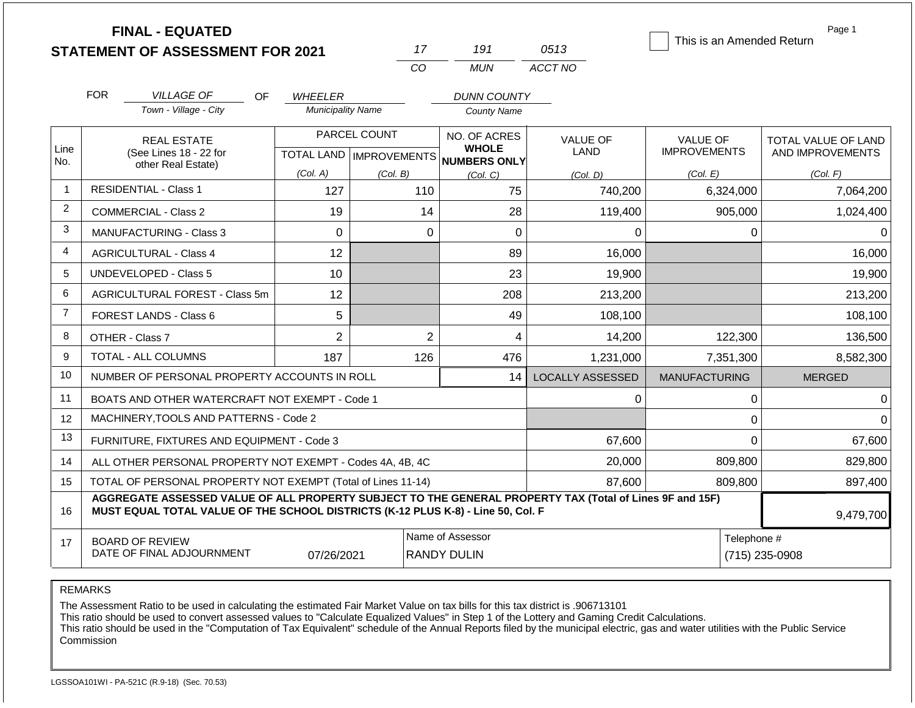# FINAL - EQUATED
## STATEMENT OF ASSESSMENT FOR 2021

| 17 | 191 | 0513 |
|---|---|---|
| CO | MUN | ACCT NO |

☐ This is an Amended Return

Page 1

FOR *VILLAGE OF* (Town - Village - City) OF *WHEELER* (Municipality Name) *DUNN COUNTY* (County Name)

| Line No. | REAL ESTATE (See Lines 18 - 22 for other Real Estate) | PARCEL COUNT TOTAL LAND (Col. A) | PARCEL COUNT IMPROVEMENTS (Col. B) | NO. OF ACRES WHOLE NUMBERS ONLY (Col. C) | VALUE OF LAND (Col. D) | VALUE OF IMPROVEMENTS (Col. E) | TOTAL VALUE OF LAND AND IMPROVEMENTS (Col. F) |
|---|---|---|---|---|---|---|---|
| 1 | RESIDENTIAL - Class 1 | 127 | 110 | 75 | 740,200 | 6,324,000 | 7,064,200 |
| 2 | COMMERCIAL - Class 2 | 19 | 14 | 28 | 119,400 | 905,000 | 1,024,400 |
| 3 | MANUFACTURING - Class 3 | 0 | 0 | 0 | 0 | 0 | 0 |
| 4 | AGRICULTURAL - Class 4 | 12 | | 89 | 16,000 | | 16,000 |
| 5 | UNDEVELOPED - Class 5 | 10 | | 23 | 19,900 | | 19,900 |
| 6 | AGRICULTURAL FOREST - Class 5m | 12 | | 208 | 213,200 | | 213,200 |
| 7 | FOREST LANDS - Class 6 | 5 | | 49 | 108,100 | | 108,100 |
| 8 | OTHER - Class 7 | 2 | 2 | 4 | 14,200 | 122,300 | 136,500 |
| 9 | TOTAL - ALL COLUMNS | 187 | 126 | 476 | 1,231,000 | 7,351,300 | 8,582,300 |
| 10 | NUMBER OF PERSONAL PROPERTY ACCOUNTS IN ROLL | | | 14 | LOCALLY ASSESSED | MANUFACTURING | MERGED |
| 11 | BOATS AND OTHER WATERCRAFT NOT EXEMPT - Code 1 | | | | 0 | 0 | 0 |
| 12 | MACHINERY,TOOLS AND PATTERNS - Code 2 | | | | | 0 | 0 |
| 13 | FURNITURE, FIXTURES AND EQUIPMENT - Code 3 | | | | 67,600 | 0 | 67,600 |
| 14 | ALL OTHER PERSONAL PROPERTY NOT EXEMPT - Codes 4A, 4B, 4C | | | | 20,000 | 809,800 | 829,800 |
| 15 | TOTAL OF PERSONAL PROPERTY NOT EXEMPT (Total of Lines 11-14) | | | | 87,600 | 809,800 | 897,400 |
| 16 | **AGGREGATE ASSESSED VALUE OF ALL PROPERTY SUBJECT TO THE GENERAL PROPERTY TAX (Total of Lines 9F and 15F) MUST EQUAL TOTAL VALUE OF THE SCHOOL DISTRICTS (K-12 PLUS K-8) - Line 50, Col. F** | | | | | | 9,479,700 |
| 17 | BOARD OF REVIEW DATE OF FINAL ADJOURNMENT | 07/26/2021 | Name of Assessor: RANDY DULIN | | | Telephone #: (715) 235-0908 | |

REMARKS

The Assessment Ratio to be used in calculating the estimated Fair Market Value on tax bills for this tax district is .906713101
This ratio should be used to convert assessed values to "Calculate Equalized Values" in Step 1 of the Lottery and Gaming Credit Calculations.
This ratio should be used in the "Computation of Tax Equivalent" schedule of the Annual Reports filed by the municipal electric, gas and water utilities with the Public Service Commission

LGSSOA101WI - PA-521C (R.9-18) (Sec. 70.53)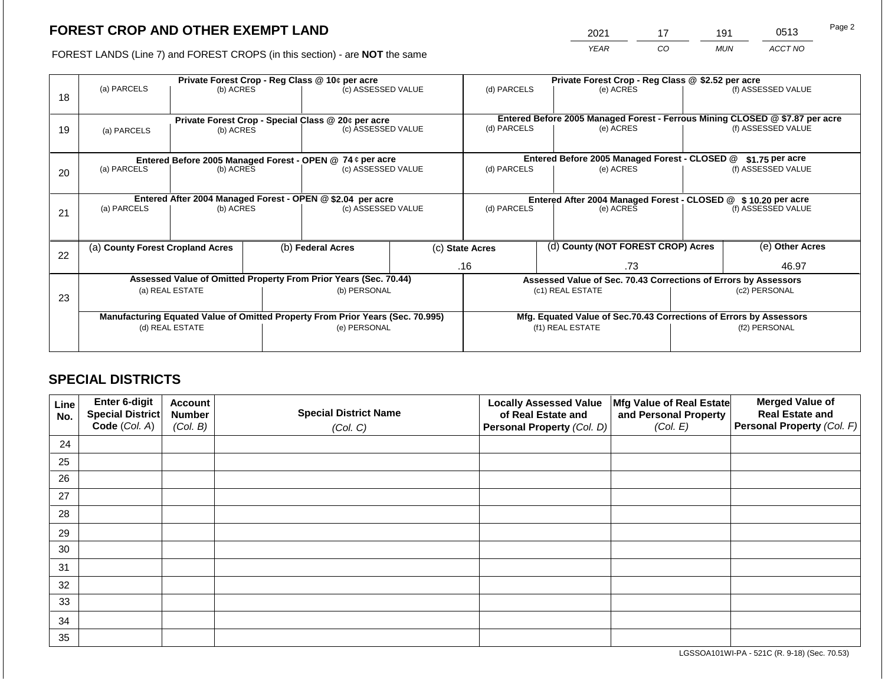# FOREST CROP AND OTHER EXEMPT LAND

| 2021 | 17 | 191 | 0513 |
|---|---|---|---|
| YEAR | CO | MUN | ACCT NO |

FOREST LANDS (Line 7) and FOREST CROPS (in this section) - are **NOT** the same

| Line | Private Forest Crop - Reg Class @ 10¢ per acre | | | Private Forest Crop - Reg Class @ $2.52 per acre | | |
|---|---|---|---|---|---|---|
| | (a) PARCELS | (b) ACRES | (c) ASSESSED VALUE | (d) PARCELS | (e) ACRES | (f) ASSESSED VALUE |
| 18 | | | | | | |
| | **Private Forest Crop - Special Class @ 20¢ per acre** | | | **Entered Before 2005 Managed Forest - Ferrous Mining CLOSED @ $7.87 per acre** | | |
| 19 | (a) PARCELS | (b) ACRES | (c) ASSESSED VALUE | (d) PARCELS | (e) ACRES | (f) ASSESSED VALUE |
| | **Entered Before 2005 Managed Forest - OPEN @ 74 ¢ per acre** | | | **Entered Before 2005 Managed Forest - CLOSED @ $1.75 per acre** | | |
| 20 | (a) PARCELS | (b) ACRES | (c) ASSESSED VALUE | (d) PARCELS | (e) ACRES | (f) ASSESSED VALUE |
| | **Entered After 2004 Managed Forest - OPEN @ $2.04 per acre** | | | **Entered After 2004 Managed Forest - CLOSED @ $ 10.20 per acre** | | |
| 21 | (a) PARCELS | (b) ACRES | (c) ASSESSED VALUE | (d) PARCELS | (e) ACRES | (f) ASSESSED VALUE |

| Line | (a) County Forest Cropland Acres | (b) Federal Acres | (c) State Acres | (d) County (NOT FOREST CROP) Acres | (e) Other Acres |
|---|---|---|---|---|---|
| 22 | | | .16 | .73 | 46.97 |

| Line | Assessed Value of Omitted Property From Prior Years (Sec. 70.44) | | Assessed Value of Sec. 70.43 Corrections of Errors by Assessors | |
|---|---|---|---|---|
| 23 | (a) REAL ESTATE | (b) PERSONAL | (c1) REAL ESTATE | (c2) PERSONAL |
| | | | | |
| | **Manufacturing Equated Value of Omitted Property From Prior Years (Sec. 70.995)** | | **Mfg. Equated Value of Sec.70.43 Corrections of Errors by Assessors** | |
| | (d) REAL ESTATE | (e) PERSONAL | (f1) REAL ESTATE | (f2) PERSONAL |
| | | | | |

## SPECIAL DISTRICTS

| Line No. | Enter 6-digit Special District Code (Col. A) | Account Number (Col. B) | Special District Name (Col. C) | Locally Assessed Value of Real Estate and Personal Property (Col. D) | Mfg Value of Real Estate and Personal Property (Col. E) | Merged Value of Real Estate and Personal Property (Col. F) |
|---|---|---|---|---|---|---|
| 24 | | | | | | |
| 25 | | | | | | |
| 26 | | | | | | |
| 27 | | | | | | |
| 28 | | | | | | |
| 29 | | | | | | |
| 30 | | | | | | |
| 31 | | | | | | |
| 32 | | | | | | |
| 33 | | | | | | |
| 34 | | | | | | |
| 35 | | | | | | |

LGSSOA101WI-PA - 521C (R. 9-18) (Sec. 70.53)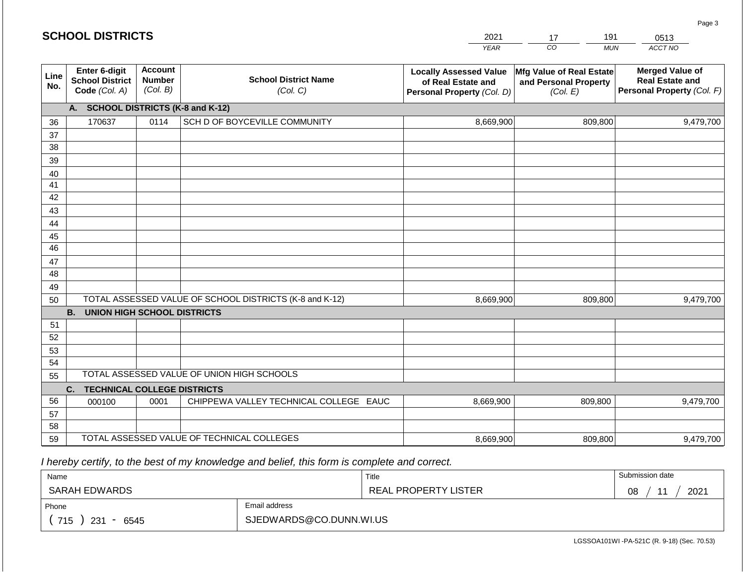## SCHOOL DISTRICTS

| 2021 | 17 | 191 | 0513 |
|---|---|---|---|
| *YEAR* | *CO* | *MUN* | *ACCT NO* |

| Line No. | Enter 6-digit School District Code *(Col. A)* | Account Number *(Col. B)* | School District Name *(Col. C)* | Locally Assessed Value of Real Estate and Personal Property *(Col. D)* | Mfg Value of Real Estate and Personal Property *(Col. E)* | Merged Value of Real Estate and Personal Property *(Col. F)* |
|---|---|---|---|---|---|---|
| | **A. SCHOOL DISTRICTS (K-8 and K-12)** | | | | | |
| 36 | 170637 | 0114 | SCH D OF BOYCEVILLE COMMUNITY | 8,669,900 | 809,800 | 9,479,700 |
| 37 | | | | | | |
| 38 | | | | | | |
| 39 | | | | | | |
| 40 | | | | | | |
| 41 | | | | | | |
| 42 | | | | | | |
| 43 | | | | | | |
| 44 | | | | | | |
| 45 | | | | | | |
| 46 | | | | | | |
| 47 | | | | | | |
| 48 | | | | | | |
| 49 | | | | | | |
| 50 | TOTAL ASSESSED VALUE OF SCHOOL DISTRICTS (K-8 and K-12) | | | 8,669,900 | 809,800 | 9,479,700 |
| | **B. UNION HIGH SCHOOL DISTRICTS** | | | | | |
| 51 | | | | | | |
| 52 | | | | | | |
| 53 | | | | | | |
| 54 | | | | | | |
| 55 | TOTAL ASSESSED VALUE OF UNION HIGH SCHOOLS | | | | | |
| | **C. TECHNICAL COLLEGE DISTRICTS** | | | | | |
| 56 | 000100 | 0001 | CHIPPEWA VALLEY TECHNICAL COLLEGE EAUC | 8,669,900 | 809,800 | 9,479,700 |
| 57 | | | | | | |
| 58 | | | | | | |
| 59 | TOTAL ASSESSED VALUE OF TECHNICAL COLLEGES | | | 8,669,900 | 809,800 | 9,479,700 |

*I hereby certify, to the best of my knowledge and belief, this form is complete and correct.*

| Name | Title | Submission date |
|---|---|---|
| SARAH EDWARDS | REAL PROPERTY LISTER | 08 / 11 / 2021 |
| Phone | Email address | |
| ( 715 ) 231 - 6545 | SJEDWARDS@CO.DUNN.WI.US | |

LGSSOA101WI -PA-521C (R. 9-18) (Sec. 70.53)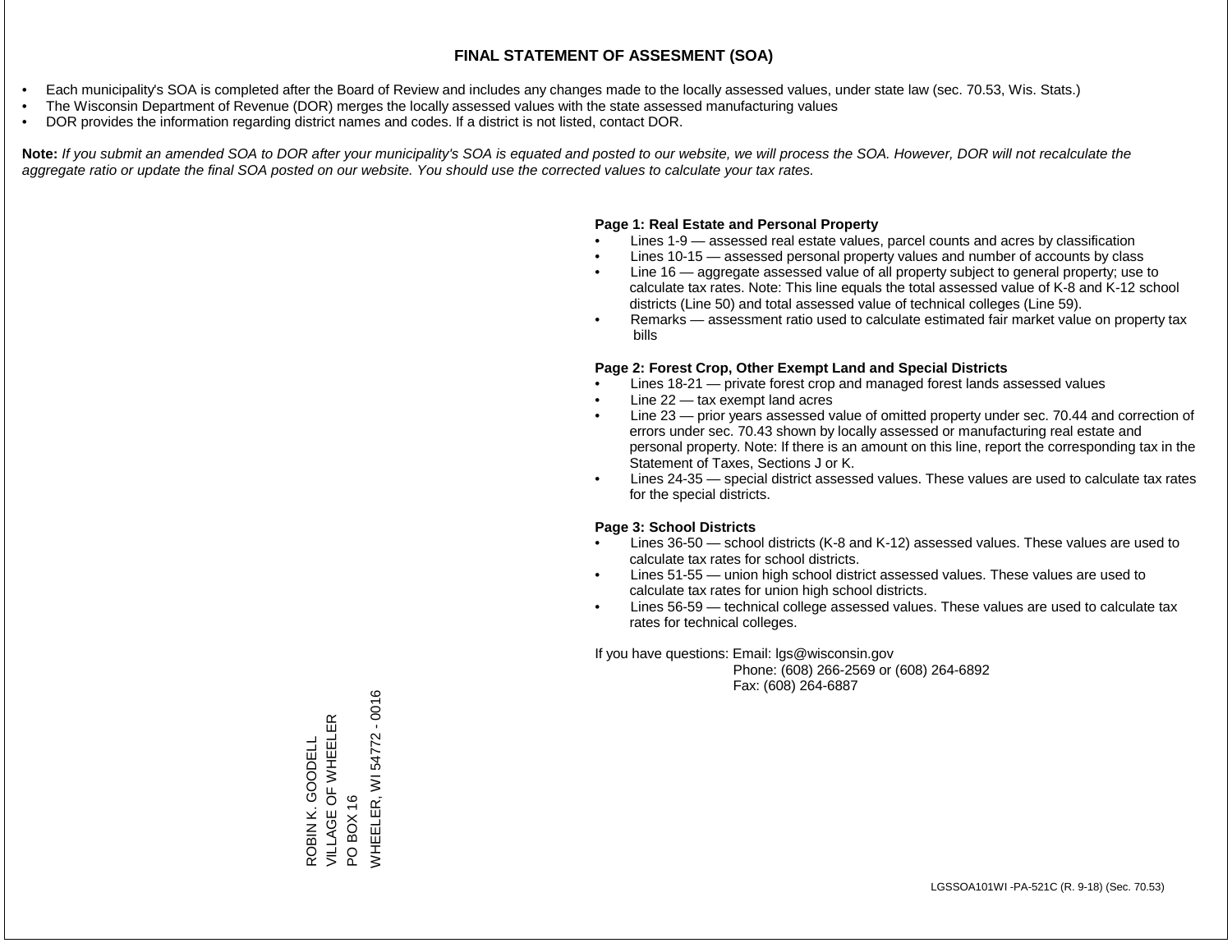# FINAL STATEMENT OF ASSESMENT (SOA)

- Each municipality's SOA is completed after the Board of Review and includes any changes made to the locally assessed values, under state law (sec. 70.53, Wis. Stats.)
- The Wisconsin Department of Revenue (DOR) merges the locally assessed values with the state assessed manufacturing values
- DOR provides the information regarding district names and codes. If a district is not listed, contact DOR.

**Note:** *If you submit an amended SOA to DOR after your municipality's SOA is equated and posted to our website, we will process the SOA. However, DOR will not recalculate the aggregate ratio or update the final SOA posted on our website. You should use the corrected values to calculate your tax rates.*

**Page 1: Real Estate and Personal Property**

- Lines 1-9 — assessed real estate values, parcel counts and acres by classification
- Lines 10-15 — assessed personal property values and number of accounts by class
- Line 16 — aggregate assessed value of all property subject to general property; use to calculate tax rates. Note: This line equals the total assessed value of K-8 and K-12 school districts (Line 50) and total assessed value of technical colleges (Line 59).
- Remarks — assessment ratio used to calculate estimated fair market value on property tax bills

**Page 2: Forest Crop, Other Exempt Land and Special Districts**

- Lines 18-21 — private forest crop and managed forest lands assessed values
- Line 22 — tax exempt land acres
- Line 23 — prior years assessed value of omitted property under sec. 70.44 and correction of errors under sec. 70.43 shown by locally assessed or manufacturing real estate and personal property. Note: If there is an amount on this line, report the corresponding tax in the Statement of Taxes, Sections J or K.
- Lines 24-35 — special district assessed values. These values are used to calculate tax rates for the special districts.

**Page 3: School Districts**

- Lines 36-50 — school districts (K-8 and K-12) assessed values. These values are used to calculate tax rates for school districts.
- Lines 51-55 — union high school district assessed values. These values are used to calculate tax rates for union high school districts.
- Lines 56-59 — technical college assessed values. These values are used to calculate tax rates for technical colleges.

If you have questions: Email: lgs@wisconsin.gov
Phone: (608) 266-2569 or (608) 264-6892
Fax: (608) 264-6887

ROBIN K. GOODELL
VILLAGE OF WHEELER
PO BOX 16
WHEELER, WI 54772 - 0016

LGSSOA101WI -PA-521C (R. 9-18) (Sec. 70.53)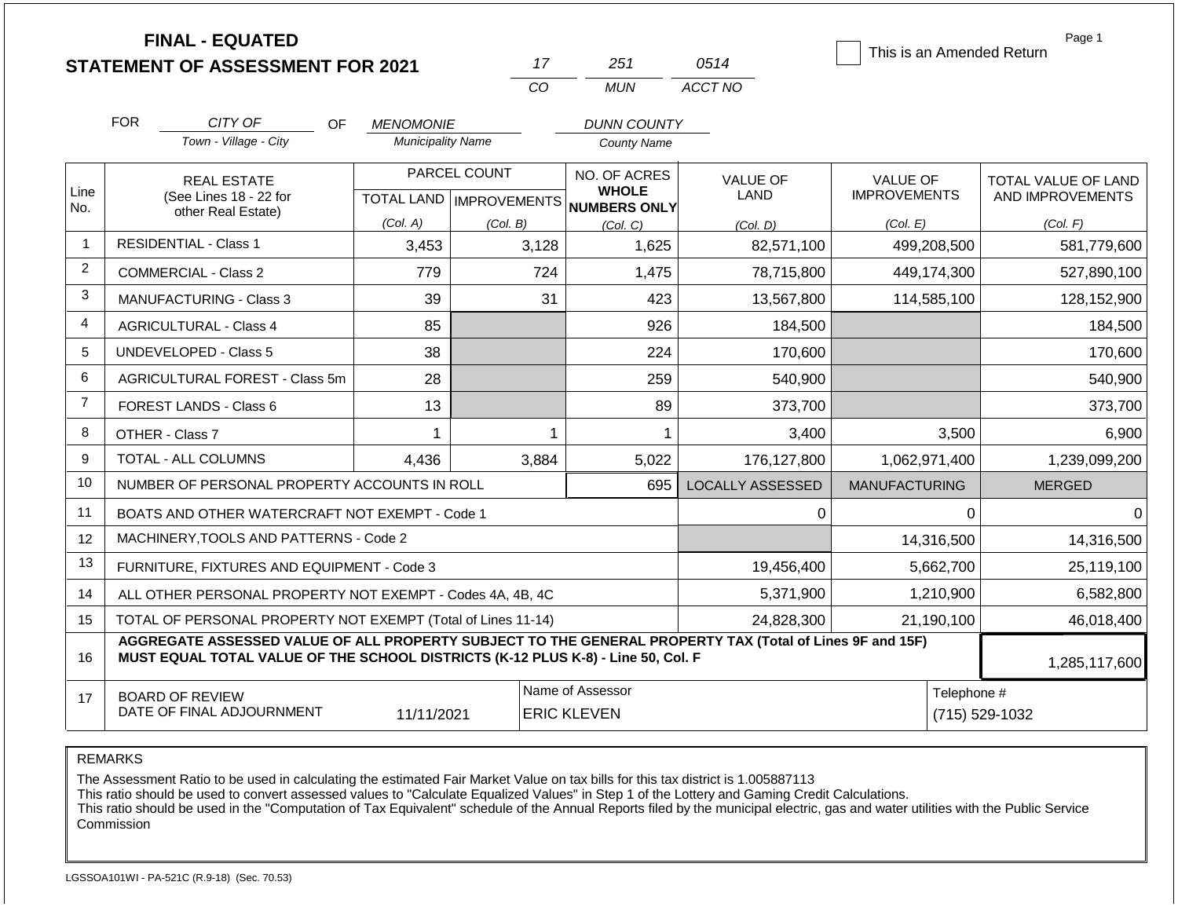# FINAL - EQUATED
## STATEMENT OF ASSESSMENT FOR 2021

| 17 | 251 | 0514 |
|---|---|---|
| CO | MUN | ACCT NO |

☐ This is an Amended Return

Page 1

FOR CITY OF (Town - Village - City) OF MENOMONIE (Municipality Name) DUNN COUNTY (County Name)

| Line No. | REAL ESTATE (See Lines 18 - 22 for other Real Estate) | PARCEL COUNT TOTAL LAND (Col. A) | PARCEL COUNT IMPROVEMENTS (Col. B) | NO. OF ACRES WHOLE NUMBERS ONLY (Col. C) | VALUE OF LAND (Col. D) | VALUE OF IMPROVEMENTS (Col. E) | TOTAL VALUE OF LAND AND IMPROVEMENTS (Col. F) |
|---|---|---|---|---|---|---|---|
| 1 | RESIDENTIAL - Class 1 | 3,453 | 3,128 | 1,625 | 82,571,100 | 499,208,500 | 581,779,600 |
| 2 | COMMERCIAL - Class 2 | 779 | 724 | 1,475 | 78,715,800 | 449,174,300 | 527,890,100 |
| 3 | MANUFACTURING - Class 3 | 39 | 31 | 423 | 13,567,800 | 114,585,100 | 128,152,900 |
| 4 | AGRICULTURAL - Class 4 | 85 | | 926 | 184,500 | | 184,500 |
| 5 | UNDEVELOPED - Class 5 | 38 | | 224 | 170,600 | | 170,600 |
| 6 | AGRICULTURAL FOREST - Class 5m | 28 | | 259 | 540,900 | | 540,900 |
| 7 | FOREST LANDS - Class 6 | 13 | | 89 | 373,700 | | 373,700 |
| 8 | OTHER - Class 7 | 1 | 1 | 1 | 3,400 | 3,500 | 6,900 |
| 9 | TOTAL - ALL COLUMNS | 4,436 | 3,884 | 5,022 | 176,127,800 | 1,062,971,400 | 1,239,099,200 |
| 10 | NUMBER OF PERSONAL PROPERTY ACCOUNTS IN ROLL | | | 695 | LOCALLY ASSESSED | MANUFACTURING | MERGED |
| 11 | BOATS AND OTHER WATERCRAFT NOT EXEMPT - Code 1 | | | | 0 | 0 | 0 |
| 12 | MACHINERY,TOOLS AND PATTERNS - Code 2 | | | | | 14,316,500 | 14,316,500 |
| 13 | FURNITURE, FIXTURES AND EQUIPMENT - Code 3 | | | | 19,456,400 | 5,662,700 | 25,119,100 |
| 14 | ALL OTHER PERSONAL PROPERTY NOT EXEMPT - Codes 4A, 4B, 4C | | | | 5,371,900 | 1,210,900 | 6,582,800 |
| 15 | TOTAL OF PERSONAL PROPERTY NOT EXEMPT (Total of Lines 11-14) | | | | 24,828,300 | 21,190,100 | 46,018,400 |
| 16 | **AGGREGATE ASSESSED VALUE OF ALL PROPERTY SUBJECT TO THE GENERAL PROPERTY TAX (Total of Lines 9F and 15F) MUST EQUAL TOTAL VALUE OF THE SCHOOL DISTRICTS (K-12 PLUS K-8) - Line 50, Col. F** | | | | | | 1,285,117,600 |
| 17 | BOARD OF REVIEW DATE OF FINAL ADJOURNMENT | 11/11/2021 | Name of Assessor: ERIC KLEVEN | | | Telephone #: (715) 529-1032 | |

REMARKS

The Assessment Ratio to be used in calculating the estimated Fair Market Value on tax bills for this tax district is 1.005887113
This ratio should be used to convert assessed values to "Calculate Equalized Values" in Step 1 of the Lottery and Gaming Credit Calculations.
This ratio should be used in the "Computation of Tax Equivalent" schedule of the Annual Reports filed by the municipal electric, gas and water utilities with the Public Service Commission

LGSSOA101WI - PA-521C (R.9-18) (Sec. 70.53)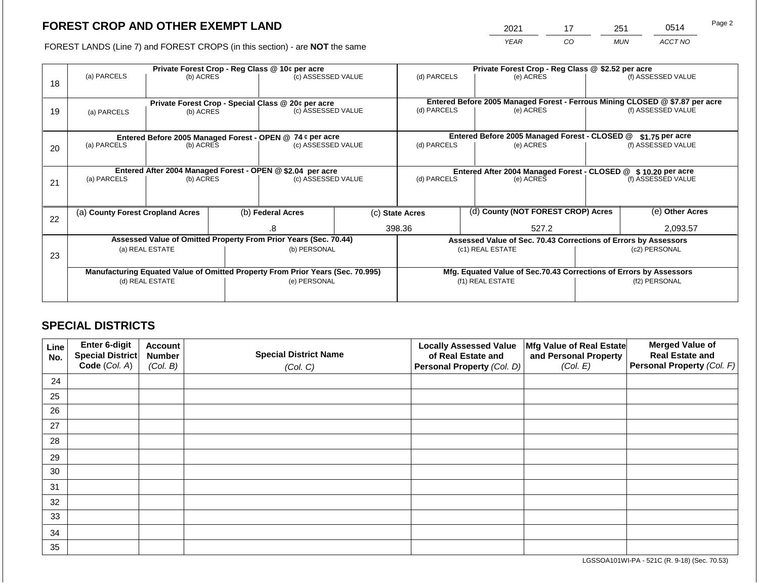# FOREST CROP AND OTHER EXEMPT LAND

FOREST LANDS (Line 7) and FOREST CROPS (in this section) - are **NOT** the same

| 2021 | 17 | 251 | 0514 |
|---|---|---|---|
| *YEAR* | *CO* | *MUN* | *ACCT NO* |

| | Private Forest Crop - Reg Class @ 10¢ per acre | | | Private Forest Crop - Reg Class @ $2.52 per acre | | |
|---|---|---|---|---|---|---|
| 18 | (a) PARCELS | (b) ACRES | (c) ASSESSED VALUE | (d) PARCELS | (e) ACRES | (f) ASSESSED VALUE |
| | **Private Forest Crop - Special Class @ 20¢ per acre** | | | **Entered Before 2005 Managed Forest - Ferrous Mining CLOSED @ $7.87 per acre** | | |
| 19 | (a) PARCELS | (b) ACRES | (c) ASSESSED VALUE | (d) PARCELS | (e) ACRES | (f) ASSESSED VALUE |
| | **Entered Before 2005 Managed Forest - OPEN @ 74 ¢ per acre** | | | **Entered Before 2005 Managed Forest - CLOSED @ $1.75 per acre** | | |
| 20 | (a) PARCELS | (b) ACRES | (c) ASSESSED VALUE | (d) PARCELS | (e) ACRES | (f) ASSESSED VALUE |
| | **Entered After 2004 Managed Forest - OPEN @ $2.04 per acre** | | | **Entered After 2004 Managed Forest - CLOSED @ $ 10.20 per acre** | | |
| 21 | (a) PARCELS | (b) ACRES | (c) ASSESSED VALUE | (d) PARCELS | (e) ACRES | (f) ASSESSED VALUE |

| | (a) County Forest Cropland Acres | (b) Federal Acres | (c) State Acres | (d) County (NOT FOREST CROP) Acres | (e) Other Acres |
|---|---|---|---|---|---|
| 22 | | .8 | 398.36 | 527.2 | 2,093.57 |

| | Assessed Value of Omitted Property From Prior Years (Sec. 70.44) | | Assessed Value of Sec. 70.43 Corrections of Errors by Assessors | |
|---|---|---|---|---|
| 23 | (a) REAL ESTATE | (b) PERSONAL | (c1) REAL ESTATE | (c2) PERSONAL |
| | **Manufacturing Equated Value of Omitted Property From Prior Years (Sec. 70.995)** | | **Mfg. Equated Value of Sec.70.43 Corrections of Errors by Assessors** | |
| | (d) REAL ESTATE | (e) PERSONAL | (f1) REAL ESTATE | (f2) PERSONAL |

## SPECIAL DISTRICTS

| Line No. | Enter 6-digit Special District Code (Col. A) | Account Number (Col. B) | Special District Name (Col. C) | Locally Assessed Value of Real Estate and Personal Property (Col. D) | Mfg Value of Real Estate and Personal Property (Col. E) | Merged Value of Real Estate and Personal Property (Col. F) |
|---|---|---|---|---|---|---|
| 24 | | | | | | |
| 25 | | | | | | |
| 26 | | | | | | |
| 27 | | | | | | |
| 28 | | | | | | |
| 29 | | | | | | |
| 30 | | | | | | |
| 31 | | | | | | |
| 32 | | | | | | |
| 33 | | | | | | |
| 34 | | | | | | |
| 35 | | | | | | |

LGSSOA101WI-PA - 521C (R. 9-18) (Sec. 70.53)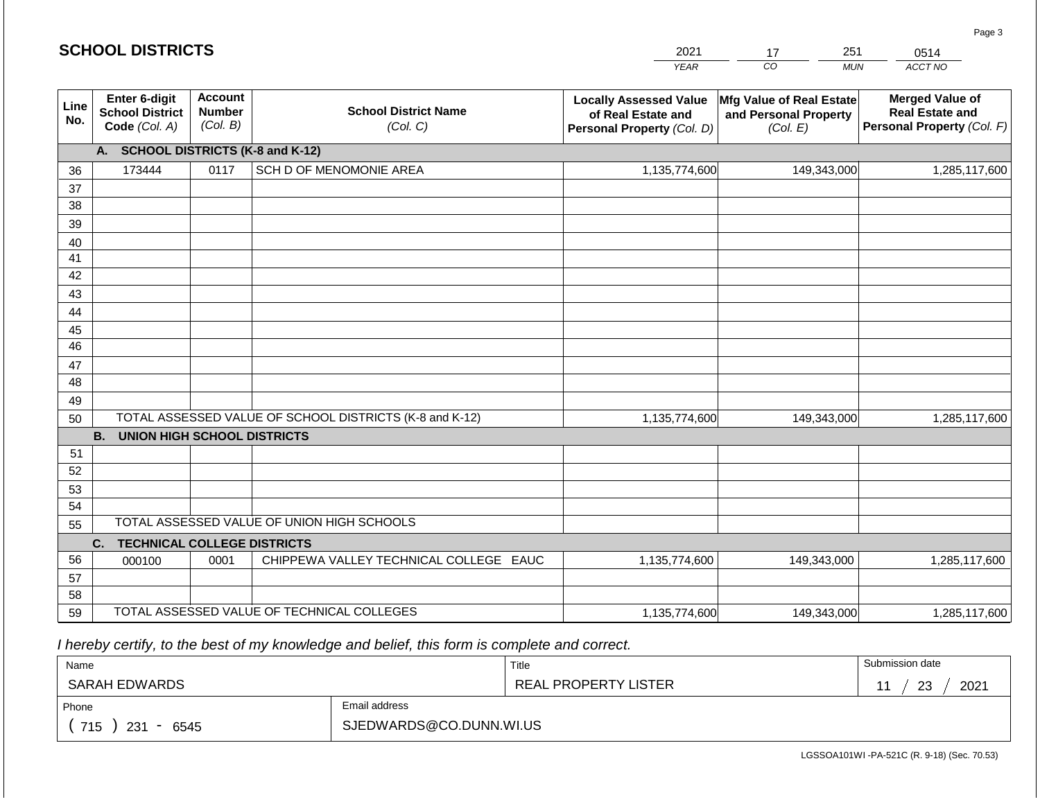# SCHOOL DISTRICTS

| 2021 | 17 | 251 | 0514 |
|---|---|---|---|
| YEAR | CO | MUN | ACCT NO |

| Line No. | Enter 6-digit School District Code (Col. A) | Account Number (Col. B) | School District Name (Col. C) | Locally Assessed Value of Real Estate and Personal Property (Col. D) | Mfg Value of Real Estate and Personal Property (Col. E) | Merged Value of Real Estate and Personal Property (Col. F) |
|---|---|---|---|---|---|---|
| | **A. SCHOOL DISTRICTS (K-8 and K-12)** | | | | | |
| 36 | 173444 | 0117 | SCH D OF MENOMONIE AREA | 1,135,774,600 | 149,343,000 | 1,285,117,600 |
| 37 | | | | | | |
| 38 | | | | | | |
| 39 | | | | | | |
| 40 | | | | | | |
| 41 | | | | | | |
| 42 | | | | | | |
| 43 | | | | | | |
| 44 | | | | | | |
| 45 | | | | | | |
| 46 | | | | | | |
| 47 | | | | | | |
| 48 | | | | | | |
| 49 | | | | | | |
| 50 | TOTAL ASSESSED VALUE OF SCHOOL DISTRICTS (K-8 and K-12) | | | 1,135,774,600 | 149,343,000 | 1,285,117,600 |
| | **B. UNION HIGH SCHOOL DISTRICTS** | | | | | |
| 51 | | | | | | |
| 52 | | | | | | |
| 53 | | | | | | |
| 54 | | | | | | |
| 55 | TOTAL ASSESSED VALUE OF UNION HIGH SCHOOLS | | | | | |
| | **C. TECHNICAL COLLEGE DISTRICTS** | | | | | |
| 56 | 000100 | 0001 | CHIPPEWA VALLEY TECHNICAL COLLEGE EAUC | 1,135,774,600 | 149,343,000 | 1,285,117,600 |
| 57 | | | | | | |
| 58 | | | | | | |
| 59 | TOTAL ASSESSED VALUE OF TECHNICAL COLLEGES | | | 1,135,774,600 | 149,343,000 | 1,285,117,600 |

*I hereby certify, to the best of my knowledge and belief, this form is complete and correct.*

| Name | Title | Submission date |
|---|---|---|
| SARAH EDWARDS | REAL PROPERTY LISTER | 11 / 23 / 2021 |
| Phone: (715) 231 - 6545 | Email address: SJEDWARDS@CO.DUNN.WI.US | |

LGSSOA101WI -PA-521C (R. 9-18) (Sec. 70.53)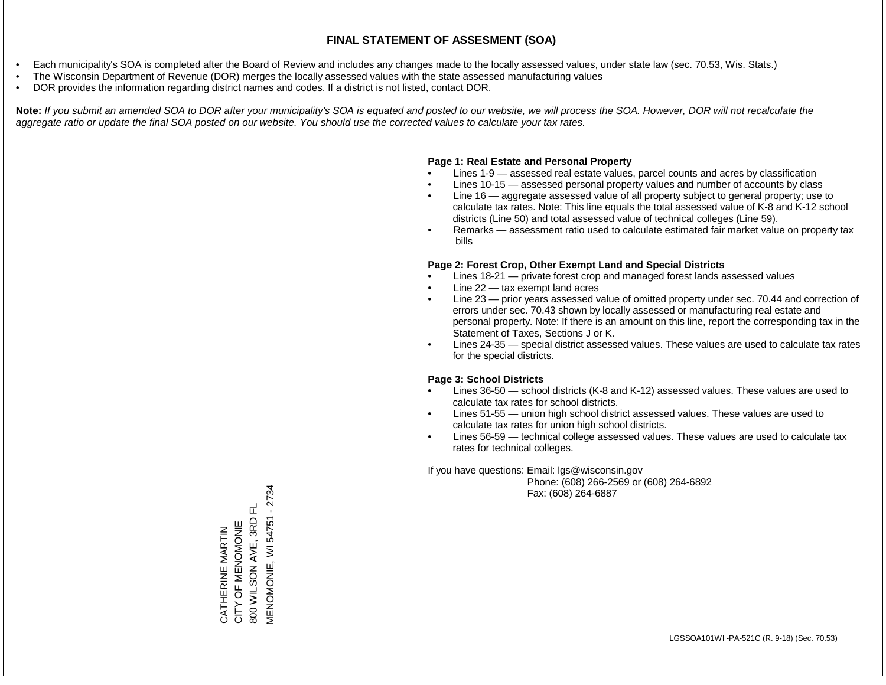# FINAL STATEMENT OF ASSESMENT (SOA)

- Each municipality's SOA is completed after the Board of Review and includes any changes made to the locally assessed values, under state law (sec. 70.53, Wis. Stats.)
- The Wisconsin Department of Revenue (DOR) merges the locally assessed values with the state assessed manufacturing values
- DOR provides the information regarding district names and codes. If a district is not listed, contact DOR.

**Note:** *If you submit an amended SOA to DOR after your municipality's SOA is equated and posted to our website, we will process the SOA. However, DOR will not recalculate the aggregate ratio or update the final SOA posted on our website. You should use the corrected values to calculate your tax rates.*

**Page 1: Real Estate and Personal Property**

- Lines 1-9 — assessed real estate values, parcel counts and acres by classification
- Lines 10-15 — assessed personal property values and number of accounts by class
- Line 16 — aggregate assessed value of all property subject to general property; use to calculate tax rates. Note: This line equals the total assessed value of K-8 and K-12 school districts (Line 50) and total assessed value of technical colleges (Line 59).
- Remarks — assessment ratio used to calculate estimated fair market value on property tax bills

**Page 2: Forest Crop, Other Exempt Land and Special Districts**

- Lines 18-21 — private forest crop and managed forest lands assessed values
- Line 22 — tax exempt land acres
- Line 23 — prior years assessed value of omitted property under sec. 70.44 and correction of errors under sec. 70.43 shown by locally assessed or manufacturing real estate and personal property. Note: If there is an amount on this line, report the corresponding tax in the Statement of Taxes, Sections J or K.
- Lines 24-35 — special district assessed values. These values are used to calculate tax rates for the special districts.

**Page 3: School Districts**

- Lines 36-50 — school districts (K-8 and K-12) assessed values. These values are used to calculate tax rates for school districts.
- Lines 51-55 — union high school district assessed values. These values are used to calculate tax rates for union high school districts.
- Lines 56-59 — technical college assessed values. These values are used to calculate tax rates for technical colleges.

If you have questions: Email: lgs@wisconsin.gov
Phone: (608) 266-2569 or (608) 264-6892
Fax: (608) 264-6887

CATHERINE MARTIN
CITY OF MENOMONIE
800 WILSON AVE, 3RD FL
MENOMONIE, WI 54751 - 2734

LGSSOA101WI -PA-521C (R. 9-18) (Sec. 70.53)